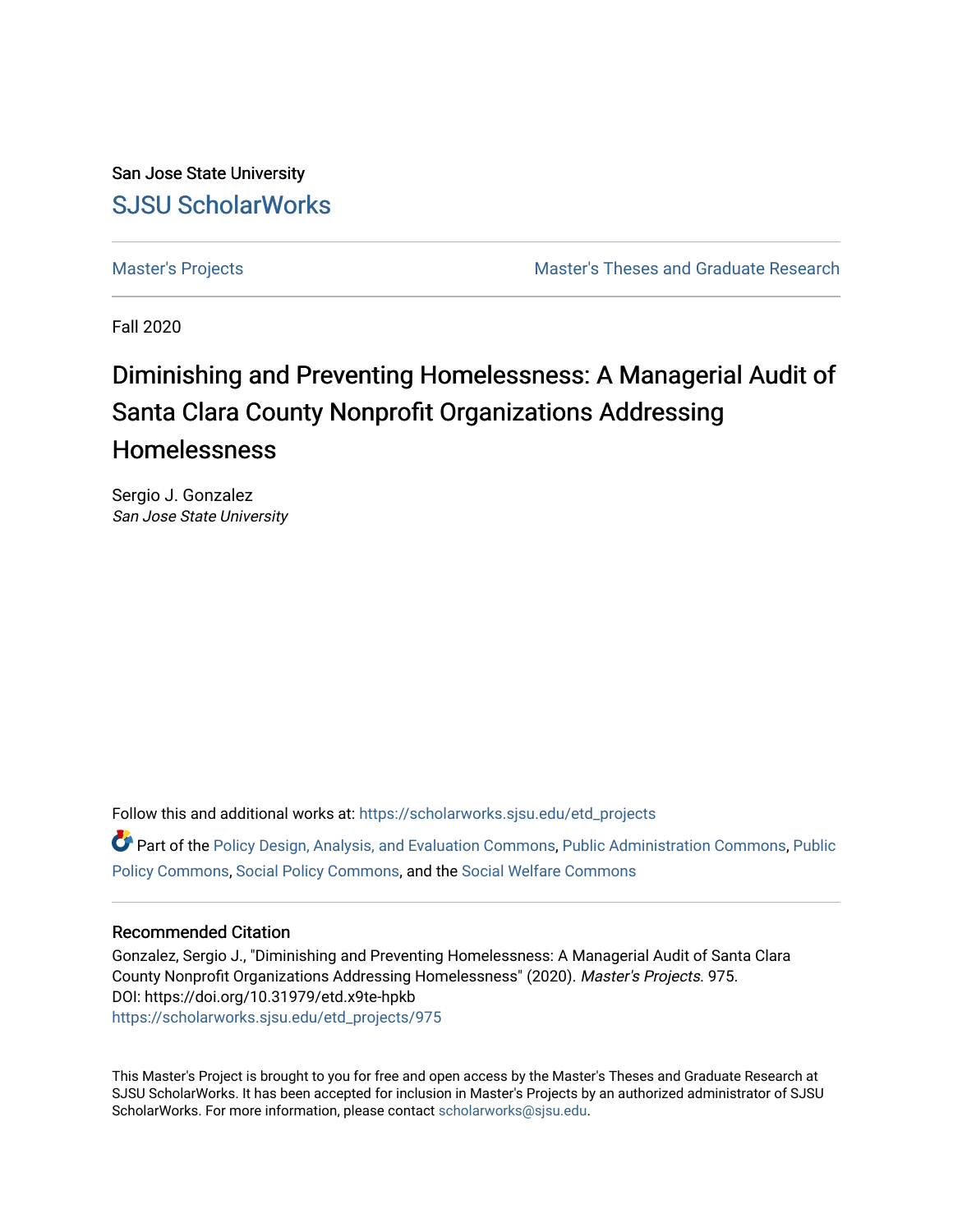San Jose State University

SJSU ScholarWorks

Master's Projects | Master's Theses and Graduate Research

Fall 2020

# Diminishing and Preventing Homelessness: A Managerial Audit of Santa Clara County Nonprofit Organizations Addressing Homelessness

Sergio J. Gonzalez
*San Jose State University*

Follow this and additional works at: https://scholarworks.sjsu.edu/etd_projects

Part of the Policy Design, Analysis, and Evaluation Commons, Public Administration Commons, Public Policy Commons, Social Policy Commons, and the Social Welfare Commons

## Recommended Citation

Gonzalez, Sergio J., "Diminishing and Preventing Homelessness: A Managerial Audit of Santa Clara County Nonprofit Organizations Addressing Homelessness" (2020). *Master's Projects*. 975.
DOI: https://doi.org/10.31979/etd.x9te-hpkb
https://scholarworks.sjsu.edu/etd_projects/975

This Master's Project is brought to you for free and open access by the Master's Theses and Graduate Research at SJSU ScholarWorks. It has been accepted for inclusion in Master's Projects by an authorized administrator of SJSU ScholarWorks. For more information, please contact scholarworks@sjsu.edu.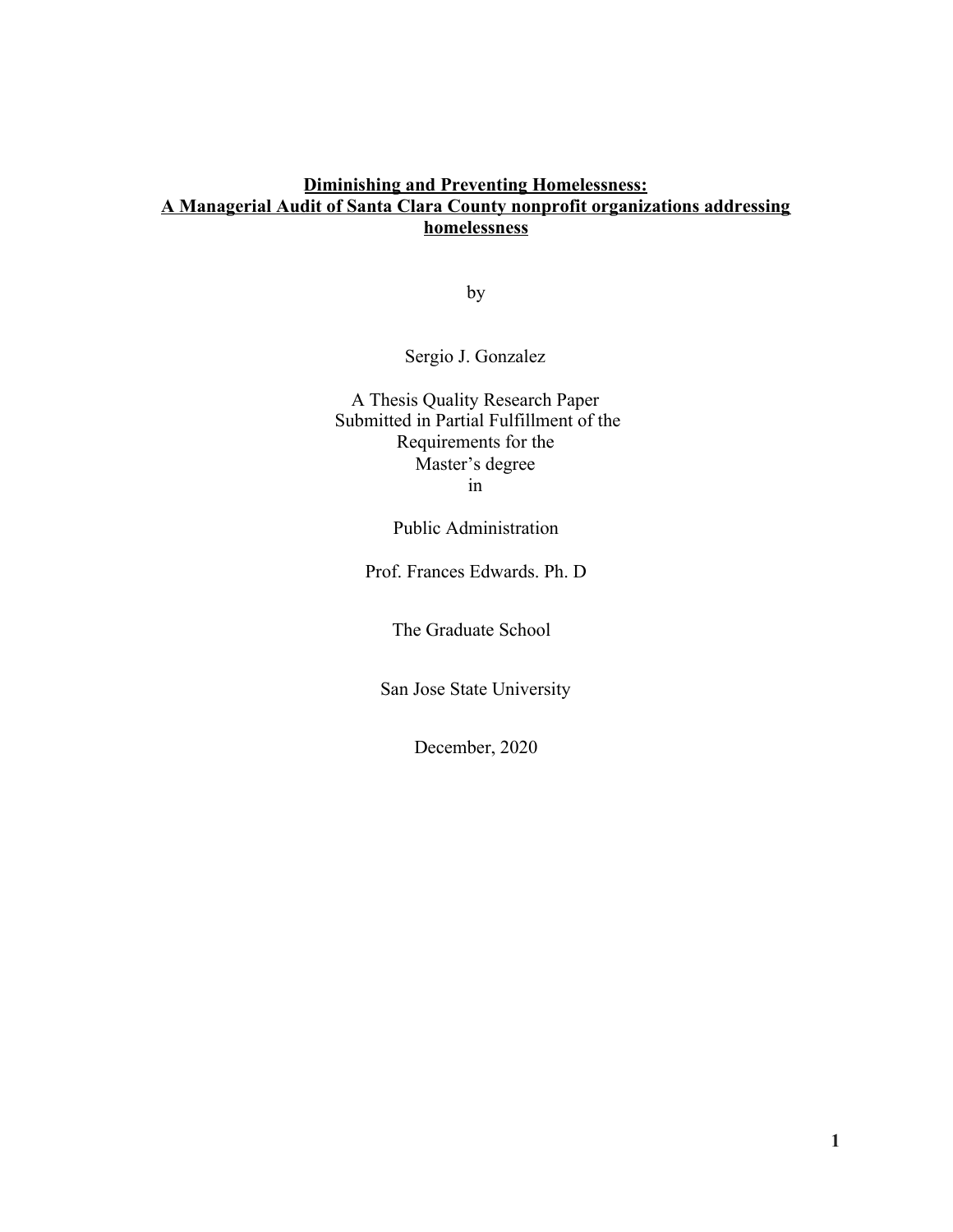# Diminishing and Preventing Homelessness: A Managerial Audit of Santa Clara County nonprofit organizations addressing homelessness

by

Sergio J. Gonzalez

A Thesis Quality Research Paper
Submitted in Partial Fulfillment of the
Requirements for the
Master's degree
in

Public Administration

Prof. Frances Edwards. Ph. D

The Graduate School

San Jose State University

December, 2020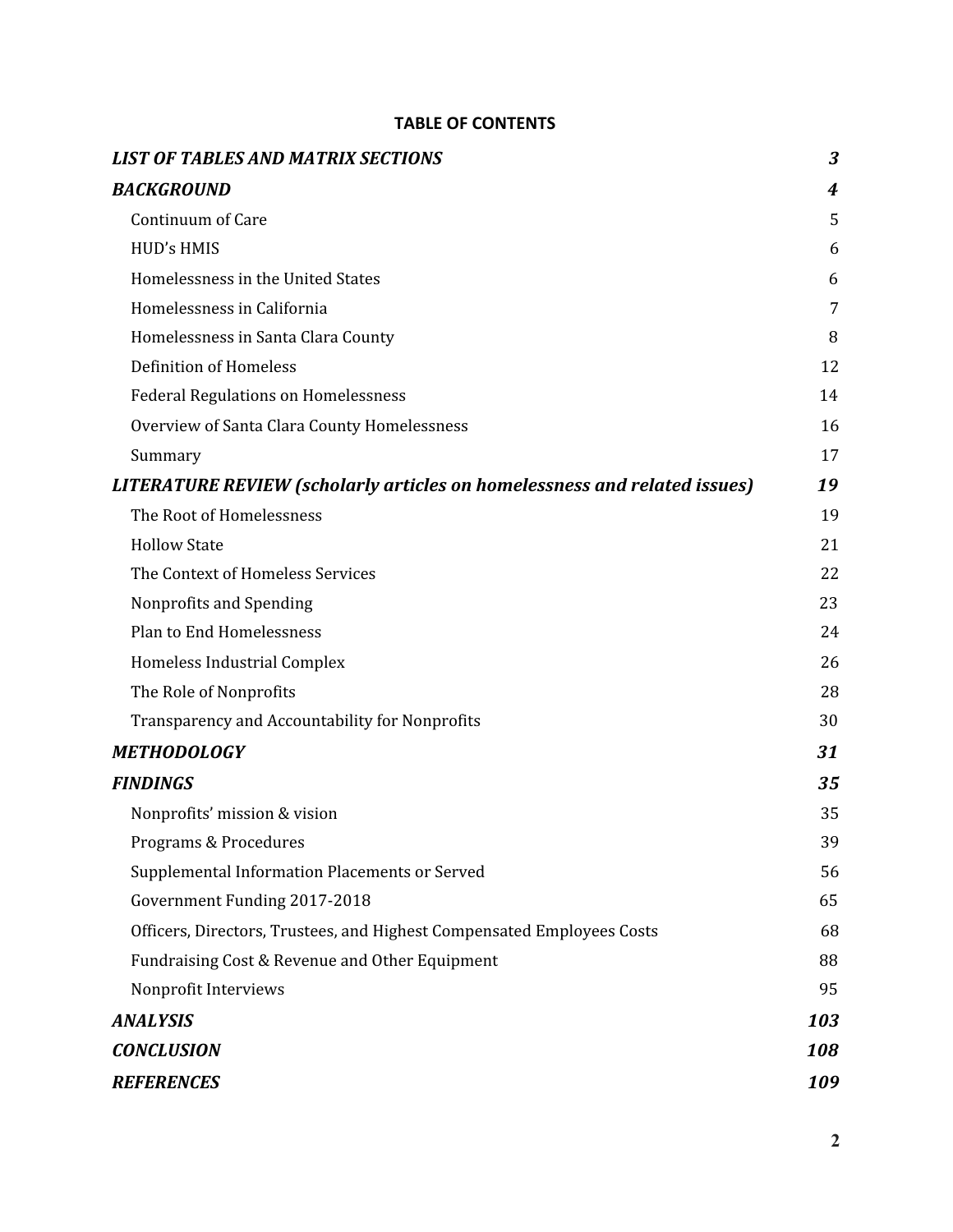**TABLE OF CONTENTS**

| | |
|---|---|
| ***LIST OF TABLES AND MATRIX SECTIONS*** | ***3*** |
| ***BACKGROUND*** | ***4*** |
| Continuum of Care | 5 |
| HUD's HMIS | 6 |
| Homelessness in the United States | 6 |
| Homelessness in California | 7 |
| Homelessness in Santa Clara County | 8 |
| Definition of Homeless | 12 |
| Federal Regulations on Homelessness | 14 |
| Overview of Santa Clara County Homelessness | 16 |
| Summary | 17 |
| ***LITERATURE REVIEW (scholarly articles on homelessness and related issues)*** | ***19*** |
| The Root of Homelessness | 19 |
| Hollow State | 21 |
| The Context of Homeless Services | 22 |
| Nonprofits and Spending | 23 |
| Plan to End Homelessness | 24 |
| Homeless Industrial Complex | 26 |
| The Role of Nonprofits | 28 |
| Transparency and Accountability for Nonprofits | 30 |
| ***METHODOLOGY*** | ***31*** |
| ***FINDINGS*** | ***35*** |
| Nonprofits' mission & vision | 35 |
| Programs & Procedures | 39 |
| Supplemental Information Placements or Served | 56 |
| Government Funding 2017-2018 | 65 |
| Officers, Directors, Trustees, and Highest Compensated Employees Costs | 68 |
| Fundraising Cost & Revenue and Other Equipment | 88 |
| Nonprofit Interviews | 95 |
| ***ANALYSIS*** | ***103*** |
| ***CONCLUSION*** | ***108*** |
| ***REFERENCES*** | ***109*** |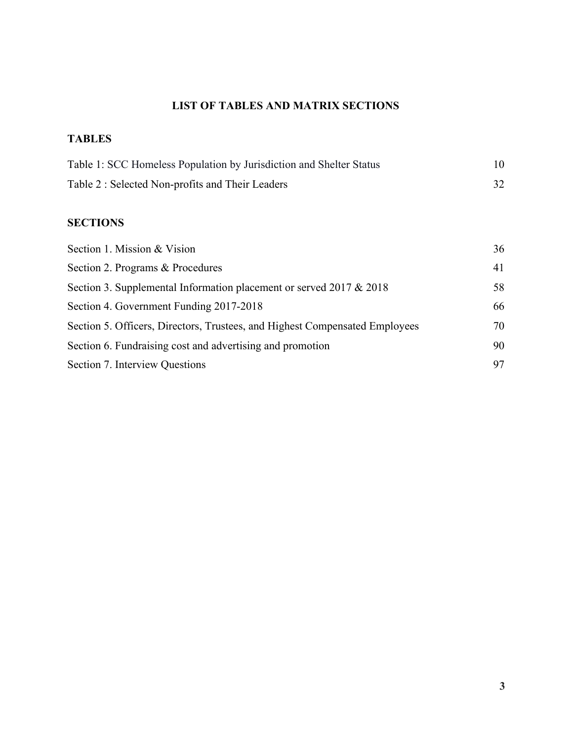# LIST OF TABLES AND MATRIX SECTIONS

## TABLES

| | |
|---|---|
| Table 1: SCC Homeless Population by Jurisdiction and Shelter Status | 10 |
| Table 2 : Selected Non-profits and Their Leaders | 32 |

## SECTIONS

| | |
|---|---|
| Section 1. Mission & Vision | 36 |
| Section 2. Programs & Procedures | 41 |
| Section 3. Supplemental Information placement or served 2017 & 2018 | 58 |
| Section 4. Government Funding 2017-2018 | 66 |
| Section 5. Officers, Directors, Trustees, and Highest Compensated Employees | 70 |
| Section 6. Fundraising cost and advertising and promotion | 90 |
| Section 7. Interview Questions | 97 |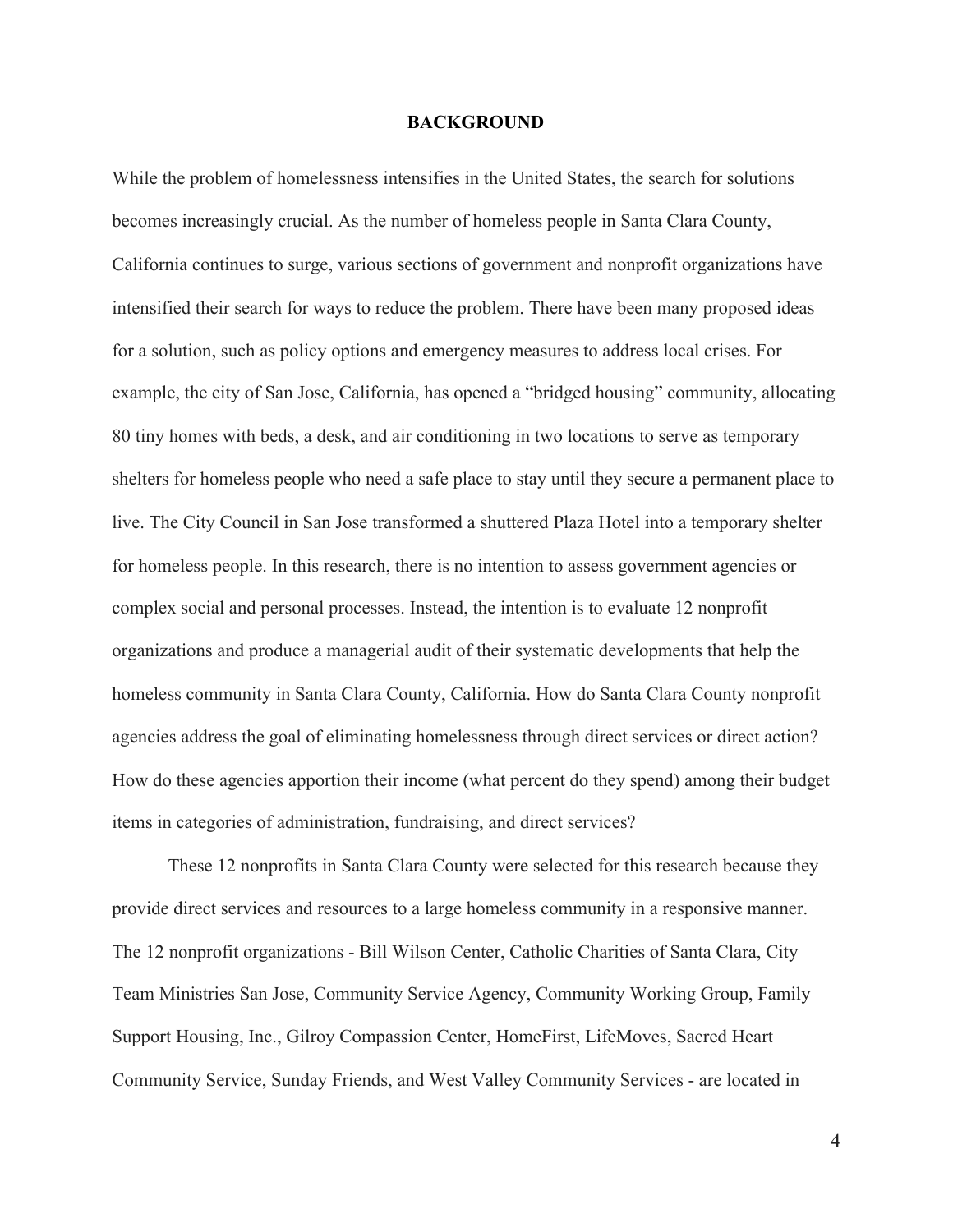# BACKGROUND

While the problem of homelessness intensifies in the United States, the search for solutions becomes increasingly crucial. As the number of homeless people in Santa Clara County, California continues to surge, various sections of government and nonprofit organizations have intensified their search for ways to reduce the problem. There have been many proposed ideas for a solution, such as policy options and emergency measures to address local crises. For example, the city of San Jose, California, has opened a "bridged housing" community, allocating 80 tiny homes with beds, a desk, and air conditioning in two locations to serve as temporary shelters for homeless people who need a safe place to stay until they secure a permanent place to live. The City Council in San Jose transformed a shuttered Plaza Hotel into a temporary shelter for homeless people. In this research, there is no intention to assess government agencies or complex social and personal processes. Instead, the intention is to evaluate 12 nonprofit organizations and produce a managerial audit of their systematic developments that help the homeless community in Santa Clara County, California. How do Santa Clara County nonprofit agencies address the goal of eliminating homelessness through direct services or direct action? How do these agencies apportion their income (what percent do they spend) among their budget items in categories of administration, fundraising, and direct services?

These 12 nonprofits in Santa Clara County were selected for this research because they provide direct services and resources to a large homeless community in a responsive manner. The 12 nonprofit organizations - Bill Wilson Center, Catholic Charities of Santa Clara, City Team Ministries San Jose, Community Service Agency, Community Working Group, Family Support Housing, Inc., Gilroy Compassion Center, HomeFirst, LifeMoves, Sacred Heart Community Service, Sunday Friends, and West Valley Community Services - are located in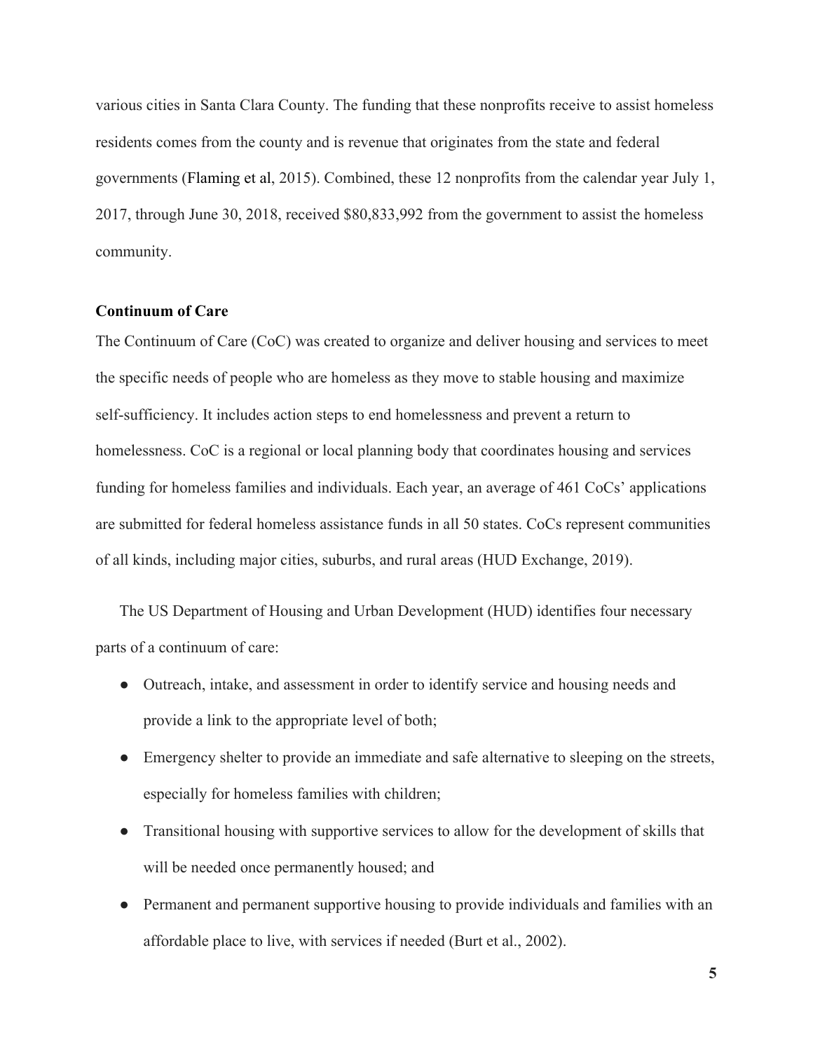various cities in Santa Clara County. The funding that these nonprofits receive to assist homeless residents comes from the county and is revenue that originates from the state and federal governments (Flaming et al, 2015). Combined, these 12 nonprofits from the calendar year July 1, 2017, through June 30, 2018, received $80,833,992 from the government to assist the homeless community.

**Continuum of Care**

The Continuum of Care (CoC) was created to organize and deliver housing and services to meet the specific needs of people who are homeless as they move to stable housing and maximize self-sufficiency. It includes action steps to end homelessness and prevent a return to homelessness. CoC is a regional or local planning body that coordinates housing and services funding for homeless families and individuals. Each year, an average of 461 CoCs' applications are submitted for federal homeless assistance funds in all 50 states. CoCs represent communities of all kinds, including major cities, suburbs, and rural areas (HUD Exchange, 2019).

The US Department of Housing and Urban Development (HUD) identifies four necessary parts of a continuum of care:

- Outreach, intake, and assessment in order to identify service and housing needs and provide a link to the appropriate level of both;
- Emergency shelter to provide an immediate and safe alternative to sleeping on the streets, especially for homeless families with children;
- Transitional housing with supportive services to allow for the development of skills that will be needed once permanently housed; and
- Permanent and permanent supportive housing to provide individuals and families with an affordable place to live, with services if needed (Burt et al., 2002).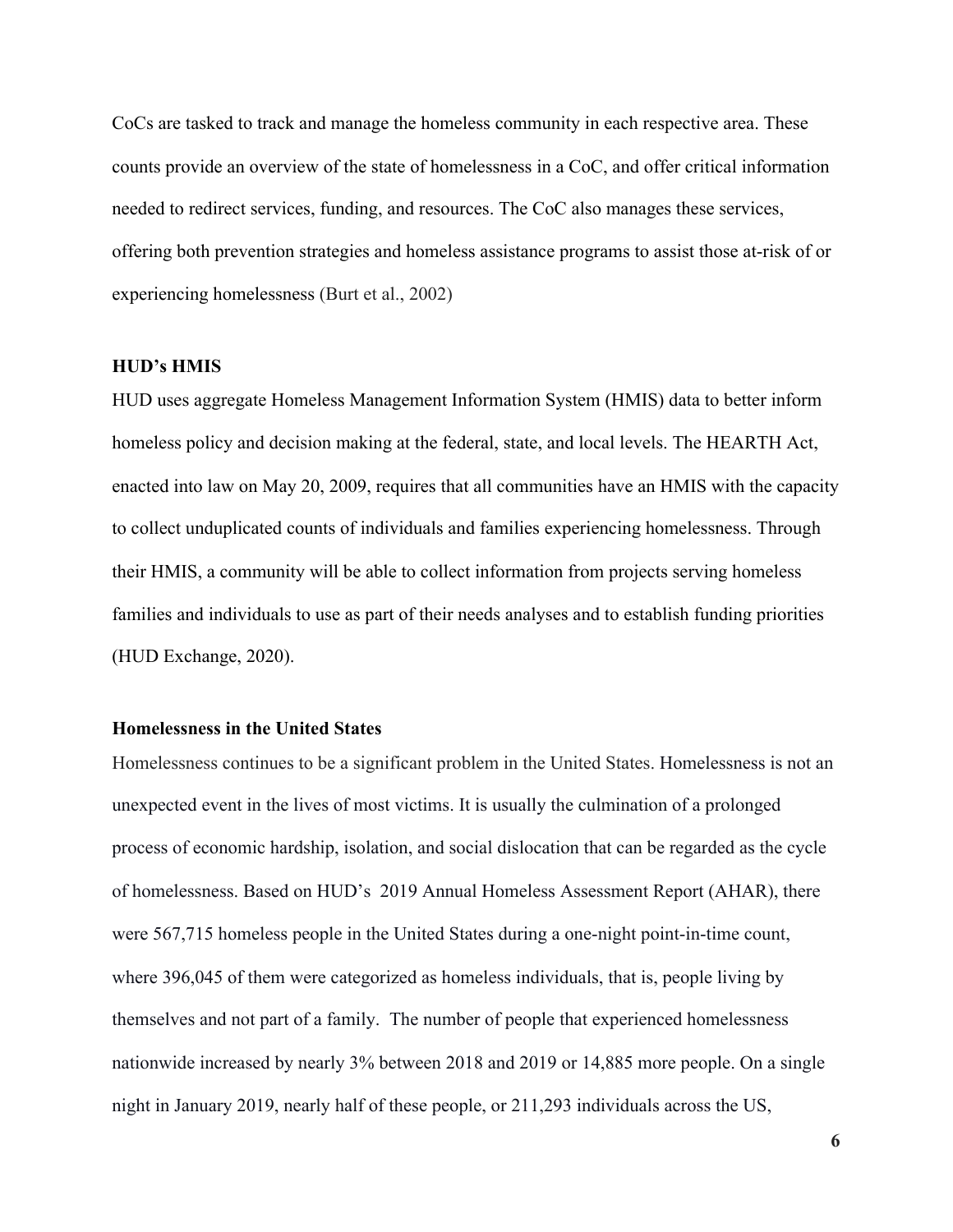CoCs are tasked to track and manage the homeless community in each respective area. These counts provide an overview of the state of homelessness in a CoC, and offer critical information needed to redirect services, funding, and resources. The CoC also manages these services, offering both prevention strategies and homeless assistance programs to assist those at-risk of or experiencing homelessness (Burt et al., 2002)

### HUD's HMIS

HUD uses aggregate Homeless Management Information System (HMIS) data to better inform homeless policy and decision making at the federal, state, and local levels. The HEARTH Act, enacted into law on May 20, 2009, requires that all communities have an HMIS with the capacity to collect unduplicated counts of individuals and families experiencing homelessness. Through their HMIS, a community will be able to collect information from projects serving homeless families and individuals to use as part of their needs analyses and to establish funding priorities (HUD Exchange, 2020).

### Homelessness in the United States

Homelessness continues to be a significant problem in the United States. Homelessness is not an unexpected event in the lives of most victims. It is usually the culmination of a prolonged process of economic hardship, isolation, and social dislocation that can be regarded as the cycle of homelessness. Based on HUD's 2019 Annual Homeless Assessment Report (AHAR), there were 567,715 homeless people in the United States during a one-night point-in-time count, where 396,045 of them were categorized as homeless individuals, that is, people living by themselves and not part of a family. The number of people that experienced homelessness nationwide increased by nearly 3% between 2018 and 2019 or 14,885 more people. On a single night in January 2019, nearly half of these people, or 211,293 individuals across the US,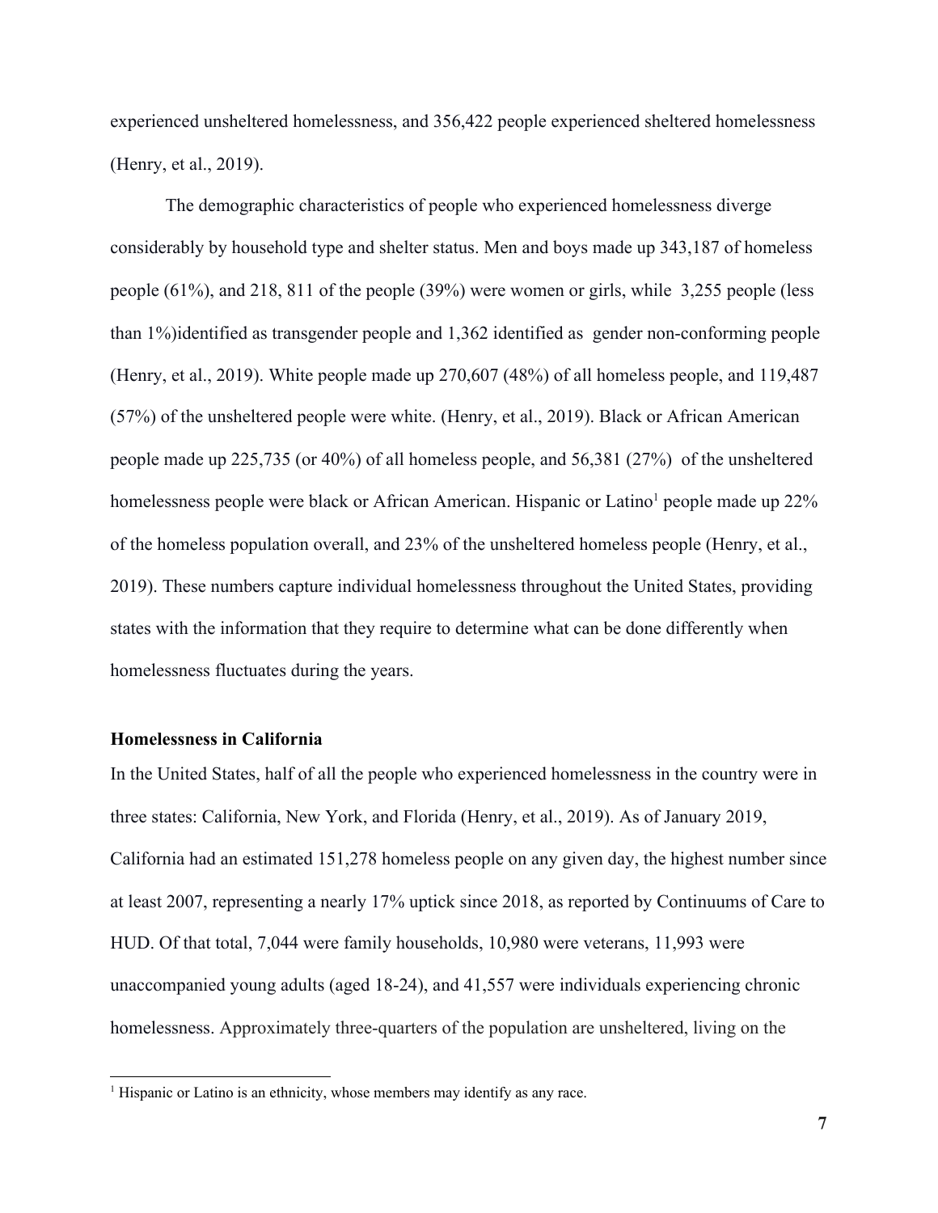experienced unsheltered homelessness, and 356,422 people experienced sheltered homelessness (Henry, et al., 2019).

The demographic characteristics of people who experienced homelessness diverge considerably by household type and shelter status. Men and boys made up 343,187 of homeless people (61%), and 218, 811 of the people (39%) were women or girls, while 3,255 people (less than 1%)identified as transgender people and 1,362 identified as gender non-conforming people (Henry, et al., 2019). White people made up 270,607 (48%) of all homeless people, and 119,487 (57%) of the unsheltered people were white. (Henry, et al., 2019). Black or African American people made up 225,735 (or 40%) of all homeless people, and 56,381 (27%) of the unsheltered homelessness people were black or African American. Hispanic or Latino[1] people made up 22% of the homeless population overall, and 23% of the unsheltered homeless people (Henry, et al., 2019). These numbers capture individual homelessness throughout the United States, providing states with the information that they require to determine what can be done differently when homelessness fluctuates during the years.

**Homelessness in California**

In the United States, half of all the people who experienced homelessness in the country were in three states: California, New York, and Florida (Henry, et al., 2019). As of January 2019, California had an estimated 151,278 homeless people on any given day, the highest number since at least 2007, representing a nearly 17% uptick since 2018, as reported by Continuums of Care to HUD. Of that total, 7,044 were family households, 10,980 were veterans, 11,993 were unaccompanied young adults (aged 18-24), and 41,557 were individuals experiencing chronic homelessness. Approximately three-quarters of the population are unsheltered, living on the

[1] Hispanic or Latino is an ethnicity, whose members may identify as any race.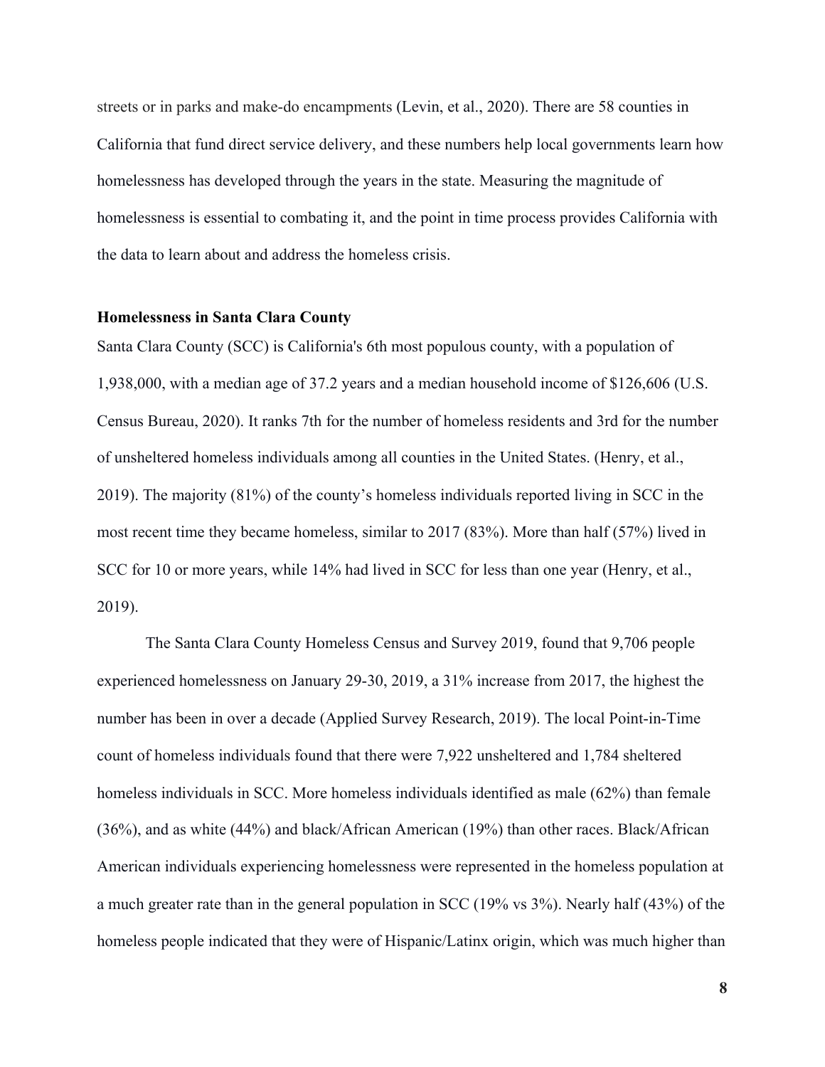streets or in parks and make-do encampments (Levin, et al., 2020). There are 58 counties in California that fund direct service delivery, and these numbers help local governments learn how homelessness has developed through the years in the state. Measuring the magnitude of homelessness is essential to combating it, and the point in time process provides California with the data to learn about and address the homeless crisis.

**Homelessness in Santa Clara County**

Santa Clara County (SCC) is California's 6th most populous county, with a population of 1,938,000, with a median age of 37.2 years and a median household income of $126,606 (U.S. Census Bureau, 2020). It ranks 7th for the number of homeless residents and 3rd for the number of unsheltered homeless individuals among all counties in the United States. (Henry, et al., 2019). The majority (81%) of the county's homeless individuals reported living in SCC in the most recent time they became homeless, similar to 2017 (83%). More than half (57%) lived in SCC for 10 or more years, while 14% had lived in SCC for less than one year (Henry, et al., 2019).

The Santa Clara County Homeless Census and Survey 2019, found that 9,706 people experienced homelessness on January 29-30, 2019, a 31% increase from 2017, the highest the number has been in over a decade (Applied Survey Research, 2019). The local Point-in-Time count of homeless individuals found that there were 7,922 unsheltered and 1,784 sheltered homeless individuals in SCC. More homeless individuals identified as male (62%) than female (36%), and as white (44%) and black/African American (19%) than other races. Black/African American individuals experiencing homelessness were represented in the homeless population at a much greater rate than in the general population in SCC (19% vs 3%). Nearly half (43%) of the homeless people indicated that they were of Hispanic/Latinx origin, which was much higher than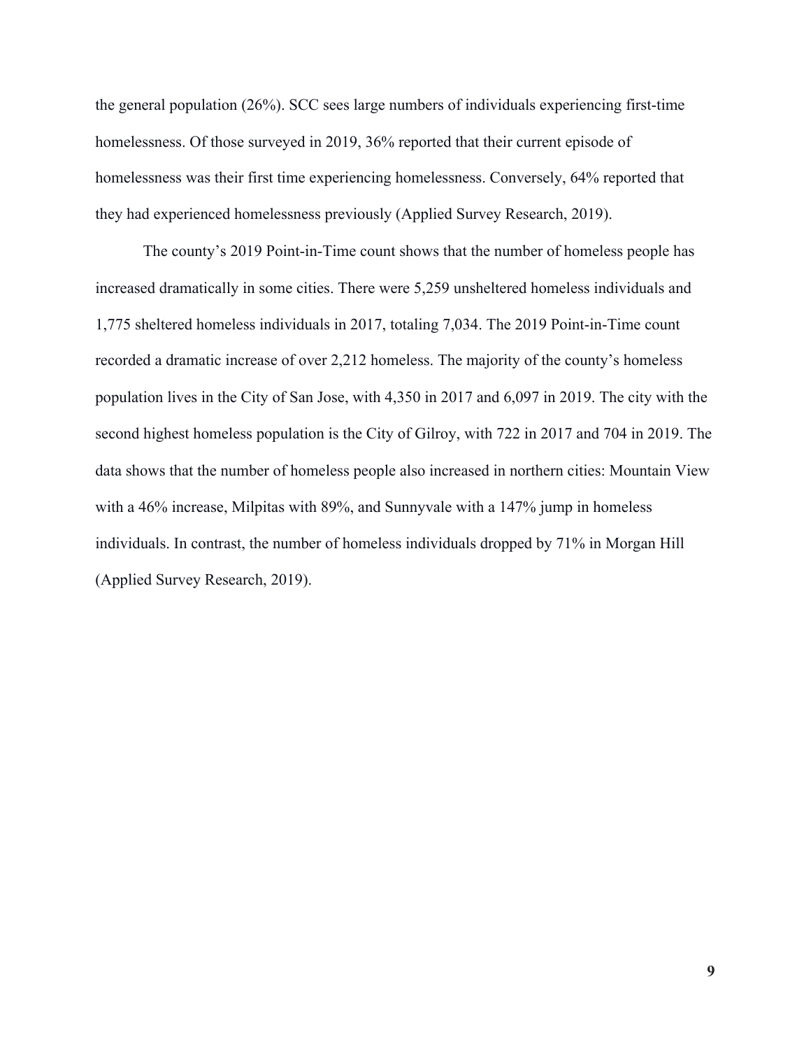the general population (26%). SCC sees large numbers of individuals experiencing first-time homelessness. Of those surveyed in 2019, 36% reported that their current episode of homelessness was their first time experiencing homelessness. Conversely, 64% reported that they had experienced homelessness previously (Applied Survey Research, 2019).

The county's 2019 Point-in-Time count shows that the number of homeless people has increased dramatically in some cities. There were 5,259 unsheltered homeless individuals and 1,775 sheltered homeless individuals in 2017, totaling 7,034. The 2019 Point-in-Time count recorded a dramatic increase of over 2,212 homeless. The majority of the county's homeless population lives in the City of San Jose, with 4,350 in 2017 and 6,097 in 2019. The city with the second highest homeless population is the City of Gilroy, with 722 in 2017 and 704 in 2019. The data shows that the number of homeless people also increased in northern cities: Mountain View with a 46% increase, Milpitas with 89%, and Sunnyvale with a 147% jump in homeless individuals. In contrast, the number of homeless individuals dropped by 71% in Morgan Hill (Applied Survey Research, 2019).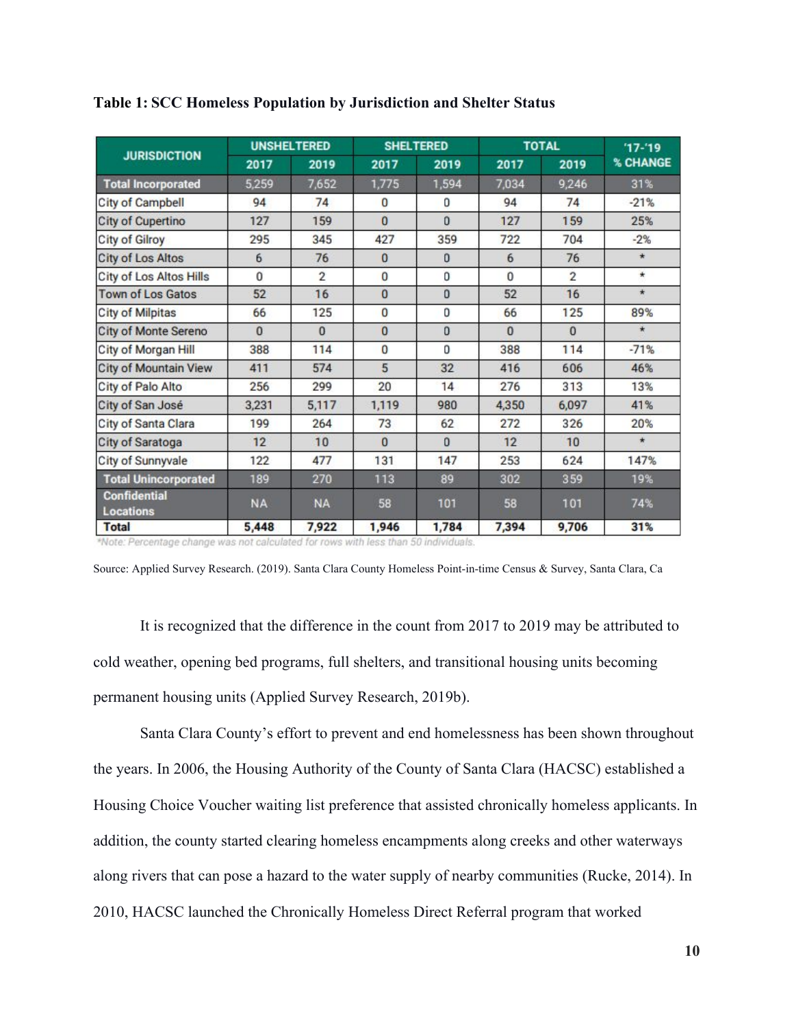**Table 1: SCC Homeless Population by Jurisdiction and Shelter Status**

| JURISDICTION | UNSHELTERED | | SHELTERED | | TOTAL | | '17-'19 % CHANGE |
|---|---|---|---|---|---|---|---|
| | 2017 | 2019 | 2017 | 2019 | 2017 | 2019 | |
| **Total Incorporated** | 5,259 | 7,652 | 1,775 | 1,594 | 7,034 | 9,246 | 31% |
| City of Campbell | 94 | 74 | 0 | 0 | 94 | 74 | -21% |
| City of Cupertino | 127 | 159 | 0 | 0 | 127 | 159 | 25% |
| City of Gilroy | 295 | 345 | 427 | 359 | 722 | 704 | -2% |
| City of Los Altos | 6 | 76 | 0 | 0 | 6 | 76 | * |
| City of Los Altos Hills | 0 | 2 | 0 | 0 | 0 | 2 | * |
| Town of Los Gatos | 52 | 16 | 0 | 0 | 52 | 16 | * |
| City of Milpitas | 66 | 125 | 0 | 0 | 66 | 125 | 89% |
| City of Monte Sereno | 0 | 0 | 0 | 0 | 0 | 0 | * |
| City of Morgan Hill | 388 | 114 | 0 | 0 | 388 | 114 | -71% |
| City of Mountain View | 411 | 574 | 5 | 32 | 416 | 606 | 46% |
| City of Palo Alto | 256 | 299 | 20 | 14 | 276 | 313 | 13% |
| City of San José | 3,231 | 5,117 | 1,119 | 980 | 4,350 | 6,097 | 41% |
| City of Santa Clara | 199 | 264 | 73 | 62 | 272 | 326 | 20% |
| City of Saratoga | 12 | 10 | 0 | 0 | 12 | 10 | * |
| City of Sunnyvale | 122 | 477 | 131 | 147 | 253 | 624 | 147% |
| **Total Unincorporated** | 189 | 270 | 113 | 89 | 302 | 359 | 19% |
| **Confidential Locations** | NA | NA | 58 | 101 | 58 | 101 | 74% |
| **Total** | **5,448** | **7,922** | **1,946** | **1,784** | **7,394** | **9,706** | **31%** |

*Note: Percentage change was not calculated for rows with less than 50 individuals.

Source: Applied Survey Research. (2019). Santa Clara County Homeless Point-in-time Census & Survey, Santa Clara, Ca

It is recognized that the difference in the count from 2017 to 2019 may be attributed to cold weather, opening bed programs, full shelters, and transitional housing units becoming permanent housing units (Applied Survey Research, 2019b).

Santa Clara County's effort to prevent and end homelessness has been shown throughout the years. In 2006, the Housing Authority of the County of Santa Clara (HACSC) established a Housing Choice Voucher waiting list preference that assisted chronically homeless applicants. In addition, the county started clearing homeless encampments along creeks and other waterways along rivers that can pose a hazard to the water supply of nearby communities (Rucke, 2014). In 2010, HACSC launched the Chronically Homeless Direct Referral program that worked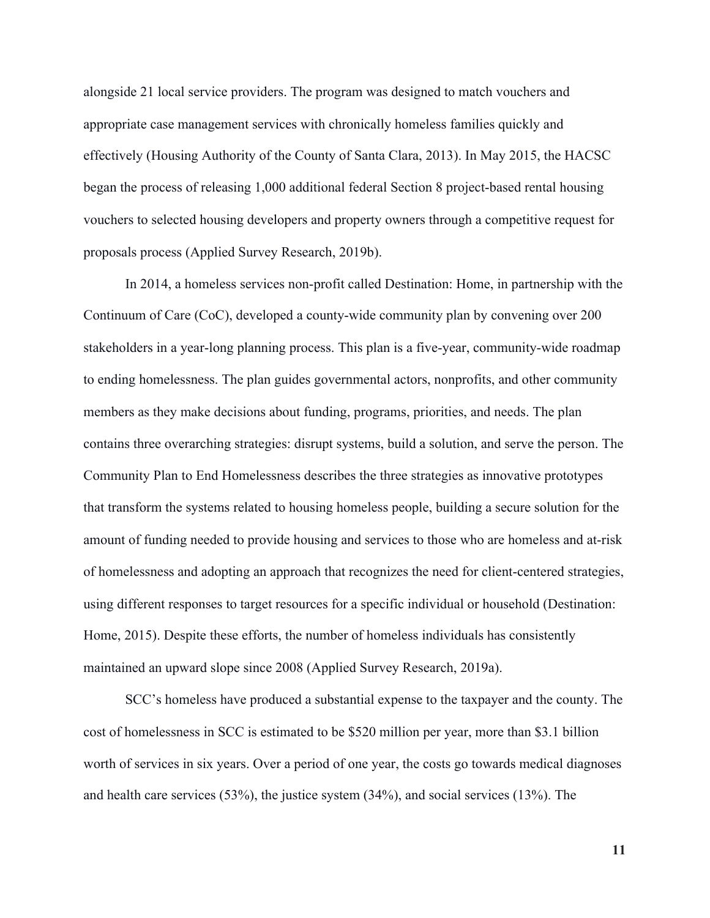alongside 21 local service providers. The program was designed to match vouchers and appropriate case management services with chronically homeless families quickly and effectively (Housing Authority of the County of Santa Clara, 2013). In May 2015, the HACSC began the process of releasing 1,000 additional federal Section 8 project-based rental housing vouchers to selected housing developers and property owners through a competitive request for proposals process (Applied Survey Research, 2019b).

In 2014, a homeless services non-profit called Destination: Home, in partnership with the Continuum of Care (CoC), developed a county-wide community plan by convening over 200 stakeholders in a year-long planning process. This plan is a five-year, community-wide roadmap to ending homelessness. The plan guides governmental actors, nonprofits, and other community members as they make decisions about funding, programs, priorities, and needs. The plan contains three overarching strategies: disrupt systems, build a solution, and serve the person. The Community Plan to End Homelessness describes the three strategies as innovative prototypes that transform the systems related to housing homeless people, building a secure solution for the amount of funding needed to provide housing and services to those who are homeless and at-risk of homelessness and adopting an approach that recognizes the need for client-centered strategies, using different responses to target resources for a specific individual or household (Destination: Home, 2015). Despite these efforts, the number of homeless individuals has consistently maintained an upward slope since 2008 (Applied Survey Research, 2019a).

SCC's homeless have produced a substantial expense to the taxpayer and the county. The cost of homelessness in SCC is estimated to be $520 million per year, more than $3.1 billion worth of services in six years. Over a period of one year, the costs go towards medical diagnoses and health care services (53%), the justice system (34%), and social services (13%). The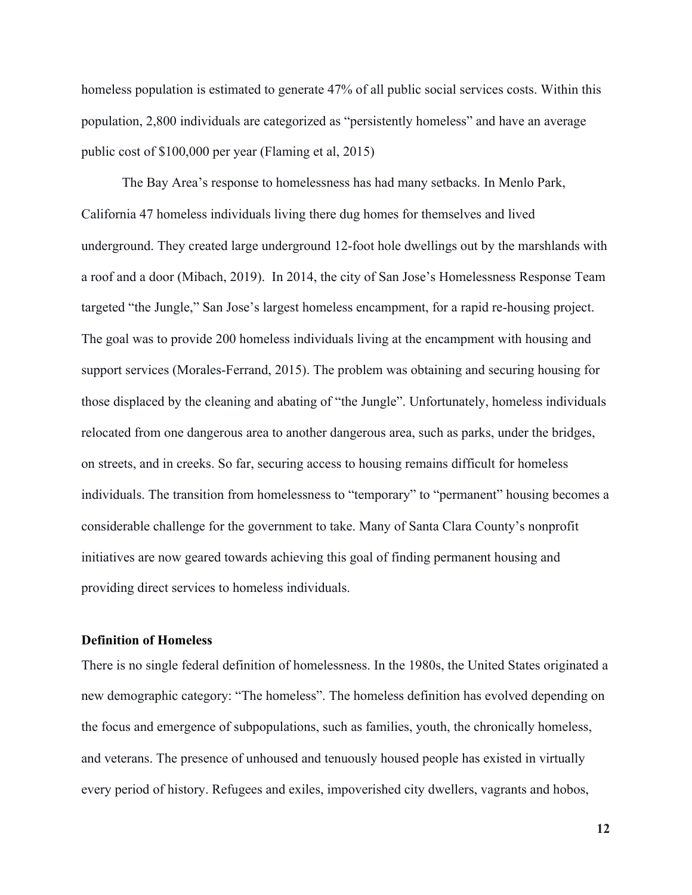homeless population is estimated to generate 47% of all public social services costs. Within this population, 2,800 individuals are categorized as "persistently homeless" and have an average public cost of $100,000 per year (Flaming et al, 2015)

The Bay Area's response to homelessness has had many setbacks. In Menlo Park, California 47 homeless individuals living there dug homes for themselves and lived underground. They created large underground 12-foot hole dwellings out by the marshlands with a roof and a door (Mibach, 2019). In 2014, the city of San Jose's Homelessness Response Team targeted "the Jungle," San Jose's largest homeless encampment, for a rapid re-housing project. The goal was to provide 200 homeless individuals living at the encampment with housing and support services (Morales-Ferrand, 2015). The problem was obtaining and securing housing for those displaced by the cleaning and abating of "the Jungle". Unfortunately, homeless individuals relocated from one dangerous area to another dangerous area, such as parks, under the bridges, on streets, and in creeks. So far, securing access to housing remains difficult for homeless individuals. The transition from homelessness to "temporary" to "permanent" housing becomes a considerable challenge for the government to take. Many of Santa Clara County's nonprofit initiatives are now geared towards achieving this goal of finding permanent housing and providing direct services to homeless individuals.

**Definition of Homeless**

There is no single federal definition of homelessness. In the 1980s, the United States originated a new demographic category: "The homeless". The homeless definition has evolved depending on the focus and emergence of subpopulations, such as families, youth, the chronically homeless, and veterans. The presence of unhoused and tenuously housed people has existed in virtually every period of history. Refugees and exiles, impoverished city dwellers, vagrants and hobos,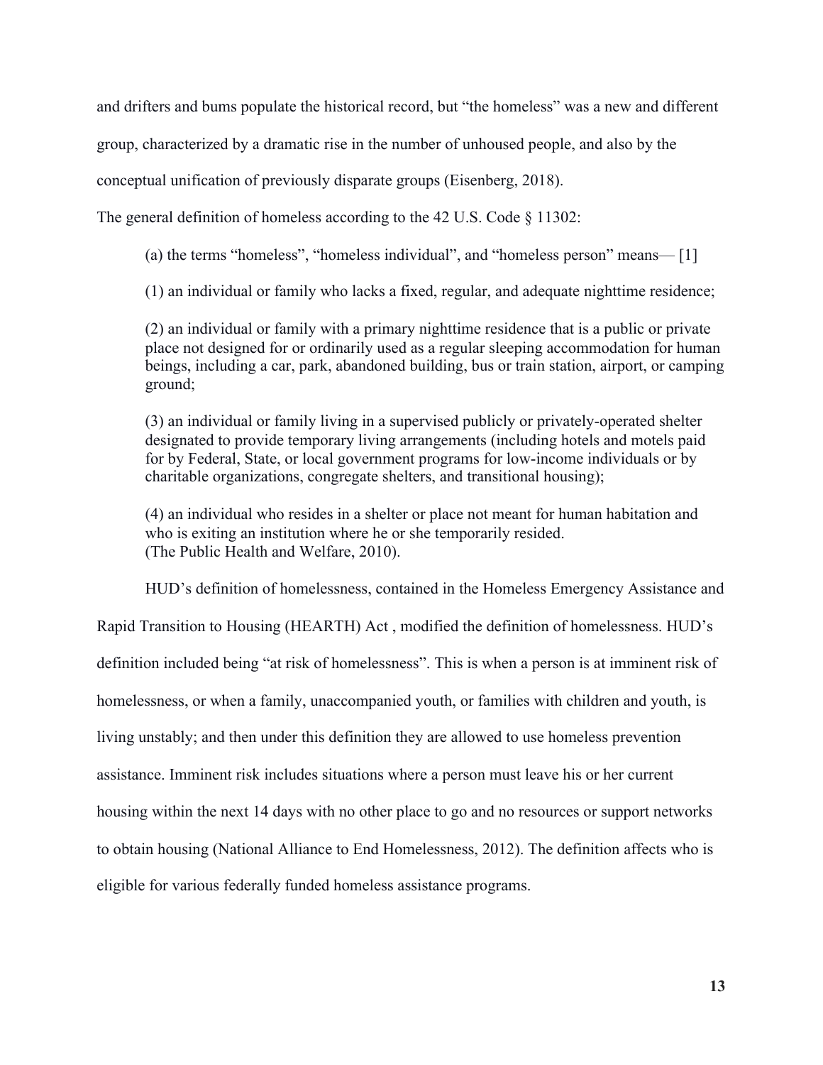and drifters and bums populate the historical record, but "the homeless" was a new and different group, characterized by a dramatic rise in the number of unhoused people, and also by the conceptual unification of previously disparate groups (Eisenberg, 2018).

The general definition of homeless according to the 42 U.S. Code § 11302:

> (a) the terms "homeless", "homeless individual", and "homeless person" means— [1]
>
> (1) an individual or family who lacks a fixed, regular, and adequate nighttime residence;
>
> (2) an individual or family with a primary nighttime residence that is a public or private place not designed for or ordinarily used as a regular sleeping accommodation for human beings, including a car, park, abandoned building, bus or train station, airport, or camping ground;
>
> (3) an individual or family living in a supervised publicly or privately-operated shelter designated to provide temporary living arrangements (including hotels and motels paid for by Federal, State, or local government programs for low-income individuals or by charitable organizations, congregate shelters, and transitional housing);
>
> (4) an individual who resides in a shelter or place not meant for human habitation and who is exiting an institution where he or she temporarily resided.
> (The Public Health and Welfare, 2010).

HUD's definition of homelessness, contained in the Homeless Emergency Assistance and Rapid Transition to Housing (HEARTH) Act , modified the definition of homelessness. HUD's definition included being "at risk of homelessness". This is when a person is at imminent risk of homelessness, or when a family, unaccompanied youth, or families with children and youth, is living unstably; and then under this definition they are allowed to use homeless prevention assistance. Imminent risk includes situations where a person must leave his or her current housing within the next 14 days with no other place to go and no resources or support networks to obtain housing (National Alliance to End Homelessness, 2012). The definition affects who is eligible for various federally funded homeless assistance programs.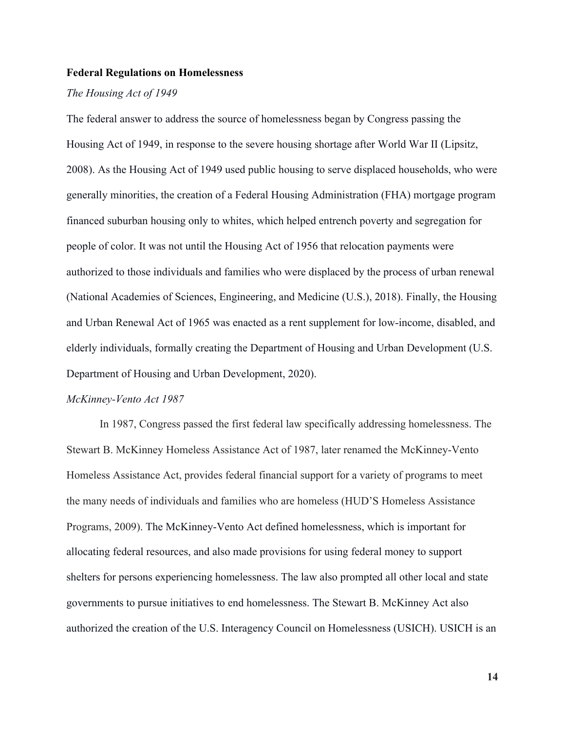**Federal Regulations on Homelessness**

*The Housing Act of 1949*

The federal answer to address the source of homelessness began by Congress passing the Housing Act of 1949, in response to the severe housing shortage after World War II (Lipsitz, 2008). As the Housing Act of 1949 used public housing to serve displaced households, who were generally minorities, the creation of a Federal Housing Administration (FHA) mortgage program financed suburban housing only to whites, which helped entrench poverty and segregation for people of color. It was not until the Housing Act of 1956 that relocation payments were authorized to those individuals and families who were displaced by the process of urban renewal (National Academies of Sciences, Engineering, and Medicine (U.S.), 2018). Finally, the Housing and Urban Renewal Act of 1965 was enacted as a rent supplement for low-income, disabled, and elderly individuals, formally creating the Department of Housing and Urban Development (U.S. Department of Housing and Urban Development, 2020).

*McKinney-Vento Act 1987*

In 1987, Congress passed the first federal law specifically addressing homelessness. The Stewart B. McKinney Homeless Assistance Act of 1987, later renamed the McKinney-Vento Homeless Assistance Act, provides federal financial support for a variety of programs to meet the many needs of individuals and families who are homeless (HUD'S Homeless Assistance Programs, 2009). The McKinney-Vento Act defined homelessness, which is important for allocating federal resources, and also made provisions for using federal money to support shelters for persons experiencing homelessness. The law also prompted all other local and state governments to pursue initiatives to end homelessness. The Stewart B. McKinney Act also authorized the creation of the U.S. Interagency Council on Homelessness (USICH). USICH is an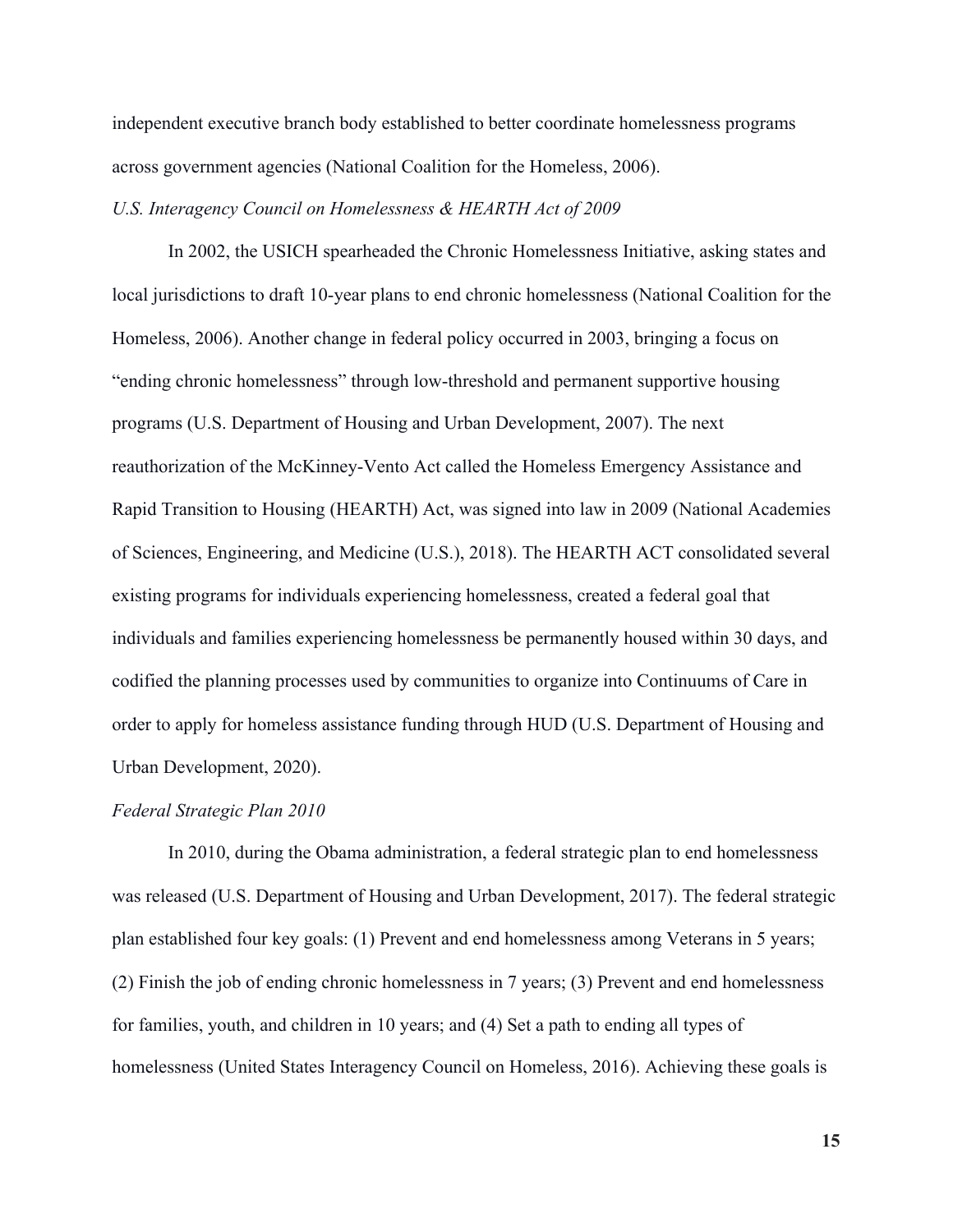independent executive branch body established to better coordinate homelessness programs across government agencies (National Coalition for the Homeless, 2006).

*U.S. Interagency Council on Homelessness & HEARTH Act of 2009*

In 2002, the USICH spearheaded the Chronic Homelessness Initiative, asking states and local jurisdictions to draft 10-year plans to end chronic homelessness (National Coalition for the Homeless, 2006). Another change in federal policy occurred in 2003, bringing a focus on "ending chronic homelessness" through low-threshold and permanent supportive housing programs (U.S. Department of Housing and Urban Development, 2007). The next reauthorization of the McKinney-Vento Act called the Homeless Emergency Assistance and Rapid Transition to Housing (HEARTH) Act, was signed into law in 2009 (National Academies of Sciences, Engineering, and Medicine (U.S.), 2018). The HEARTH ACT consolidated several existing programs for individuals experiencing homelessness, created a federal goal that individuals and families experiencing homelessness be permanently housed within 30 days, and codified the planning processes used by communities to organize into Continuums of Care in order to apply for homeless assistance funding through HUD (U.S. Department of Housing and Urban Development, 2020).

*Federal Strategic Plan 2010*

In 2010, during the Obama administration, a federal strategic plan to end homelessness was released (U.S. Department of Housing and Urban Development, 2017). The federal strategic plan established four key goals: (1) Prevent and end homelessness among Veterans in 5 years; (2) Finish the job of ending chronic homelessness in 7 years; (3) Prevent and end homelessness for families, youth, and children in 10 years; and (4) Set a path to ending all types of homelessness (United States Interagency Council on Homeless, 2016). Achieving these goals is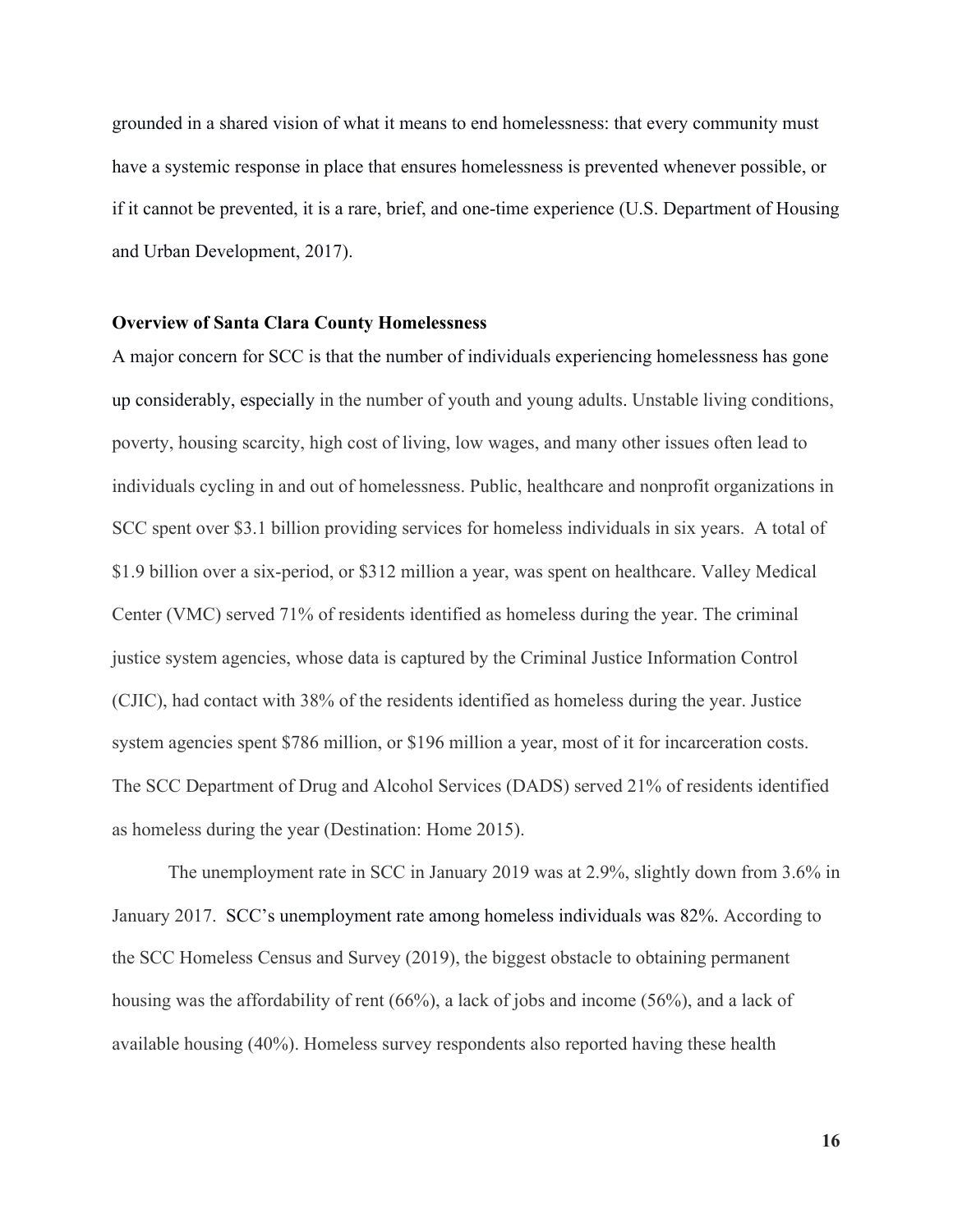grounded in a shared vision of what it means to end homelessness: that every community must have a systemic response in place that ensures homelessness is prevented whenever possible, or if it cannot be prevented, it is a rare, brief, and one-time experience (U.S. Department of Housing and Urban Development, 2017).

**Overview of Santa Clara County Homelessness**

A major concern for SCC is that the number of individuals experiencing homelessness has gone up considerably, especially in the number of youth and young adults. Unstable living conditions, poverty, housing scarcity, high cost of living, low wages, and many other issues often lead to individuals cycling in and out of homelessness. Public, healthcare and nonprofit organizations in SCC spent over $3.1 billion providing services for homeless individuals in six years. A total of $1.9 billion over a six-period, or $312 million a year, was spent on healthcare. Valley Medical Center (VMC) served 71% of residents identified as homeless during the year. The criminal justice system agencies, whose data is captured by the Criminal Justice Information Control (CJIC), had contact with 38% of the residents identified as homeless during the year. Justice system agencies spent $786 million, or $196 million a year, most of it for incarceration costs. The SCC Department of Drug and Alcohol Services (DADS) served 21% of residents identified as homeless during the year (Destination: Home 2015).

The unemployment rate in SCC in January 2019 was at 2.9%, slightly down from 3.6% in January 2017. SCC's unemployment rate among homeless individuals was 82%. According to the SCC Homeless Census and Survey (2019), the biggest obstacle to obtaining permanent housing was the affordability of rent (66%), a lack of jobs and income (56%), and a lack of available housing (40%). Homeless survey respondents also reported having these health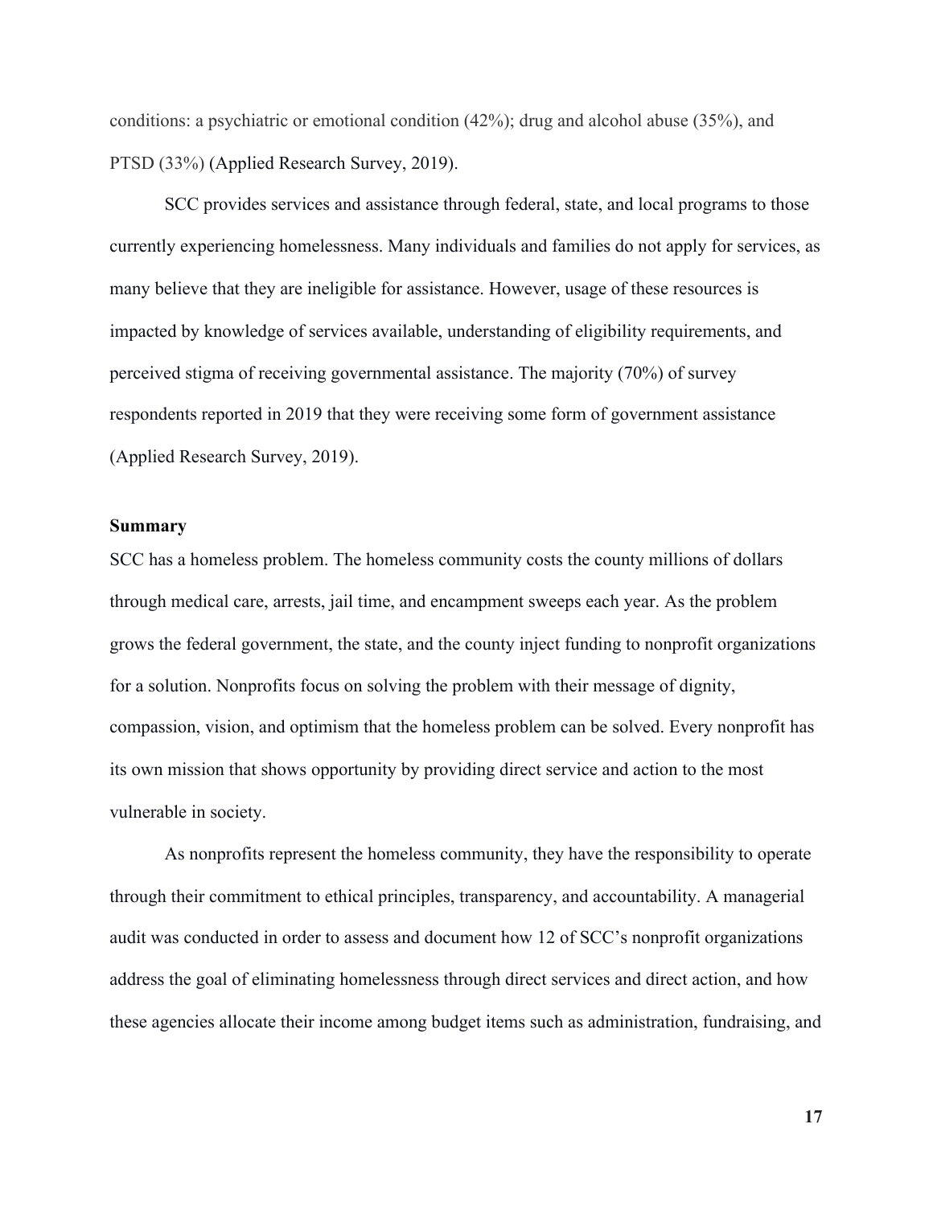conditions: a psychiatric or emotional condition (42%); drug and alcohol abuse (35%), and PTSD (33%) (Applied Research Survey, 2019).

SCC provides services and assistance through federal, state, and local programs to those currently experiencing homelessness. Many individuals and families do not apply for services, as many believe that they are ineligible for assistance. However, usage of these resources is impacted by knowledge of services available, understanding of eligibility requirements, and perceived stigma of receiving governmental assistance. The majority (70%) of survey respondents reported in 2019 that they were receiving some form of government assistance (Applied Research Survey, 2019).

**Summary**

SCC has a homeless problem. The homeless community costs the county millions of dollars through medical care, arrests, jail time, and encampment sweeps each year. As the problem grows the federal government, the state, and the county inject funding to nonprofit organizations for a solution. Nonprofits focus on solving the problem with their message of dignity, compassion, vision, and optimism that the homeless problem can be solved. Every nonprofit has its own mission that shows opportunity by providing direct service and action to the most vulnerable in society.

As nonprofits represent the homeless community, they have the responsibility to operate through their commitment to ethical principles, transparency, and accountability. A managerial audit was conducted in order to assess and document how 12 of SCC's nonprofit organizations address the goal of eliminating homelessness through direct services and direct action, and how these agencies allocate their income among budget items such as administration, fundraising, and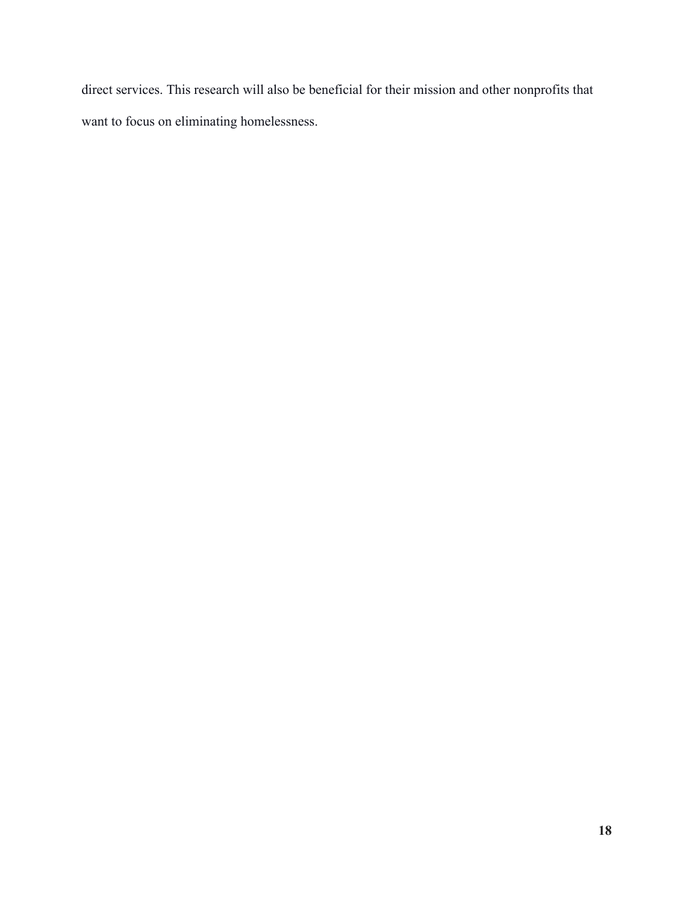direct services. This research will also be beneficial for their mission and other nonprofits that want to focus on eliminating homelessness.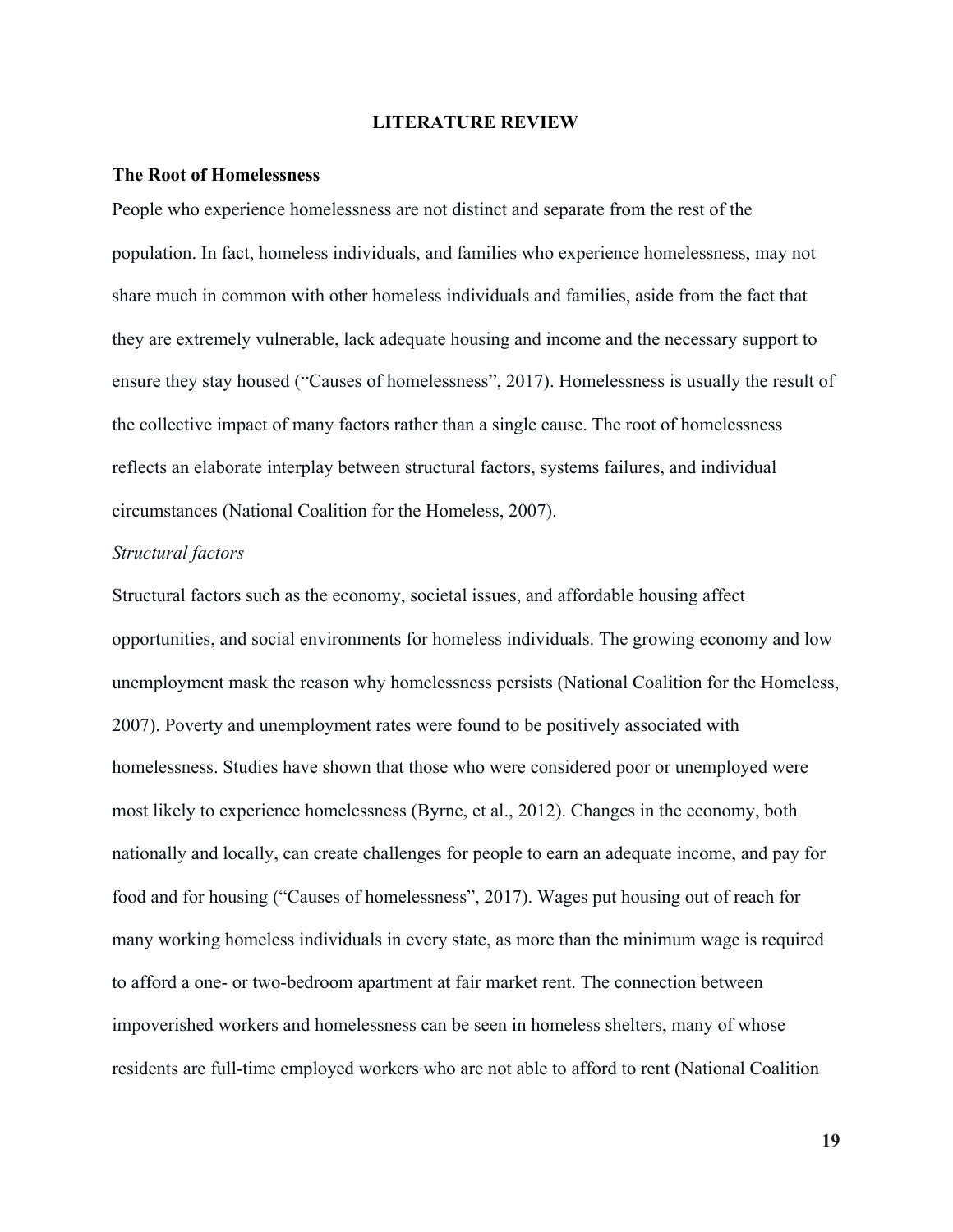# LITERATURE REVIEW

## The Root of Homelessness

People who experience homelessness are not distinct and separate from the rest of the population. In fact, homeless individuals, and families who experience homelessness, may not share much in common with other homeless individuals and families, aside from the fact that they are extremely vulnerable, lack adequate housing and income and the necessary support to ensure they stay housed ("Causes of homelessness", 2017). Homelessness is usually the result of the collective impact of many factors rather than a single cause. The root of homelessness reflects an elaborate interplay between structural factors, systems failures, and individual circumstances (National Coalition for the Homeless, 2007).

### *Structural factors*

Structural factors such as the economy, societal issues, and affordable housing affect opportunities, and social environments for homeless individuals. The growing economy and low unemployment mask the reason why homelessness persists (National Coalition for the Homeless, 2007). Poverty and unemployment rates were found to be positively associated with homelessness. Studies have shown that those who were considered poor or unemployed were most likely to experience homelessness (Byrne, et al., 2012). Changes in the economy, both nationally and locally, can create challenges for people to earn an adequate income, and pay for food and for housing ("Causes of homelessness", 2017). Wages put housing out of reach for many working homeless individuals in every state, as more than the minimum wage is required to afford a one- or two-bedroom apartment at fair market rent. The connection between impoverished workers and homelessness can be seen in homeless shelters, many of whose residents are full-time employed workers who are not able to afford to rent (National Coalition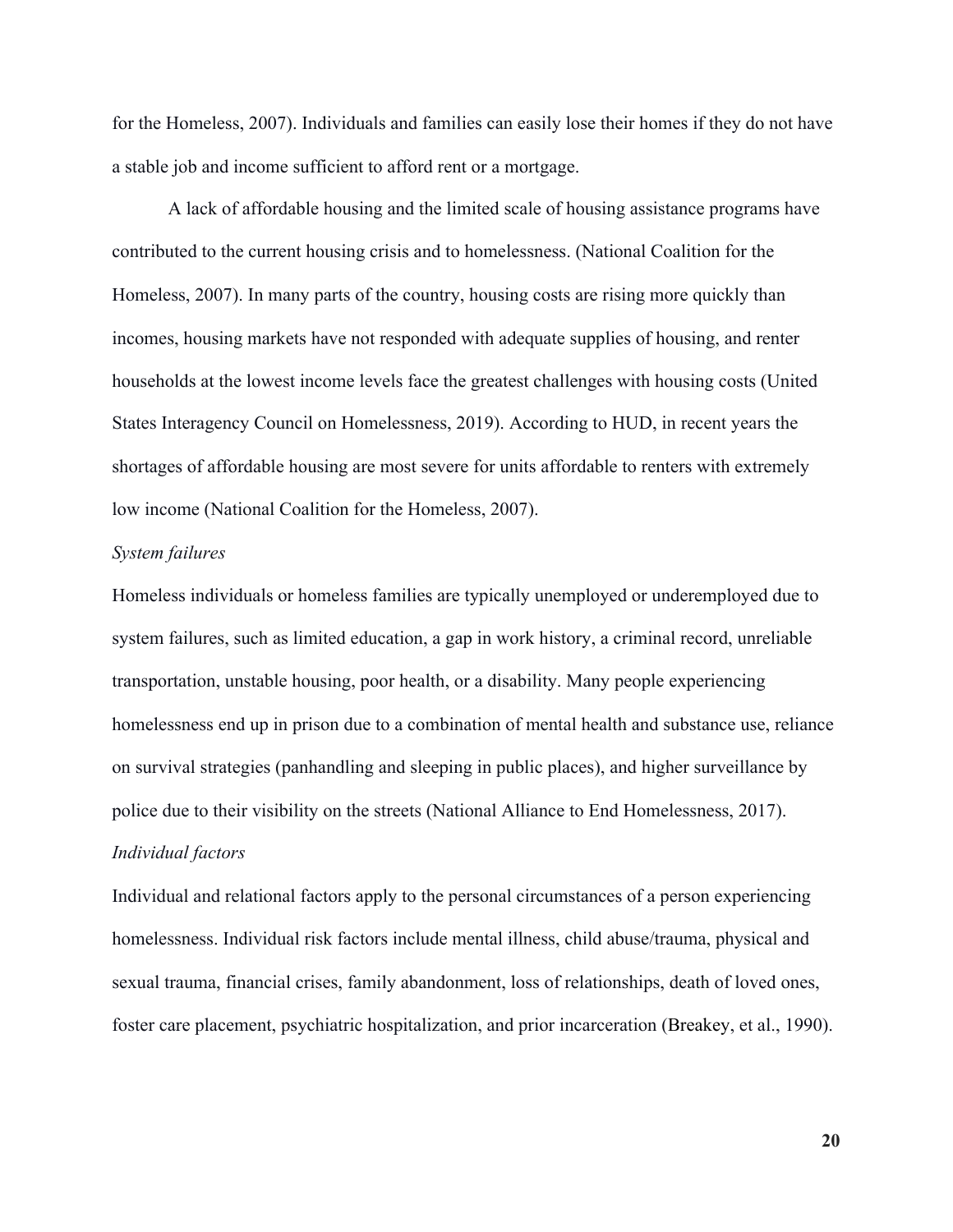for the Homeless, 2007). Individuals and families can easily lose their homes if they do not have a stable job and income sufficient to afford rent or a mortgage.

A lack of affordable housing and the limited scale of housing assistance programs have contributed to the current housing crisis and to homelessness. (National Coalition for the Homeless, 2007). In many parts of the country, housing costs are rising more quickly than incomes, housing markets have not responded with adequate supplies of housing, and renter households at the lowest income levels face the greatest challenges with housing costs (United States Interagency Council on Homelessness, 2019). According to HUD, in recent years the shortages of affordable housing are most severe for units affordable to renters with extremely low income (National Coalition for the Homeless, 2007).

*System failures*

Homeless individuals or homeless families are typically unemployed or underemployed due to system failures, such as limited education, a gap in work history, a criminal record, unreliable transportation, unstable housing, poor health, or a disability. Many people experiencing homelessness end up in prison due to a combination of mental health and substance use, reliance on survival strategies (panhandling and sleeping in public places), and higher surveillance by police due to their visibility on the streets (National Alliance to End Homelessness, 2017).

*Individual factors*

Individual and relational factors apply to the personal circumstances of a person experiencing homelessness. Individual risk factors include mental illness, child abuse/trauma, physical and sexual trauma, financial crises, family abandonment, loss of relationships, death of loved ones, foster care placement, psychiatric hospitalization, and prior incarceration (Breakey, et al., 1990).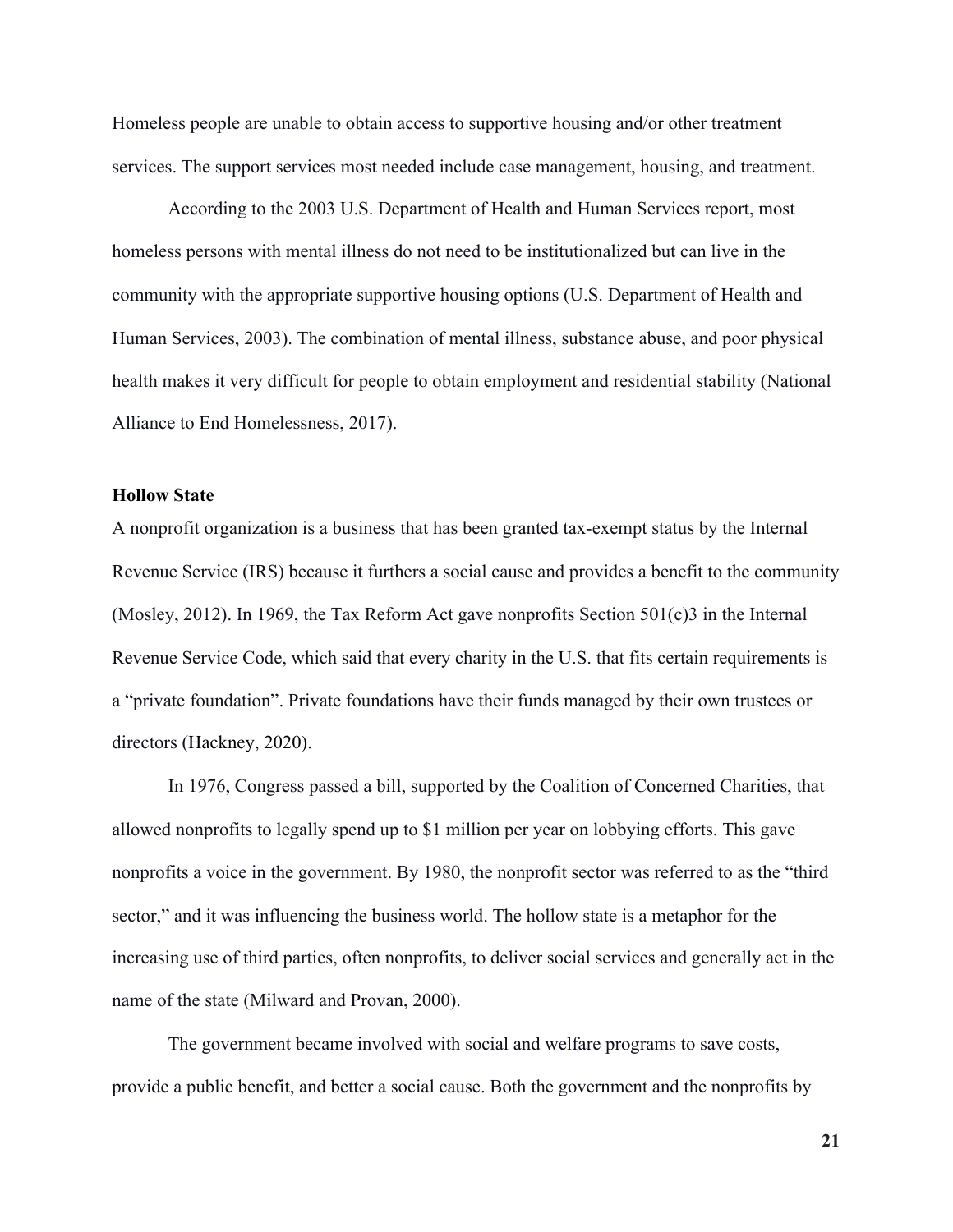Homeless people are unable to obtain access to supportive housing and/or other treatment services. The support services most needed include case management, housing, and treatment.

According to the 2003 U.S. Department of Health and Human Services report, most homeless persons with mental illness do not need to be institutionalized but can live in the community with the appropriate supportive housing options (U.S. Department of Health and Human Services, 2003). The combination of mental illness, substance abuse, and poor physical health makes it very difficult for people to obtain employment and residential stability (National Alliance to End Homelessness, 2017).

### Hollow State

A nonprofit organization is a business that has been granted tax-exempt status by the Internal Revenue Service (IRS) because it furthers a social cause and provides a benefit to the community (Mosley, 2012). In 1969, the Tax Reform Act gave nonprofits Section 501(c)3 in the Internal Revenue Service Code, which said that every charity in the U.S. that fits certain requirements is a "private foundation". Private foundations have their funds managed by their own trustees or directors (Hackney, 2020).

In 1976, Congress passed a bill, supported by the Coalition of Concerned Charities, that allowed nonprofits to legally spend up to $1 million per year on lobbying efforts. This gave nonprofits a voice in the government. By 1980, the nonprofit sector was referred to as the "third sector," and it was influencing the business world. The hollow state is a metaphor for the increasing use of third parties, often nonprofits, to deliver social services and generally act in the name of the state (Milward and Provan, 2000).

The government became involved with social and welfare programs to save costs, provide a public benefit, and better a social cause. Both the government and the nonprofits by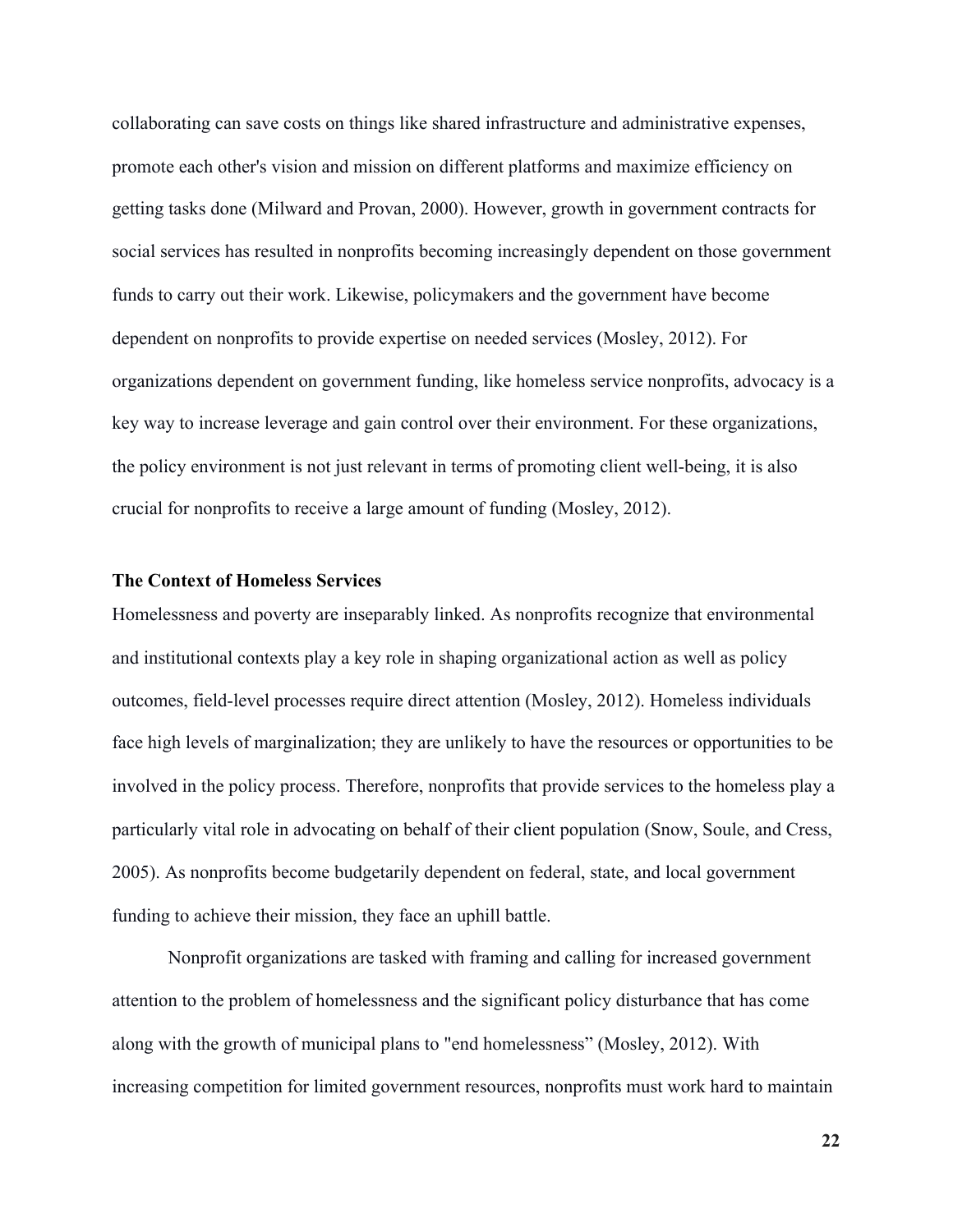collaborating can save costs on things like shared infrastructure and administrative expenses, promote each other's vision and mission on different platforms and maximize efficiency on getting tasks done (Milward and Provan, 2000). However, growth in government contracts for social services has resulted in nonprofits becoming increasingly dependent on those government funds to carry out their work. Likewise, policymakers and the government have become dependent on nonprofits to provide expertise on needed services (Mosley, 2012). For organizations dependent on government funding, like homeless service nonprofits, advocacy is a key way to increase leverage and gain control over their environment. For these organizations, the policy environment is not just relevant in terms of promoting client well-being, it is also crucial for nonprofits to receive a large amount of funding (Mosley, 2012).

### The Context of Homeless Services

Homelessness and poverty are inseparably linked. As nonprofits recognize that environmental and institutional contexts play a key role in shaping organizational action as well as policy outcomes, field-level processes require direct attention (Mosley, 2012). Homeless individuals face high levels of marginalization; they are unlikely to have the resources or opportunities to be involved in the policy process. Therefore, nonprofits that provide services to the homeless play a particularly vital role in advocating on behalf of their client population (Snow, Soule, and Cress, 2005). As nonprofits become budgetarily dependent on federal, state, and local government funding to achieve their mission, they face an uphill battle.

Nonprofit organizations are tasked with framing and calling for increased government attention to the problem of homelessness and the significant policy disturbance that has come along with the growth of municipal plans to "end homelessness" (Mosley, 2012). With increasing competition for limited government resources, nonprofits must work hard to maintain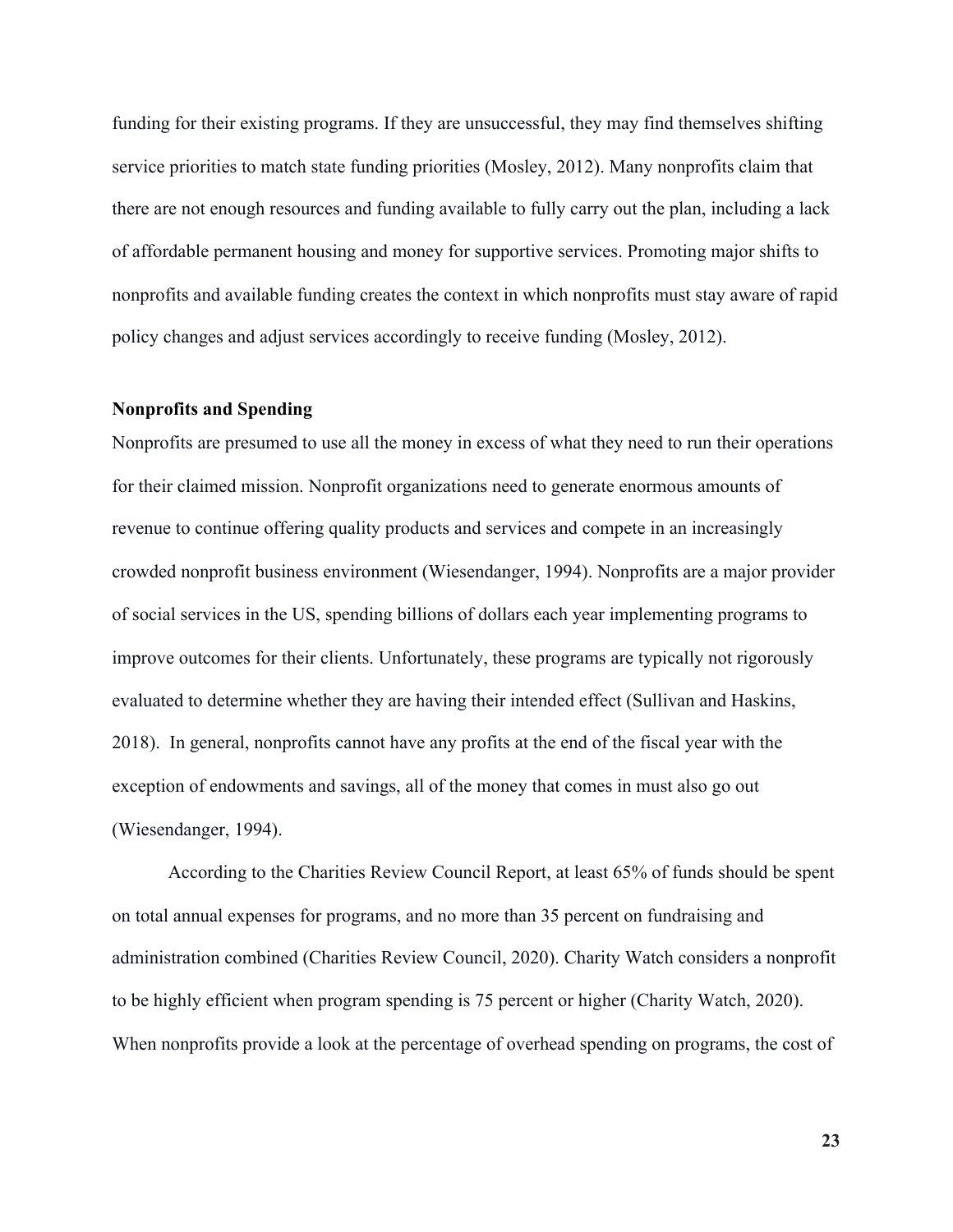funding for their existing programs. If they are unsuccessful, they may find themselves shifting service priorities to match state funding priorities (Mosley, 2012). Many nonprofits claim that there are not enough resources and funding available to fully carry out the plan, including a lack of affordable permanent housing and money for supportive services. Promoting major shifts to nonprofits and available funding creates the context in which nonprofits must stay aware of rapid policy changes and adjust services accordingly to receive funding (Mosley, 2012).

**Nonprofits and Spending**

Nonprofits are presumed to use all the money in excess of what they need to run their operations for their claimed mission. Nonprofit organizations need to generate enormous amounts of revenue to continue offering quality products and services and compete in an increasingly crowded nonprofit business environment (Wiesendanger, 1994). Nonprofits are a major provider of social services in the US, spending billions of dollars each year implementing programs to improve outcomes for their clients. Unfortunately, these programs are typically not rigorously evaluated to determine whether they are having their intended effect (Sullivan and Haskins, 2018). In general, nonprofits cannot have any profits at the end of the fiscal year with the exception of endowments and savings, all of the money that comes in must also go out (Wiesendanger, 1994).

According to the Charities Review Council Report, at least 65% of funds should be spent on total annual expenses for programs, and no more than 35 percent on fundraising and administration combined (Charities Review Council, 2020). Charity Watch considers a nonprofit to be highly efficient when program spending is 75 percent or higher (Charity Watch, 2020). When nonprofits provide a look at the percentage of overhead spending on programs, the cost of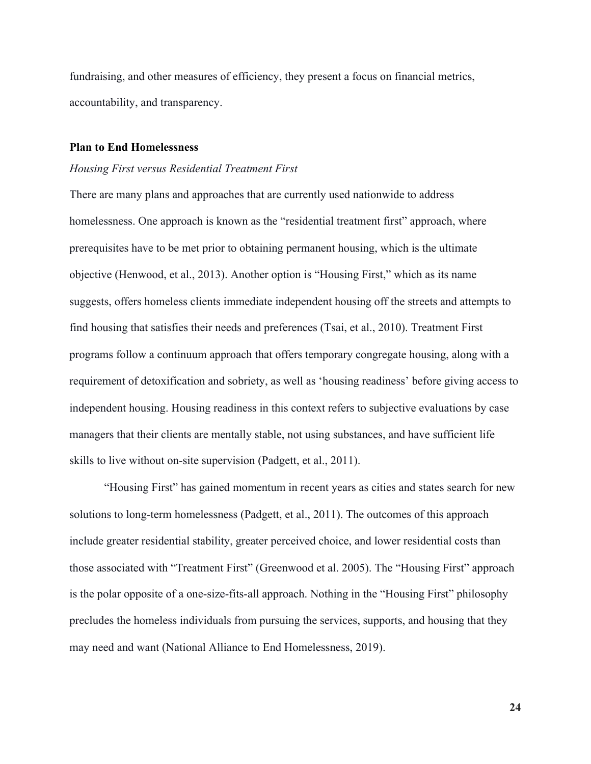fundraising, and other measures of efficiency, they present a focus on financial metrics, accountability, and transparency.

**Plan to End Homelessness**

*Housing First versus Residential Treatment First*

There are many plans and approaches that are currently used nationwide to address homelessness. One approach is known as the "residential treatment first" approach, where prerequisites have to be met prior to obtaining permanent housing, which is the ultimate objective (Henwood, et al., 2013). Another option is "Housing First," which as its name suggests, offers homeless clients immediate independent housing off the streets and attempts to find housing that satisfies their needs and preferences (Tsai, et al., 2010). Treatment First programs follow a continuum approach that offers temporary congregate housing, along with a requirement of detoxification and sobriety, as well as 'housing readiness' before giving access to independent housing. Housing readiness in this context refers to subjective evaluations by case managers that their clients are mentally stable, not using substances, and have sufficient life skills to live without on-site supervision (Padgett, et al., 2011).

"Housing First" has gained momentum in recent years as cities and states search for new solutions to long-term homelessness (Padgett, et al., 2011). The outcomes of this approach include greater residential stability, greater perceived choice, and lower residential costs than those associated with "Treatment First" (Greenwood et al. 2005). The "Housing First" approach is the polar opposite of a one-size-fits-all approach. Nothing in the "Housing First" philosophy precludes the homeless individuals from pursuing the services, supports, and housing that they may need and want (National Alliance to End Homelessness, 2019).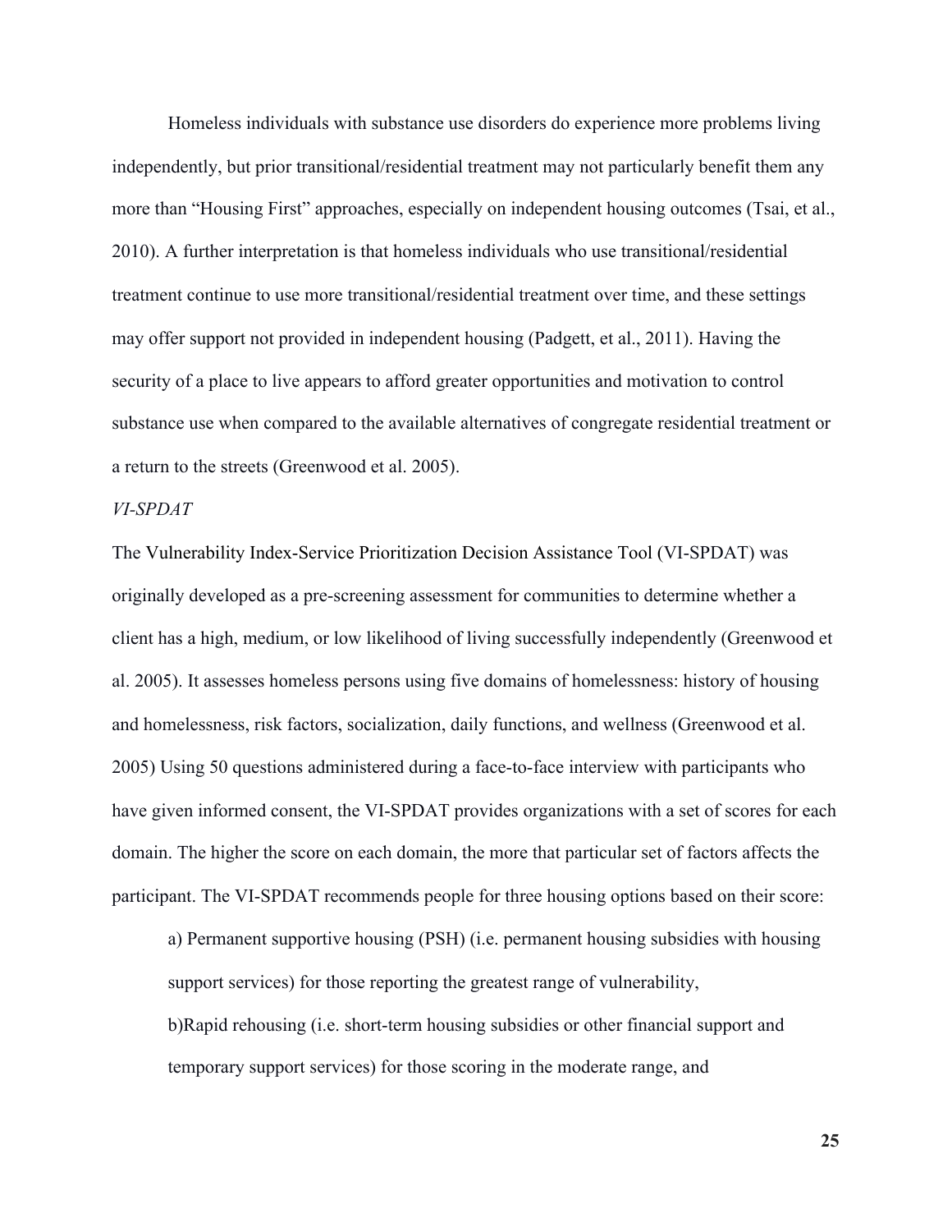Homeless individuals with substance use disorders do experience more problems living independently, but prior transitional/residential treatment may not particularly benefit them any more than "Housing First" approaches, especially on independent housing outcomes (Tsai, et al., 2010). A further interpretation is that homeless individuals who use transitional/residential treatment continue to use more transitional/residential treatment over time, and these settings may offer support not provided in independent housing (Padgett, et al., 2011). Having the security of a place to live appears to afford greater opportunities and motivation to control substance use when compared to the available alternatives of congregate residential treatment or a return to the streets (Greenwood et al. 2005).

*VI-SPDAT*

The Vulnerability Index-Service Prioritization Decision Assistance Tool (VI-SPDAT) was originally developed as a pre-screening assessment for communities to determine whether a client has a high, medium, or low likelihood of living successfully independently (Greenwood et al. 2005). It assesses homeless persons using five domains of homelessness: history of housing and homelessness, risk factors, socialization, daily functions, and wellness (Greenwood et al. 2005) Using 50 questions administered during a face-to-face interview with participants who have given informed consent, the VI-SPDAT provides organizations with a set of scores for each domain. The higher the score on each domain, the more that particular set of factors affects the participant. The VI-SPDAT recommends people for three housing options based on their score:

a) Permanent supportive housing (PSH) (i.e. permanent housing subsidies with housing support services) for those reporting the greatest range of vulnerability,

b)Rapid rehousing (i.e. short-term housing subsidies or other financial support and temporary support services) for those scoring in the moderate range, and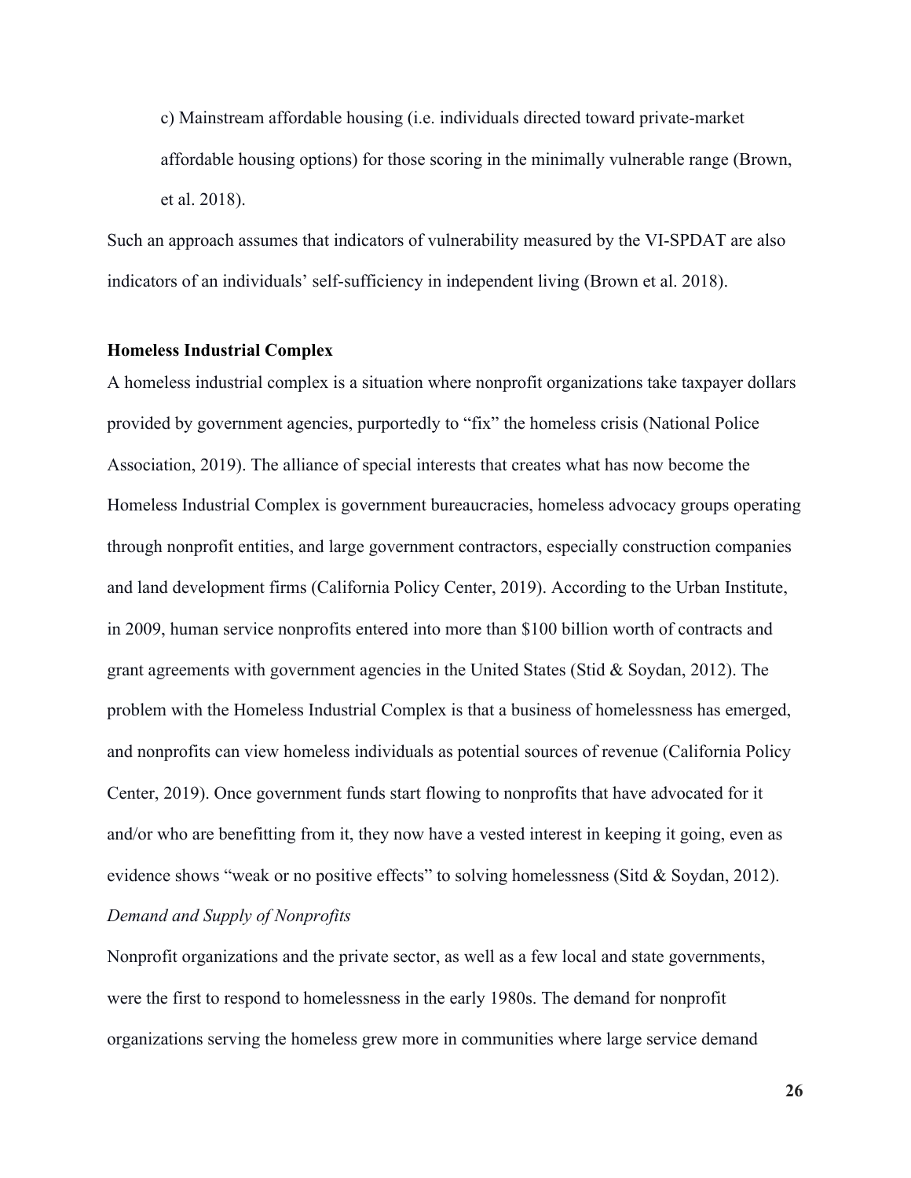c) Mainstream affordable housing (i.e. individuals directed toward private-market affordable housing options) for those scoring in the minimally vulnerable range (Brown, et al. 2018).

Such an approach assumes that indicators of vulnerability measured by the VI-SPDAT are also indicators of an individuals' self-sufficiency in independent living (Brown et al. 2018).

**Homeless Industrial Complex**

A homeless industrial complex is a situation where nonprofit organizations take taxpayer dollars provided by government agencies, purportedly to "fix" the homeless crisis (National Police Association, 2019). The alliance of special interests that creates what has now become the Homeless Industrial Complex is government bureaucracies, homeless advocacy groups operating through nonprofit entities, and large government contractors, especially construction companies and land development firms (California Policy Center, 2019). According to the Urban Institute, in 2009, human service nonprofits entered into more than $100 billion worth of contracts and grant agreements with government agencies in the United States (Stid & Soydan, 2012). The problem with the Homeless Industrial Complex is that a business of homelessness has emerged, and nonprofits can view homeless individuals as potential sources of revenue (California Policy Center, 2019). Once government funds start flowing to nonprofits that have advocated for it and/or who are benefitting from it, they now have a vested interest in keeping it going, even as evidence shows "weak or no positive effects" to solving homelessness (Sitd & Soydan, 2012).

*Demand and Supply of Nonprofits*

Nonprofit organizations and the private sector, as well as a few local and state governments, were the first to respond to homelessness in the early 1980s. The demand for nonprofit organizations serving the homeless grew more in communities where large service demand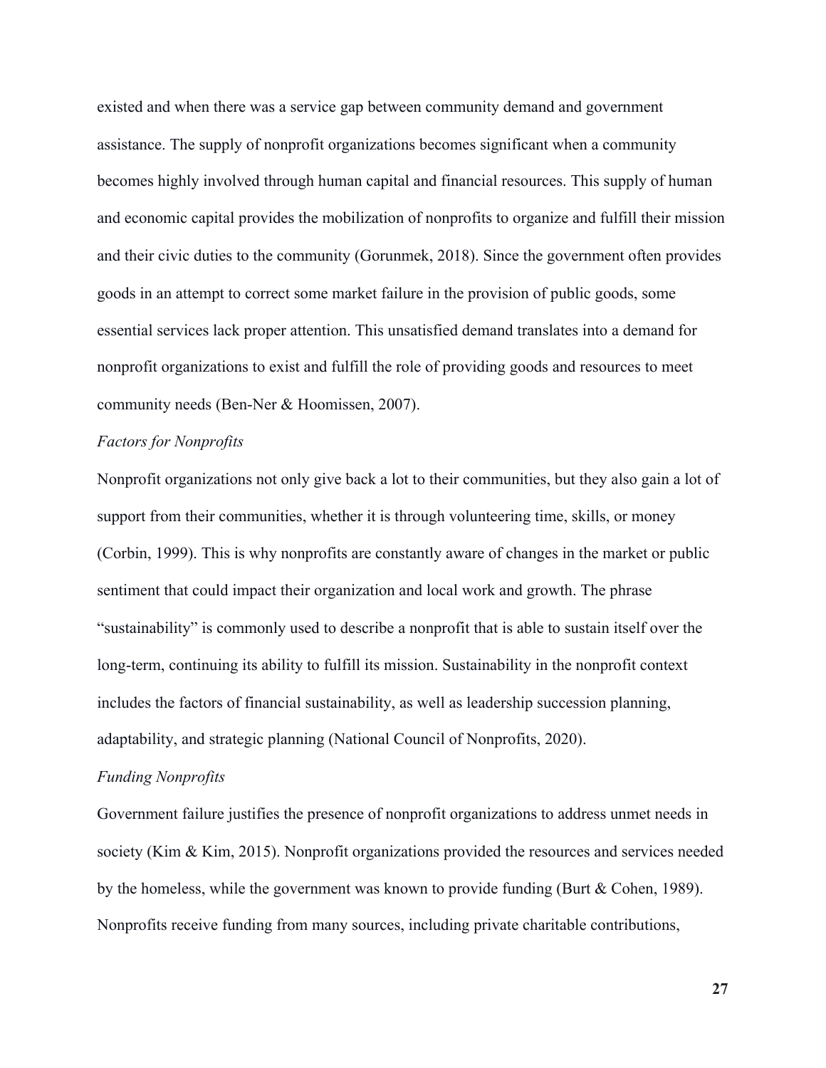existed and when there was a service gap between community demand and government assistance. The supply of nonprofit organizations becomes significant when a community becomes highly involved through human capital and financial resources. This supply of human and economic capital provides the mobilization of nonprofits to organize and fulfill their mission and their civic duties to the community (Gorunmek, 2018). Since the government often provides goods in an attempt to correct some market failure in the provision of public goods, some essential services lack proper attention. This unsatisfied demand translates into a demand for nonprofit organizations to exist and fulfill the role of providing goods and resources to meet community needs (Ben-Ner & Hoomissen, 2007).

*Factors for Nonprofits*

Nonprofit organizations not only give back a lot to their communities, but they also gain a lot of support from their communities, whether it is through volunteering time, skills, or money (Corbin, 1999). This is why nonprofits are constantly aware of changes in the market or public sentiment that could impact their organization and local work and growth. The phrase "sustainability" is commonly used to describe a nonprofit that is able to sustain itself over the long-term, continuing its ability to fulfill its mission. Sustainability in the nonprofit context includes the factors of financial sustainability, as well as leadership succession planning, adaptability, and strategic planning (National Council of Nonprofits, 2020).

*Funding Nonprofits*

Government failure justifies the presence of nonprofit organizations to address unmet needs in society (Kim & Kim, 2015). Nonprofit organizations provided the resources and services needed by the homeless, while the government was known to provide funding (Burt & Cohen, 1989). Nonprofits receive funding from many sources, including private charitable contributions,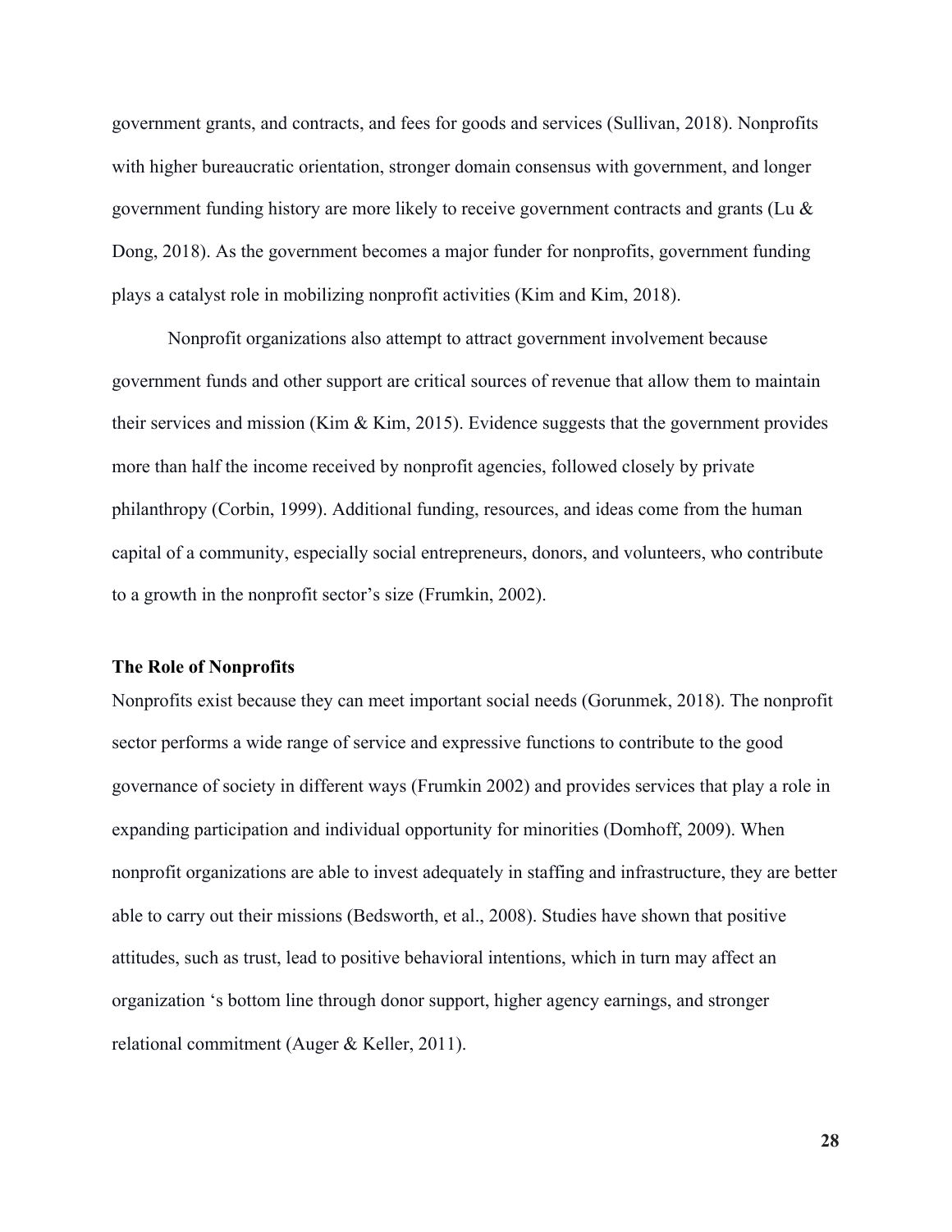government grants, and contracts, and fees for goods and services (Sullivan, 2018). Nonprofits with higher bureaucratic orientation, stronger domain consensus with government, and longer government funding history are more likely to receive government contracts and grants (Lu & Dong, 2018). As the government becomes a major funder for nonprofits, government funding plays a catalyst role in mobilizing nonprofit activities (Kim and Kim, 2018).

Nonprofit organizations also attempt to attract government involvement because government funds and other support are critical sources of revenue that allow them to maintain their services and mission (Kim & Kim, 2015). Evidence suggests that the government provides more than half the income received by nonprofit agencies, followed closely by private philanthropy (Corbin, 1999). Additional funding, resources, and ideas come from the human capital of a community, especially social entrepreneurs, donors, and volunteers, who contribute to a growth in the nonprofit sector's size (Frumkin, 2002).

### The Role of Nonprofits

Nonprofits exist because they can meet important social needs (Gorunmek, 2018). The nonprofit sector performs a wide range of service and expressive functions to contribute to the good governance of society in different ways (Frumkin 2002) and provides services that play a role in expanding participation and individual opportunity for minorities (Domhoff, 2009). When nonprofit organizations are able to invest adequately in staffing and infrastructure, they are better able to carry out their missions (Bedsworth, et al., 2008). Studies have shown that positive attitudes, such as trust, lead to positive behavioral intentions, which in turn may affect an organization 's bottom line through donor support, higher agency earnings, and stronger relational commitment (Auger & Keller, 2011).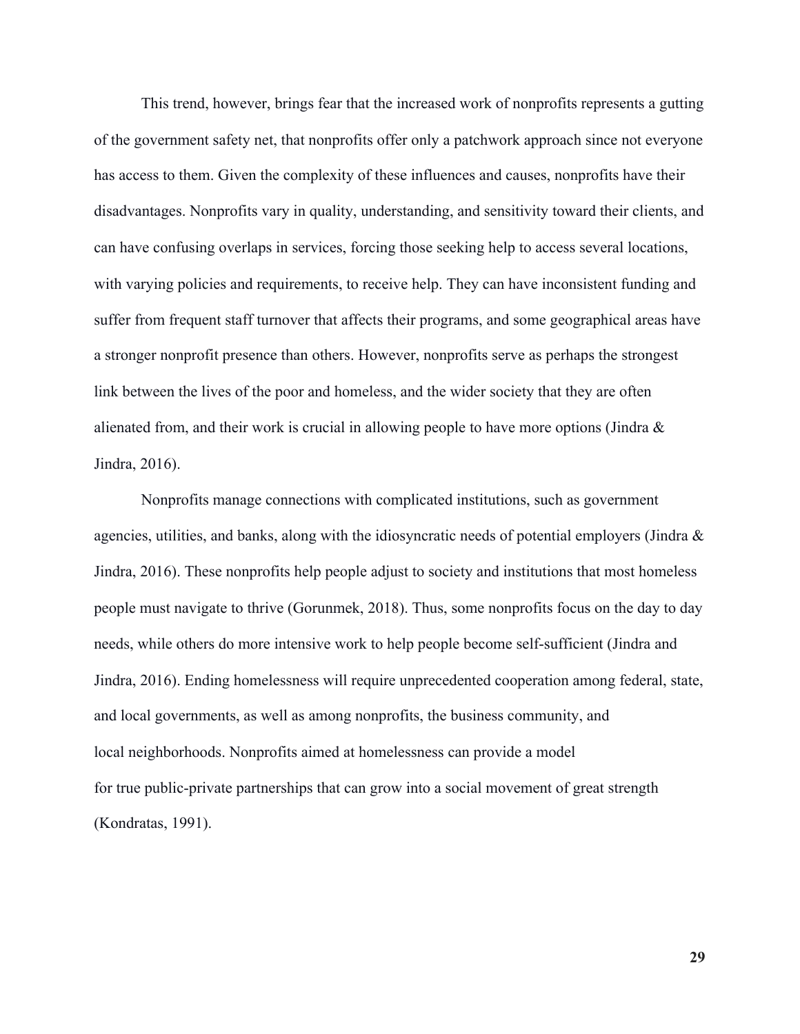This trend, however, brings fear that the increased work of nonprofits represents a gutting of the government safety net, that nonprofits offer only a patchwork approach since not everyone has access to them. Given the complexity of these influences and causes, nonprofits have their disadvantages. Nonprofits vary in quality, understanding, and sensitivity toward their clients, and can have confusing overlaps in services, forcing those seeking help to access several locations, with varying policies and requirements, to receive help. They can have inconsistent funding and suffer from frequent staff turnover that affects their programs, and some geographical areas have a stronger nonprofit presence than others. However, nonprofits serve as perhaps the strongest link between the lives of the poor and homeless, and the wider society that they are often alienated from, and their work is crucial in allowing people to have more options (Jindra & Jindra, 2016).

Nonprofits manage connections with complicated institutions, such as government agencies, utilities, and banks, along with the idiosyncratic needs of potential employers (Jindra & Jindra, 2016). These nonprofits help people adjust to society and institutions that most homeless people must navigate to thrive (Gorunmek, 2018). Thus, some nonprofits focus on the day to day needs, while others do more intensive work to help people become self-sufficient (Jindra and Jindra, 2016). Ending homelessness will require unprecedented cooperation among federal, state, and local governments, as well as among nonprofits, the business community, and local neighborhoods. Nonprofits aimed at homelessness can provide a model for true public-private partnerships that can grow into a social movement of great strength (Kondratas, 1991).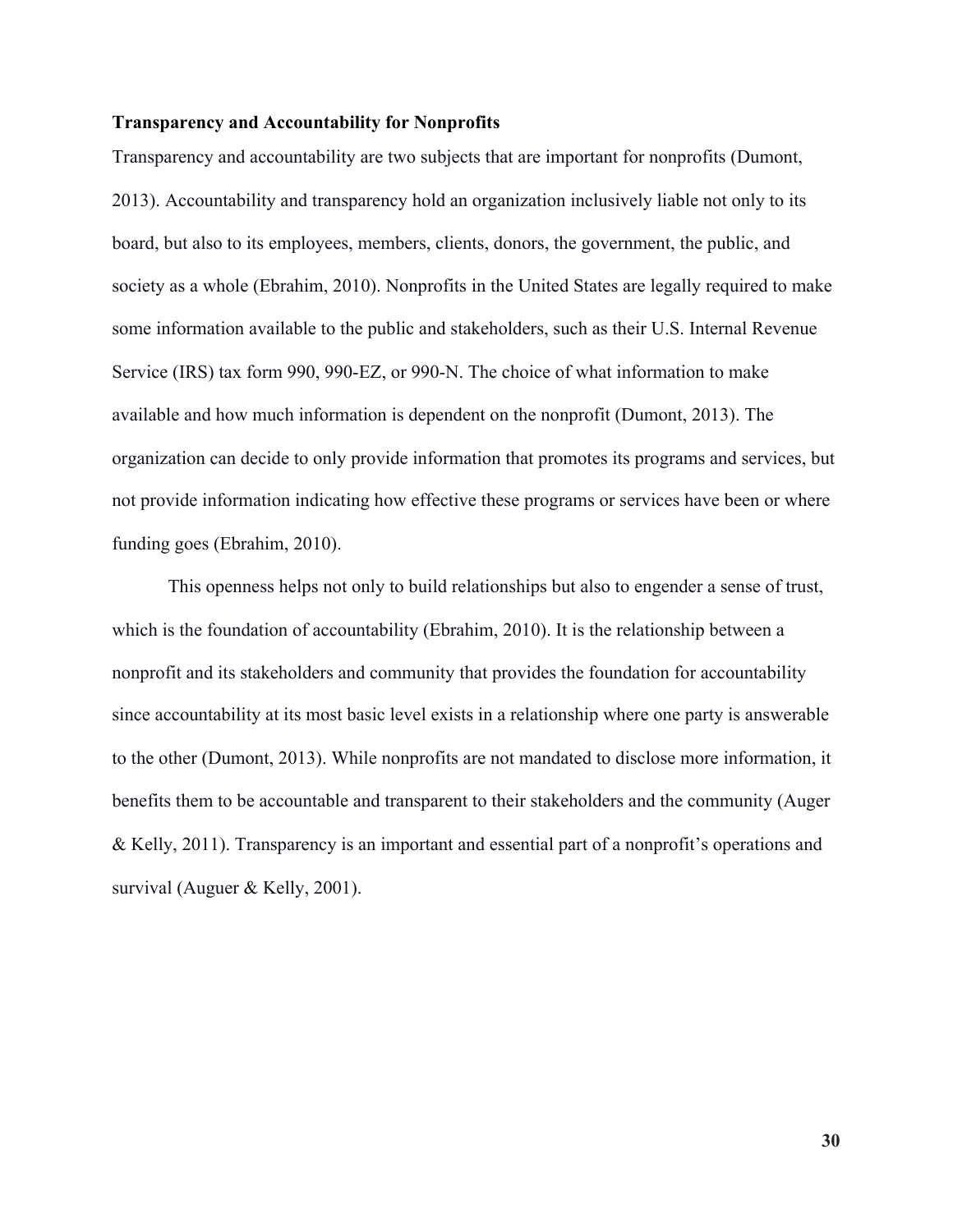**Transparency and Accountability for Nonprofits**

Transparency and accountability are two subjects that are important for nonprofits (Dumont, 2013). Accountability and transparency hold an organization inclusively liable not only to its board, but also to its employees, members, clients, donors, the government, the public, and society as a whole (Ebrahim, 2010). Nonprofits in the United States are legally required to make some information available to the public and stakeholders, such as their U.S. Internal Revenue Service (IRS) tax form 990, 990-EZ, or 990-N. The choice of what information to make available and how much information is dependent on the nonprofit (Dumont, 2013). The organization can decide to only provide information that promotes its programs and services, but not provide information indicating how effective these programs or services have been or where funding goes (Ebrahim, 2010).

This openness helps not only to build relationships but also to engender a sense of trust, which is the foundation of accountability (Ebrahim, 2010). It is the relationship between a nonprofit and its stakeholders and community that provides the foundation for accountability since accountability at its most basic level exists in a relationship where one party is answerable to the other (Dumont, 2013). While nonprofits are not mandated to disclose more information, it benefits them to be accountable and transparent to their stakeholders and the community (Auger & Kelly, 2011). Transparency is an important and essential part of a nonprofit's operations and survival (Auguer & Kelly, 2001).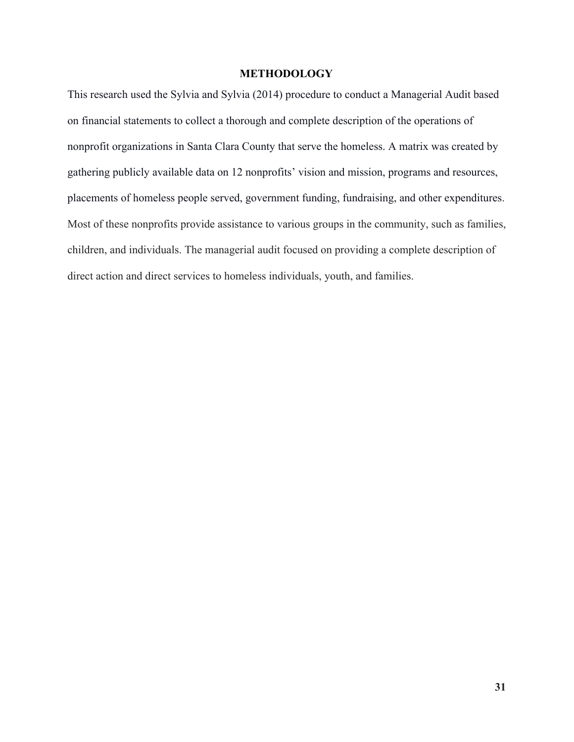# METHODOLOGY

This research used the Sylvia and Sylvia (2014) procedure to conduct a Managerial Audit based on financial statements to collect a thorough and complete description of the operations of nonprofit organizations in Santa Clara County that serve the homeless. A matrix was created by gathering publicly available data on 12 nonprofits' vision and mission, programs and resources, placements of homeless people served, government funding, fundraising, and other expenditures. Most of these nonprofits provide assistance to various groups in the community, such as families, children, and individuals. The managerial audit focused on providing a complete description of direct action and direct services to homeless individuals, youth, and families.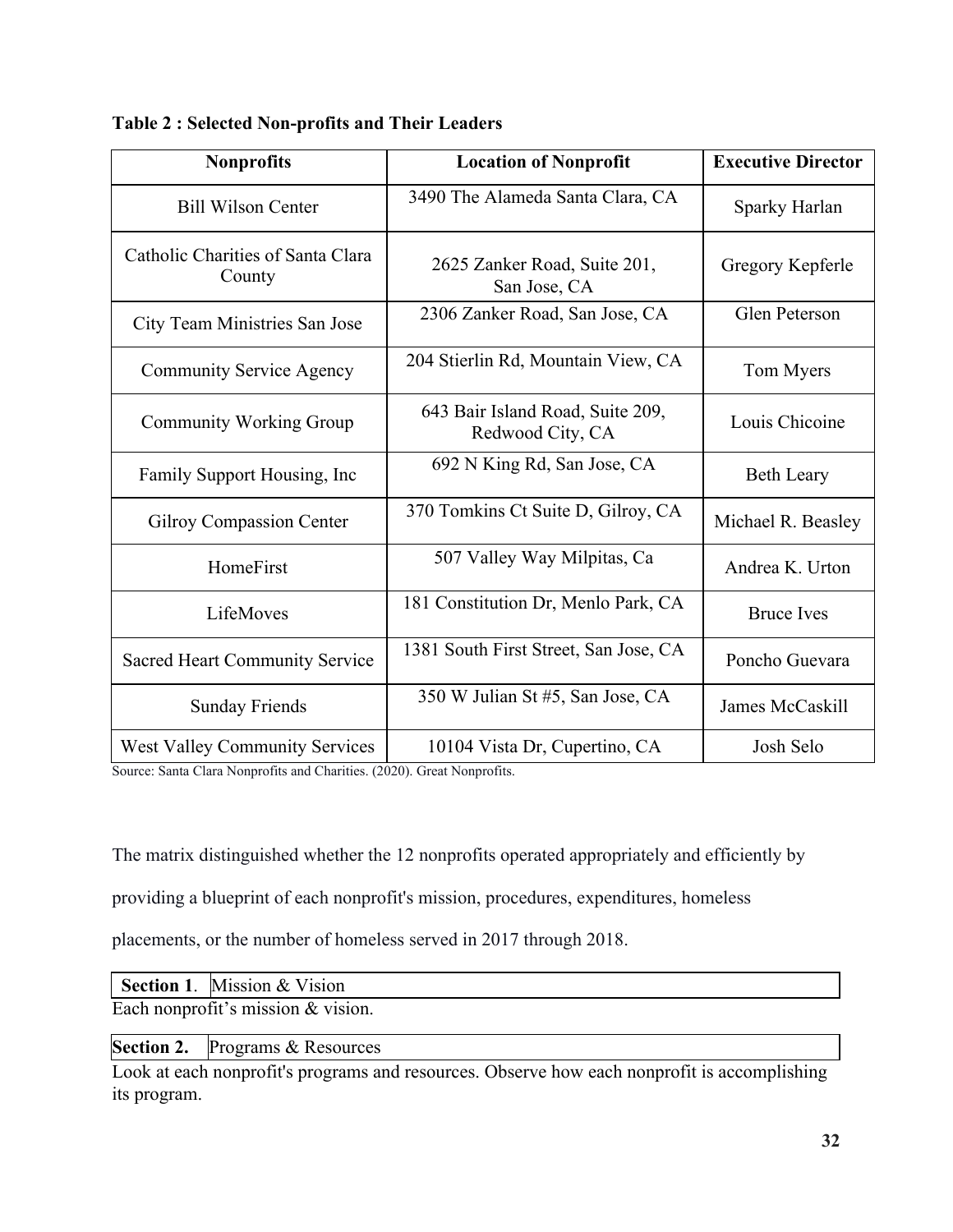**Table 2 : Selected Non-profits and Their Leaders**

| Nonprofits | Location of Nonprofit | Executive Director |
|---|---|---|
| Bill Wilson Center | 3490 The Alameda Santa Clara, CA | Sparky Harlan |
| Catholic Charities of Santa Clara County | 2625 Zanker Road, Suite 201, San Jose, CA | Gregory Kepferle |
| City Team Ministries San Jose | 2306 Zanker Road, San Jose, CA | Glen Peterson |
| Community Service Agency | 204 Stierlin Rd, Mountain View, CA | Tom Myers |
| Community Working Group | 643 Bair Island Road, Suite 209, Redwood City, CA | Louis Chicoine |
| Family Support Housing, Inc | 692 N King Rd, San Jose, CA | Beth Leary |
| Gilroy Compassion Center | 370 Tomkins Ct Suite D, Gilroy, CA | Michael R. Beasley |
| HomeFirst | 507 Valley Way Milpitas, Ca | Andrea K. Urton |
| LifeMoves | 181 Constitution Dr, Menlo Park, CA | Bruce Ives |
| Sacred Heart Community Service | 1381 South First Street, San Jose, CA | Poncho Guevara |
| Sunday Friends | 350 W Julian St #5, San Jose, CA | James McCaskill |
| West Valley Community Services | 10104 Vista Dr, Cupertino, CA | Josh Selo |

Source: Santa Clara Nonprofits and Charities. (2020). Great Nonprofits.

The matrix distinguished whether the 12 nonprofits operated appropriately and efficiently by providing a blueprint of each nonprofit's mission, procedures, expenditures, homeless placements, or the number of homeless served in 2017 through 2018.

| **Section 1**. | Mission & Vision |
|---|---|

Each nonprofit's mission & vision.

| **Section 2.** | Programs & Resources |
|---|---|

Look at each nonprofit's programs and resources. Observe how each nonprofit is accomplishing its program.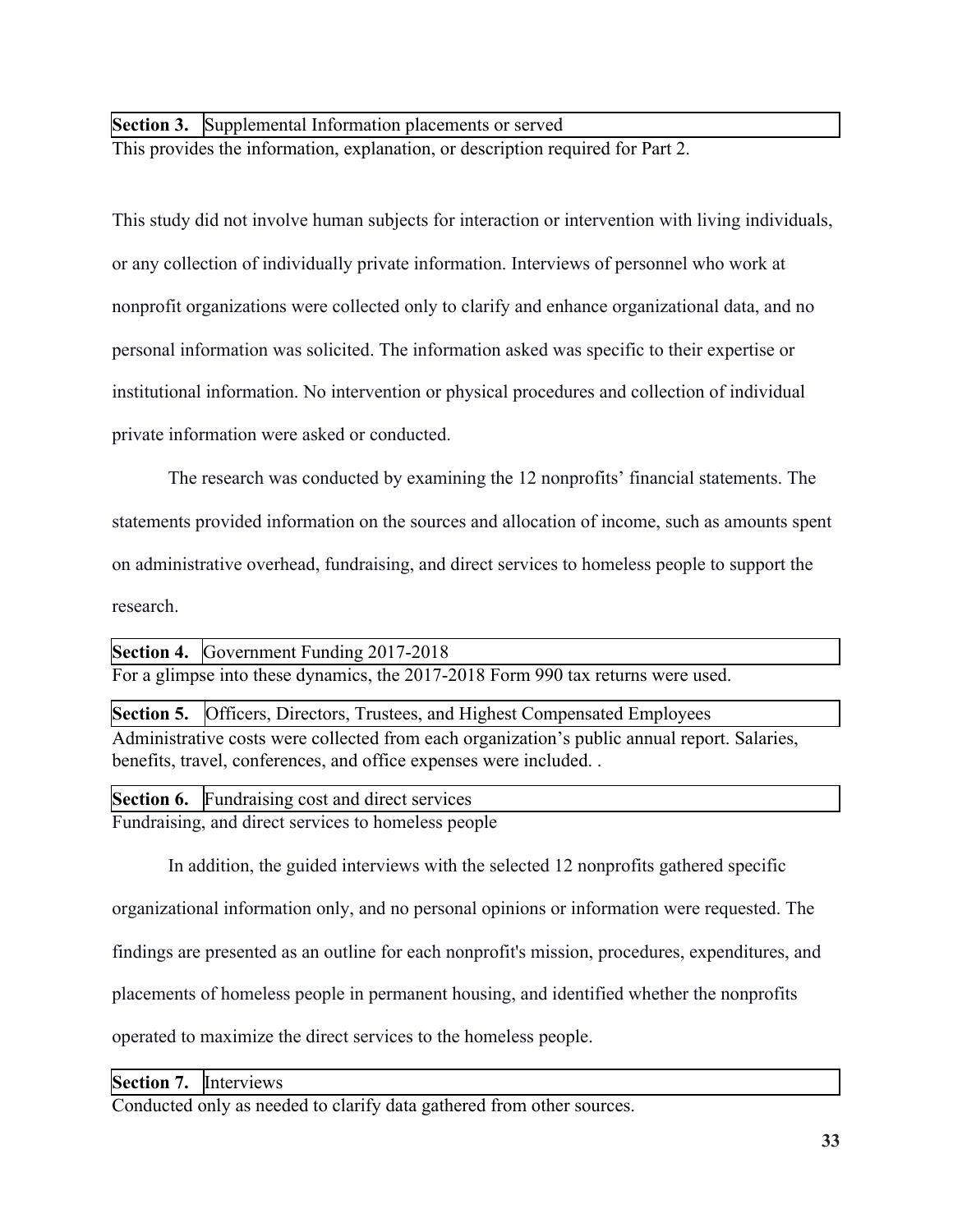| **Section 3.** | Supplemental Information placements or served |
|---|---|

This provides the information, explanation, or description required for Part 2.

This study did not involve human subjects for interaction or intervention with living individuals, or any collection of individually private information. Interviews of personnel who work at nonprofit organizations were collected only to clarify and enhance organizational data, and no personal information was solicited. The information asked was specific to their expertise or institutional information. No intervention or physical procedures and collection of individual private information were asked or conducted.

The research was conducted by examining the 12 nonprofits' financial statements. The statements provided information on the sources and allocation of income, such as amounts spent on administrative overhead, fundraising, and direct services to homeless people to support the research.

| **Section 4.** | Government Funding 2017-2018 |
|---|---|

For a glimpse into these dynamics, the 2017-2018 Form 990 tax returns were used.

| **Section 5.** | Officers, Directors, Trustees, and Highest Compensated Employees |
|---|---|

Administrative costs were collected from each organization's public annual report. Salaries, benefits, travel, conferences, and office expenses were included. .

| **Section 6.** | Fundraising cost and direct services |
|---|---|

Fundraising, and direct services to homeless people

In addition, the guided interviews with the selected 12 nonprofits gathered specific organizational information only, and no personal opinions or information were requested. The findings are presented as an outline for each nonprofit's mission, procedures, expenditures, and placements of homeless people in permanent housing, and identified whether the nonprofits operated to maximize the direct services to the homeless people.

| **Section 7.** | Interviews |
|---|---|

Conducted only as needed to clarify data gathered from other sources.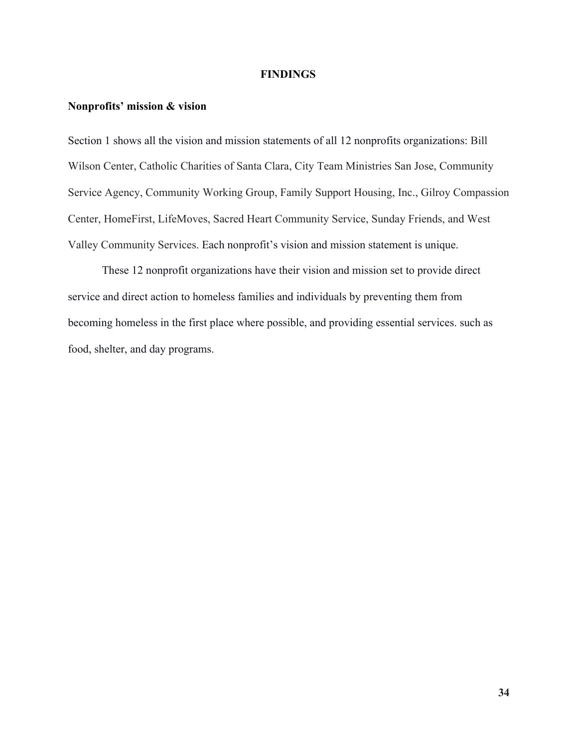# FINDINGS

## Nonprofits' mission & vision

Section 1 shows all the vision and mission statements of all 12 nonprofits organizations: Bill Wilson Center, Catholic Charities of Santa Clara, City Team Ministries San Jose, Community Service Agency, Community Working Group, Family Support Housing, Inc., Gilroy Compassion Center, HomeFirst, LifeMoves, Sacred Heart Community Service, Sunday Friends, and West Valley Community Services. Each nonprofit's vision and mission statement is unique.

These 12 nonprofit organizations have their vision and mission set to provide direct service and direct action to homeless families and individuals by preventing them from becoming homeless in the first place where possible, and providing essential services. such as food, shelter, and day programs.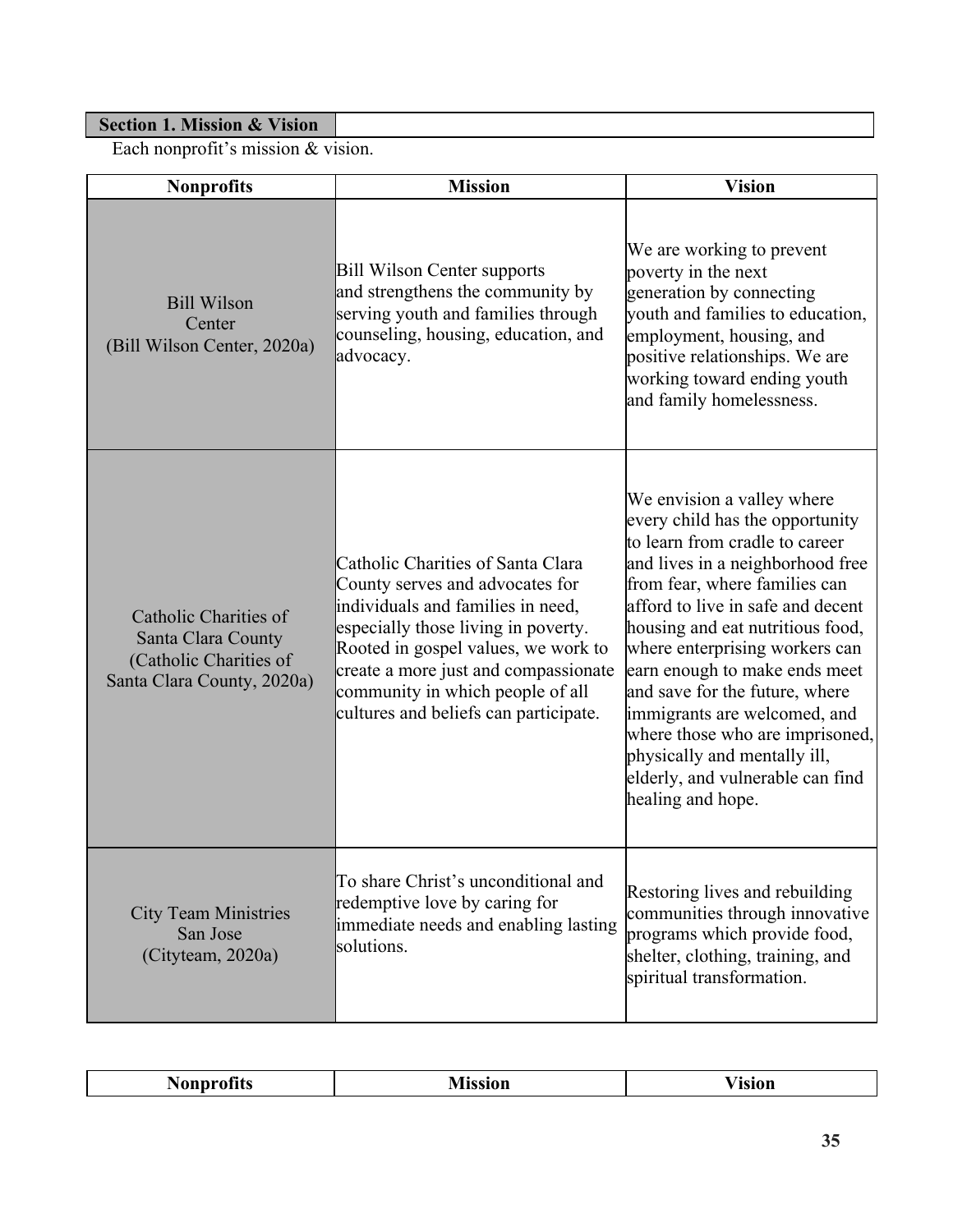| Section 1. Mission & Vision | |
|---|---|

Each nonprofit's mission & vision.

| Nonprofits | Mission | Vision |
|---|---|---|
| Bill Wilson Center (Bill Wilson Center, 2020a) | Bill Wilson Center supports and strengthens the community by serving youth and families through counseling, housing, education, and advocacy. | We are working to prevent poverty in the next generation by connecting youth and families to education, employment, housing, and positive relationships. We are working toward ending youth and family homelessness. |
| Catholic Charities of Santa Clara County (Catholic Charities of Santa Clara County, 2020a) | Catholic Charities of Santa Clara County serves and advocates for individuals and families in need, especially those living in poverty. Rooted in gospel values, we work to create a more just and compassionate community in which people of all cultures and beliefs can participate. | We envision a valley where every child has the opportunity to learn from cradle to career and lives in a neighborhood free from fear, where families can afford to live in safe and decent housing and eat nutritious food, where enterprising workers can earn enough to make ends meet and save for the future, where immigrants are welcomed, and where those who are imprisoned, physically and mentally ill, elderly, and vulnerable can find healing and hope. |
| City Team Ministries San Jose (Cityteam, 2020a) | To share Christ's unconditional and redemptive love by caring for immediate needs and enabling lasting solutions. | Restoring lives and rebuilding communities through innovative programs which provide food, shelter, clothing, training, and spiritual transformation. |

| Nonprofits | Mission | Vision |
|---|---|---|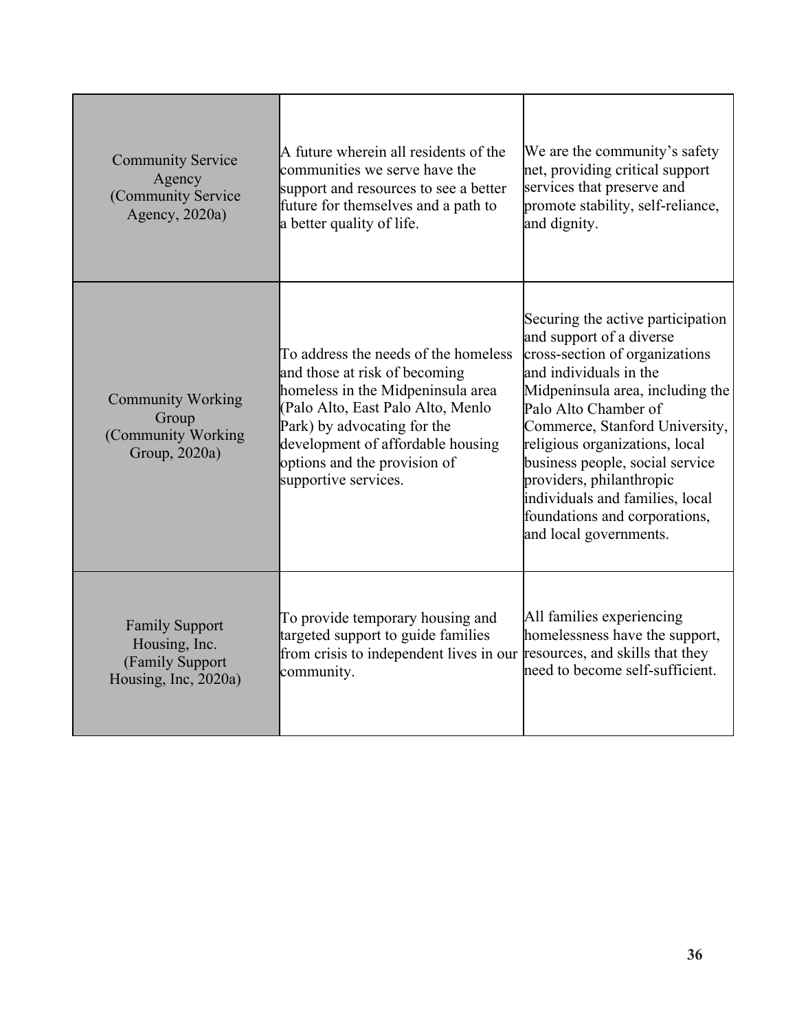| | | |
|---|---|---|
| Community Service Agency (Community Service Agency, 2020a) | A future wherein all residents of the communities we serve have the support and resources to see a better future for themselves and a path to a better quality of life. | We are the community's safety net, providing critical support services that preserve and promote stability, self-reliance, and dignity. |
| Community Working Group (Community Working Group, 2020a) | To address the needs of the homeless and those at risk of becoming homeless in the Midpeninsula area (Palo Alto, East Palo Alto, Menlo Park) by advocating for the development of affordable housing options and the provision of supportive services. | Securing the active participation and support of a diverse cross-section of organizations and individuals in the Midpeninsula area, including the Palo Alto Chamber of Commerce, Stanford University, religious organizations, local business people, social service providers, philanthropic individuals and families, local foundations and corporations, and local governments. |
| Family Support Housing, Inc. (Family Support Housing, Inc, 2020a) | To provide temporary housing and targeted support to guide families from crisis to independent lives in our community. | All families experiencing homelessness have the support, resources, and skills that they need to become self-sufficient. |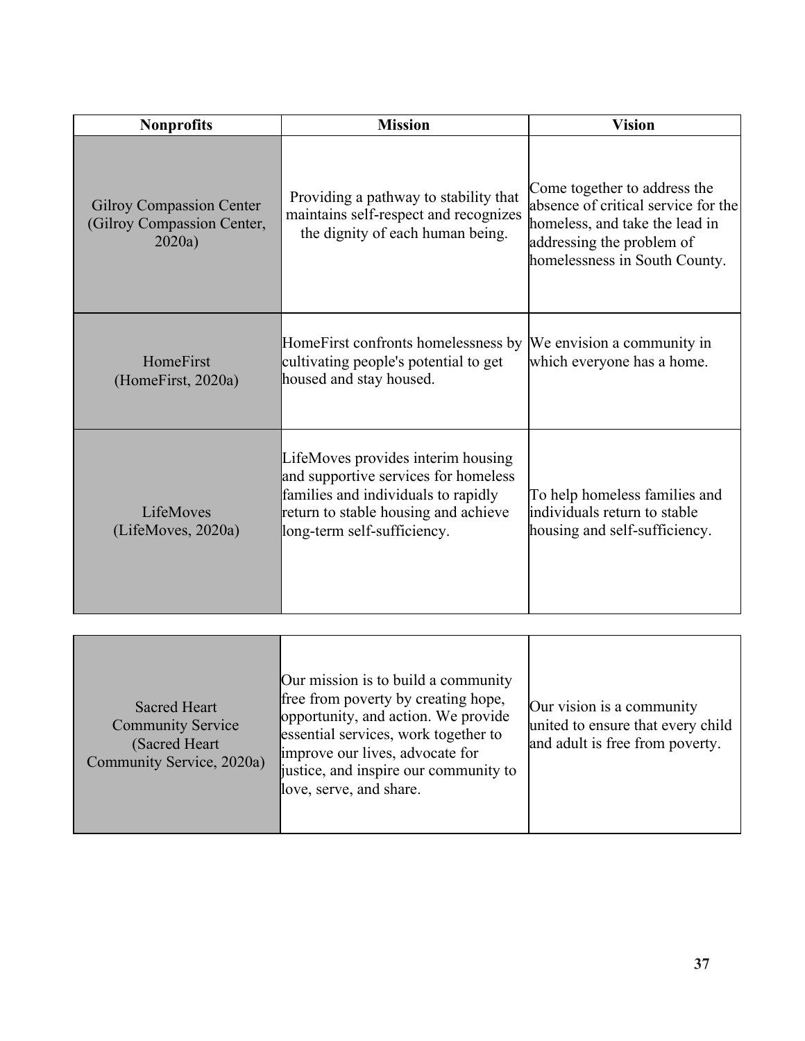| Nonprofits | Mission | Vision |
| --- | --- | --- |
| Gilroy Compassion Center (Gilroy Compassion Center, 2020a) | Providing a pathway to stability that maintains self-respect and recognizes the dignity of each human being. | Come together to address the absence of critical service for the homeless, and take the lead in addressing the problem of homelessness in South County. |
| HomeFirst (HomeFirst, 2020a) | HomeFirst confronts homelessness by cultivating people's potential to get housed and stay housed. | We envision a community in which everyone has a home. |
| LifeMoves (LifeMoves, 2020a) | LifeMoves provides interim housing and supportive services for homeless families and individuals to rapidly return to stable housing and achieve long-term self-sufficiency. | To help homeless families and individuals return to stable housing and self-sufficiency. |
| Sacred Heart Community Service (Sacred Heart Community Service, 2020a) | Our mission is to build a community free from poverty by creating hope, opportunity, and action. We provide essential services, work together to improve our lives, advocate for justice, and inspire our community to love, serve, and share. | Our vision is a community united to ensure that every child and adult is free from poverty. |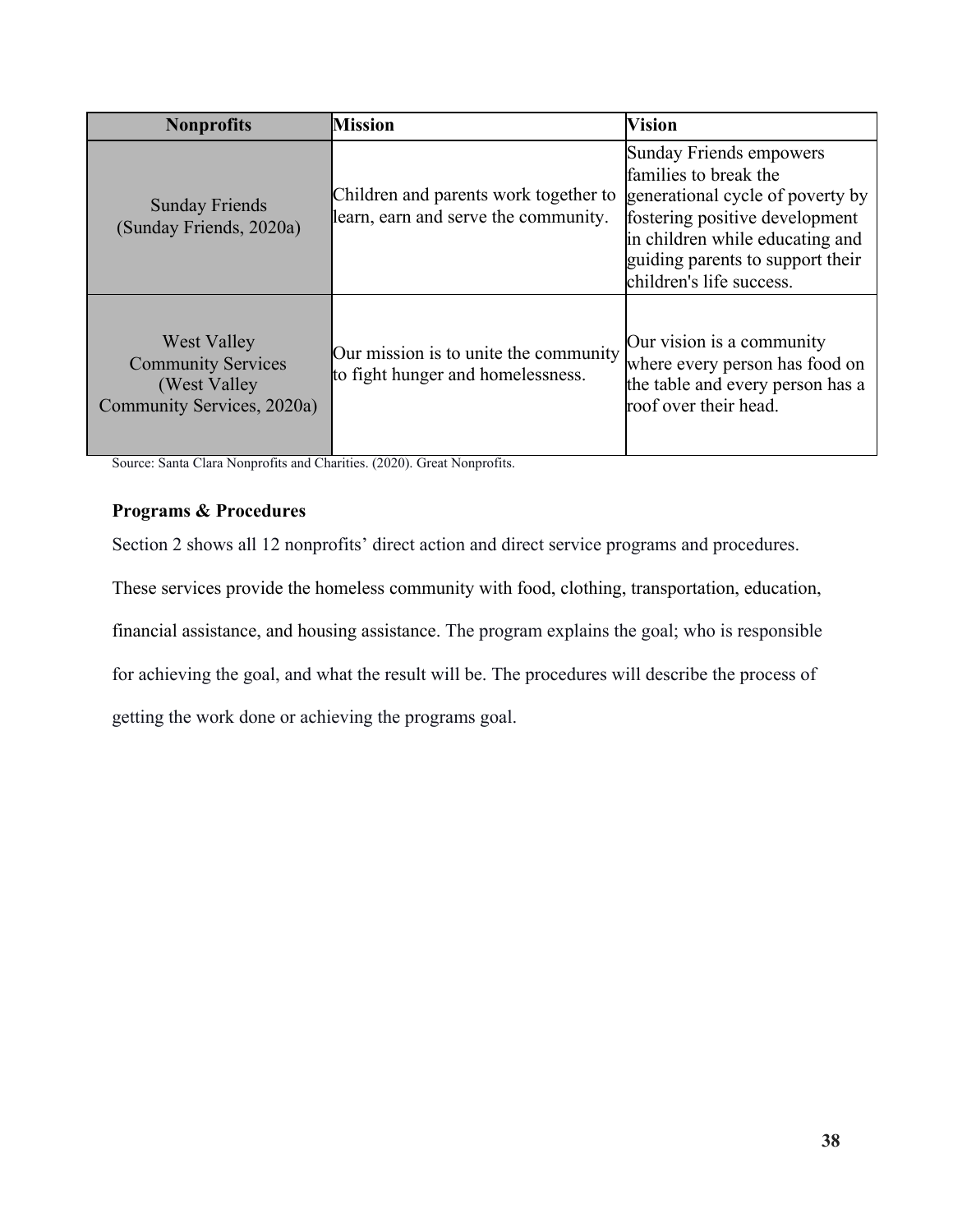| Nonprofits | Mission | Vision |
| --- | --- | --- |
| Sunday Friends (Sunday Friends, 2020a) | Children and parents work together to learn, earn and serve the community. | Sunday Friends empowers families to break the generational cycle of poverty by fostering positive development in children while educating and guiding parents to support their children's life success. |
| West Valley Community Services (West Valley Community Services, 2020a) | Our mission is to unite the community to fight hunger and homelessness. | Our vision is a community where every person has food on the table and every person has a roof over their head. |

Source: Santa Clara Nonprofits and Charities. (2020). Great Nonprofits.

**Programs & Procedures**

Section 2 shows all 12 nonprofits' direct action and direct service programs and procedures. These services provide the homeless community with food, clothing, transportation, education, financial assistance, and housing assistance. The program explains the goal; who is responsible for achieving the goal, and what the result will be. The procedures will describe the process of getting the work done or achieving the programs goal.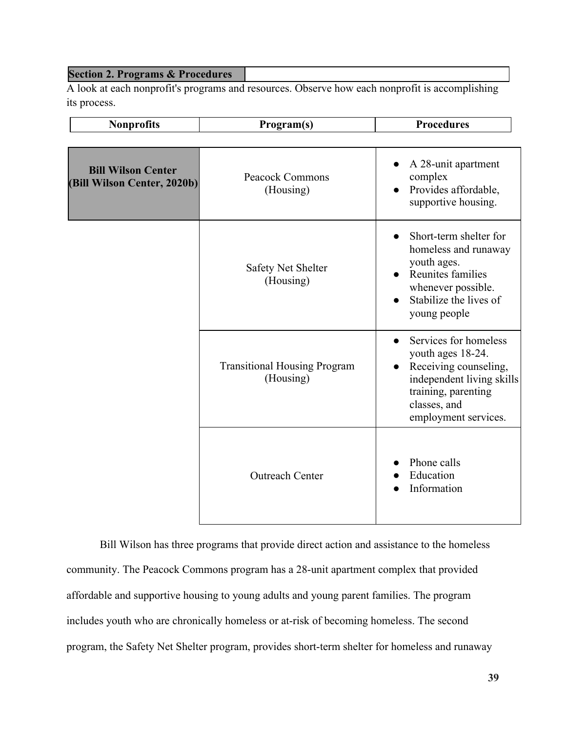| Section 2. Programs & Procedures | |
| --- | --- |

A look at each nonprofit's programs and resources. Observe how each nonprofit is accomplishing its process.

| Nonprofits | Program(s) | Procedures |
| --- | --- | --- |
| **Bill Wilson Center (Bill Wilson Center, 2020b)** | Peacock Commons (Housing) | • A 28-unit apartment complex<br>• Provides affordable, supportive housing. |
| | Safety Net Shelter (Housing) | • Short-term shelter for homeless and runaway youth ages.<br>• Reunites families whenever possible.<br>• Stabilize the lives of young people |
| | Transitional Housing Program (Housing) | • Services for homeless youth ages 18-24.<br>• Receiving counseling, independent living skills training, parenting classes, and employment services. |
| | Outreach Center | • Phone calls<br>• Education<br>• Information |

Bill Wilson has three programs that provide direct action and assistance to the homeless community. The Peacock Commons program has a 28-unit apartment complex that provided affordable and supportive housing to young adults and young parent families. The program includes youth who are chronically homeless or at-risk of becoming homeless. The second program, the Safety Net Shelter program, provides short-term shelter for homeless and runaway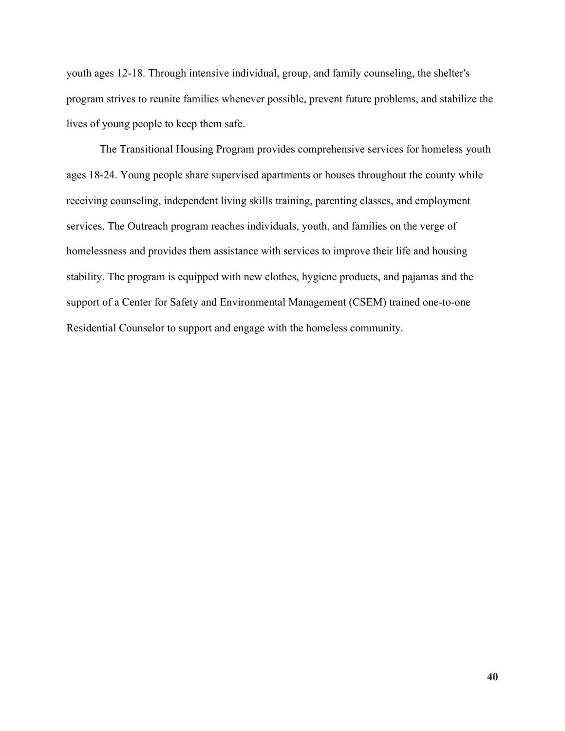youth ages 12-18. Through intensive individual, group, and family counseling, the shelter's program strives to reunite families whenever possible, prevent future problems, and stabilize the lives of young people to keep them safe.

The Transitional Housing Program provides comprehensive services for homeless youth ages 18-24. Young people share supervised apartments or houses throughout the county while receiving counseling, independent living skills training, parenting classes, and employment services. The Outreach program reaches individuals, youth, and families on the verge of homelessness and provides them assistance with services to improve their life and housing stability. The program is equipped with new clothes, hygiene products, and pajamas and the support of a Center for Safety and Environmental Management (CSEM) trained one-to-one Residential Counselor to support and engage with the homeless community.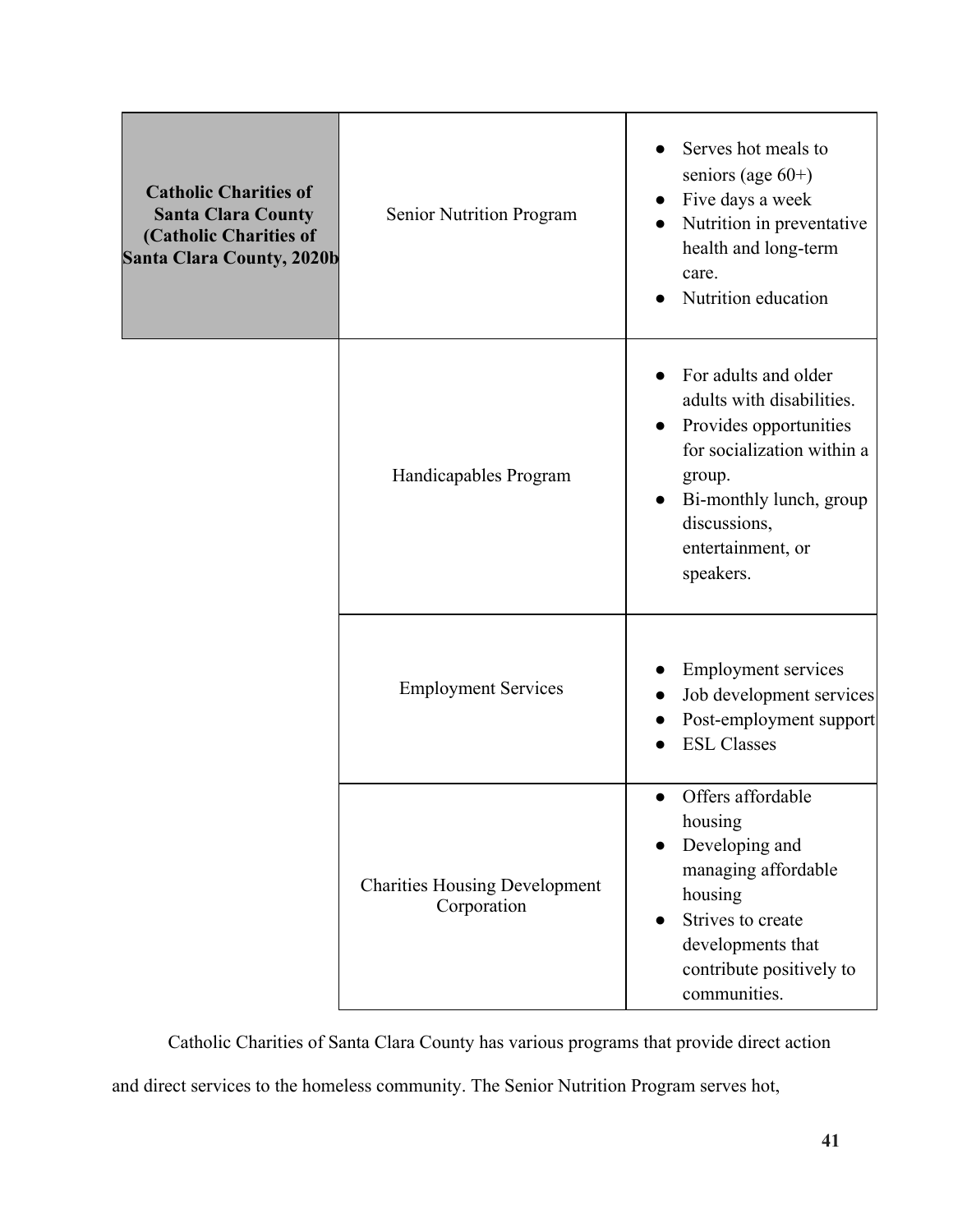| | | |
|---|---|---|
| **Catholic Charities of Santa Clara County (Catholic Charities of Santa Clara County, 2020b** | Senior Nutrition Program | ● Serves hot meals to seniors (age 60+)<br>● Five days a week<br>● Nutrition in preventative health and long-term care.<br>● Nutrition education |
| | Handicapables Program | ● For adults and older adults with disabilities.<br>● Provides opportunities for socialization within a group.<br>● Bi-monthly lunch, group discussions, entertainment, or speakers. |
| | Employment Services | ● Employment services<br>● Job development services<br>● Post-employment support<br>● ESL Classes |
| | Charities Housing Development Corporation | ● Offers affordable housing<br>● Developing and managing affordable housing<br>● Strives to create developments that contribute positively to communities. |

Catholic Charities of Santa Clara County has various programs that provide direct action and direct services to the homeless community. The Senior Nutrition Program serves hot,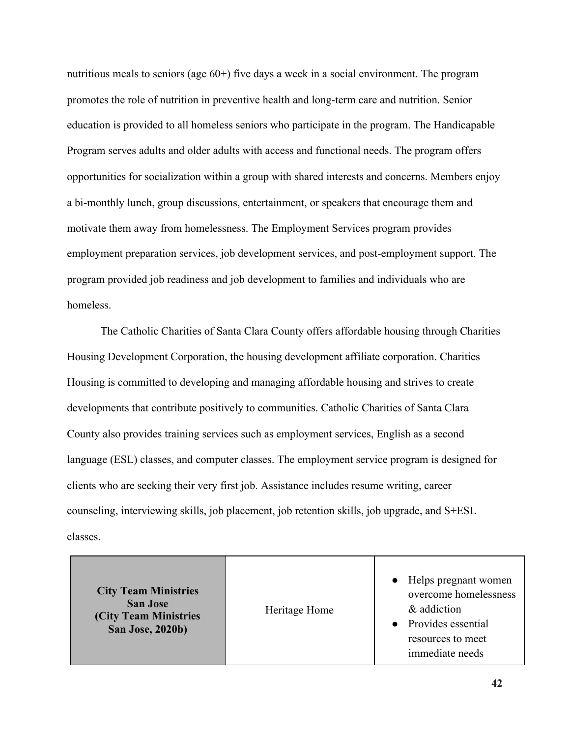nutritious meals to seniors (age 60+) five days a week in a social environment. The program promotes the role of nutrition in preventive health and long-term care and nutrition. Senior education is provided to all homeless seniors who participate in the program. The Handicapable Program serves adults and older adults with access and functional needs. The program offers opportunities for socialization within a group with shared interests and concerns. Members enjoy a bi-monthly lunch, group discussions, entertainment, or speakers that encourage them and motivate them away from homelessness. The Employment Services program provides employment preparation services, job development services, and post-employment support. The program provided job readiness and job development to families and individuals who are homeless.

The Catholic Charities of Santa Clara County offers affordable housing through Charities Housing Development Corporation, the housing development affiliate corporation. Charities Housing is committed to developing and managing affordable housing and strives to create developments that contribute positively to communities. Catholic Charities of Santa Clara County also provides training services such as employment services, English as a second language (ESL) classes, and computer classes. The employment service program is designed for clients who are seeking their very first job. Assistance includes resume writing, career counseling, interviewing skills, job placement, job retention skills, job upgrade, and S+ESL classes.

| | | |
|---|---|---|
| **City Team Ministries San Jose (City Team Ministries San Jose, 2020b)** | Heritage Home | ● Helps pregnant women overcome homelessness & addiction<br>● Provides essential resources to meet immediate needs |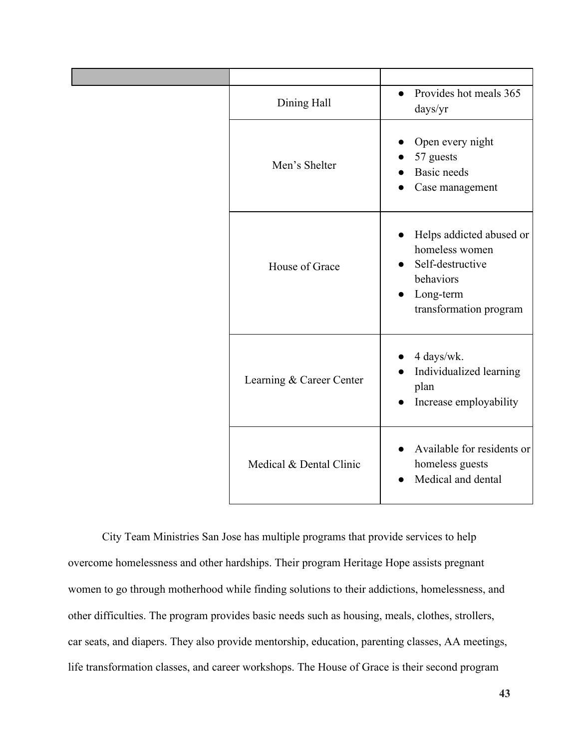| | | |
|---|---|---|
| | Dining Hall | ● Provides hot meals 365 days/yr |
| | Men's Shelter | ● Open every night<br>● 57 guests<br>● Basic needs<br>● Case management |
| | House of Grace | ● Helps addicted abused or homeless women<br>● Self-destructive behaviors<br>● Long-term transformation program |
| | Learning & Career Center | ● 4 days/wk.<br>● Individualized learning plan<br>● Increase employability |
| | Medical & Dental Clinic | ● Available for residents or homeless guests<br>● Medical and dental |

City Team Ministries San Jose has multiple programs that provide services to help overcome homelessness and other hardships. Their program Heritage Hope assists pregnant women to go through motherhood while finding solutions to their addictions, homelessness, and other difficulties. The program provides basic needs such as housing, meals, clothes, strollers, car seats, and diapers. They also provide mentorship, education, parenting classes, AA meetings, life transformation classes, and career workshops. The House of Grace is their second program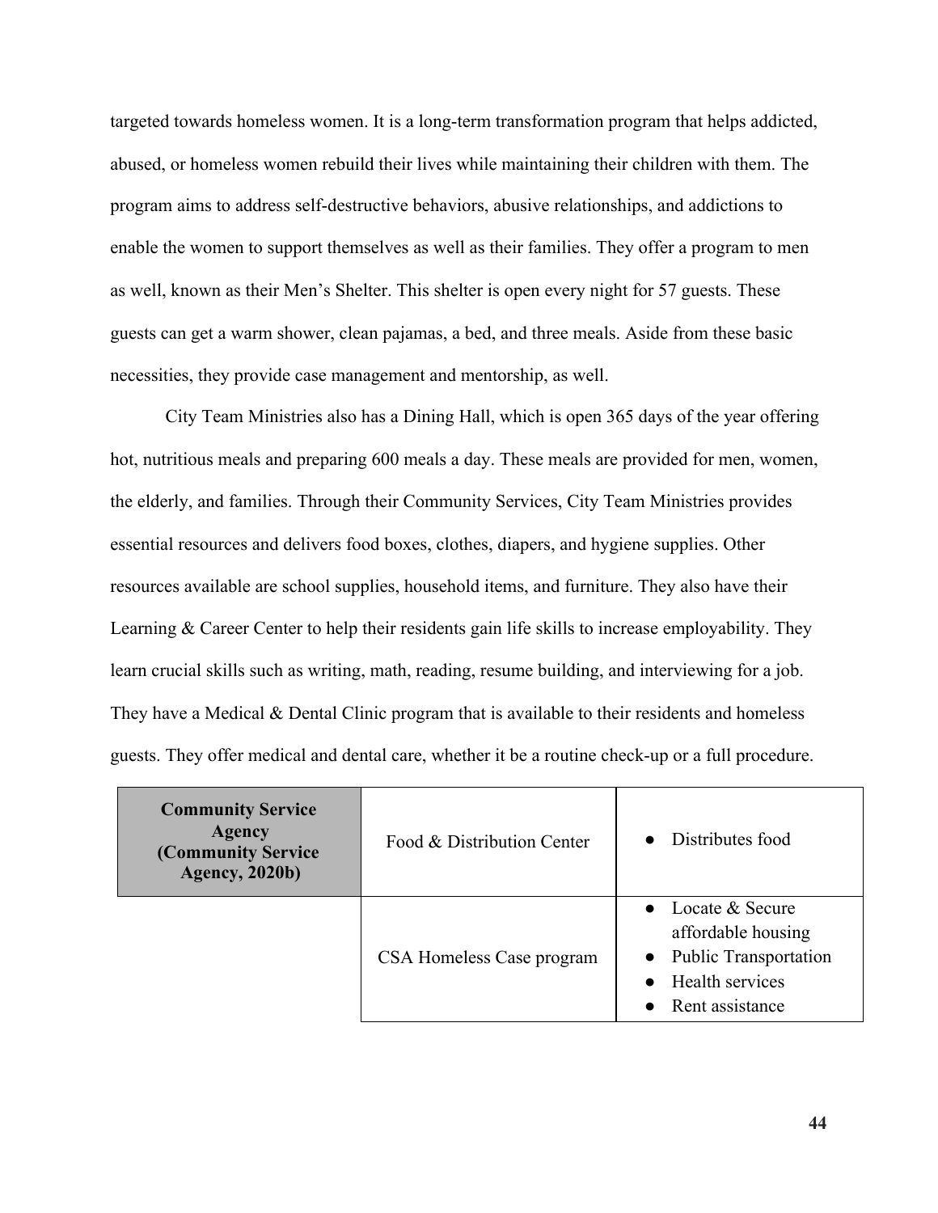targeted towards homeless women. It is a long-term transformation program that helps addicted, abused, or homeless women rebuild their lives while maintaining their children with them. The program aims to address self-destructive behaviors, abusive relationships, and addictions to enable the women to support themselves as well as their families. They offer a program to men as well, known as their Men's Shelter. This shelter is open every night for 57 guests. These guests can get a warm shower, clean pajamas, a bed, and three meals. Aside from these basic necessities, they provide case management and mentorship, as well.

City Team Ministries also has a Dining Hall, which is open 365 days of the year offering hot, nutritious meals and preparing 600 meals a day. These meals are provided for men, women, the elderly, and families. Through their Community Services, City Team Ministries provides essential resources and delivers food boxes, clothes, diapers, and hygiene supplies. Other resources available are school supplies, household items, and furniture. They also have their Learning & Career Center to help their residents gain life skills to increase employability. They learn crucial skills such as writing, math, reading, resume building, and interviewing for a job. They have a Medical & Dental Clinic program that is available to their residents and homeless guests. They offer medical and dental care, whether it be a routine check-up or a full procedure.

| **Community Service Agency (Community Service Agency, 2020b)** | Food & Distribution Center | • Distributes food |
|---|---|---|
| | CSA Homeless Case program | • Locate & Secure affordable housing<br>• Public Transportation<br>• Health services<br>• Rent assistance |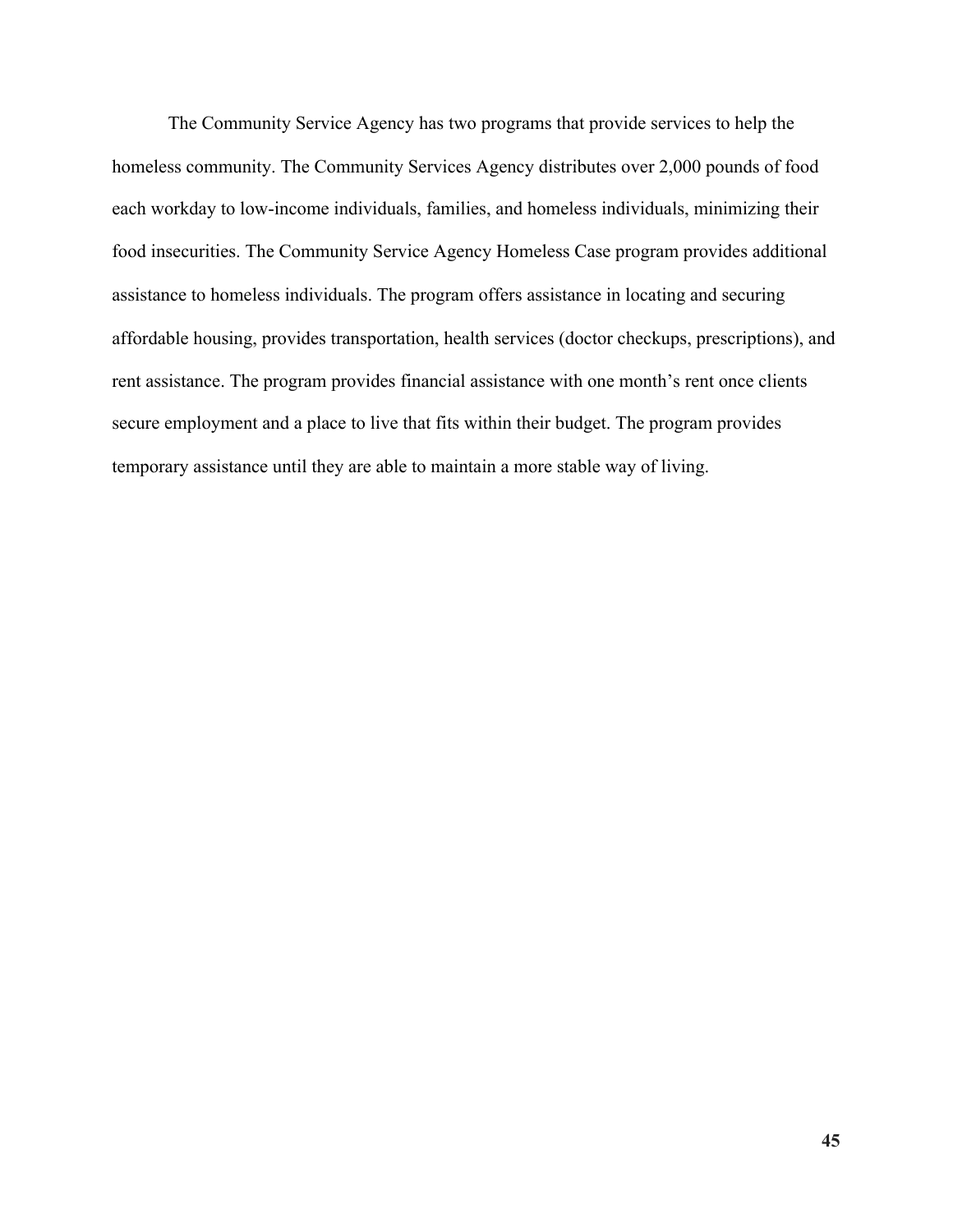The Community Service Agency has two programs that provide services to help the homeless community. The Community Services Agency distributes over 2,000 pounds of food each workday to low-income individuals, families, and homeless individuals, minimizing their food insecurities. The Community Service Agency Homeless Case program provides additional assistance to homeless individuals. The program offers assistance in locating and securing affordable housing, provides transportation, health services (doctor checkups, prescriptions), and rent assistance. The program provides financial assistance with one month's rent once clients secure employment and a place to live that fits within their budget. The program provides temporary assistance until they are able to maintain a more stable way of living.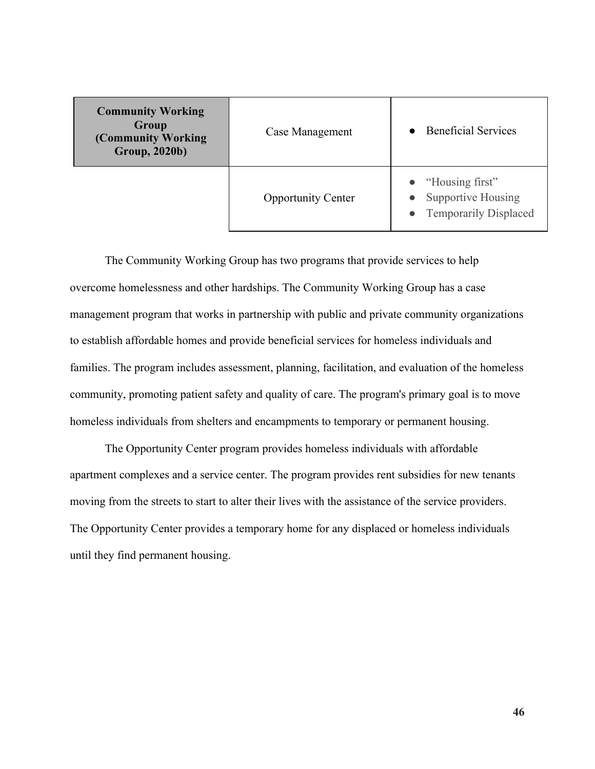| **Community Working Group (Community Working Group, 2020b)** | Case Management | ● Beneficial Services |
|---|---|---|
| | Opportunity Center | ● "Housing first"<br>● Supportive Housing<br>● Temporarily Displaced |

The Community Working Group has two programs that provide services to help overcome homelessness and other hardships. The Community Working Group has a case management program that works in partnership with public and private community organizations to establish affordable homes and provide beneficial services for homeless individuals and families. The program includes assessment, planning, facilitation, and evaluation of the homeless community, promoting patient safety and quality of care. The program's primary goal is to move homeless individuals from shelters and encampments to temporary or permanent housing.

The Opportunity Center program provides homeless individuals with affordable apartment complexes and a service center. The program provides rent subsidies for new tenants moving from the streets to start to alter their lives with the assistance of the service providers. The Opportunity Center provides a temporary home for any displaced or homeless individuals until they find permanent housing.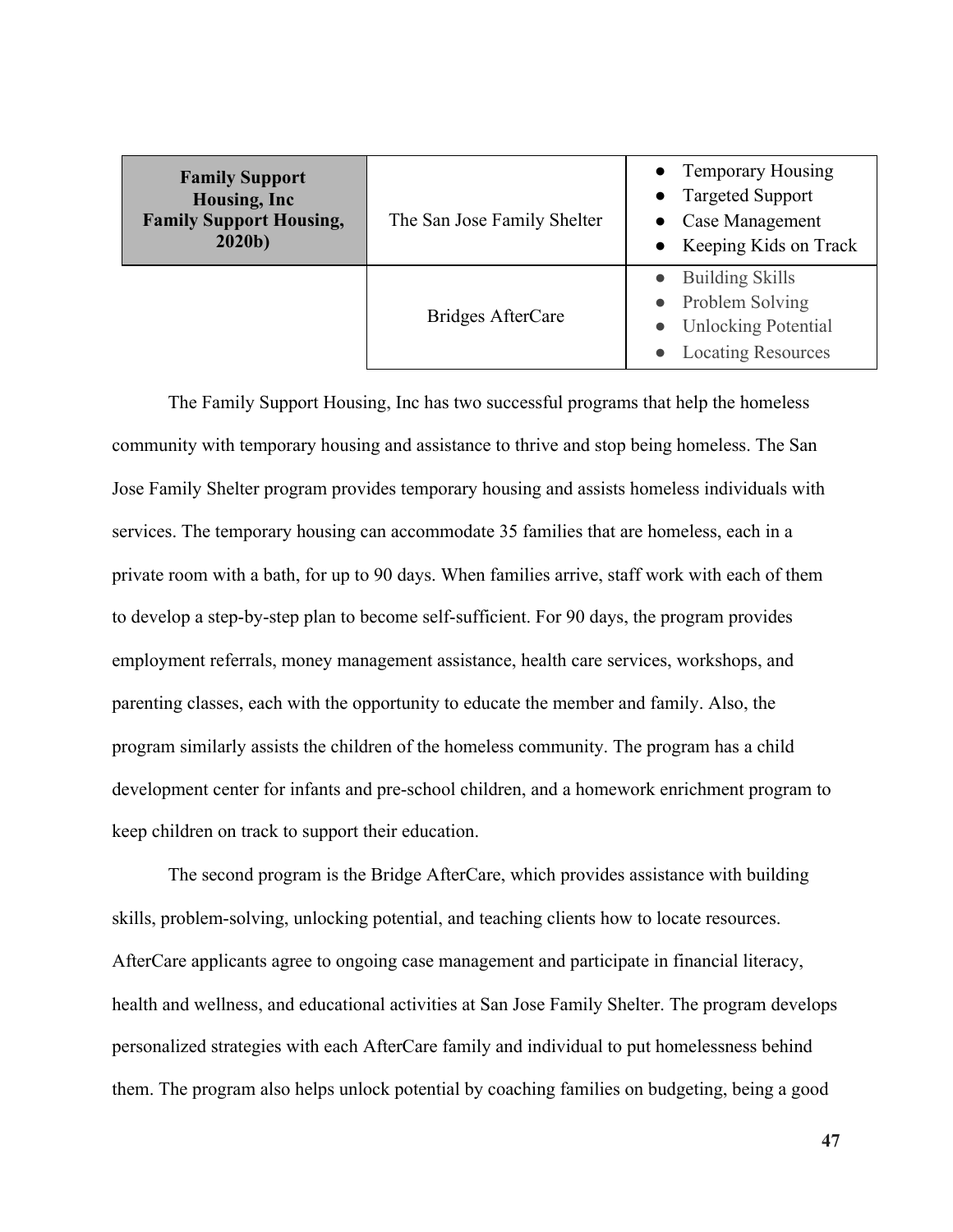| **Family Support Housing, Inc Family Support Housing, 2020b)** | The San Jose Family Shelter | • Temporary Housing<br>• Targeted Support<br>• Case Management<br>• Keeping Kids on Track |
|---|---|---|
| | Bridges AfterCare | • Building Skills<br>• Problem Solving<br>• Unlocking Potential<br>• Locating Resources |

The Family Support Housing, Inc has two successful programs that help the homeless community with temporary housing and assistance to thrive and stop being homeless. The San Jose Family Shelter program provides temporary housing and assists homeless individuals with services. The temporary housing can accommodate 35 families that are homeless, each in a private room with a bath, for up to 90 days. When families arrive, staff work with each of them to develop a step-by-step plan to become self-sufficient. For 90 days, the program provides employment referrals, money management assistance, health care services, workshops, and parenting classes, each with the opportunity to educate the member and family. Also, the program similarly assists the children of the homeless community. The program has a child development center for infants and pre-school children, and a homework enrichment program to keep children on track to support their education.

The second program is the Bridge AfterCare, which provides assistance with building skills, problem-solving, unlocking potential, and teaching clients how to locate resources. AfterCare applicants agree to ongoing case management and participate in financial literacy, health and wellness, and educational activities at San Jose Family Shelter. The program develops personalized strategies with each AfterCare family and individual to put homelessness behind them. The program also helps unlock potential by coaching families on budgeting, being a good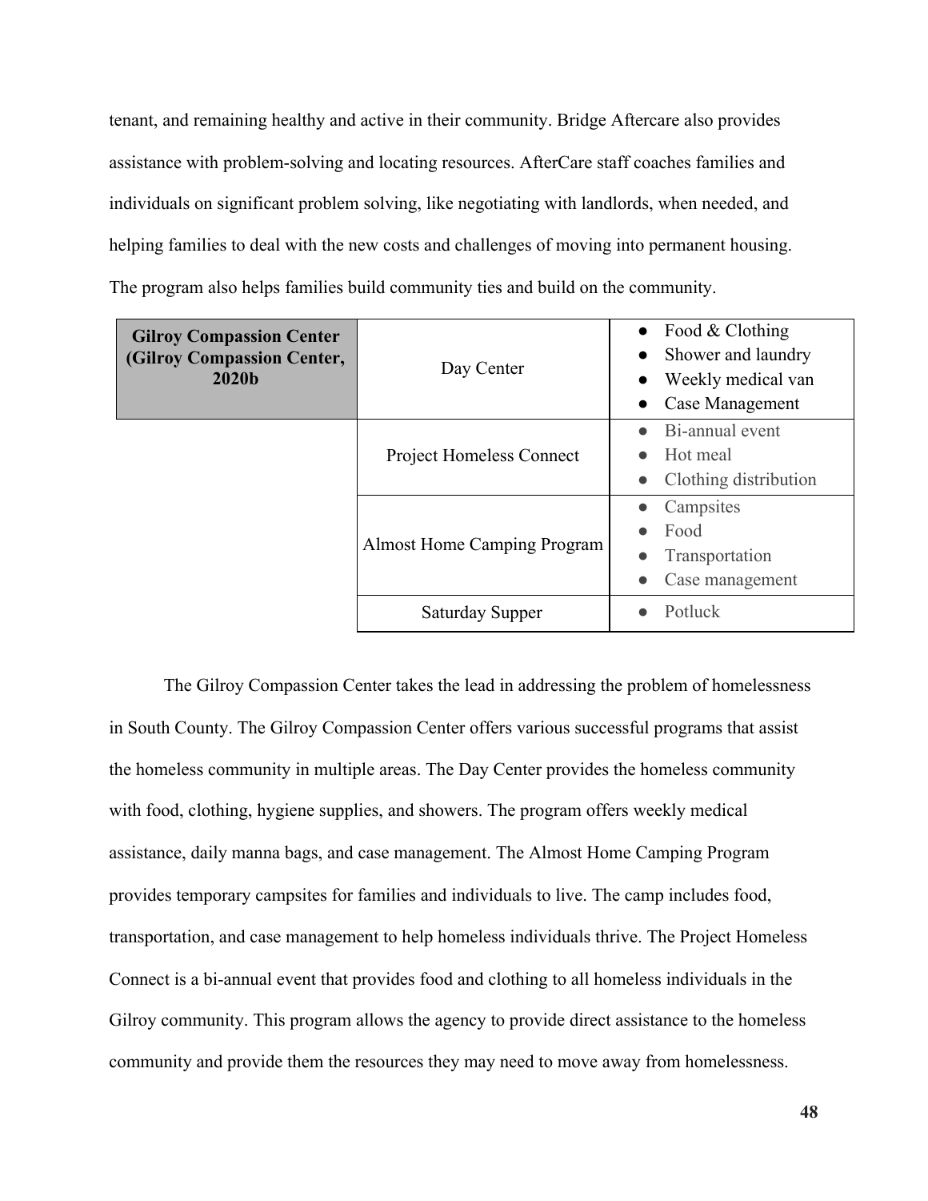tenant, and remaining healthy and active in their community. Bridge Aftercare also provides assistance with problem-solving and locating resources. AfterCare staff coaches families and individuals on significant problem solving, like negotiating with landlords, when needed, and helping families to deal with the new costs and challenges of moving into permanent housing. The program also helps families build community ties and build on the community.

| **Gilroy Compassion Center (Gilroy Compassion Center, 2020b** | Day Center | • Food & Clothing<br>• Shower and laundry<br>• Weekly medical van<br>• Case Management |
|---|---|---|
| | Project Homeless Connect | • Bi-annual event<br>• Hot meal<br>• Clothing distribution |
| | Almost Home Camping Program | • Campsites<br>• Food<br>• Transportation<br>• Case management |
| | Saturday Supper | • Potluck |

The Gilroy Compassion Center takes the lead in addressing the problem of homelessness in South County. The Gilroy Compassion Center offers various successful programs that assist the homeless community in multiple areas. The Day Center provides the homeless community with food, clothing, hygiene supplies, and showers. The program offers weekly medical assistance, daily manna bags, and case management. The Almost Home Camping Program provides temporary campsites for families and individuals to live. The camp includes food, transportation, and case management to help homeless individuals thrive. The Project Homeless Connect is a bi-annual event that provides food and clothing to all homeless individuals in the Gilroy community. This program allows the agency to provide direct assistance to the homeless community and provide them the resources they may need to move away from homelessness.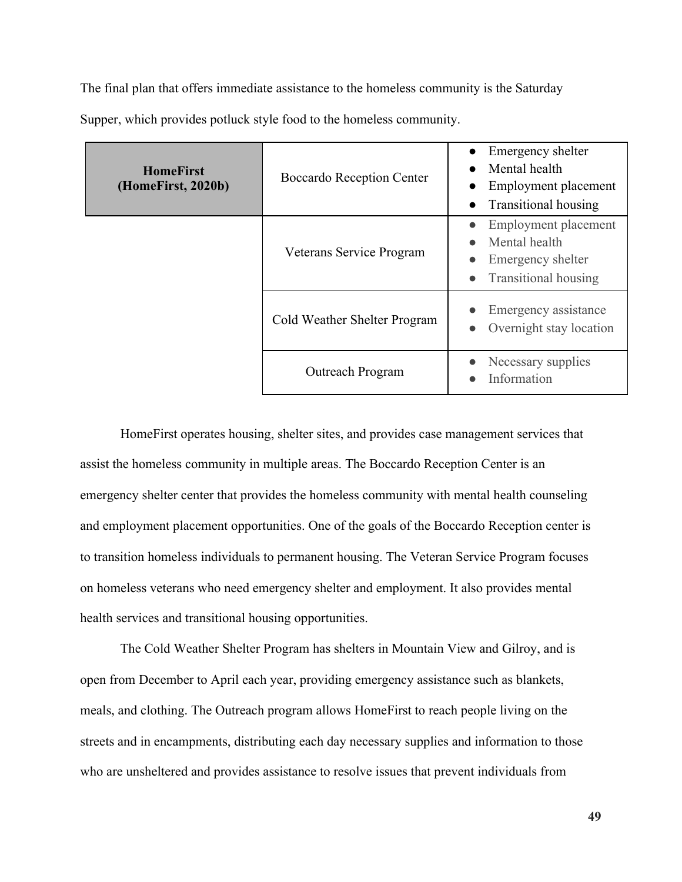The final plan that offers immediate assistance to the homeless community is the Saturday Supper, which provides potluck style food to the homeless community.

| **HomeFirst (HomeFirst, 2020b)** | Boccardo Reception Center | • Emergency shelter<br>• Mental health<br>• Employment placement<br>• Transitional housing |
|---|---|---|
| | Veterans Service Program | • Employment placement<br>• Mental health<br>• Emergency shelter<br>• Transitional housing |
| | Cold Weather Shelter Program | • Emergency assistance<br>• Overnight stay location |
| | Outreach Program | • Necessary supplies<br>• Information |

HomeFirst operates housing, shelter sites, and provides case management services that assist the homeless community in multiple areas. The Boccardo Reception Center is an emergency shelter center that provides the homeless community with mental health counseling and employment placement opportunities. One of the goals of the Boccardo Reception center is to transition homeless individuals to permanent housing. The Veteran Service Program focuses on homeless veterans who need emergency shelter and employment. It also provides mental health services and transitional housing opportunities.

The Cold Weather Shelter Program has shelters in Mountain View and Gilroy, and is open from December to April each year, providing emergency assistance such as blankets, meals, and clothing. The Outreach program allows HomeFirst to reach people living on the streets and in encampments, distributing each day necessary supplies and information to those who are unsheltered and provides assistance to resolve issues that prevent individuals from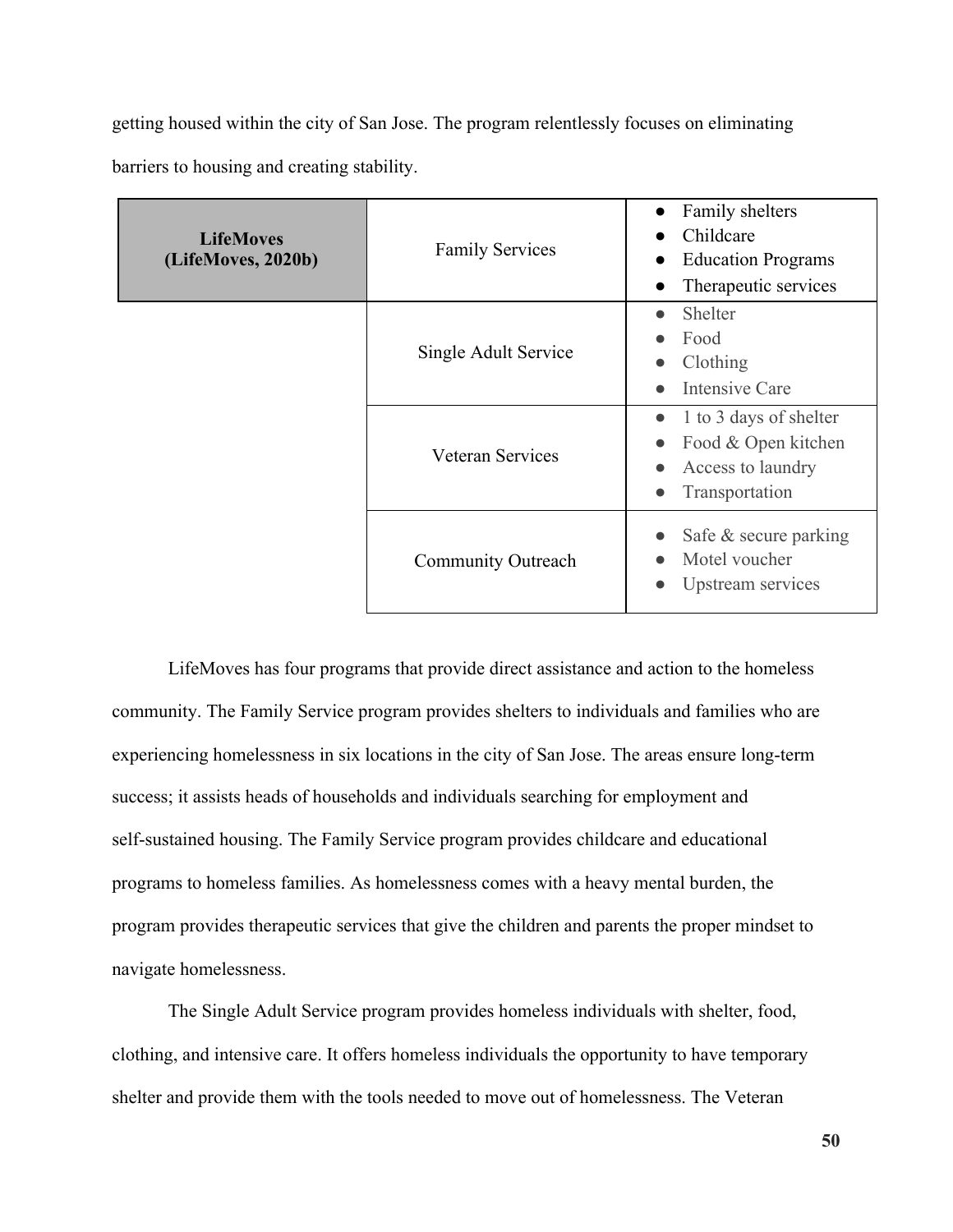getting housed within the city of San Jose. The program relentlessly focuses on eliminating barriers to housing and creating stability.

| **LifeMoves (LifeMoves, 2020b)** | Family Services | • Family shelters<br>• Childcare<br>• Education Programs<br>• Therapeutic services |
|---|---|---|
| | Single Adult Service | • Shelter<br>• Food<br>• Clothing<br>• Intensive Care |
| | Veteran Services | • 1 to 3 days of shelter<br>• Food & Open kitchen<br>• Access to laundry<br>• Transportation |
| | Community Outreach | • Safe & secure parking<br>• Motel voucher<br>• Upstream services |

LifeMoves has four programs that provide direct assistance and action to the homeless community. The Family Service program provides shelters to individuals and families who are experiencing homelessness in six locations in the city of San Jose. The areas ensure long-term success; it assists heads of households and individuals searching for employment and self-sustained housing. The Family Service program provides childcare and educational programs to homeless families. As homelessness comes with a heavy mental burden, the program provides therapeutic services that give the children and parents the proper mindset to navigate homelessness.

The Single Adult Service program provides homeless individuals with shelter, food, clothing, and intensive care. It offers homeless individuals the opportunity to have temporary shelter and provide them with the tools needed to move out of homelessness. The Veteran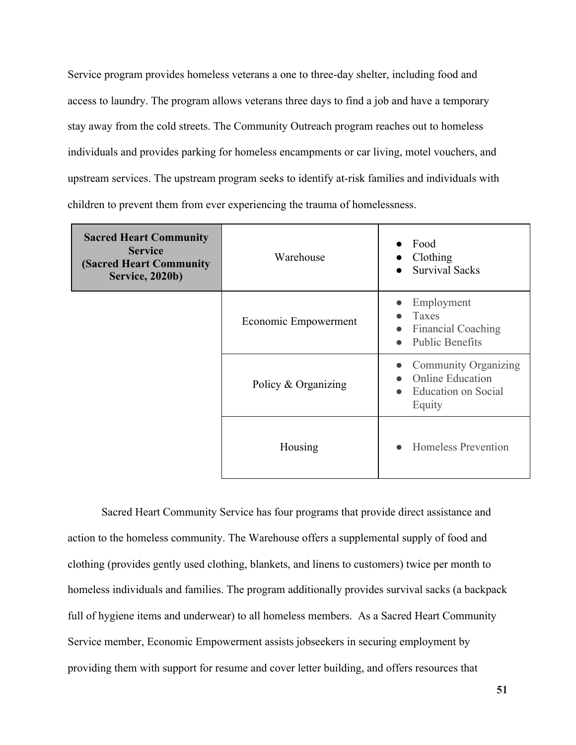Service program provides homeless veterans a one to three-day shelter, including food and access to laundry. The program allows veterans three days to find a job and have a temporary stay away from the cold streets. The Community Outreach program reaches out to homeless individuals and provides parking for homeless encampments or car living, motel vouchers, and upstream services. The upstream program seeks to identify at-risk families and individuals with children to prevent them from ever experiencing the trauma of homelessness.

| **Sacred Heart Community Service (Sacred Heart Community Service, 2020b)** | Warehouse | • Food<br>• Clothing<br>• Survival Sacks |
|---|---|---|
| | Economic Empowerment | • Employment<br>• Taxes<br>• Financial Coaching<br>• Public Benefits |
| | Policy & Organizing | • Community Organizing<br>• Online Education<br>• Education on Social Equity |
| | Housing | • Homeless Prevention |

Sacred Heart Community Service has four programs that provide direct assistance and action to the homeless community. The Warehouse offers a supplemental supply of food and clothing (provides gently used clothing, blankets, and linens to customers) twice per month to homeless individuals and families. The program additionally provides survival sacks (a backpack full of hygiene items and underwear) to all homeless members. As a Sacred Heart Community Service member, Economic Empowerment assists jobseekers in securing employment by providing them with support for resume and cover letter building, and offers resources that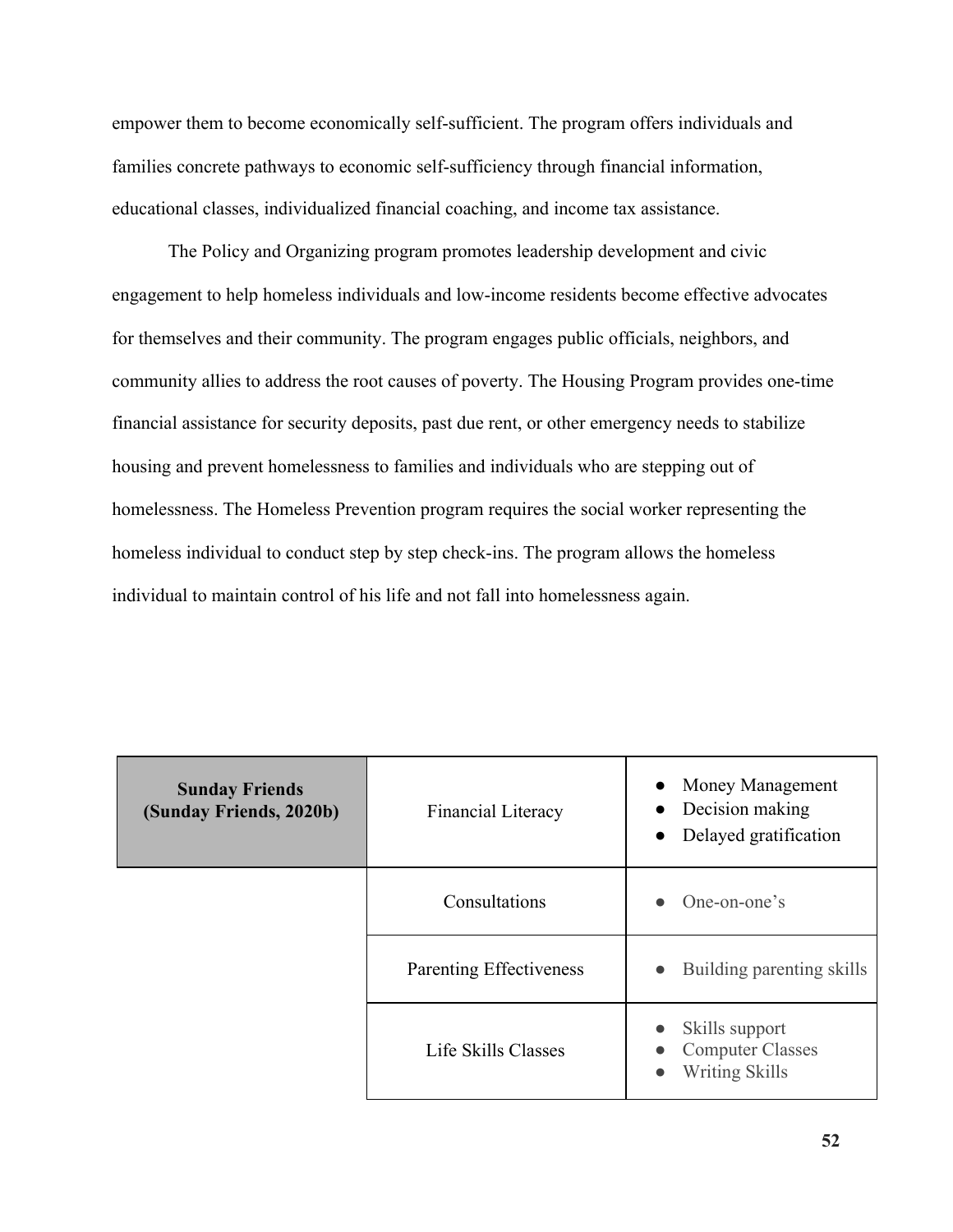empower them to become economically self-sufficient. The program offers individuals and families concrete pathways to economic self-sufficiency through financial information, educational classes, individualized financial coaching, and income tax assistance.

The Policy and Organizing program promotes leadership development and civic engagement to help homeless individuals and low-income residents become effective advocates for themselves and their community. The program engages public officials, neighbors, and community allies to address the root causes of poverty. The Housing Program provides one-time financial assistance for security deposits, past due rent, or other emergency needs to stabilize housing and prevent homelessness to families and individuals who are stepping out of homelessness. The Homeless Prevention program requires the social worker representing the homeless individual to conduct step by step check-ins. The program allows the homeless individual to maintain control of his life and not fall into homelessness again.

| **Sunday Friends (Sunday Friends, 2020b)** | Financial Literacy | • Money Management<br>• Decision making<br>• Delayed gratification |
|---|---|---|
| | Consultations | • One-on-one's |
| | Parenting Effectiveness | • Building parenting skills |
| | Life Skills Classes | • Skills support<br>• Computer Classes<br>• Writing Skills |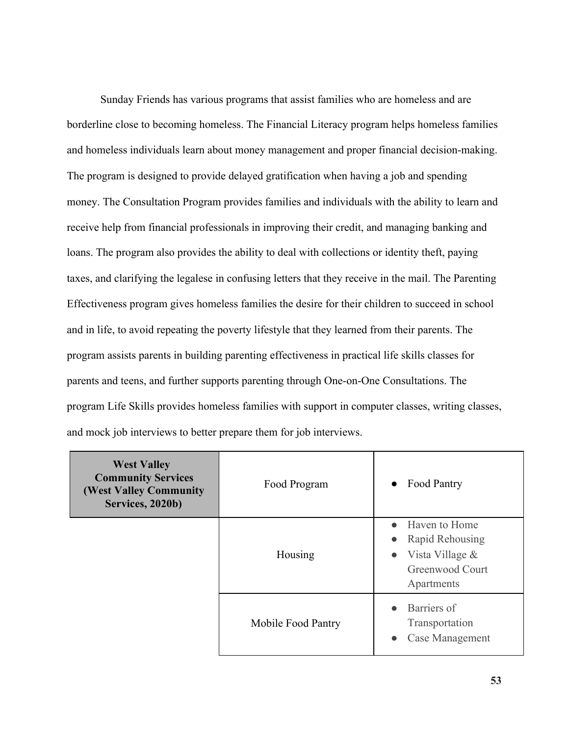Sunday Friends has various programs that assist families who are homeless and are borderline close to becoming homeless. The Financial Literacy program helps homeless families and homeless individuals learn about money management and proper financial decision-making. The program is designed to provide delayed gratification when having a job and spending money. The Consultation Program provides families and individuals with the ability to learn and receive help from financial professionals in improving their credit, and managing banking and loans. The program also provides the ability to deal with collections or identity theft, paying taxes, and clarifying the legalese in confusing letters that they receive in the mail. The Parenting Effectiveness program gives homeless families the desire for their children to succeed in school and in life, to avoid repeating the poverty lifestyle that they learned from their parents. The program assists parents in building parenting effectiveness in practical life skills classes for parents and teens, and further supports parenting through One-on-One Consultations. The program Life Skills provides homeless families with support in computer classes, writing classes, and mock job interviews to better prepare them for job interviews.

| **West Valley Community Services (West Valley Community Services, 2020b)** | Food Program | ● Food Pantry |
|---|---|---|
| | Housing | ● Haven to Home<br>● Rapid Rehousing<br>● Vista Village & Greenwood Court Apartments |
| | Mobile Food Pantry | ● Barriers of Transportation<br>● Case Management |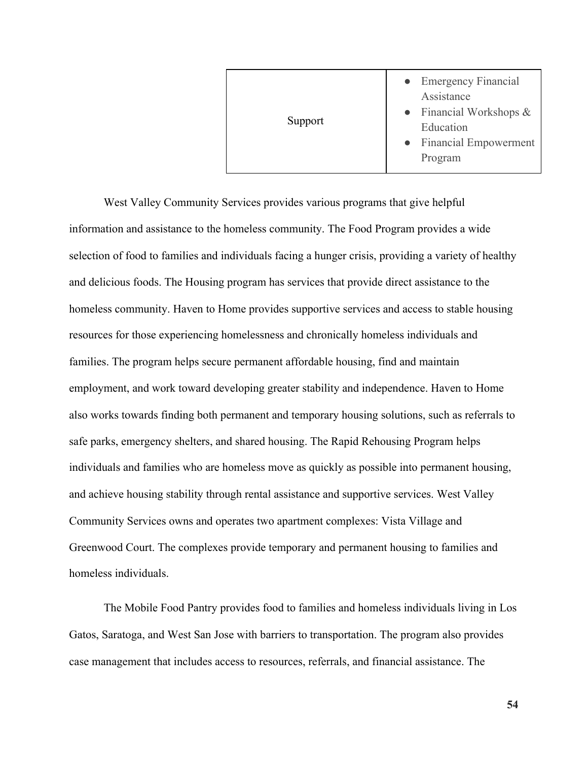| | |
|---|---|
| Support | • Emergency Financial Assistance<br>• Financial Workshops & Education<br>• Financial Empowerment Program |

West Valley Community Services provides various programs that give helpful information and assistance to the homeless community. The Food Program provides a wide selection of food to families and individuals facing a hunger crisis, providing a variety of healthy and delicious foods. The Housing program has services that provide direct assistance to the homeless community. Haven to Home provides supportive services and access to stable housing resources for those experiencing homelessness and chronically homeless individuals and families. The program helps secure permanent affordable housing, find and maintain employment, and work toward developing greater stability and independence. Haven to Home also works towards finding both permanent and temporary housing solutions, such as referrals to safe parks, emergency shelters, and shared housing. The Rapid Rehousing Program helps individuals and families who are homeless move as quickly as possible into permanent housing, and achieve housing stability through rental assistance and supportive services. West Valley Community Services owns and operates two apartment complexes: Vista Village and Greenwood Court. The complexes provide temporary and permanent housing to families and homeless individuals.

The Mobile Food Pantry provides food to families and homeless individuals living in Los Gatos, Saratoga, and West San Jose with barriers to transportation. The program also provides case management that includes access to resources, referrals, and financial assistance. The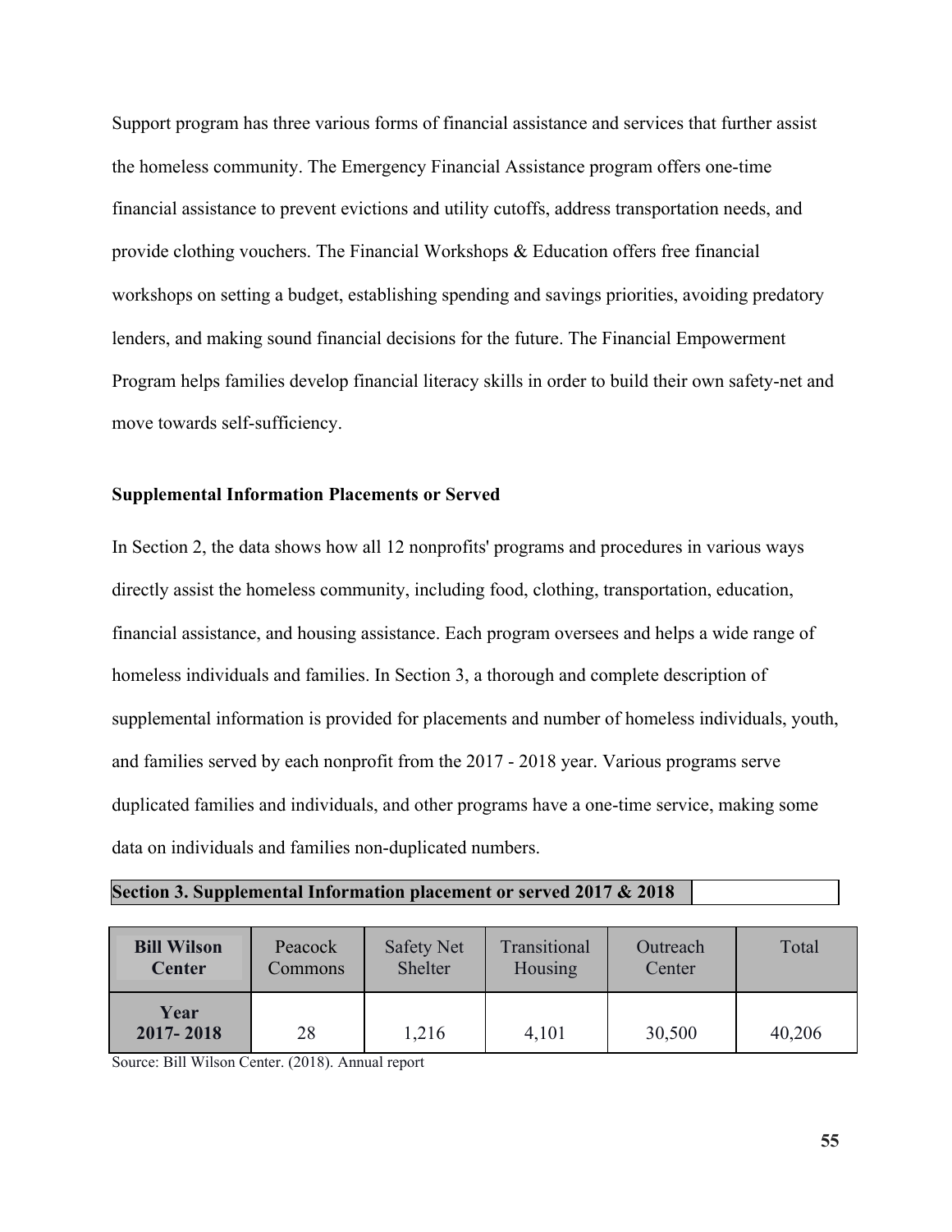Support program has three various forms of financial assistance and services that further assist the homeless community. The Emergency Financial Assistance program offers one-time financial assistance to prevent evictions and utility cutoffs, address transportation needs, and provide clothing vouchers. The Financial Workshops & Education offers free financial workshops on setting a budget, establishing spending and savings priorities, avoiding predatory lenders, and making sound financial decisions for the future. The Financial Empowerment Program helps families develop financial literacy skills in order to build their own safety-net and move towards self-sufficiency.

### Supplemental Information Placements or Served

In Section 2, the data shows how all 12 nonprofits' programs and procedures in various ways directly assist the homeless community, including food, clothing, transportation, education, financial assistance, and housing assistance. Each program oversees and helps a wide range of homeless individuals and families. In Section 3, a thorough and complete description of supplemental information is provided for placements and number of homeless individuals, youth, and families served by each nonprofit from the 2017 - 2018 year. Various programs serve duplicated families and individuals, and other programs have a one-time service, making some data on individuals and families non-duplicated numbers.

**Section 3. Supplemental Information placement or served 2017 & 2018**

| **Bill Wilson Center** | Peacock Commons | Safety Net Shelter | Transitional Housing | Outreach Center | Total |
|---|---|---|---|---|---|
| **Year 2017- 2018** | 28 | 1,216 | 4,101 | 30,500 | 40,206 |

Source: Bill Wilson Center. (2018). Annual report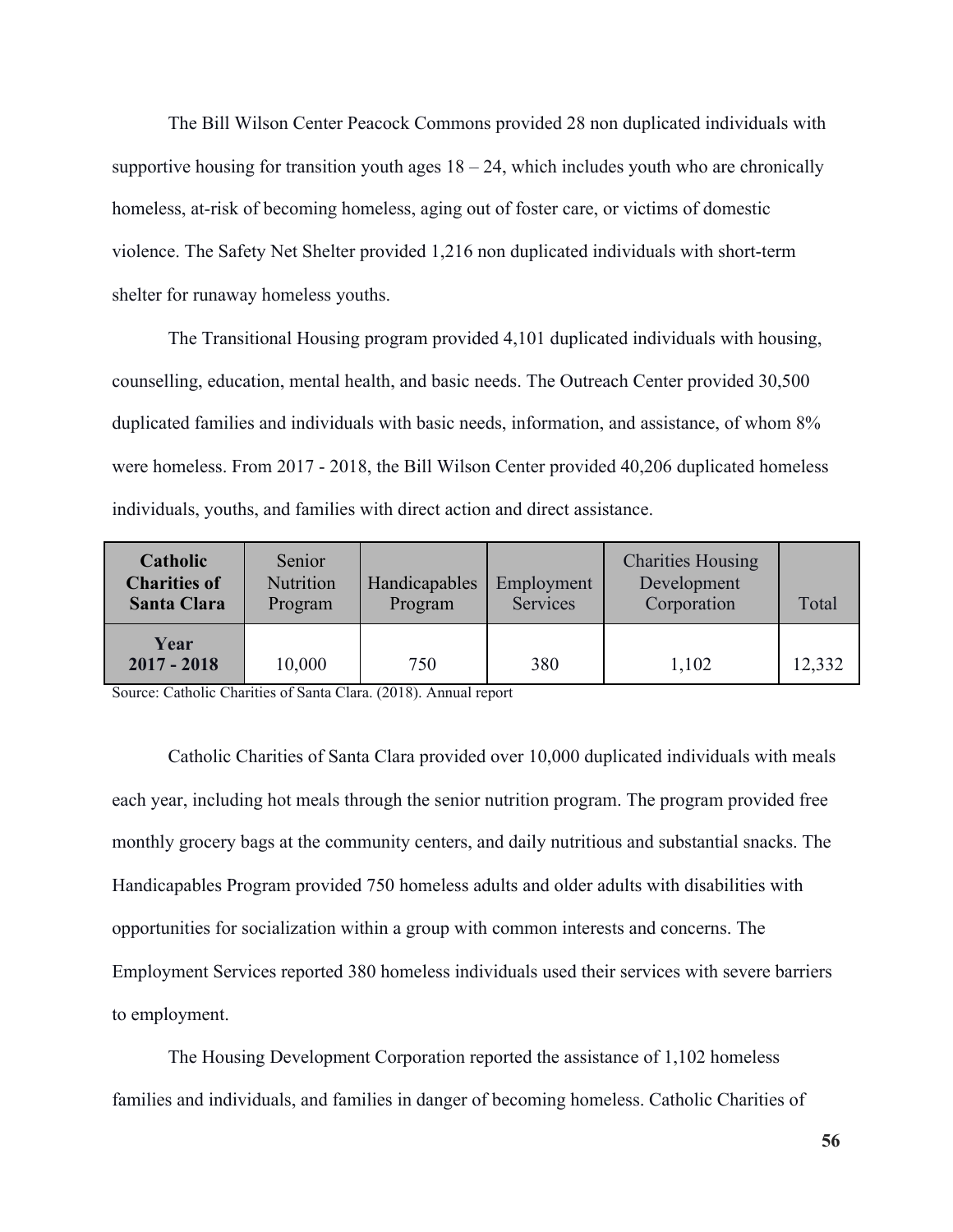The Bill Wilson Center Peacock Commons provided 28 non duplicated individuals with supportive housing for transition youth ages 18 – 24, which includes youth who are chronically homeless, at-risk of becoming homeless, aging out of foster care, or victims of domestic violence. The Safety Net Shelter provided 1,216 non duplicated individuals with short-term shelter for runaway homeless youths.

The Transitional Housing program provided 4,101 duplicated individuals with housing, counselling, education, mental health, and basic needs. The Outreach Center provided 30,500 duplicated families and individuals with basic needs, information, and assistance, of whom 8% were homeless. From 2017 - 2018, the Bill Wilson Center provided 40,206 duplicated homeless individuals, youths, and families with direct action and direct assistance.

| **Catholic Charities of Santa Clara** | Senior Nutrition Program | Handicapables Program | Employment Services | Charities Housing Development Corporation | Total |
|---|---|---|---|---|---|
| **Year 2017 - 2018** | 10,000 | 750 | 380 | 1,102 | 12,332 |

Source: Catholic Charities of Santa Clara. (2018). Annual report

Catholic Charities of Santa Clara provided over 10,000 duplicated individuals with meals each year, including hot meals through the senior nutrition program. The program provided free monthly grocery bags at the community centers, and daily nutritious and substantial snacks. The Handicapables Program provided 750 homeless adults and older adults with disabilities with opportunities for socialization within a group with common interests and concerns. The Employment Services reported 380 homeless individuals used their services with severe barriers to employment.

The Housing Development Corporation reported the assistance of 1,102 homeless families and individuals, and families in danger of becoming homeless. Catholic Charities of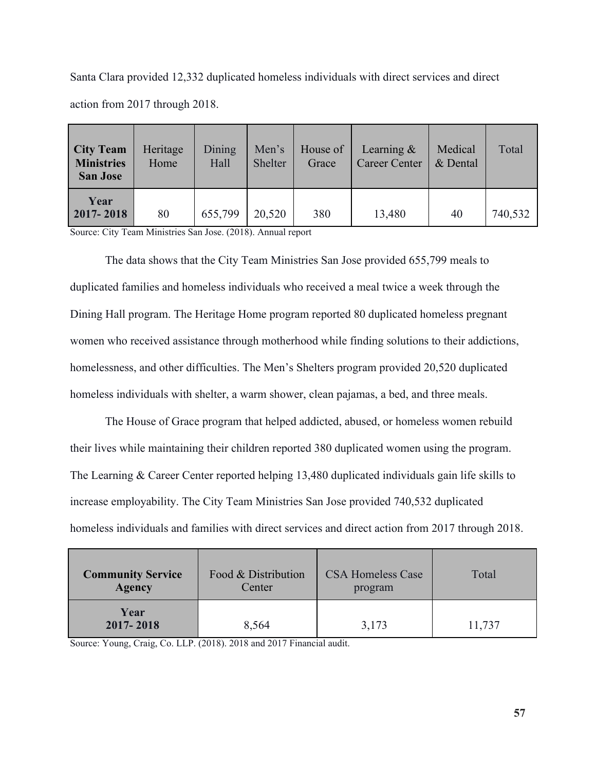Santa Clara provided 12,332 duplicated homeless individuals with direct services and direct action from 2017 through 2018.

| **City Team Ministries San Jose** | Heritage Home | Dining Hall | Men's Shelter | House of Grace | Learning & Career Center | Medical & Dental | Total |
|---|---|---|---|---|---|---|---|
| **Year 2017- 2018** | 80 | 655,799 | 20,520 | 380 | 13,480 | 40 | 740,532 |

Source: City Team Ministries San Jose. (2018). Annual report

The data shows that the City Team Ministries San Jose provided 655,799 meals to duplicated families and homeless individuals who received a meal twice a week through the Dining Hall program. The Heritage Home program reported 80 duplicated homeless pregnant women who received assistance through motherhood while finding solutions to their addictions, homelessness, and other difficulties. The Men's Shelters program provided 20,520 duplicated homeless individuals with shelter, a warm shower, clean pajamas, a bed, and three meals.

The House of Grace program that helped addicted, abused, or homeless women rebuild their lives while maintaining their children reported 380 duplicated women using the program. The Learning & Career Center reported helping 13,480 duplicated individuals gain life skills to increase employability. The City Team Ministries San Jose provided 740,532 duplicated homeless individuals and families with direct services and direct action from 2017 through 2018.

| **Community Service Agency** | Food & Distribution Center | CSA Homeless Case program | Total |
|---|---|---|---|
| **Year 2017- 2018** | 8,564 | 3,173 | 11,737 |

Source: Young, Craig, Co. LLP. (2018). 2018 and 2017 Financial audit.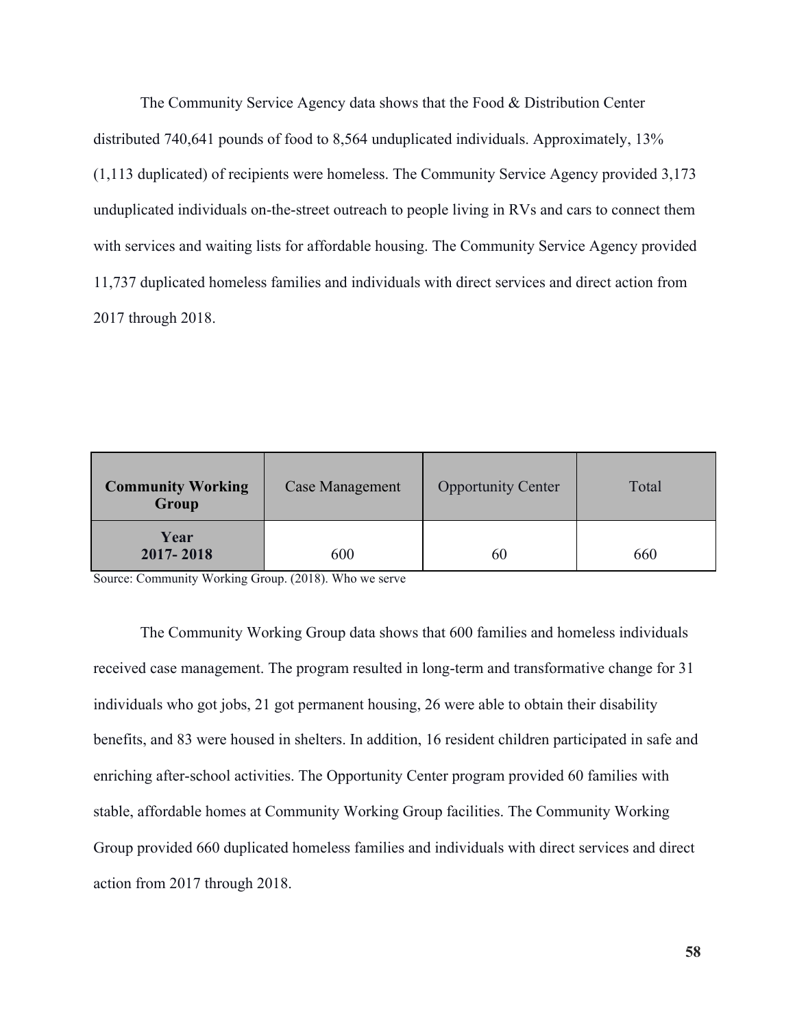The Community Service Agency data shows that the Food & Distribution Center distributed 740,641 pounds of food to 8,564 unduplicated individuals. Approximately, 13% (1,113 duplicated) of recipients were homeless. The Community Service Agency provided 3,173 unduplicated individuals on-the-street outreach to people living in RVs and cars to connect them with services and waiting lists for affordable housing. The Community Service Agency provided 11,737 duplicated homeless families and individuals with direct services and direct action from 2017 through 2018.

| **Community Working Group** | Case Management | Opportunity Center | Total |
| --- | --- | --- | --- |
| **Year 2017- 2018** | 600 | 60 | 660 |

Source: Community Working Group. (2018). Who we serve

The Community Working Group data shows that 600 families and homeless individuals received case management. The program resulted in long-term and transformative change for 31 individuals who got jobs, 21 got permanent housing, 26 were able to obtain their disability benefits, and 83 were housed in shelters. In addition, 16 resident children participated in safe and enriching after-school activities. The Opportunity Center program provided 60 families with stable, affordable homes at Community Working Group facilities. The Community Working Group provided 660 duplicated homeless families and individuals with direct services and direct action from 2017 through 2018.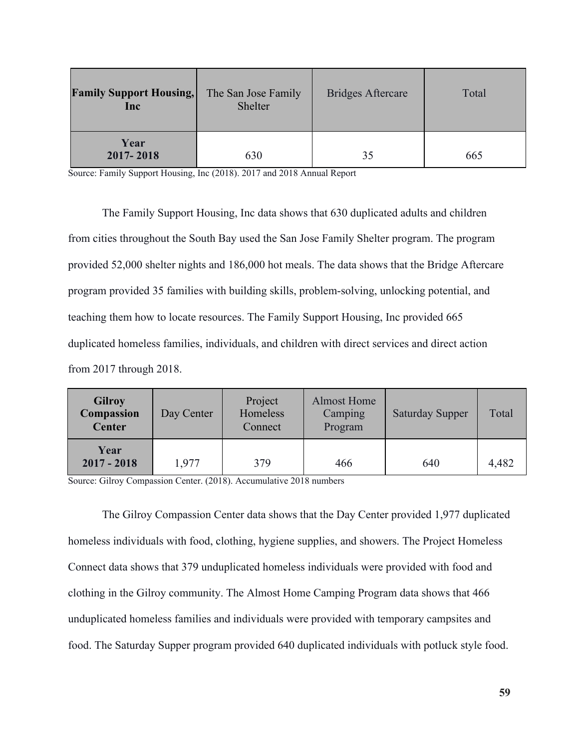| **Family Support Housing, Inc** | The San Jose Family Shelter | Bridges Aftercare | Total |
| --- | --- | --- | --- |
| **Year 2017- 2018** | 630 | 35 | 665 |

Source: Family Support Housing, Inc (2018). 2017 and 2018 Annual Report

The Family Support Housing, Inc data shows that 630 duplicated adults and children from cities throughout the South Bay used the San Jose Family Shelter program. The program provided 52,000 shelter nights and 186,000 hot meals. The data shows that the Bridge Aftercare program provided 35 families with building skills, problem-solving, unlocking potential, and teaching them how to locate resources. The Family Support Housing, Inc provided 665 duplicated homeless families, individuals, and children with direct services and direct action from 2017 through 2018.

| **Gilroy Compassion Center** | Day Center | Project Homeless Connect | Almost Home Camping Program | Saturday Supper | Total |
| --- | --- | --- | --- | --- | --- |
| **Year 2017 - 2018** | 1,977 | 379 | 466 | 640 | 4,482 |

Source: Gilroy Compassion Center. (2018). Accumulative 2018 numbers

The Gilroy Compassion Center data shows that the Day Center provided 1,977 duplicated homeless individuals with food, clothing, hygiene supplies, and showers. The Project Homeless Connect data shows that 379 unduplicated homeless individuals were provided with food and clothing in the Gilroy community. The Almost Home Camping Program data shows that 466 unduplicated homeless families and individuals were provided with temporary campsites and food. The Saturday Supper program provided 640 duplicated individuals with potluck style food.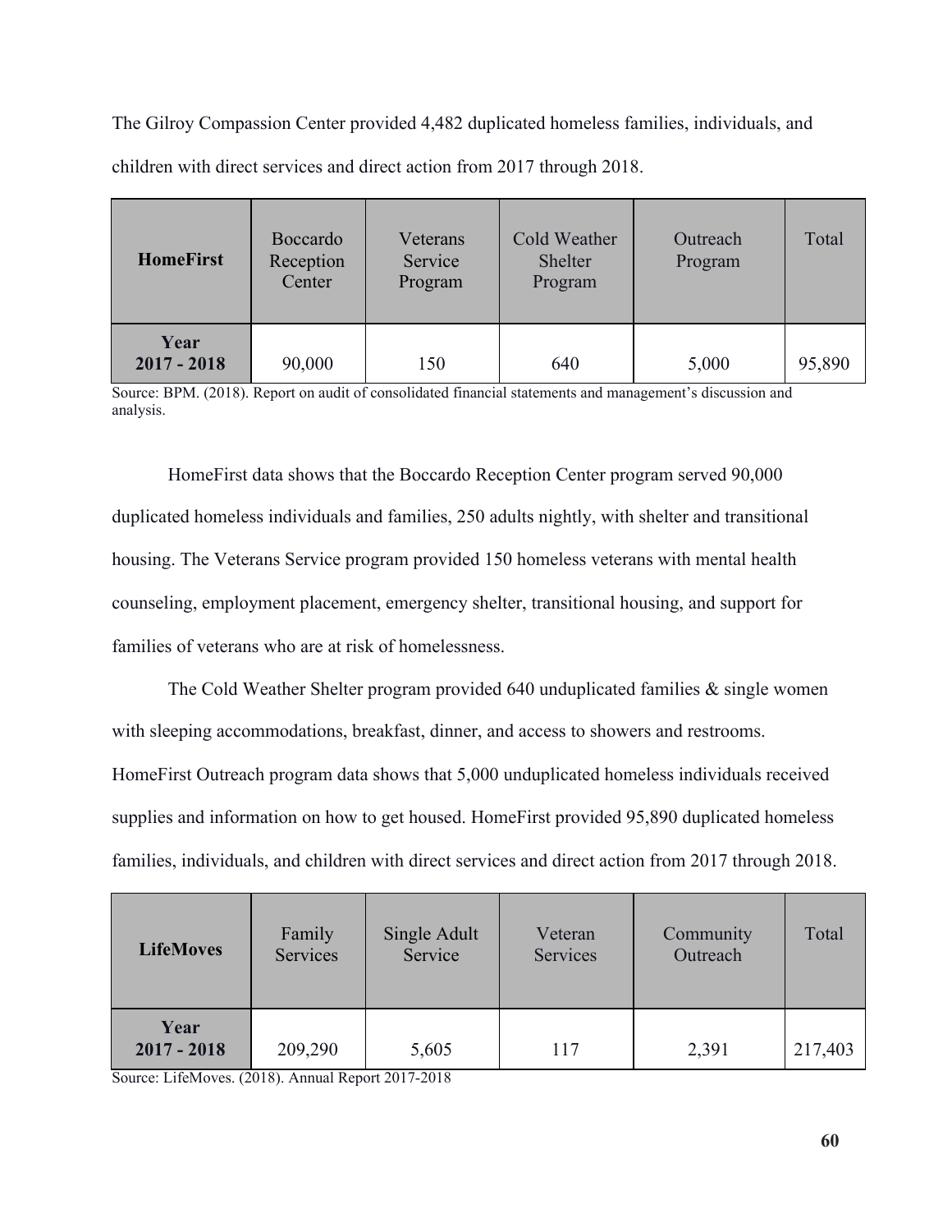The Gilroy Compassion Center provided 4,482 duplicated homeless families, individuals, and children with direct services and direct action from 2017 through 2018.

| **HomeFirst** | Boccardo Reception Center | Veterans Service Program | Cold Weather Shelter Program | Outreach Program | Total |
|---|---|---|---|---|---|
| **Year 2017 - 2018** | 90,000 | 150 | 640 | 5,000 | 95,890 |

Source: BPM. (2018). Report on audit of consolidated financial statements and management's discussion and analysis.

HomeFirst data shows that the Boccardo Reception Center program served 90,000 duplicated homeless individuals and families, 250 adults nightly, with shelter and transitional housing. The Veterans Service program provided 150 homeless veterans with mental health counseling, employment placement, emergency shelter, transitional housing, and support for families of veterans who are at risk of homelessness.

The Cold Weather Shelter program provided 640 unduplicated families & single women with sleeping accommodations, breakfast, dinner, and access to showers and restrooms. HomeFirst Outreach program data shows that 5,000 unduplicated homeless individuals received supplies and information on how to get housed. HomeFirst provided 95,890 duplicated homeless families, individuals, and children with direct services and direct action from 2017 through 2018.

| **LifeMoves** | Family Services | Single Adult Service | Veteran Services | Community Outreach | Total |
|---|---|---|---|---|---|
| **Year 2017 - 2018** | 209,290 | 5,605 | 117 | 2,391 | 217,403 |

Source: LifeMoves. (2018). Annual Report 2017-2018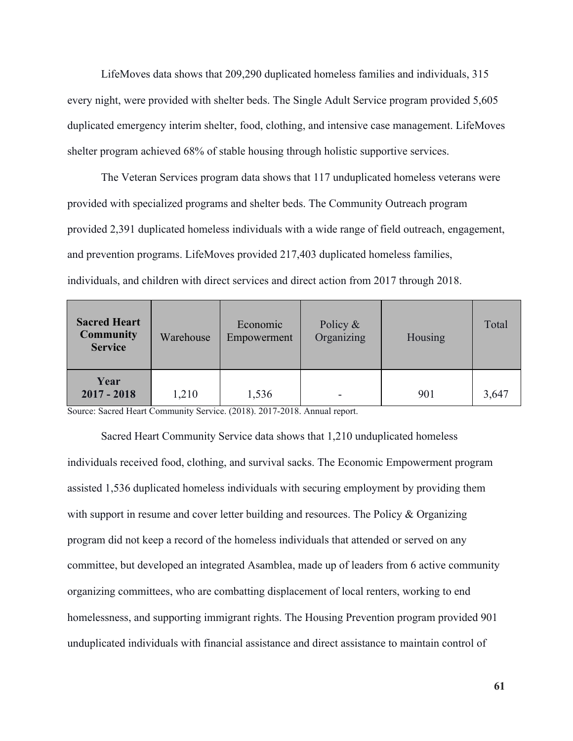LifeMoves data shows that 209,290 duplicated homeless families and individuals, 315 every night, were provided with shelter beds. The Single Adult Service program provided 5,605 duplicated emergency interim shelter, food, clothing, and intensive case management. LifeMoves shelter program achieved 68% of stable housing through holistic supportive services.

The Veteran Services program data shows that 117 unduplicated homeless veterans were provided with specialized programs and shelter beds. The Community Outreach program provided 2,391 duplicated homeless individuals with a wide range of field outreach, engagement, and prevention programs. LifeMoves provided 217,403 duplicated homeless families, individuals, and children with direct services and direct action from 2017 through 2018.

| **Sacred Heart Community Service** | Warehouse | Economic Empowerment | Policy & Organizing | Housing | Total |
|---|---|---|---|---|---|
| **Year 2017 - 2018** | 1,210 | 1,536 | - | 901 | 3,647 |

Source: Sacred Heart Community Service. (2018). 2017-2018. Annual report.

Sacred Heart Community Service data shows that 1,210 unduplicated homeless individuals received food, clothing, and survival sacks. The Economic Empowerment program assisted 1,536 duplicated homeless individuals with securing employment by providing them with support in resume and cover letter building and resources. The Policy & Organizing program did not keep a record of the homeless individuals that attended or served on any committee, but developed an integrated Asamblea, made up of leaders from 6 active community organizing committees, who are combatting displacement of local renters, working to end homelessness, and supporting immigrant rights. The Housing Prevention program provided 901 unduplicated individuals with financial assistance and direct assistance to maintain control of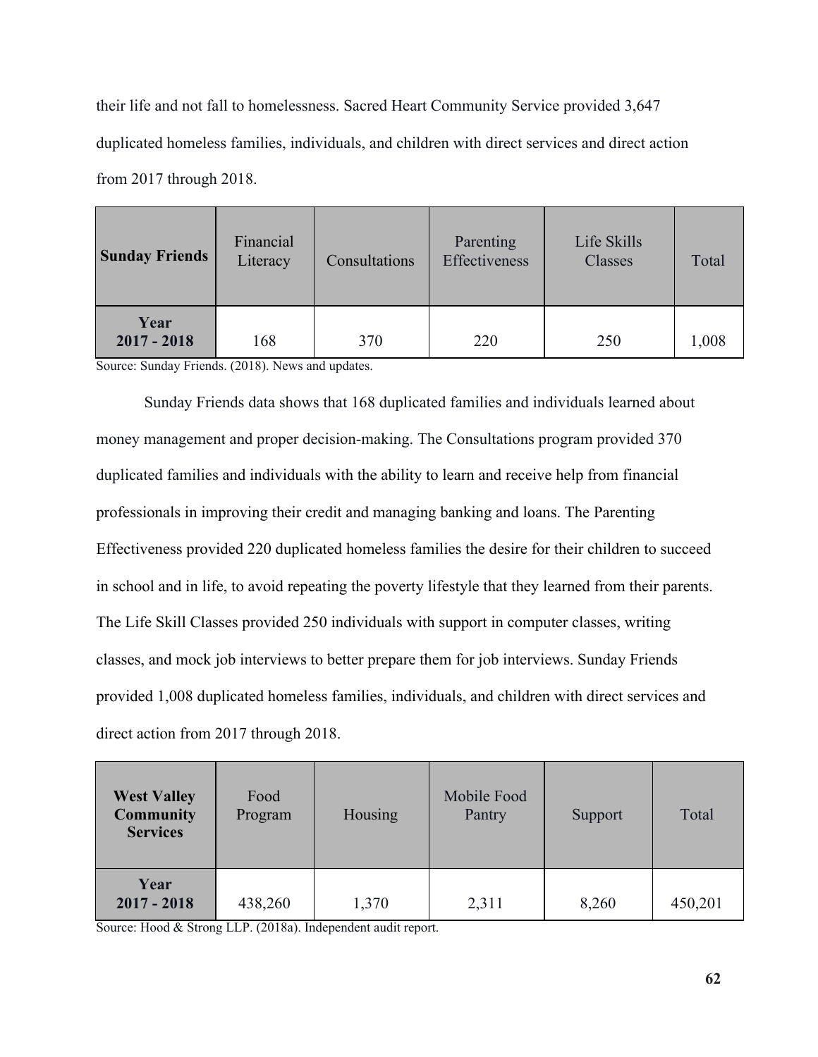their life and not fall to homelessness. Sacred Heart Community Service provided 3,647 duplicated homeless families, individuals, and children with direct services and direct action from 2017 through 2018.

| **Sunday Friends** | Financial Literacy | Consultations | Parenting Effectiveness | Life Skills Classes | Total |
|---|---|---|---|---|---|
| **Year 2017 - 2018** | 168 | 370 | 220 | 250 | 1,008 |

Source: Sunday Friends. (2018). News and updates.

Sunday Friends data shows that 168 duplicated families and individuals learned about money management and proper decision-making. The Consultations program provided 370 duplicated families and individuals with the ability to learn and receive help from financial professionals in improving their credit and managing banking and loans. The Parenting Effectiveness provided 220 duplicated homeless families the desire for their children to succeed in school and in life, to avoid repeating the poverty lifestyle that they learned from their parents. The Life Skill Classes provided 250 individuals with support in computer classes, writing classes, and mock job interviews to better prepare them for job interviews. Sunday Friends provided 1,008 duplicated homeless families, individuals, and children with direct services and direct action from 2017 through 2018.

| **West Valley Community Services** | Food Program | Housing | Mobile Food Pantry | Support | Total |
|---|---|---|---|---|---|
| **Year 2017 - 2018** | 438,260 | 1,370 | 2,311 | 8,260 | 450,201 |

Source: Hood & Strong LLP. (2018a). Independent audit report.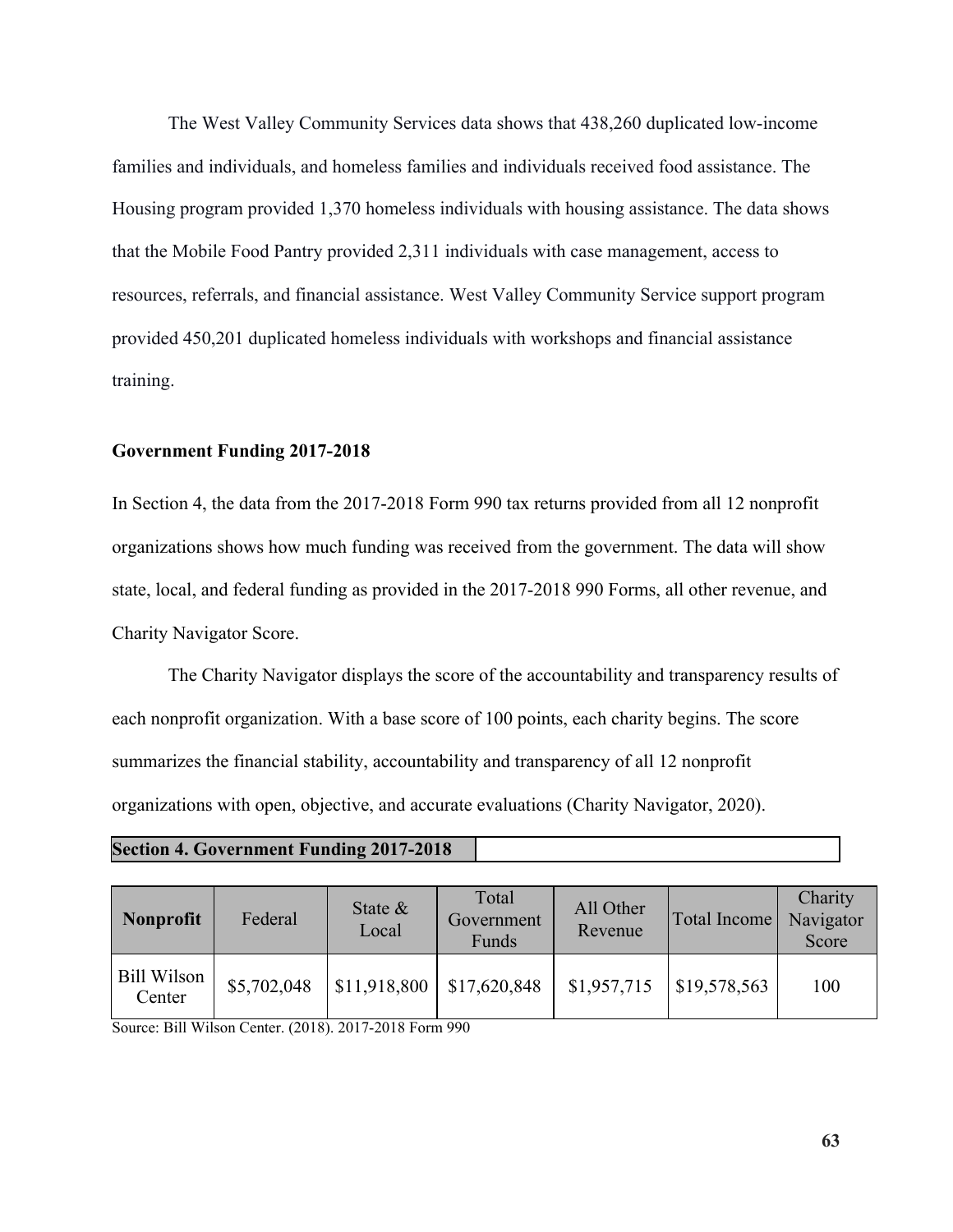The West Valley Community Services data shows that 438,260 duplicated low-income families and individuals, and homeless families and individuals received food assistance. The Housing program provided 1,370 homeless individuals with housing assistance. The data shows that the Mobile Food Pantry provided 2,311 individuals with case management, access to resources, referrals, and financial assistance. West Valley Community Service support program provided 450,201 duplicated homeless individuals with workshops and financial assistance training.

**Government Funding 2017-2018**

In Section 4, the data from the 2017-2018 Form 990 tax returns provided from all 12 nonprofit organizations shows how much funding was received from the government. The data will show state, local, and federal funding as provided in the 2017-2018 990 Forms, all other revenue, and Charity Navigator Score.

The Charity Navigator displays the score of the accountability and transparency results of each nonprofit organization. With a base score of 100 points, each charity begins. The score summarizes the financial stability, accountability and transparency of all 12 nonprofit organizations with open, objective, and accurate evaluations (Charity Navigator, 2020).

**Section 4. Government Funding 2017-2018**

| **Nonprofit** | Federal | State & Local | Total Government Funds | All Other Revenue | Total Income | Charity Navigator Score |
|---|---|---|---|---|---|---|
| Bill Wilson Center | $5,702,048 | $11,918,800 | $17,620,848 | $1,957,715 | $19,578,563 | 100 |

Source: Bill Wilson Center. (2018). 2017-2018 Form 990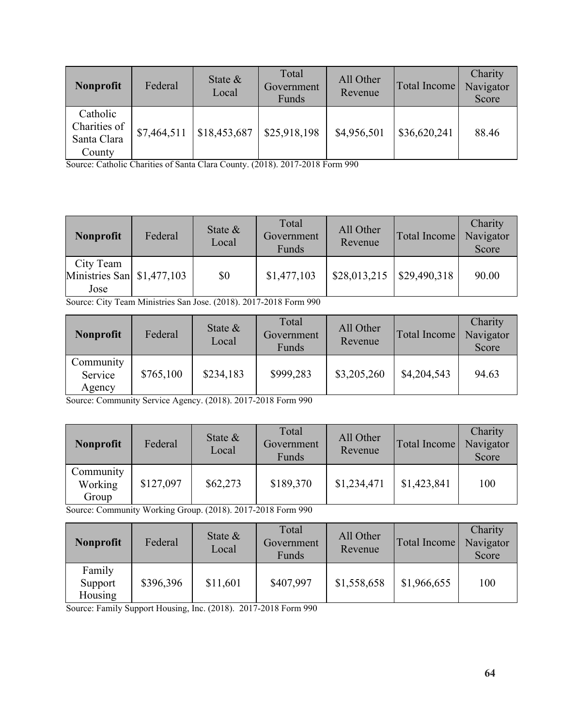| **Nonprofit** | Federal | State & Local | Total Government Funds | All Other Revenue | Total Income | Charity Navigator Score |
|---|---|---|---|---|---|---|
| Catholic Charities of Santa Clara County | $7,464,511 | $18,453,687 | $25,918,198 | $4,956,501 | $36,620,241 | 88.46 |

Source: Catholic Charities of Santa Clara County. (2018). 2017-2018 Form 990

| **Nonprofit** | Federal | State & Local | Total Government Funds | All Other Revenue | Total Income | Charity Navigator Score |
|---|---|---|---|---|---|---|
| City Team Ministries San Jose | $1,477,103 | $0 | $1,477,103 | $28,013,215 | $29,490,318 | 90.00 |

Source: City Team Ministries San Jose. (2018). 2017-2018 Form 990

| **Nonprofit** | Federal | State & Local | Total Government Funds | All Other Revenue | Total Income | Charity Navigator Score |
|---|---|---|---|---|---|---|
| Community Service Agency | $765,100 | $234,183 | $999,283 | $3,205,260 | $4,204,543 | 94.63 |

Source: Community Service Agency. (2018). 2017-2018 Form 990

| **Nonprofit** | Federal | State & Local | Total Government Funds | All Other Revenue | Total Income | Charity Navigator Score |
|---|---|---|---|---|---|---|
| Community Working Group | $127,097 | $62,273 | $189,370 | $1,234,471 | $1,423,841 | 100 |

Source: Community Working Group. (2018). 2017-2018 Form 990

| **Nonprofit** | Federal | State & Local | Total Government Funds | All Other Revenue | Total Income | Charity Navigator Score |
|---|---|---|---|---|---|---|
| Family Support Housing | $396,396 | $11,601 | $407,997 | $1,558,658 | $1,966,655 | 100 |

Source: Family Support Housing, Inc. (2018). 2017-2018 Form 990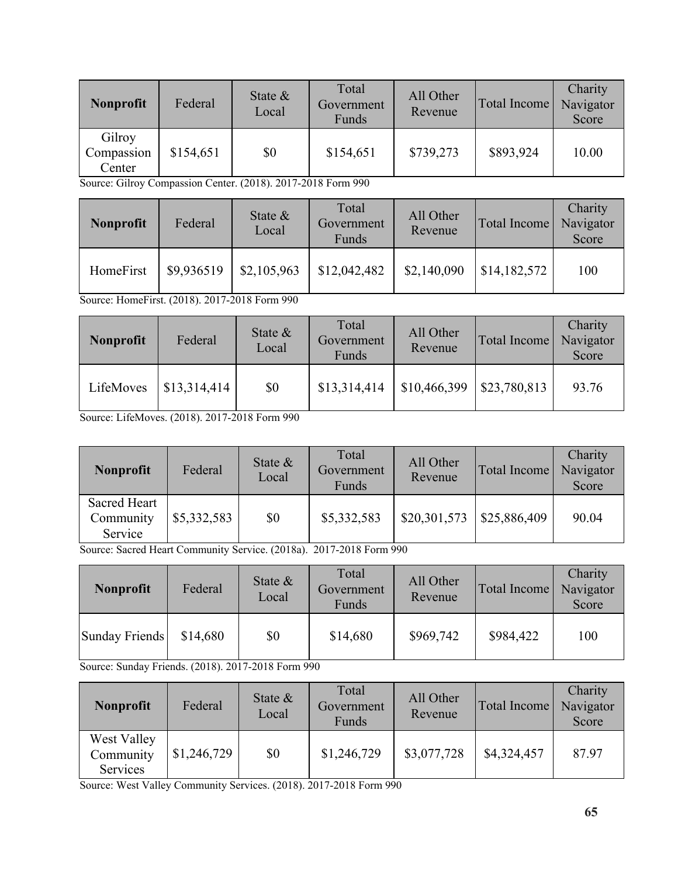| **Nonprofit** | Federal | State & Local | Total Government Funds | All Other Revenue | Total Income | Charity Navigator Score |
|---|---|---|---|---|---|---|
| Gilroy Compassion Center | $154,651 | $0 | $154,651 | $739,273 | $893,924 | 10.00 |

Source: Gilroy Compassion Center. (2018). 2017-2018 Form 990

| **Nonprofit** | Federal | State & Local | Total Government Funds | All Other Revenue | Total Income | Charity Navigator Score |
|---|---|---|---|---|---|---|
| HomeFirst | $9,936519 | $2,105,963 | $12,042,482 | $2,140,090 | $14,182,572 | 100 |

Source: HomeFirst. (2018). 2017-2018 Form 990

| **Nonprofit** | Federal | State & Local | Total Government Funds | All Other Revenue | Total Income | Charity Navigator Score |
|---|---|---|---|---|---|---|
| LifeMoves | $13,314,414 | $0 | $13,314,414 | $10,466,399 | $23,780,813 | 93.76 |

Source: LifeMoves. (2018). 2017-2018 Form 990

| **Nonprofit** | Federal | State & Local | Total Government Funds | All Other Revenue | Total Income | Charity Navigator Score |
|---|---|---|---|---|---|---|
| Sacred Heart Community Service | $5,332,583 | $0 | $5,332,583 | $20,301,573 | $25,886,409 | 90.04 |

Source: Sacred Heart Community Service. (2018a). 2017-2018 Form 990

| **Nonprofit** | Federal | State & Local | Total Government Funds | All Other Revenue | Total Income | Charity Navigator Score |
|---|---|---|---|---|---|---|
| Sunday Friends | $14,680 | $0 | $14,680 | $969,742 | $984,422 | 100 |

Source: Sunday Friends. (2018). 2017-2018 Form 990

| **Nonprofit** | Federal | State & Local | Total Government Funds | All Other Revenue | Total Income | Charity Navigator Score |
|---|---|---|---|---|---|---|
| West Valley Community Services | $1,246,729 | $0 | $1,246,729 | $3,077,728 | $4,324,457 | 87.97 |

Source: West Valley Community Services. (2018). 2017-2018 Form 990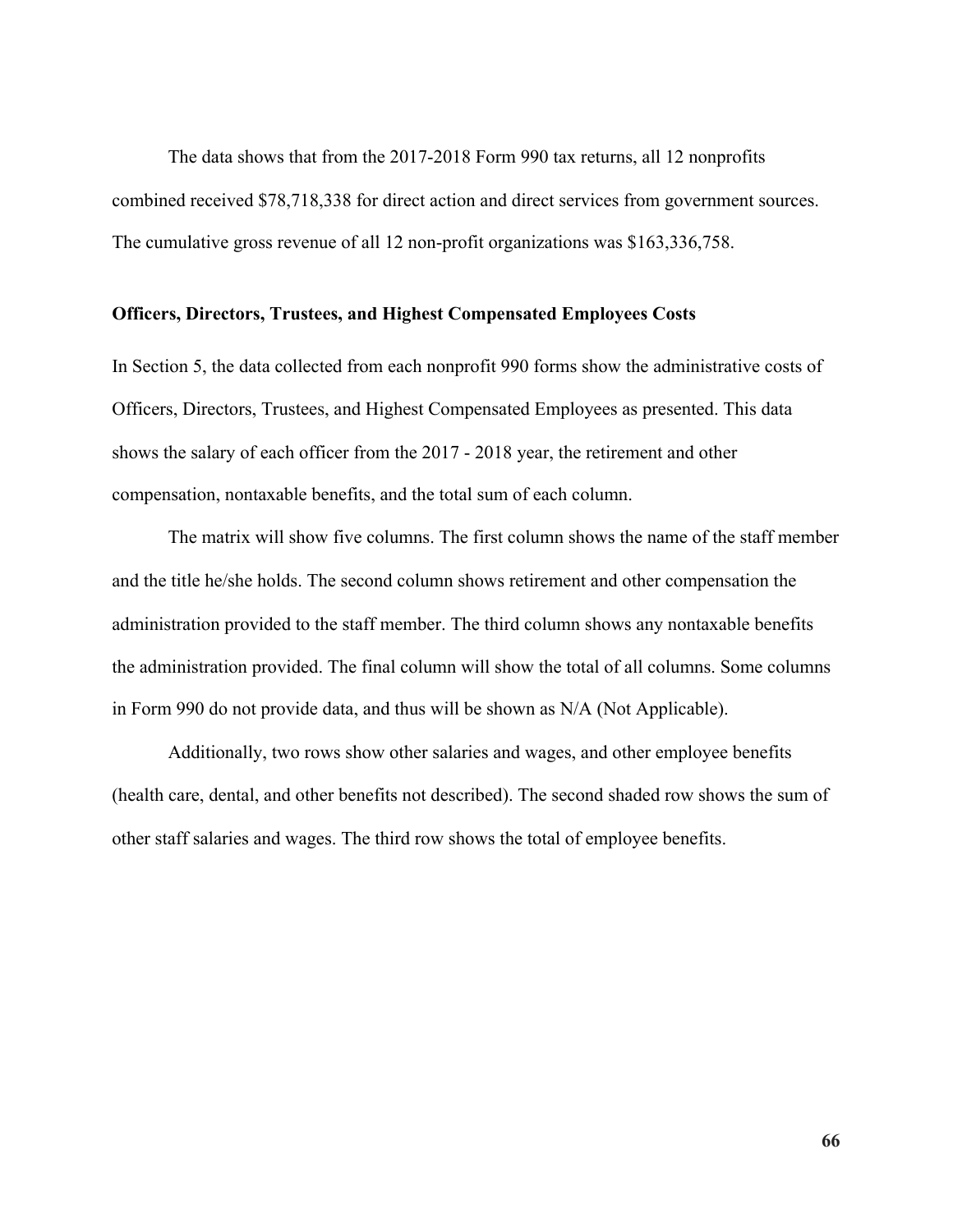The data shows that from the 2017-2018 Form 990 tax returns, all 12 nonprofits combined received $78,718,338 for direct action and direct services from government sources. The cumulative gross revenue of all 12 non-profit organizations was $163,336,758.

**Officers, Directors, Trustees, and Highest Compensated Employees Costs**

In Section 5, the data collected from each nonprofit 990 forms show the administrative costs of Officers, Directors, Trustees, and Highest Compensated Employees as presented. This data shows the salary of each officer from the 2017 - 2018 year, the retirement and other compensation, nontaxable benefits, and the total sum of each column.

The matrix will show five columns. The first column shows the name of the staff member and the title he/she holds. The second column shows retirement and other compensation the administration provided to the staff member. The third column shows any nontaxable benefits the administration provided. The final column will show the total of all columns. Some columns in Form 990 do not provide data, and thus will be shown as N/A (Not Applicable).

Additionally, two rows show other salaries and wages, and other employee benefits (health care, dental, and other benefits not described). The second shaded row shows the sum of other staff salaries and wages. The third row shows the total of employee benefits.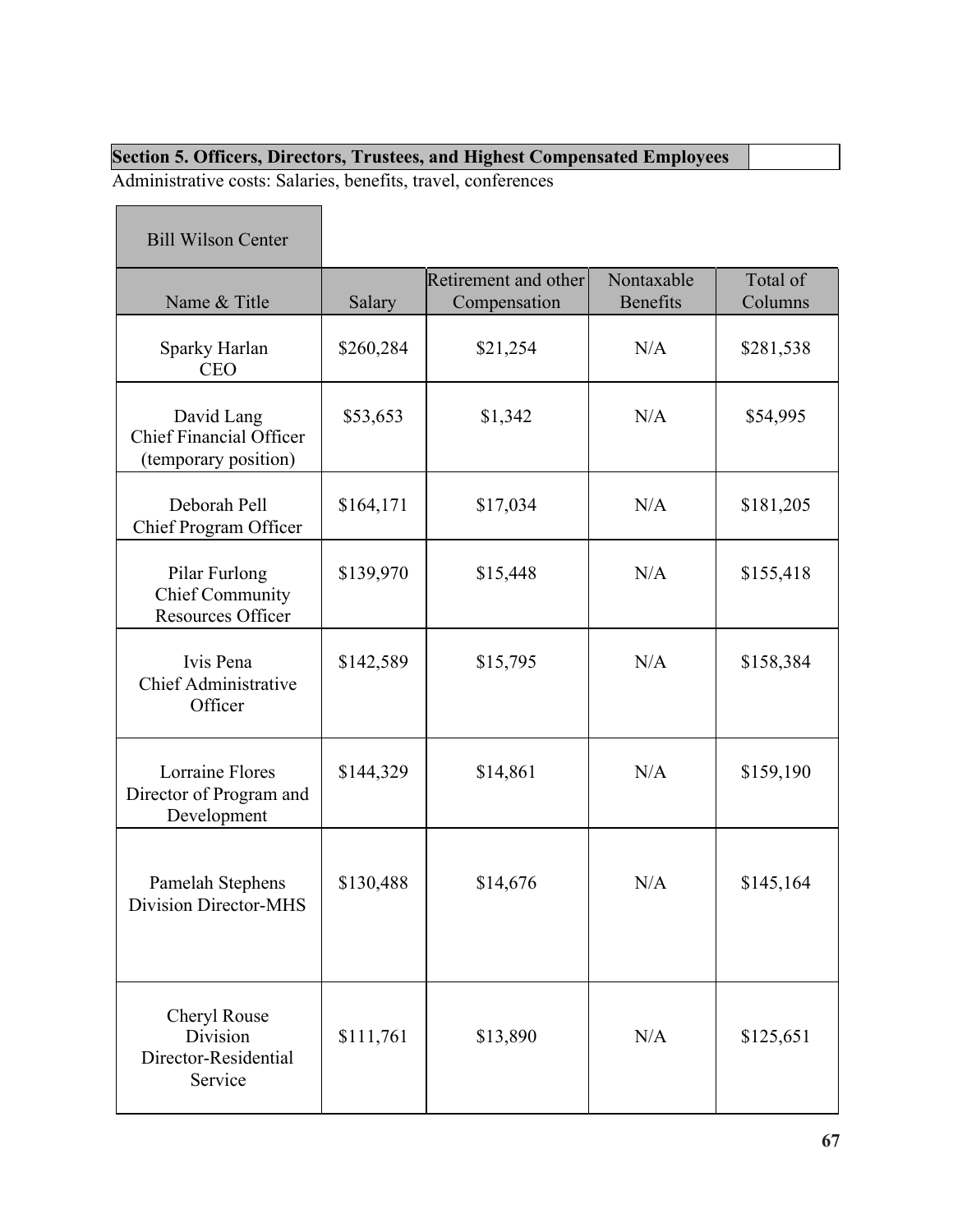## Section 5. Officers, Directors, Trustees, and Highest Compensated Employees

Administrative costs: Salaries, benefits, travel, conferences

| Bill Wilson Center | | | | |
|---|---|---|---|---|
| Name & Title | Salary | Retirement and other Compensation | Nontaxable Benefits | Total of Columns |
| Sparky Harlan<br>CEO | $260,284 | $21,254 | N/A | $281,538 |
| David Lang<br>Chief Financial Officer (temporary position) | $53,653 | $1,342 | N/A | $54,995 |
| Deborah Pell<br>Chief Program Officer | $164,171 | $17,034 | N/A | $181,205 |
| Pilar Furlong<br>Chief Community Resources Officer | $139,970 | $15,448 | N/A | $155,418 |
| Ivis Pena<br>Chief Administrative Officer | $142,589 | $15,795 | N/A | $158,384 |
| Lorraine Flores<br>Director of Program and Development | $144,329 | $14,861 | N/A | $159,190 |
| Pamelah Stephens<br>Division Director-MHS | $130,488 | $14,676 | N/A | $145,164 |
| Cheryl Rouse<br>Division Director-Residential Service | $111,761 | $13,890 | N/A | $125,651 |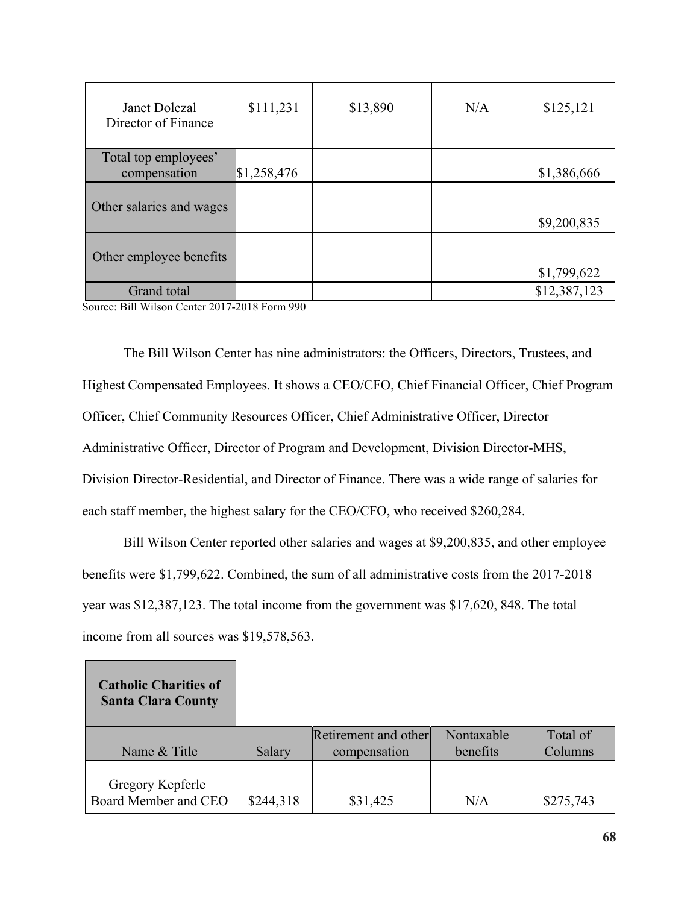| | | | | |
|---|---|---|---|---|
| Janet Dolezal Director of Finance | $111,231 | $13,890 | N/A | $125,121 |
| Total top employees' compensation | $1,258,476 | | | $1,386,666 |
| Other salaries and wages | | | | $9,200,835 |
| Other employee benefits | | | | $1,799,622 |
| Grand total | | | | $12,387,123 |

Source: Bill Wilson Center 2017-2018 Form 990

The Bill Wilson Center has nine administrators: the Officers, Directors, Trustees, and Highest Compensated Employees. It shows a CEO/CFO, Chief Financial Officer, Chief Program Officer, Chief Community Resources Officer, Chief Administrative Officer, Director Administrative Officer, Director of Program and Development, Division Director-MHS, Division Director-Residential, and Director of Finance. There was a wide range of salaries for each staff member, the highest salary for the CEO/CFO, who received $260,284.

Bill Wilson Center reported other salaries and wages at $9,200,835, and other employee benefits were $1,799,622. Combined, the sum of all administrative costs from the 2017-2018 year was $12,387,123. The total income from the government was $17,620, 848. The total income from all sources was $19,578,563.

| **Catholic Charities of Santa Clara County** | | | | |
|---|---|---|---|---|
| Name & Title | Salary | Retirement and other compensation | Nontaxable benefits | Total of Columns |
| Gregory Kepferle Board Member and CEO | $244,318 | $31,425 | N/A | $275,743 |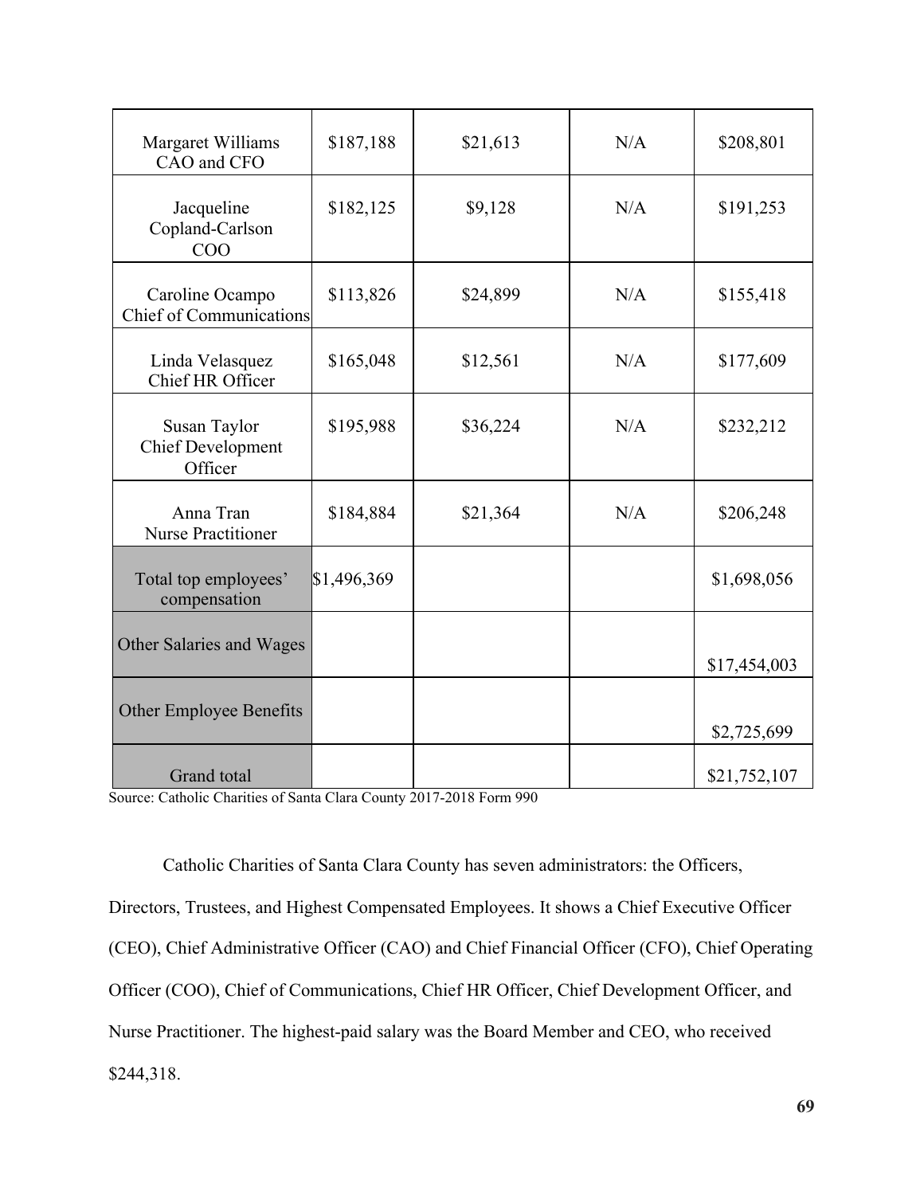| | | | | |
|---|---|---|---|---|
| Margaret Williams CAO and CFO | $187,188 | $21,613 | N/A | $208,801 |
| Jacqueline Copland-Carlson COO | $182,125 | $9,128 | N/A | $191,253 |
| Caroline Ocampo Chief of Communications | $113,826 | $24,899 | N/A | $155,418 |
| Linda Velasquez Chief HR Officer | $165,048 | $12,561 | N/A | $177,609 |
| Susan Taylor Chief Development Officer | $195,988 | $36,224 | N/A | $232,212 |
| Anna Tran Nurse Practitioner | $184,884 | $21,364 | N/A | $206,248 |
| Total top employees' compensation | $1,496,369 | | | $1,698,056 |
| Other Salaries and Wages | | | | $17,454,003 |
| Other Employee Benefits | | | | $2,725,699 |
| Grand total | | | | $21,752,107 |

Source: Catholic Charities of Santa Clara County 2017-2018 Form 990

Catholic Charities of Santa Clara County has seven administrators: the Officers, Directors, Trustees, and Highest Compensated Employees. It shows a Chief Executive Officer (CEO), Chief Administrative Officer (CAO) and Chief Financial Officer (CFO), Chief Operating Officer (COO), Chief of Communications, Chief HR Officer, Chief Development Officer, and Nurse Practitioner. The highest-paid salary was the Board Member and CEO, who received $244,318.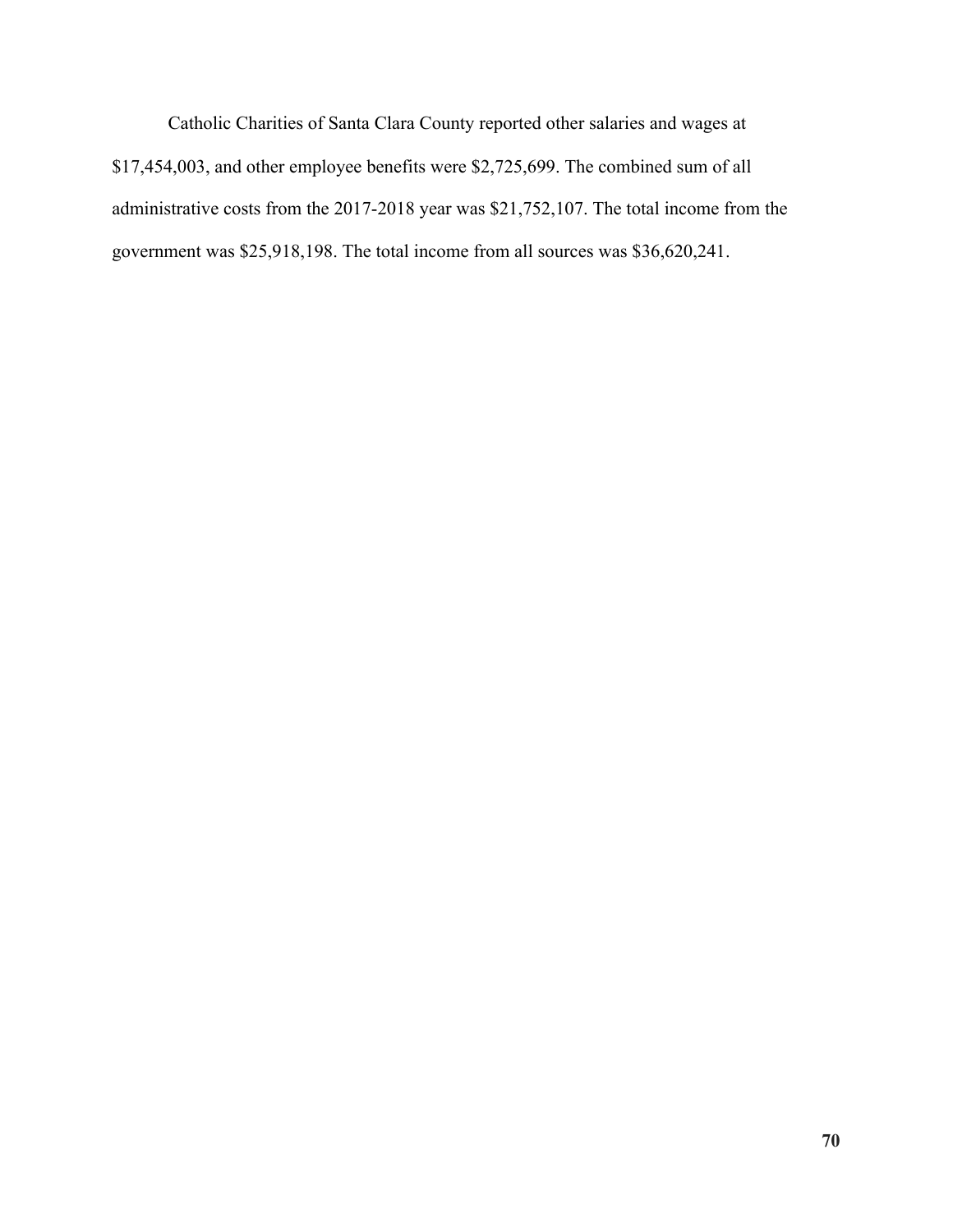Catholic Charities of Santa Clara County reported other salaries and wages at $17,454,003, and other employee benefits were $2,725,699. The combined sum of all administrative costs from the 2017-2018 year was $21,752,107. The total income from the government was $25,918,198. The total income from all sources was $36,620,241.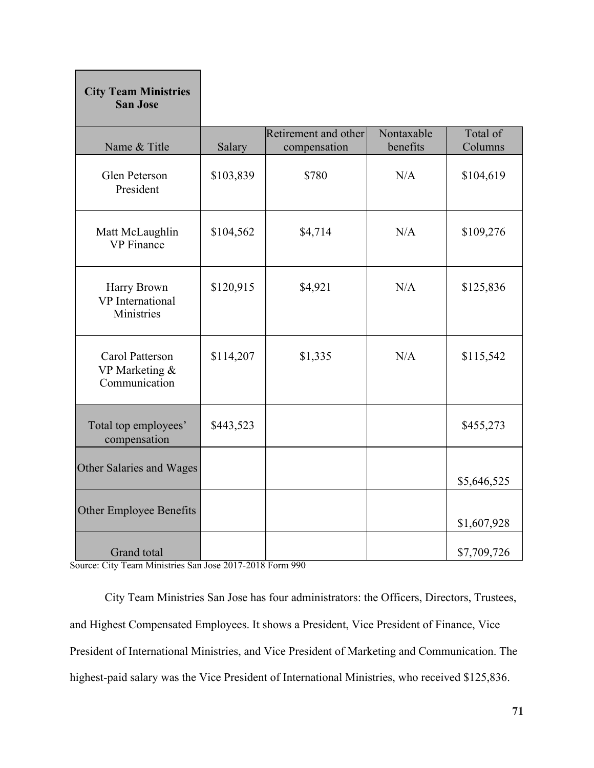| City Team Ministries San Jose | | | | |
|---|---|---|---|---|
| Name & Title | Salary | Retirement and other compensation | Nontaxable benefits | Total of Columns |
| Glen Peterson President | $103,839 | $780 | N/A | $104,619 |
| Matt McLaughlin VP Finance | $104,562 | $4,714 | N/A | $109,276 |
| Harry Brown VP International Ministries | $120,915 | $4,921 | N/A | $125,836 |
| Carol Patterson VP Marketing & Communication | $114,207 | $1,335 | N/A | $115,542 |
| Total top employees' compensation | $443,523 | | | $455,273 |
| Other Salaries and Wages | | | | $5,646,525 |
| Other Employee Benefits | | | | $1,607,928 |
| Grand total | | | | $7,709,726 |

Source: City Team Ministries San Jose 2017-2018 Form 990

City Team Ministries San Jose has four administrators: the Officers, Directors, Trustees, and Highest Compensated Employees. It shows a President, Vice President of Finance, Vice President of International Ministries, and Vice President of Marketing and Communication. The highest-paid salary was the Vice President of International Ministries, who received $125,836.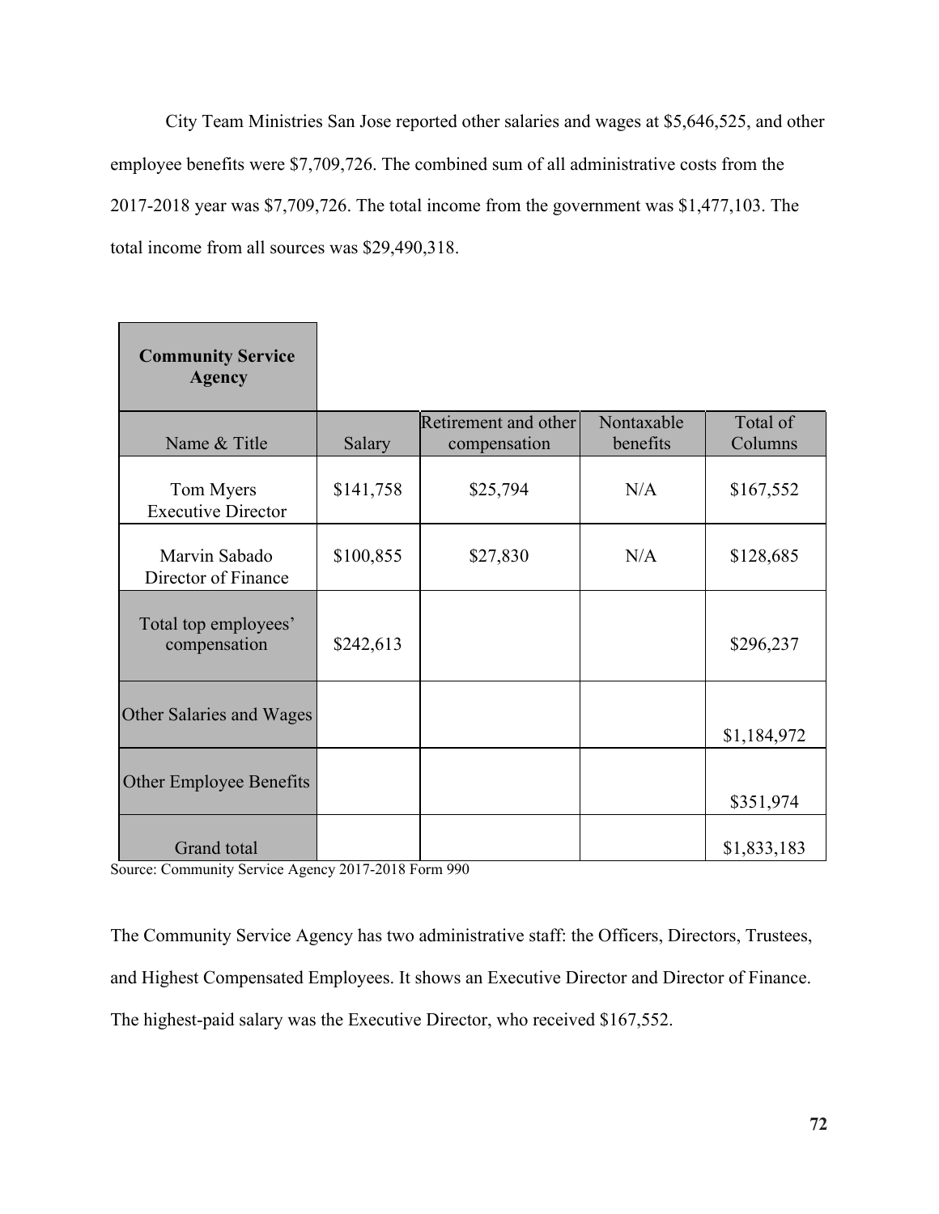City Team Ministries San Jose reported other salaries and wages at $5,646,525, and other employee benefits were $7,709,726. The combined sum of all administrative costs from the 2017-2018 year was $7,709,726. The total income from the government was $1,477,103. The total income from all sources was $29,490,318.

| **Community Service Agency** | | | | |
|---|---|---|---|---|
| Name & Title | Salary | Retirement and other compensation | Nontaxable benefits | Total of Columns |
| Tom Myers<br>Executive Director | $141,758 | $25,794 | N/A | $167,552 |
| Marvin Sabado<br>Director of Finance | $100,855 | $27,830 | N/A | $128,685 |
| Total top employees' compensation | $242,613 | | | $296,237 |
| Other Salaries and Wages | | | | $1,184,972 |
| Other Employee Benefits | | | | $351,974 |
| Grand total | | | | $1,833,183 |

Source: Community Service Agency 2017-2018 Form 990

The Community Service Agency has two administrative staff: the Officers, Directors, Trustees, and Highest Compensated Employees. It shows an Executive Director and Director of Finance. The highest-paid salary was the Executive Director, who received $167,552.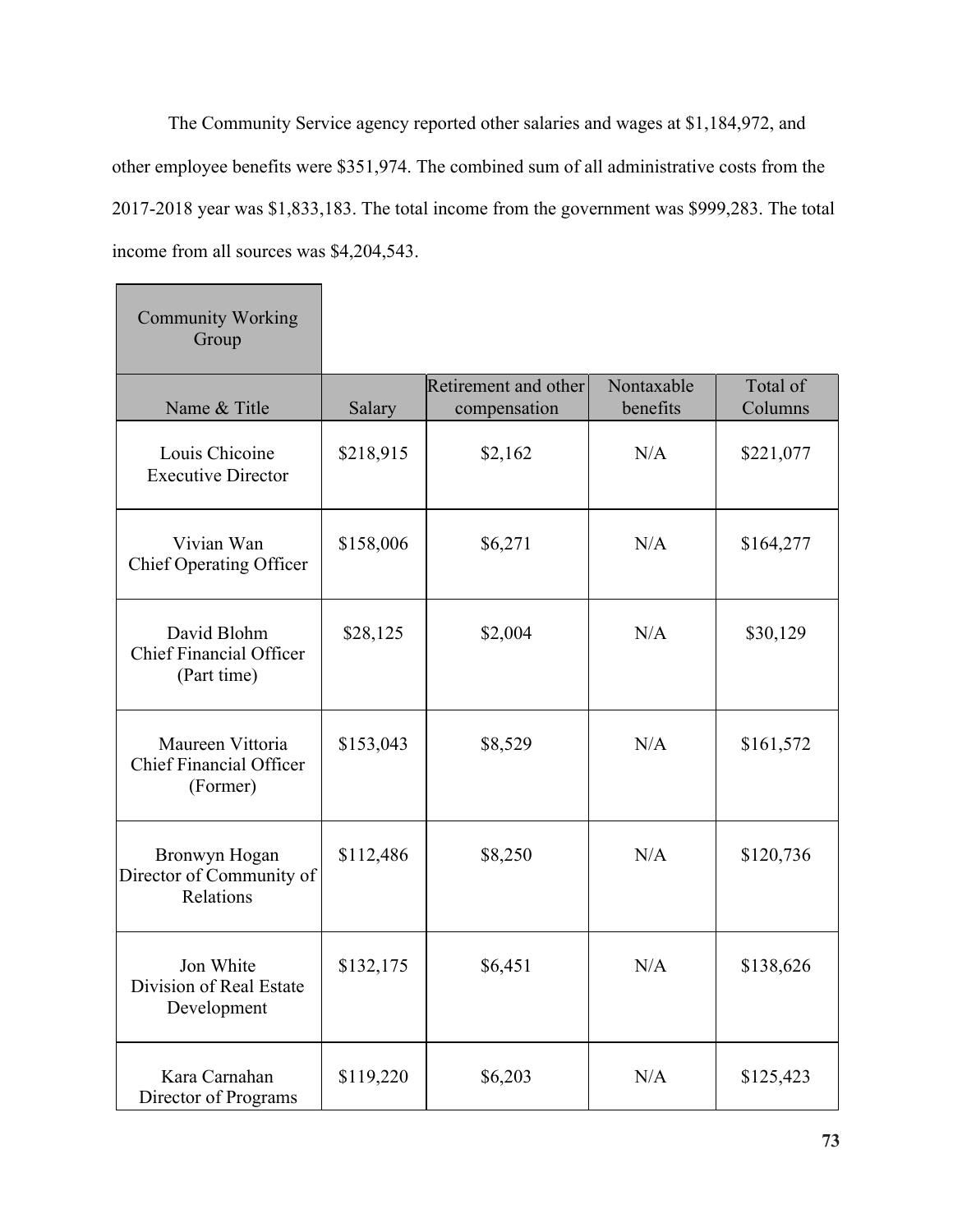The Community Service agency reported other salaries and wages at $1,184,972, and other employee benefits were $351,974. The combined sum of all administrative costs from the 2017-2018 year was $1,833,183. The total income from the government was $999,283. The total income from all sources was $4,204,543.

| Community Working Group | | | | |
|---|---|---|---|---|
| Name & Title | Salary | Retirement and other compensation | Nontaxable benefits | Total of Columns |
| Louis Chicoine<br>Executive Director | $218,915 | $2,162 | N/A | $221,077 |
| Vivian Wan<br>Chief Operating Officer | $158,006 | $6,271 | N/A | $164,277 |
| David Blohm<br>Chief Financial Officer (Part time) | $28,125 | $2,004 | N/A | $30,129 |
| Maureen Vittoria<br>Chief Financial Officer (Former) | $153,043 | $8,529 | N/A | $161,572 |
| Bronwyn Hogan<br>Director of Community of Relations | $112,486 | $8,250 | N/A | $120,736 |
| Jon White<br>Division of Real Estate Development | $132,175 | $6,451 | N/A | $138,626 |
| Kara Carnahan<br>Director of Programs | $119,220 | $6,203 | N/A | $125,423 |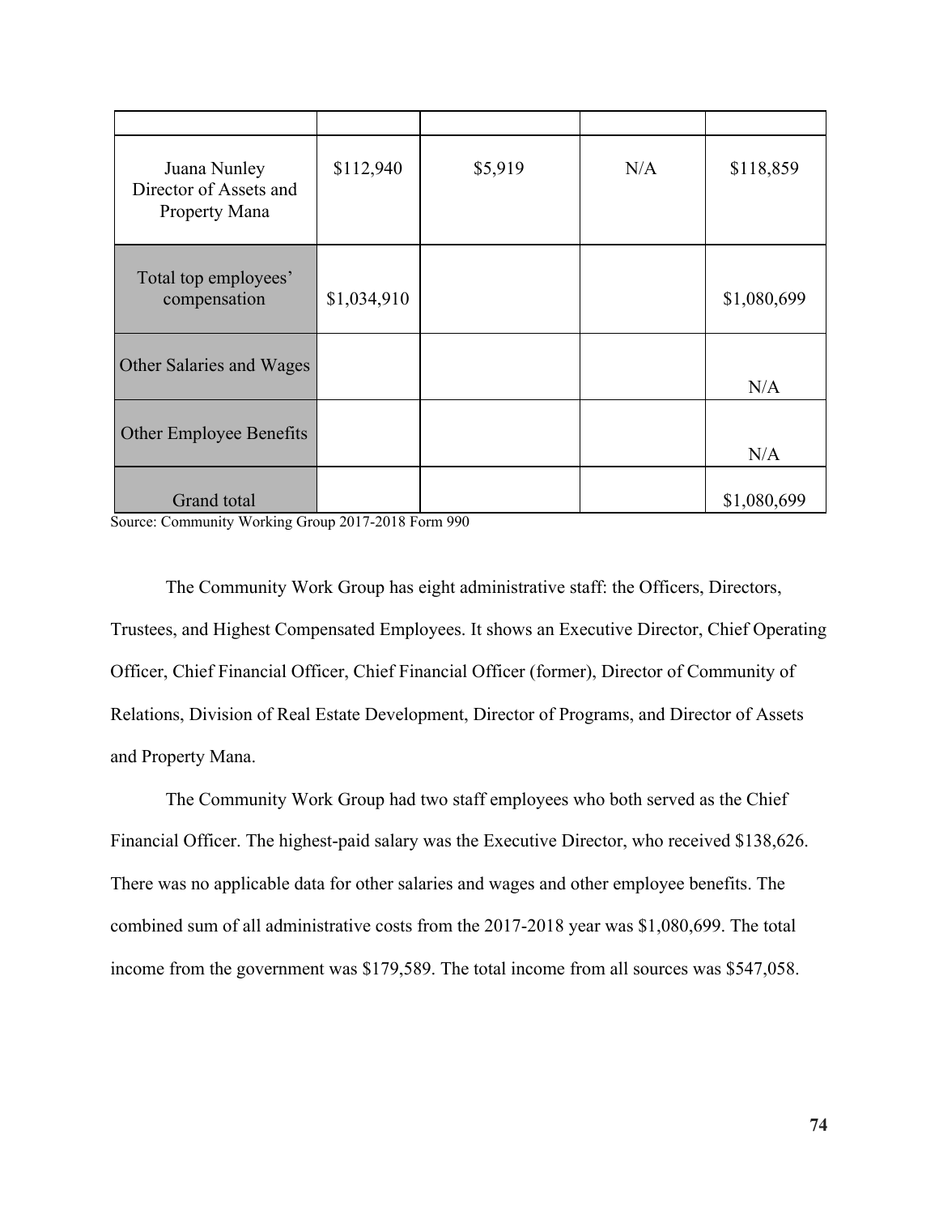| | | | | |
|---|---|---|---|---|
| Juana Nunley Director of Assets and Property Mana | $112,940 | $5,919 | N/A | $118,859 |
| Total top employees' compensation | $1,034,910 | | | $1,080,699 |
| Other Salaries and Wages | | | | N/A |
| Other Employee Benefits | | | | N/A |
| Grand total | | | | $1,080,699 |

Source: Community Working Group 2017-2018 Form 990

The Community Work Group has eight administrative staff: the Officers, Directors, Trustees, and Highest Compensated Employees. It shows an Executive Director, Chief Operating Officer, Chief Financial Officer, Chief Financial Officer (former), Director of Community of Relations, Division of Real Estate Development, Director of Programs, and Director of Assets and Property Mana.

The Community Work Group had two staff employees who both served as the Chief Financial Officer. The highest-paid salary was the Executive Director, who received $138,626. There was no applicable data for other salaries and wages and other employee benefits. The combined sum of all administrative costs from the 2017-2018 year was $1,080,699. The total income from the government was $179,589. The total income from all sources was $547,058.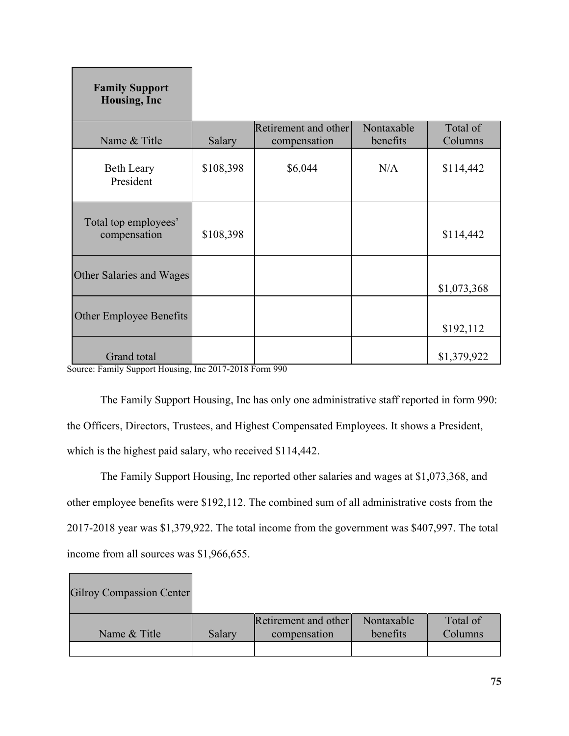| Family Support Housing, Inc | | | | |
|---|---|---|---|---|
| Name & Title | Salary | Retirement and other compensation | Nontaxable benefits | Total of Columns |
| Beth Leary President | $108,398 | $6,044 | N/A | $114,442 |
| Total top employees' compensation | $108,398 | | | $114,442 |
| Other Salaries and Wages | | | | $1,073,368 |
| Other Employee Benefits | | | | $192,112 |
| Grand total | | | | $1,379,922 |

Source: Family Support Housing, Inc 2017-2018 Form 990

The Family Support Housing, Inc has only one administrative staff reported in form 990: the Officers, Directors, Trustees, and Highest Compensated Employees. It shows a President, which is the highest paid salary, who received $114,442.

The Family Support Housing, Inc reported other salaries and wages at $1,073,368, and other employee benefits were $192,112. The combined sum of all administrative costs from the 2017-2018 year was $1,379,922. The total income from the government was $407,997. The total income from all sources was $1,966,655.

| Gilroy Compassion Center | | | | |
|---|---|---|---|---|
| Name & Title | Salary | Retirement and other compensation | Nontaxable benefits | Total of Columns |
| | | | | |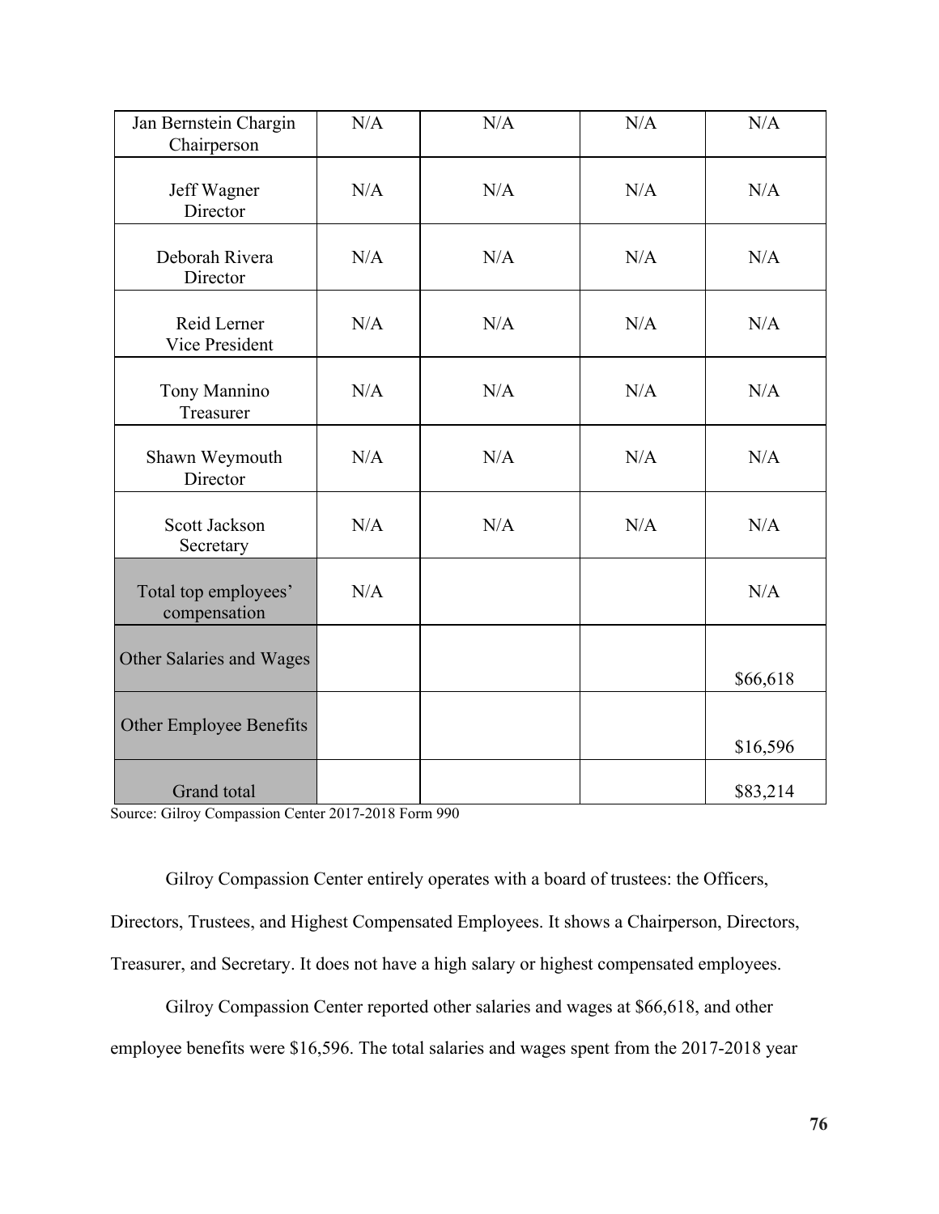| Jan Bernstein Chargin Chairperson | N/A | N/A | N/A | N/A |
|---|---|---|---|---|
| Jeff Wagner Director | N/A | N/A | N/A | N/A |
| Deborah Rivera Director | N/A | N/A | N/A | N/A |
| Reid Lerner Vice President | N/A | N/A | N/A | N/A |
| Tony Mannino Treasurer | N/A | N/A | N/A | N/A |
| Shawn Weymouth Director | N/A | N/A | N/A | N/A |
| Scott Jackson Secretary | N/A | N/A | N/A | N/A |
| Total top employees' compensation | N/A | | | N/A |
| Other Salaries and Wages | | | | $66,618 |
| Other Employee Benefits | | | | $16,596 |
| Grand total | | | | $83,214 |

Source: Gilroy Compassion Center 2017-2018 Form 990

Gilroy Compassion Center entirely operates with a board of trustees: the Officers, Directors, Trustees, and Highest Compensated Employees. It shows a Chairperson, Directors, Treasurer, and Secretary. It does not have a high salary or highest compensated employees.

Gilroy Compassion Center reported other salaries and wages at $66,618, and other employee benefits were $16,596. The total salaries and wages spent from the 2017-2018 year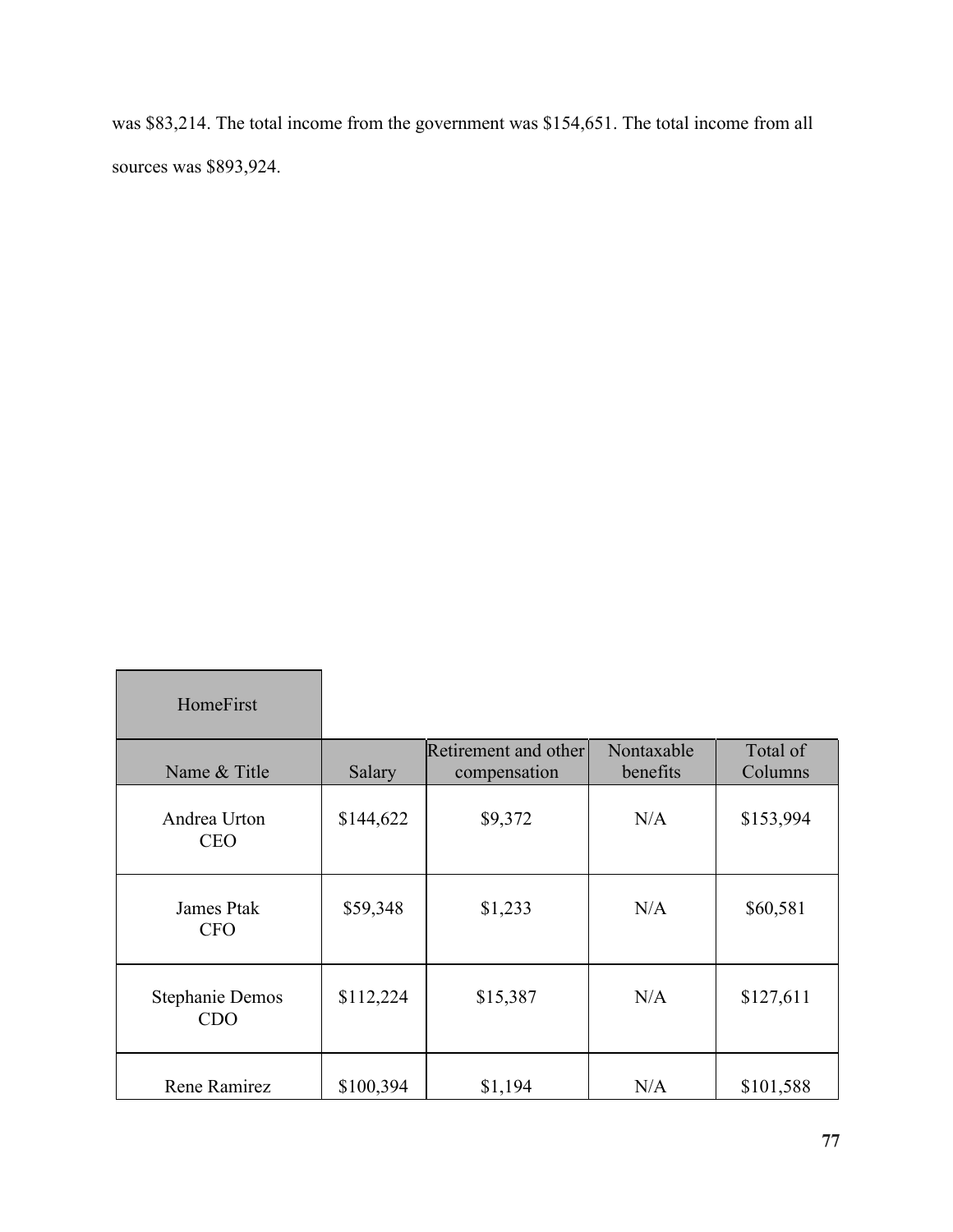was $83,214. The total income from the government was $154,651. The total income from all sources was $893,924.

| HomeFirst | | | | |
|---|---|---|---|---|
| Name & Title | Salary | Retirement and other compensation | Nontaxable benefits | Total of Columns |
| Andrea Urton<br>CEO | $144,622 | $9,372 | N/A | $153,994 |
| James Ptak<br>CFO | $59,348 | $1,233 | N/A | $60,581 |
| Stephanie Demos<br>CDO | $112,224 | $15,387 | N/A | $127,611 |
| Rene Ramirez | $100,394 | $1,194 | N/A | $101,588 |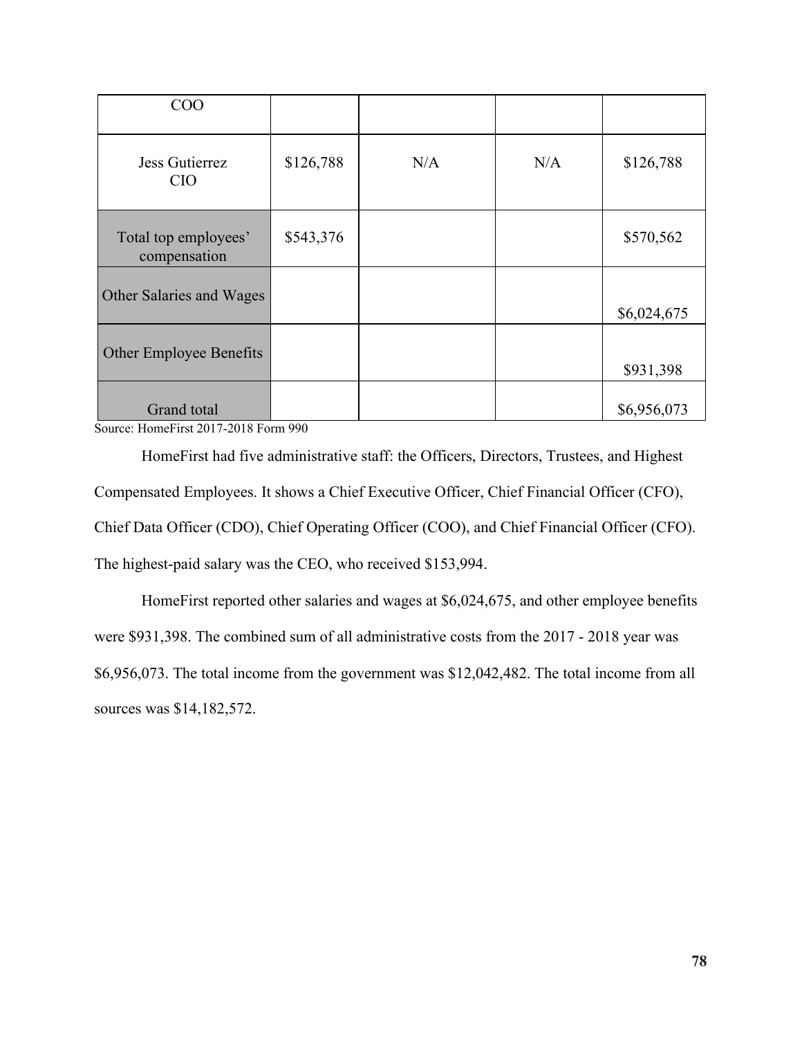| COO | | | | |
|---|---|---|---|---|
| Jess Gutierrez CIO | $126,788 | N/A | N/A | $126,788 |
| Total top employees' compensation | $543,376 | | | $570,562 |
| Other Salaries and Wages | | | | $6,024,675 |
| Other Employee Benefits | | | | $931,398 |
| Grand total | | | | $6,956,073 |

Source: HomeFirst 2017-2018 Form 990

HomeFirst had five administrative staff: the Officers, Directors, Trustees, and Highest Compensated Employees. It shows a Chief Executive Officer, Chief Financial Officer (CFO), Chief Data Officer (CDO), Chief Operating Officer (COO), and Chief Financial Officer (CFO). The highest-paid salary was the CEO, who received $153,994.

HomeFirst reported other salaries and wages at $6,024,675, and other employee benefits were $931,398. The combined sum of all administrative costs from the 2017 - 2018 year was $6,956,073. The total income from the government was $12,042,482. The total income from all sources was $14,182,572.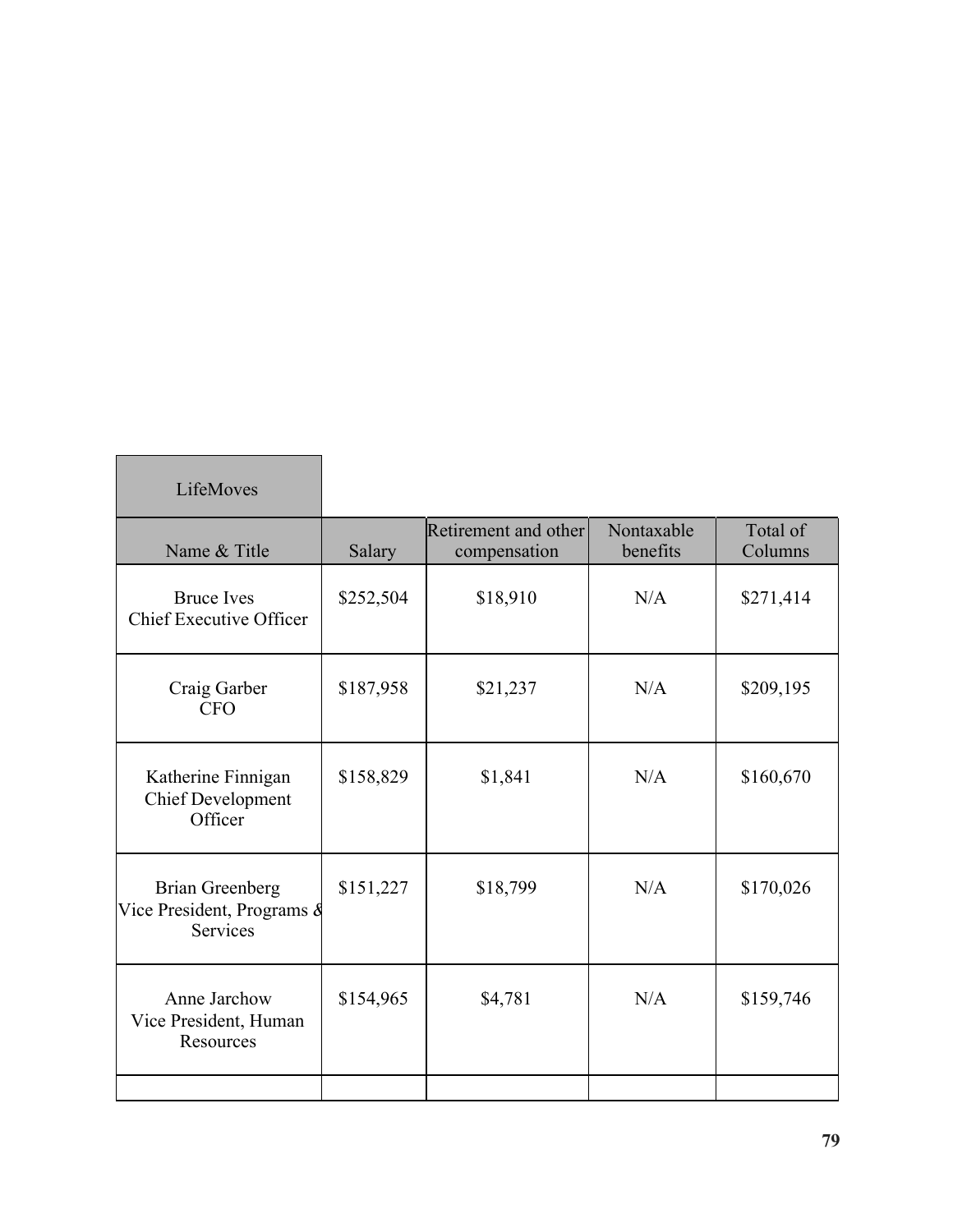| LifeMoves | | | | |
|---|---|---|---|---|
| Name & Title | Salary | Retirement and other compensation | Nontaxable benefits | Total of Columns |
| Bruce Ives<br>Chief Executive Officer | $252,504 | $18,910 | N/A | $271,414 |
| Craig Garber<br>CFO | $187,958 | $21,237 | N/A | $209,195 |
| Katherine Finnigan<br>Chief Development Officer | $158,829 | $1,841 | N/A | $160,670 |
| Brian Greenberg<br>Vice President, Programs & Services | $151,227 | $18,799 | N/A | $170,026 |
| Anne Jarchow<br>Vice President, Human Resources | $154,965 | $4,781 | N/A | $159,746 |
| | | | | |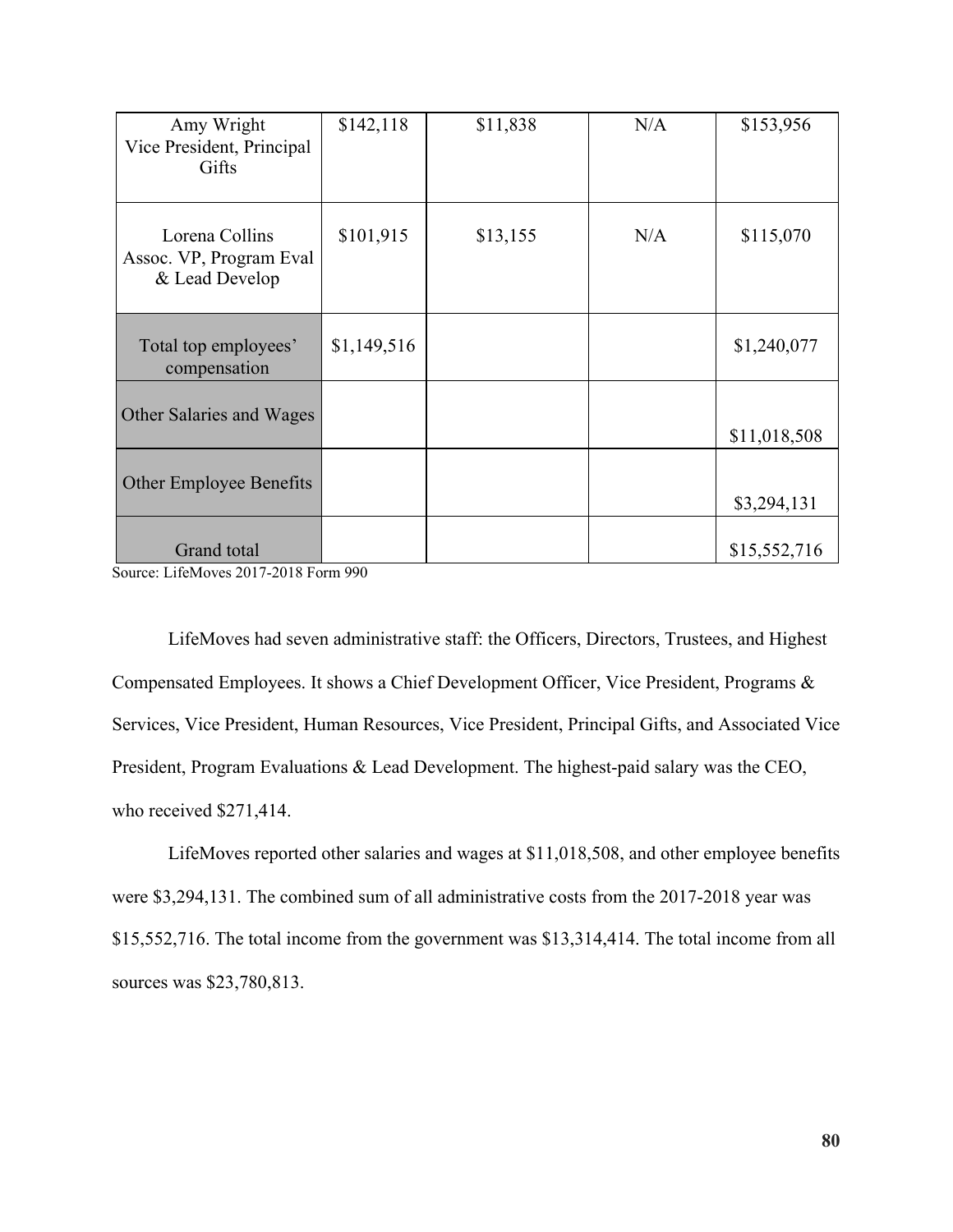| | | | | |
|---|---|---|---|---|
| Amy Wright<br>Vice President, Principal Gifts | \$142,118 | \$11,838 | N/A | \$153,956 |
| Lorena Collins<br>Assoc. VP, Program Eval & Lead Develop | \$101,915 | \$13,155 | N/A | \$115,070 |
| Total top employees' compensation | \$1,149,516 | | | \$1,240,077 |
| Other Salaries and Wages | | | | \$11,018,508 |
| Other Employee Benefits | | | | \$3,294,131 |
| Grand total | | | | \$15,552,716 |

Source: LifeMoves 2017-2018 Form 990

LifeMoves had seven administrative staff: the Officers, Directors, Trustees, and Highest Compensated Employees. It shows a Chief Development Officer, Vice President, Programs & Services, Vice President, Human Resources, Vice President, Principal Gifts, and Associated Vice President, Program Evaluations & Lead Development. The highest-paid salary was the CEO, who received \$271,414.

LifeMoves reported other salaries and wages at \$11,018,508, and other employee benefits were \$3,294,131. The combined sum of all administrative costs from the 2017-2018 year was \$15,552,716. The total income from the government was \$13,314,414. The total income from all sources was \$23,780,813.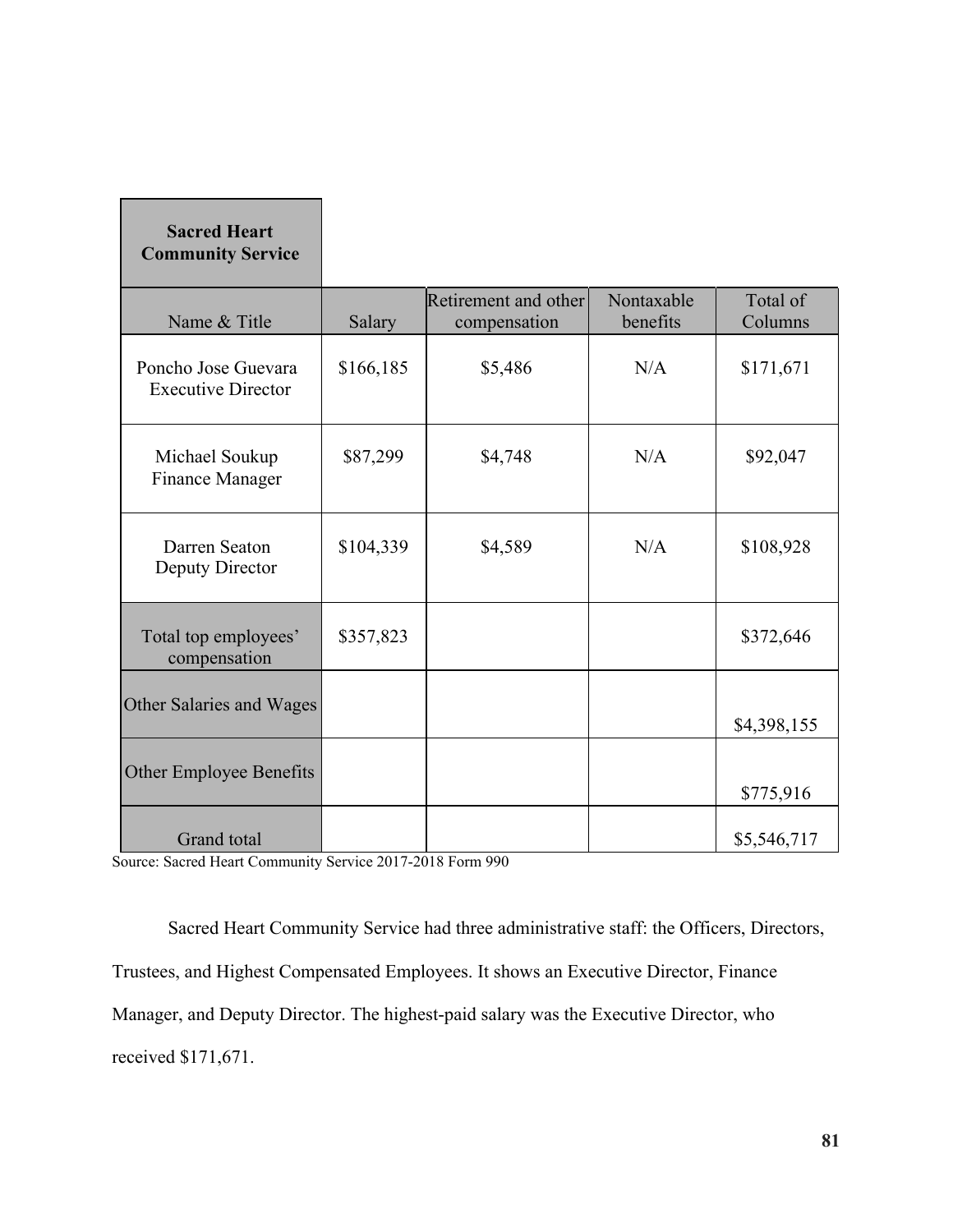| Sacred Heart Community Service | | | | |
|---|---|---|---|---|
| Name & Title | Salary | Retirement and other compensation | Nontaxable benefits | Total of Columns |
| Poncho Jose Guevara Executive Director | $166,185 | $5,486 | N/A | $171,671 |
| Michael Soukup Finance Manager | $87,299 | $4,748 | N/A | $92,047 |
| Darren Seaton Deputy Director | $104,339 | $4,589 | N/A | $108,928 |
| Total top employees' compensation | $357,823 | | | $372,646 |
| Other Salaries and Wages | | | | $4,398,155 |
| Other Employee Benefits | | | | $775,916 |
| Grand total | | | | $5,546,717 |

Source: Sacred Heart Community Service 2017-2018 Form 990

Sacred Heart Community Service had three administrative staff: the Officers, Directors, Trustees, and Highest Compensated Employees. It shows an Executive Director, Finance Manager, and Deputy Director. The highest-paid salary was the Executive Director, who received $171,671.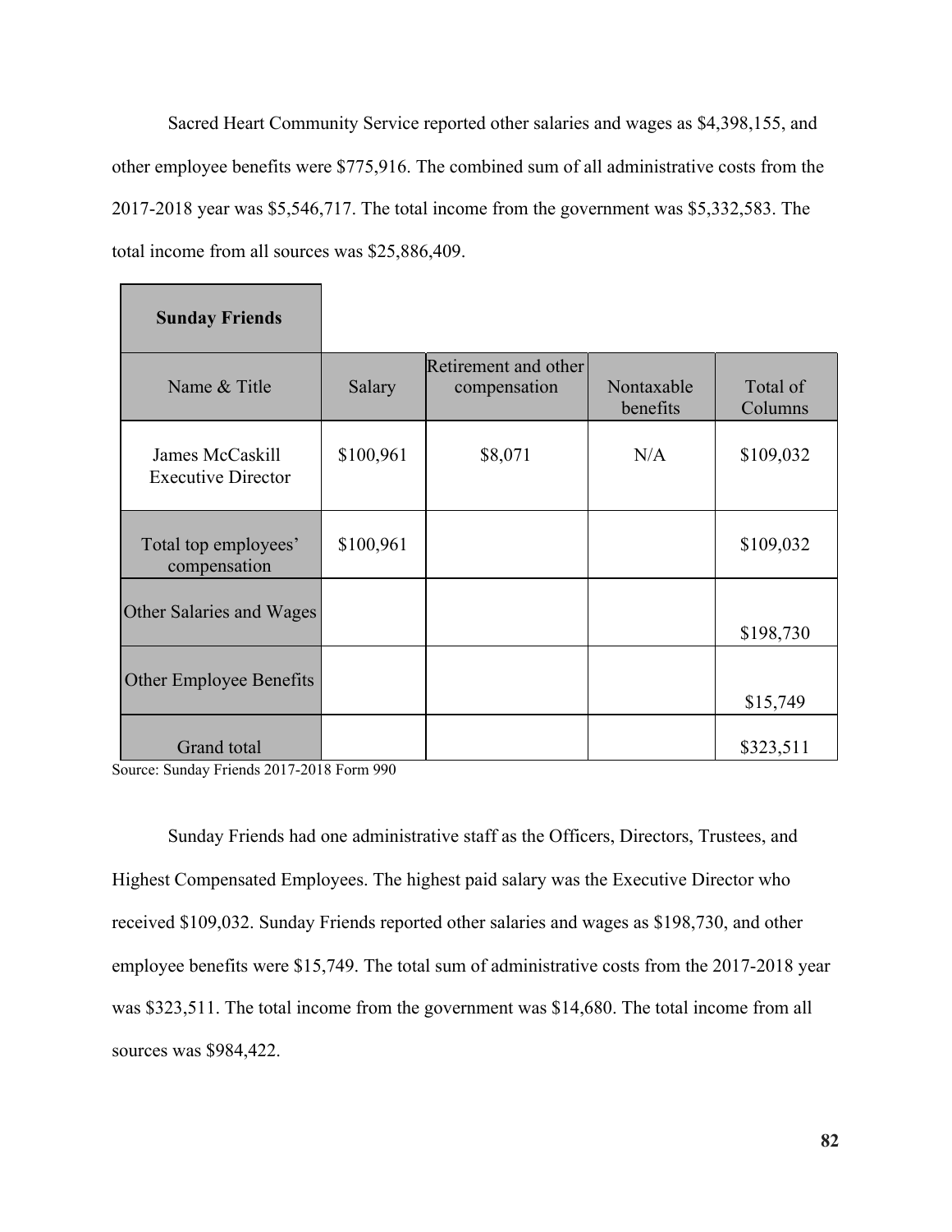Sacred Heart Community Service reported other salaries and wages as $4,398,155, and other employee benefits were $775,916. The combined sum of all administrative costs from the 2017-2018 year was $5,546,717. The total income from the government was $5,332,583. The total income from all sources was $25,886,409.

| **Sunday Friends** | | | | |
|---|---|---|---|---|
| Name & Title | Salary | Retirement and other compensation | Nontaxable benefits | Total of Columns |
| James McCaskill Executive Director | $100,961 | $8,071 | N/A | $109,032 |
| Total top employees' compensation | $100,961 | | | $109,032 |
| Other Salaries and Wages | | | | $198,730 |
| Other Employee Benefits | | | | $15,749 |
| Grand total | | | | $323,511 |

Source: Sunday Friends 2017-2018 Form 990

Sunday Friends had one administrative staff as the Officers, Directors, Trustees, and Highest Compensated Employees. The highest paid salary was the Executive Director who received $109,032. Sunday Friends reported other salaries and wages as $198,730, and other employee benefits were $15,749. The total sum of administrative costs from the 2017-2018 year was $323,511. The total income from the government was $14,680. The total income from all sources was $984,422.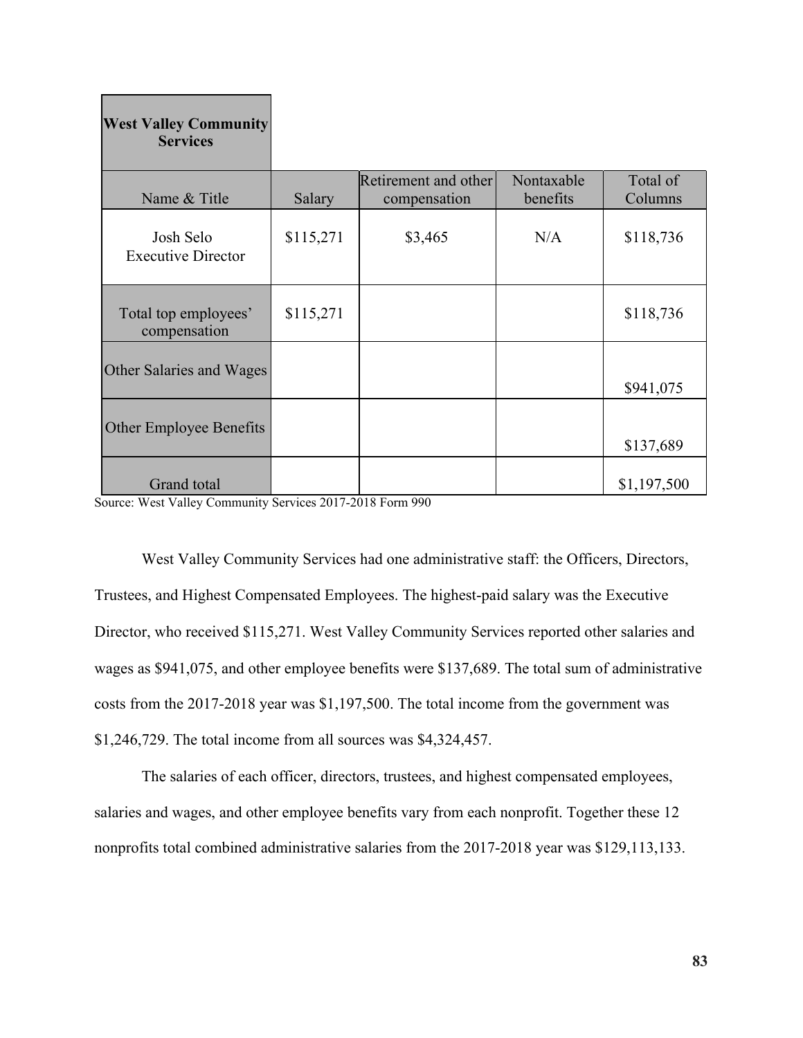| West Valley Community Services | | | | |
|---|---|---|---|---|
| Name & Title | Salary | Retirement and other compensation | Nontaxable benefits | Total of Columns |
| Josh Selo<br>Executive Director | $115,271 | $3,465 | N/A | $118,736 |
| Total top employees' compensation | $115,271 | | | $118,736 |
| Other Salaries and Wages | | | | $941,075 |
| Other Employee Benefits | | | | $137,689 |
| Grand total | | | | $1,197,500 |

Source: West Valley Community Services 2017-2018 Form 990

West Valley Community Services had one administrative staff: the Officers, Directors, Trustees, and Highest Compensated Employees. The highest-paid salary was the Executive Director, who received $115,271. West Valley Community Services reported other salaries and wages as $941,075, and other employee benefits were $137,689. The total sum of administrative costs from the 2017-2018 year was $1,197,500. The total income from the government was $1,246,729. The total income from all sources was $4,324,457.

The salaries of each officer, directors, trustees, and highest compensated employees, salaries and wages, and other employee benefits vary from each nonprofit. Together these 12 nonprofits total combined administrative salaries from the 2017-2018 year was $129,113,133.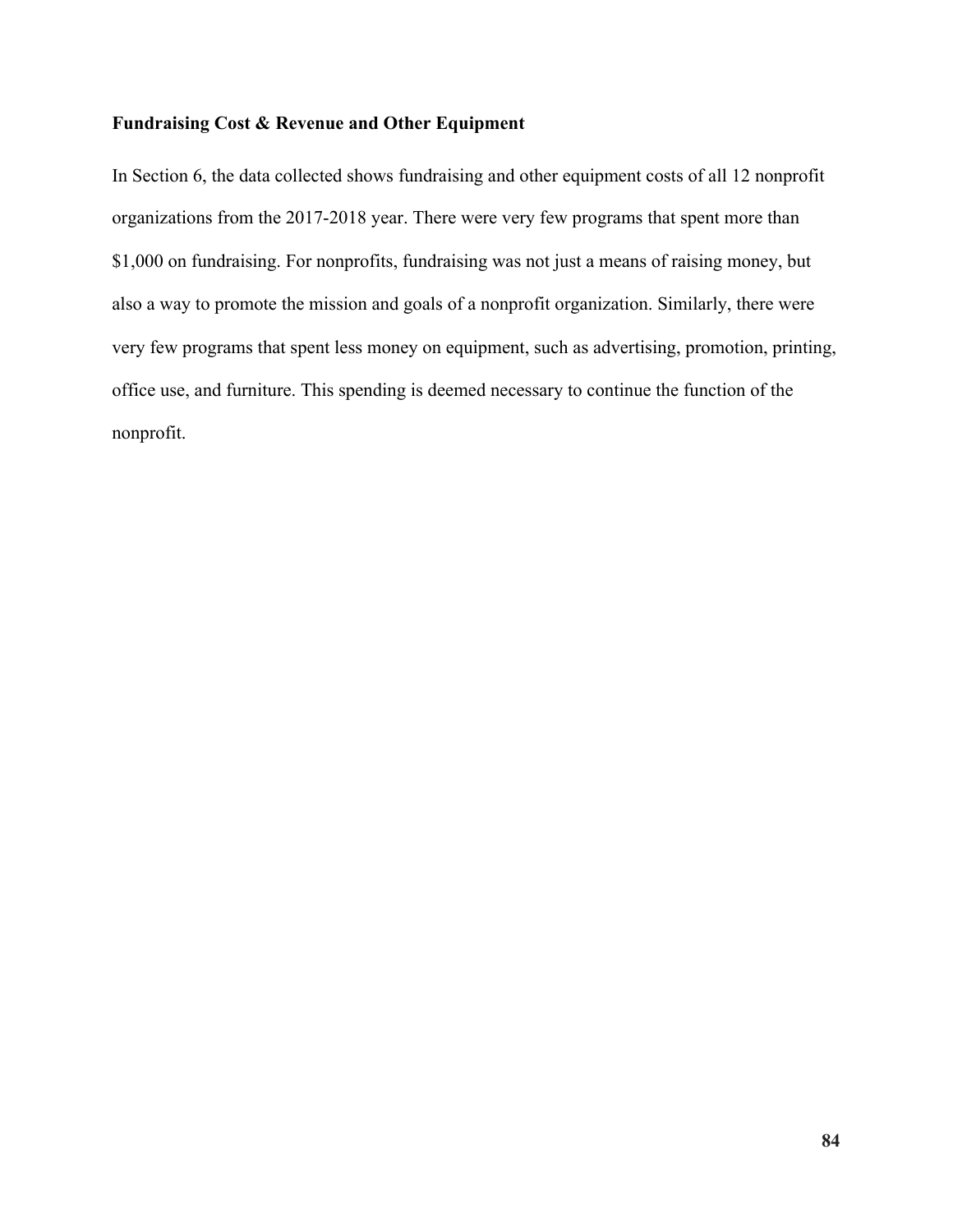**Fundraising Cost & Revenue and Other Equipment**

In Section 6, the data collected shows fundraising and other equipment costs of all 12 nonprofit organizations from the 2017-2018 year. There were very few programs that spent more than $1,000 on fundraising. For nonprofits, fundraising was not just a means of raising money, but also a way to promote the mission and goals of a nonprofit organization. Similarly, there were very few programs that spent less money on equipment, such as advertising, promotion, printing, office use, and furniture. This spending is deemed necessary to continue the function of the nonprofit.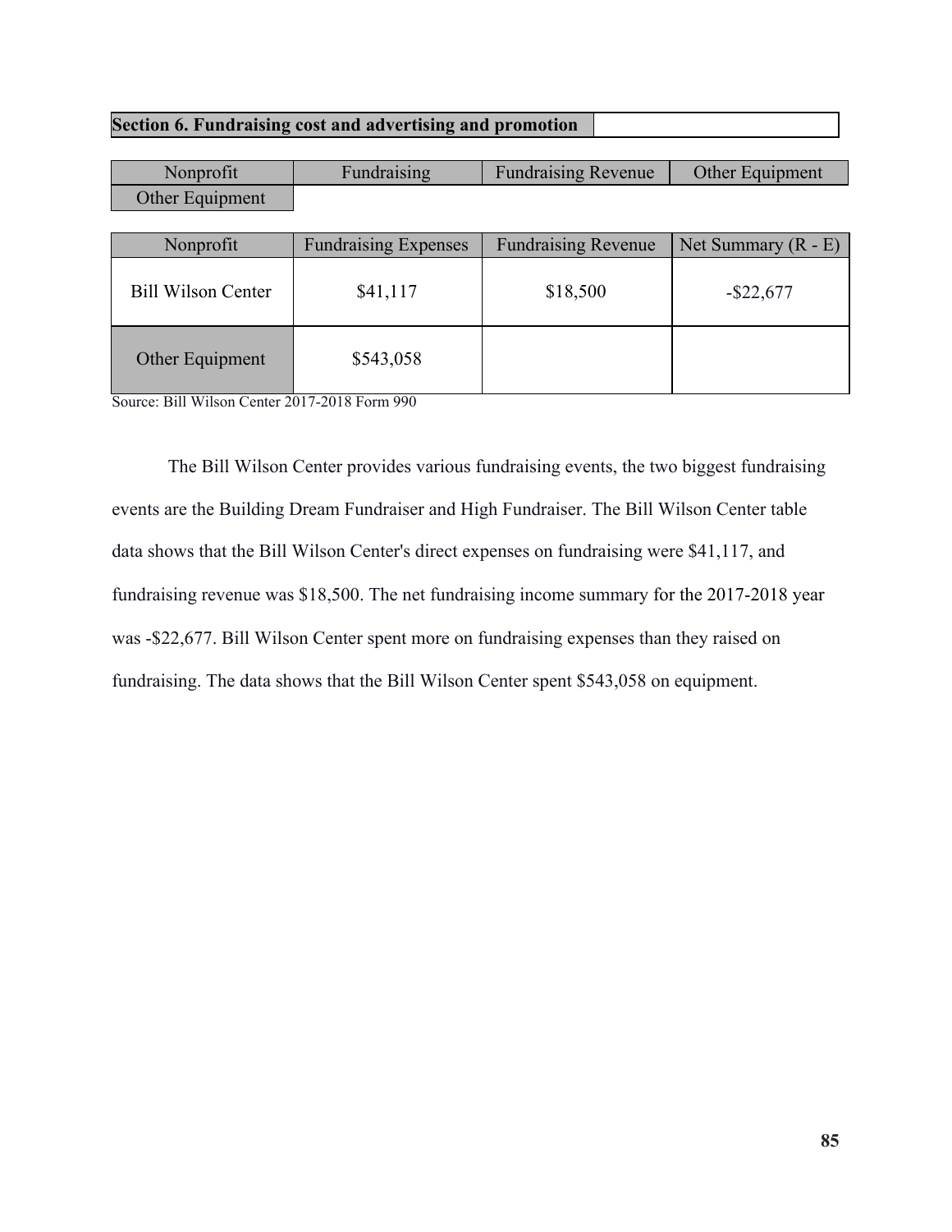| Section 6. Fundraising cost and advertising and promotion | |
|---|---|

| Nonprofit | Fundraising | Fundraising Revenue | Other Equipment |
|---|---|---|---|
| Other Equipment | | | |

| Nonprofit | Fundraising Expenses | Fundraising Revenue | Net Summary (R - E) |
|---|---|---|---|
| Bill Wilson Center | $41,117 | $18,500 | -$22,677 |
| Other Equipment | $543,058 | | |

Source: Bill Wilson Center 2017-2018 Form 990

The Bill Wilson Center provides various fundraising events, the two biggest fundraising events are the Building Dream Fundraiser and High Fundraiser. The Bill Wilson Center table data shows that the Bill Wilson Center's direct expenses on fundraising were $41,117, and fundraising revenue was $18,500. The net fundraising income summary for the 2017-2018 year was -$22,677. Bill Wilson Center spent more on fundraising expenses than they raised on fundraising. The data shows that the Bill Wilson Center spent $543,058 on equipment.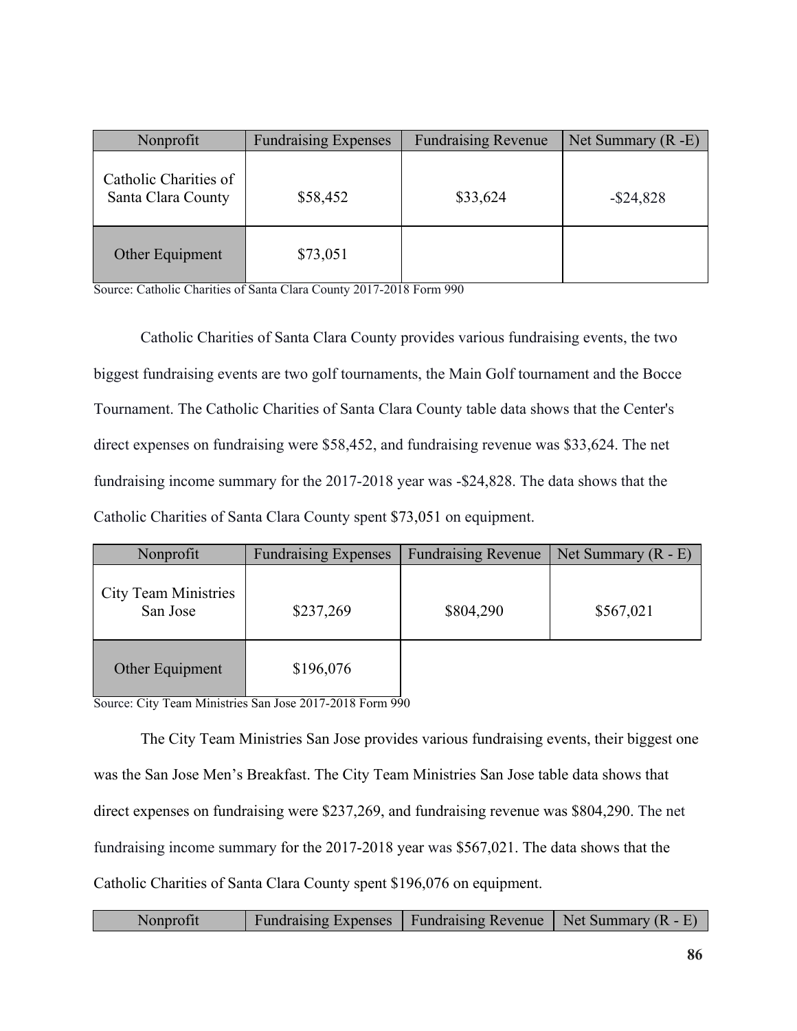| Nonprofit | Fundraising Expenses | Fundraising Revenue | Net Summary (R -E) |
|---|---|---|---|
| Catholic Charities of Santa Clara County | $58,452 | $33,624 | -$24,828 |
| Other Equipment | $73,051 | | |

Source: Catholic Charities of Santa Clara County 2017-2018 Form 990

Catholic Charities of Santa Clara County provides various fundraising events, the two biggest fundraising events are two golf tournaments, the Main Golf tournament and the Bocce Tournament. The Catholic Charities of Santa Clara County table data shows that the Center's direct expenses on fundraising were $58,452, and fundraising revenue was $33,624. The net fundraising income summary for the 2017-2018 year was -$24,828. The data shows that the Catholic Charities of Santa Clara County spent $73,051 on equipment.

| Nonprofit | Fundraising Expenses | Fundraising Revenue | Net Summary (R - E) |
|---|---|---|---|
| City Team Ministries San Jose | $237,269 | $804,290 | $567,021 |
| Other Equipment | $196,076 | | |

Source: City Team Ministries San Jose 2017-2018 Form 990

The City Team Ministries San Jose provides various fundraising events, their biggest one was the San Jose Men's Breakfast. The City Team Ministries San Jose table data shows that direct expenses on fundraising were $237,269, and fundraising revenue was $804,290. The net fundraising income summary for the 2017-2018 year was $567,021. The data shows that the Catholic Charities of Santa Clara County spent $196,076 on equipment.

| Nonprofit | Fundraising Expenses | Fundraising Revenue | Net Summary (R - E) |
|---|---|---|---|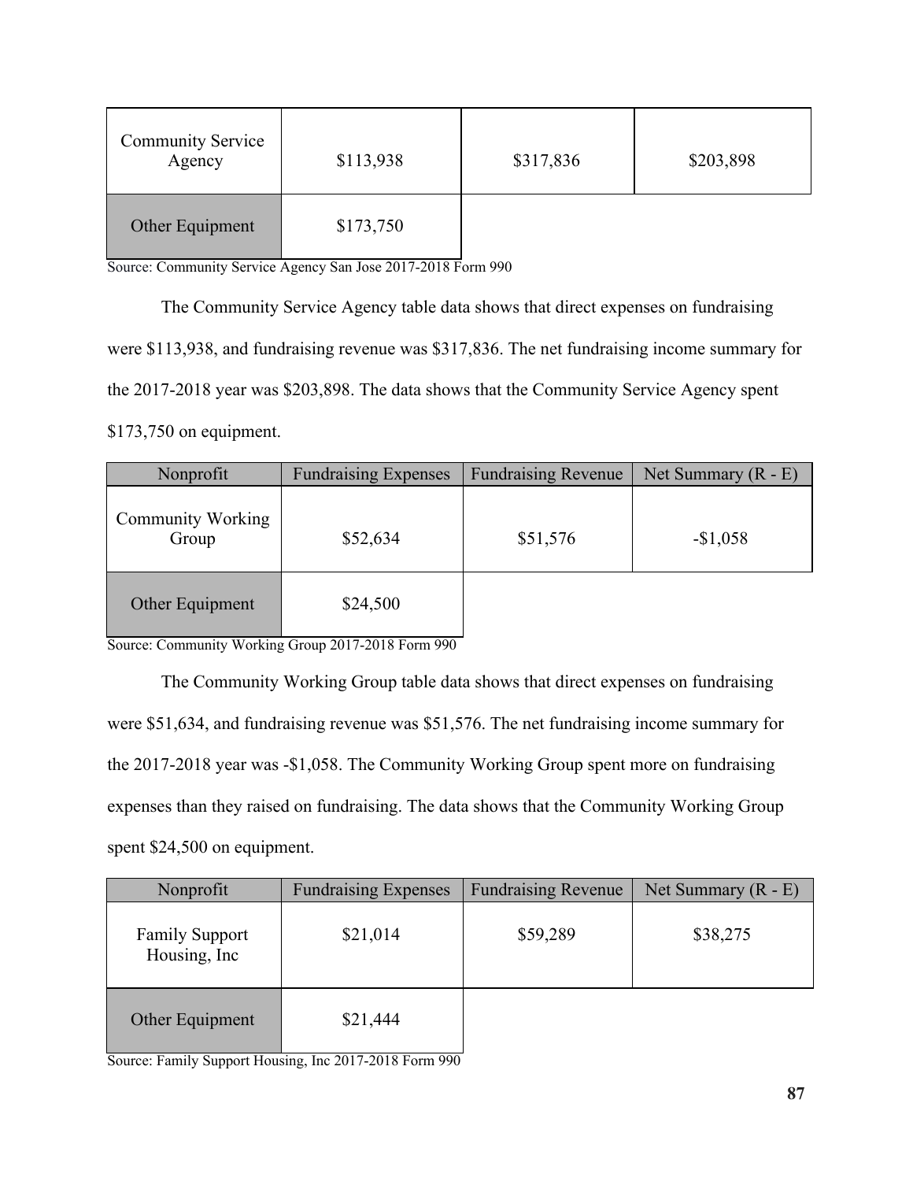| Community Service Agency | $113,938 | $317,836 | $203,898 |
|---|---|---|---|
| Other Equipment | $173,750 | | |

Source: Community Service Agency San Jose 2017-2018 Form 990

The Community Service Agency table data shows that direct expenses on fundraising were $113,938, and fundraising revenue was $317,836. The net fundraising income summary for the 2017-2018 year was $203,898. The data shows that the Community Service Agency spent $173,750 on equipment.

| Nonprofit | Fundraising Expenses | Fundraising Revenue | Net Summary (R - E) |
|---|---|---|---|
| Community Working Group | $52,634 | $51,576 | -$1,058 |
| Other Equipment | $24,500 | | |

Source: Community Working Group 2017-2018 Form 990

The Community Working Group table data shows that direct expenses on fundraising were $51,634, and fundraising revenue was $51,576. The net fundraising income summary for the 2017-2018 year was -$1,058. The Community Working Group spent more on fundraising expenses than they raised on fundraising. The data shows that the Community Working Group spent $24,500 on equipment.

| Nonprofit | Fundraising Expenses | Fundraising Revenue | Net Summary (R - E) |
|---|---|---|---|
| Family Support Housing, Inc | $21,014 | $59,289 | $38,275 |
| Other Equipment | $21,444 | | |

Source: Family Support Housing, Inc 2017-2018 Form 990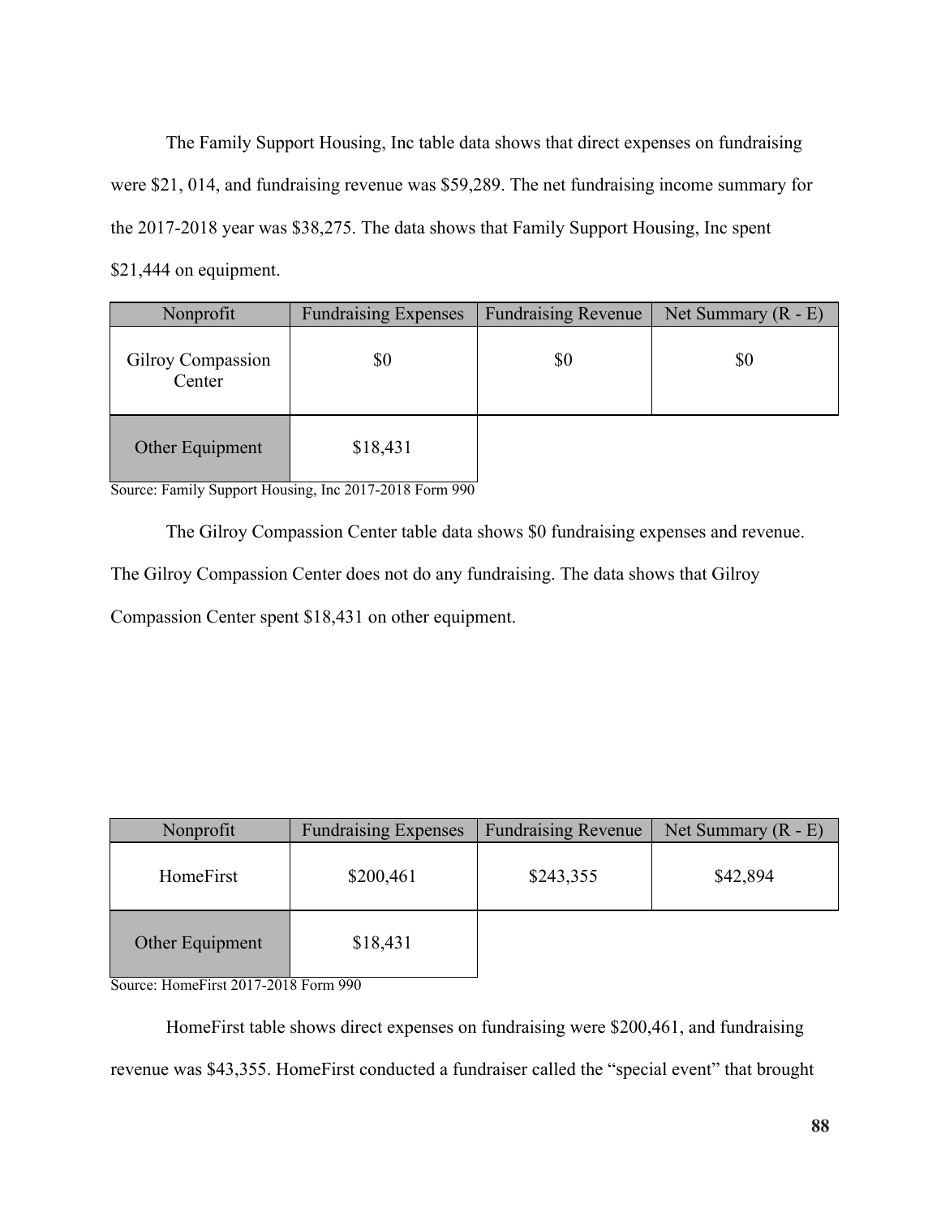The Family Support Housing, Inc table data shows that direct expenses on fundraising were $21, 014, and fundraising revenue was $59,289. The net fundraising income summary for the 2017-2018 year was $38,275. The data shows that Family Support Housing, Inc spent $21,444 on equipment.

| Nonprofit | Fundraising Expenses | Fundraising Revenue | Net Summary (R - E) |
|---|---|---|---|
| Gilroy Compassion Center | $0 | $0 | $0 |
| Other Equipment | $18,431 | | |

Source: Family Support Housing, Inc 2017-2018 Form 990

The Gilroy Compassion Center table data shows $0 fundraising expenses and revenue. The Gilroy Compassion Center does not do any fundraising. The data shows that Gilroy Compassion Center spent $18,431 on other equipment.

| Nonprofit | Fundraising Expenses | Fundraising Revenue | Net Summary (R - E) |
|---|---|---|---|
| HomeFirst | $200,461 | $243,355 | $42,894 |
| Other Equipment | $18,431 | | |

Source: HomeFirst 2017-2018 Form 990

HomeFirst table shows direct expenses on fundraising were $200,461, and fundraising revenue was $43,355. HomeFirst conducted a fundraiser called the "special event" that brought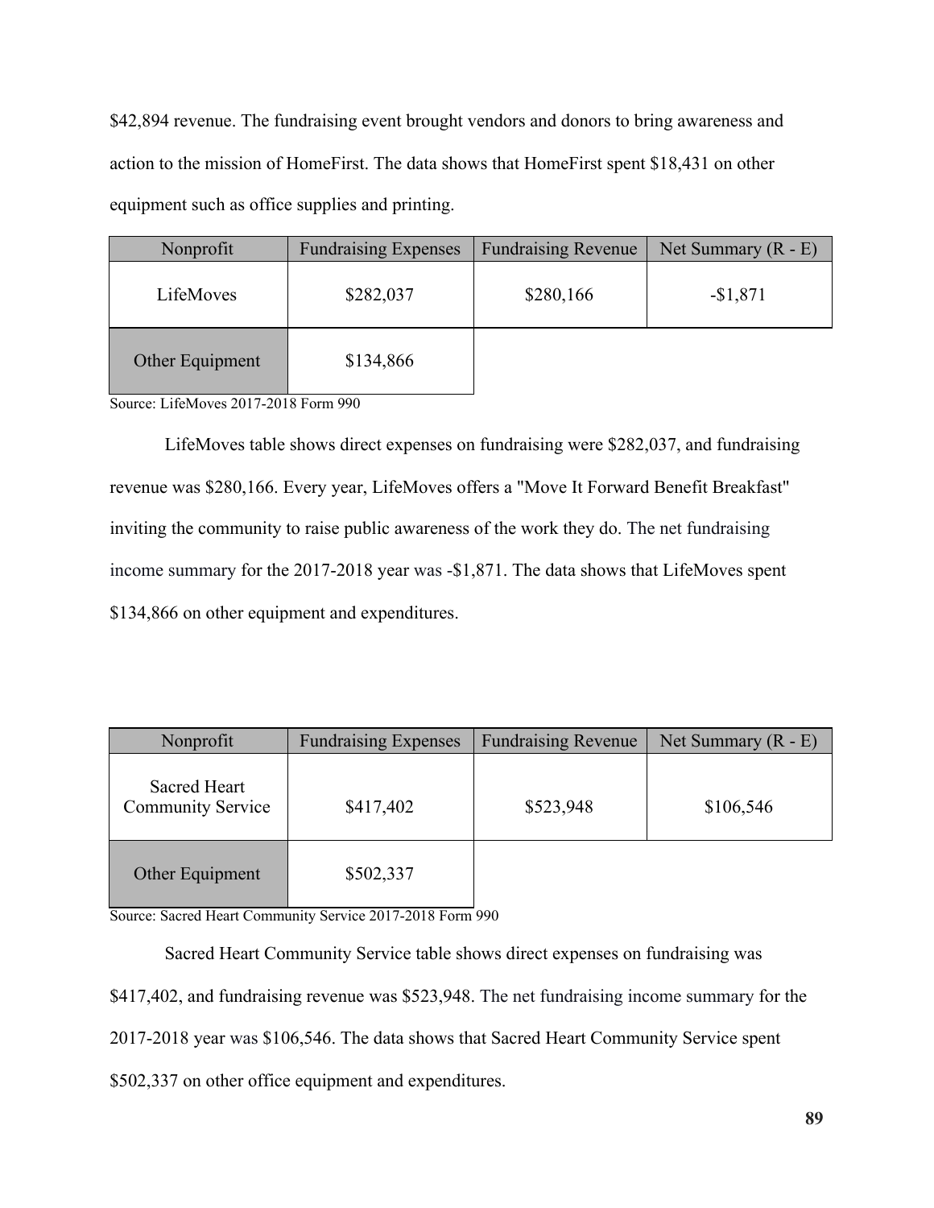$42,894 revenue. The fundraising event brought vendors and donors to bring awareness and action to the mission of HomeFirst. The data shows that HomeFirst spent $18,431 on other equipment such as office supplies and printing.

| Nonprofit | Fundraising Expenses | Fundraising Revenue | Net Summary (R - E) |
|---|---|---|---|
| LifeMoves | $282,037 | $280,166 | -$1,871 |
| Other Equipment | $134,866 | | |

Source: LifeMoves 2017-2018 Form 990

LifeMoves table shows direct expenses on fundraising were $282,037, and fundraising revenue was $280,166. Every year, LifeMoves offers a "Move It Forward Benefit Breakfast" inviting the community to raise public awareness of the work they do. The net fundraising income summary for the 2017-2018 year was -$1,871. The data shows that LifeMoves spent $134,866 on other equipment and expenditures.

| Nonprofit | Fundraising Expenses | Fundraising Revenue | Net Summary (R - E) |
|---|---|---|---|
| Sacred Heart Community Service | $417,402 | $523,948 | $106,546 |
| Other Equipment | $502,337 | | |

Source: Sacred Heart Community Service 2017-2018 Form 990

Sacred Heart Community Service table shows direct expenses on fundraising was $417,402, and fundraising revenue was $523,948. The net fundraising income summary for the 2017-2018 year was $106,546. The data shows that Sacred Heart Community Service spent $502,337 on other office equipment and expenditures.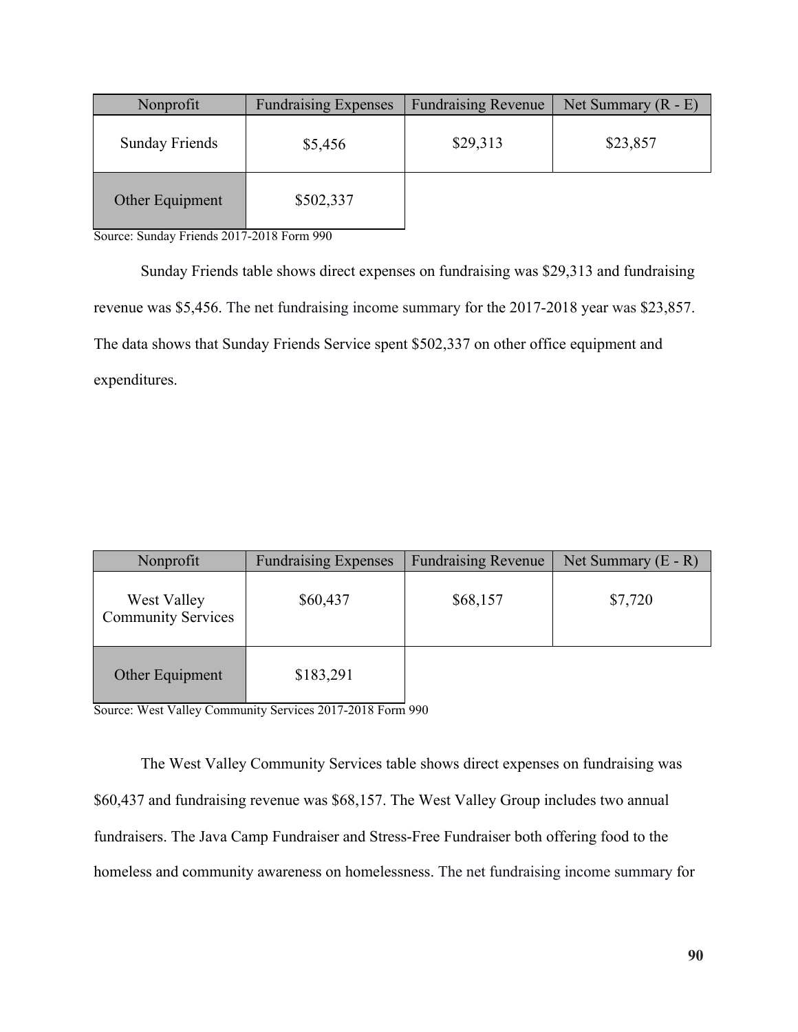| Nonprofit | Fundraising Expenses | Fundraising Revenue | Net Summary (R - E) |
| --- | --- | --- | --- |
| Sunday Friends | $5,456 | $29,313 | $23,857 |
| Other Equipment | $502,337 | | |

Source: Sunday Friends 2017-2018 Form 990

Sunday Friends table shows direct expenses on fundraising was $29,313 and fundraising revenue was $5,456. The net fundraising income summary for the 2017-2018 year was $23,857. The data shows that Sunday Friends Service spent $502,337 on other office equipment and expenditures.

| Nonprofit | Fundraising Expenses | Fundraising Revenue | Net Summary (E - R) |
| --- | --- | --- | --- |
| West Valley Community Services | $60,437 | $68,157 | $7,720 |
| Other Equipment | $183,291 | | |

Source: West Valley Community Services 2017-2018 Form 990

The West Valley Community Services table shows direct expenses on fundraising was $60,437 and fundraising revenue was $68,157. The West Valley Group includes two annual fundraisers. The Java Camp Fundraiser and Stress-Free Fundraiser both offering food to the homeless and community awareness on homelessness. The net fundraising income summary for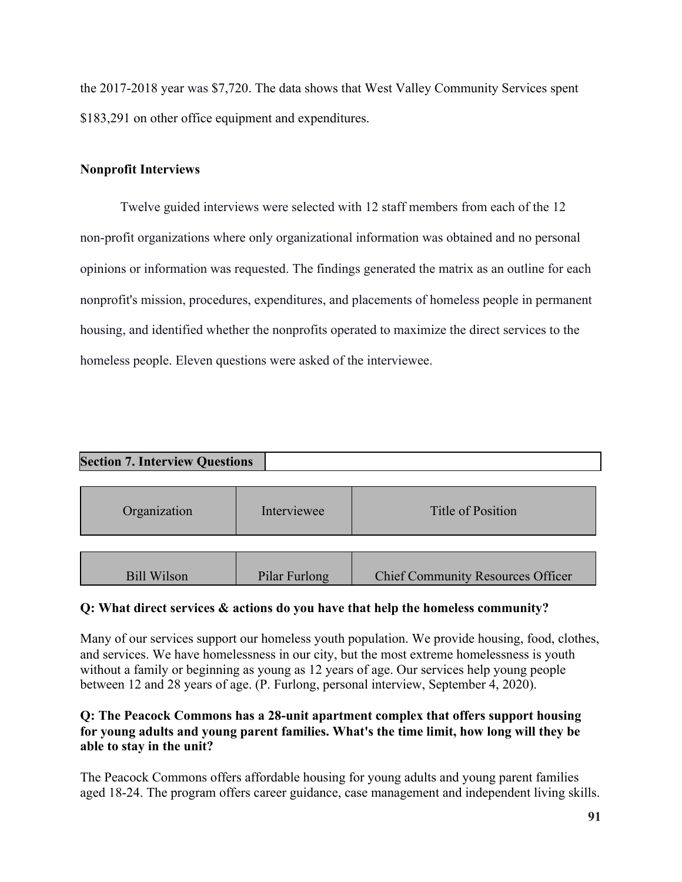the 2017-2018 year was $7,720. The data shows that West Valley Community Services spent $183,291 on other office equipment and expenditures.

**Nonprofit Interviews**

Twelve guided interviews were selected with 12 staff members from each of the 12 non-profit organizations where only organizational information was obtained and no personal opinions or information was requested. The findings generated the matrix as an outline for each nonprofit's mission, procedures, expenditures, and placements of homeless people in permanent housing, and identified whether the nonprofits operated to maximize the direct services to the homeless people. Eleven questions were asked of the interviewee.

| **Section 7. Interview Questions** | | |
|---|---|---|
| Organization | Interviewee | Title of Position |
| Bill Wilson | Pilar Furlong | Chief Community Resources Officer |

**Q: What direct services & actions do you have that help the homeless community?**

Many of our services support our homeless youth population. We provide housing, food, clothes, and services. We have homelessness in our city, but the most extreme homelessness is youth without a family or beginning as young as 12 years of age. Our services help young people between 12 and 28 years of age. (P. Furlong, personal interview, September 4, 2020).

**Q: The Peacock Commons has a 28-unit apartment complex that offers support housing for young adults and young parent families. What's the time limit, how long will they be able to stay in the unit?**

The Peacock Commons offers affordable housing for young adults and young parent families aged 18-24. The program offers career guidance, case management and independent living skills.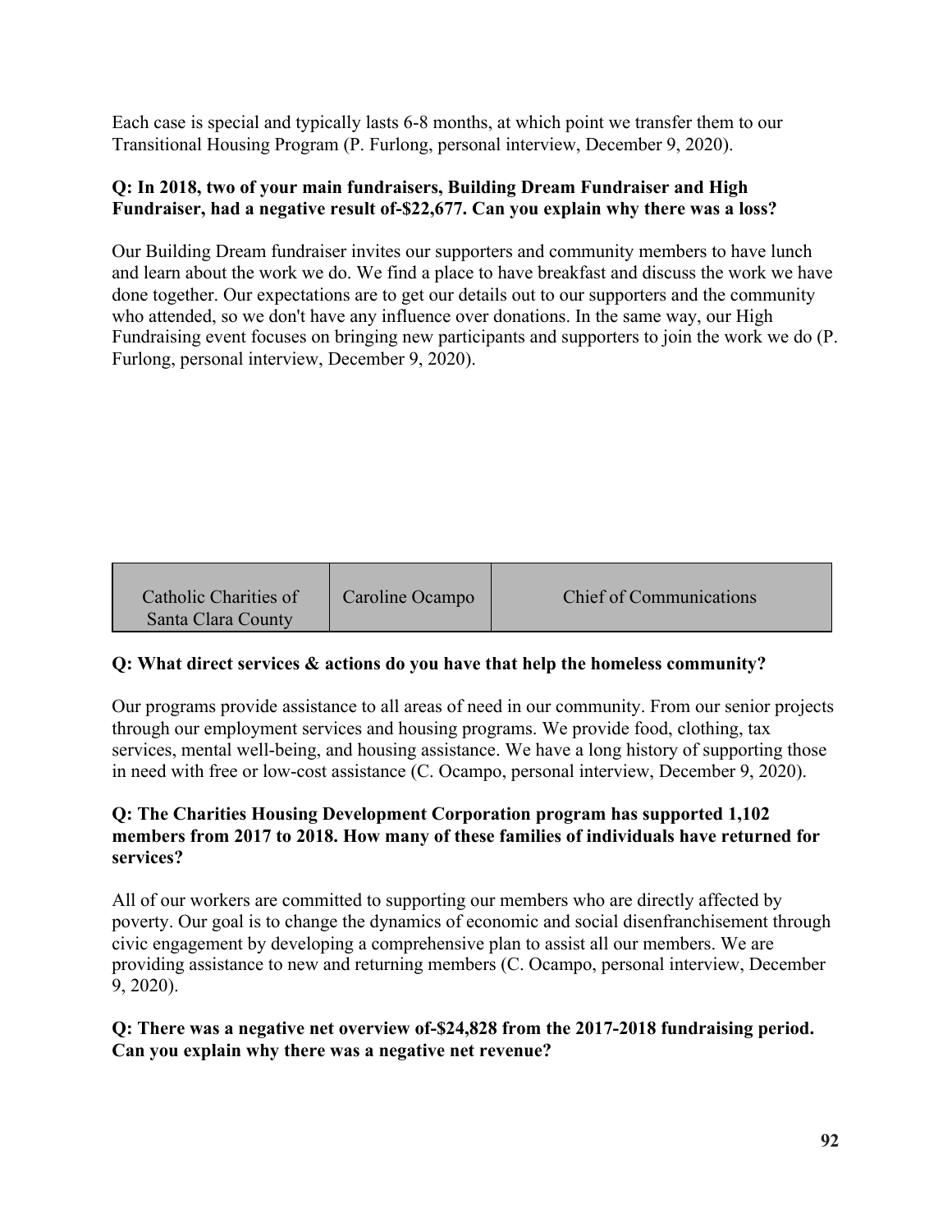Each case is special and typically lasts 6-8 months, at which point we transfer them to our Transitional Housing Program (P. Furlong, personal interview, December 9, 2020).

**Q: In 2018, two of your main fundraisers, Building Dream Fundraiser and High Fundraiser, had a negative result of-$22,677. Can you explain why there was a loss?**

Our Building Dream fundraiser invites our supporters and community members to have lunch and learn about the work we do. We find a place to have breakfast and discuss the work we have done together. Our expectations are to get our details out to our supporters and the community who attended, so we don't have any influence over donations. In the same way, our High Fundraising event focuses on bringing new participants and supporters to join the work we do (P. Furlong, personal interview, December 9, 2020).

| Catholic Charities of Santa Clara County | Caroline Ocampo | Chief of Communications |
|---|---|---|

**Q: What direct services & actions do you have that help the homeless community?**

Our programs provide assistance to all areas of need in our community. From our senior projects through our employment services and housing programs. We provide food, clothing, tax services, mental well-being, and housing assistance. We have a long history of supporting those in need with free or low-cost assistance (C. Ocampo, personal interview, December 9, 2020).

**Q: The Charities Housing Development Corporation program has supported 1,102 members from 2017 to 2018. How many of these families of individuals have returned for services?**

All of our workers are committed to supporting our members who are directly affected by poverty. Our goal is to change the dynamics of economic and social disenfranchisement through civic engagement by developing a comprehensive plan to assist all our members. We are providing assistance to new and returning members (C. Ocampo, personal interview, December 9, 2020).

**Q: There was a negative net overview of-$24,828 from the 2017-2018 fundraising period. Can you explain why there was a negative net revenue?**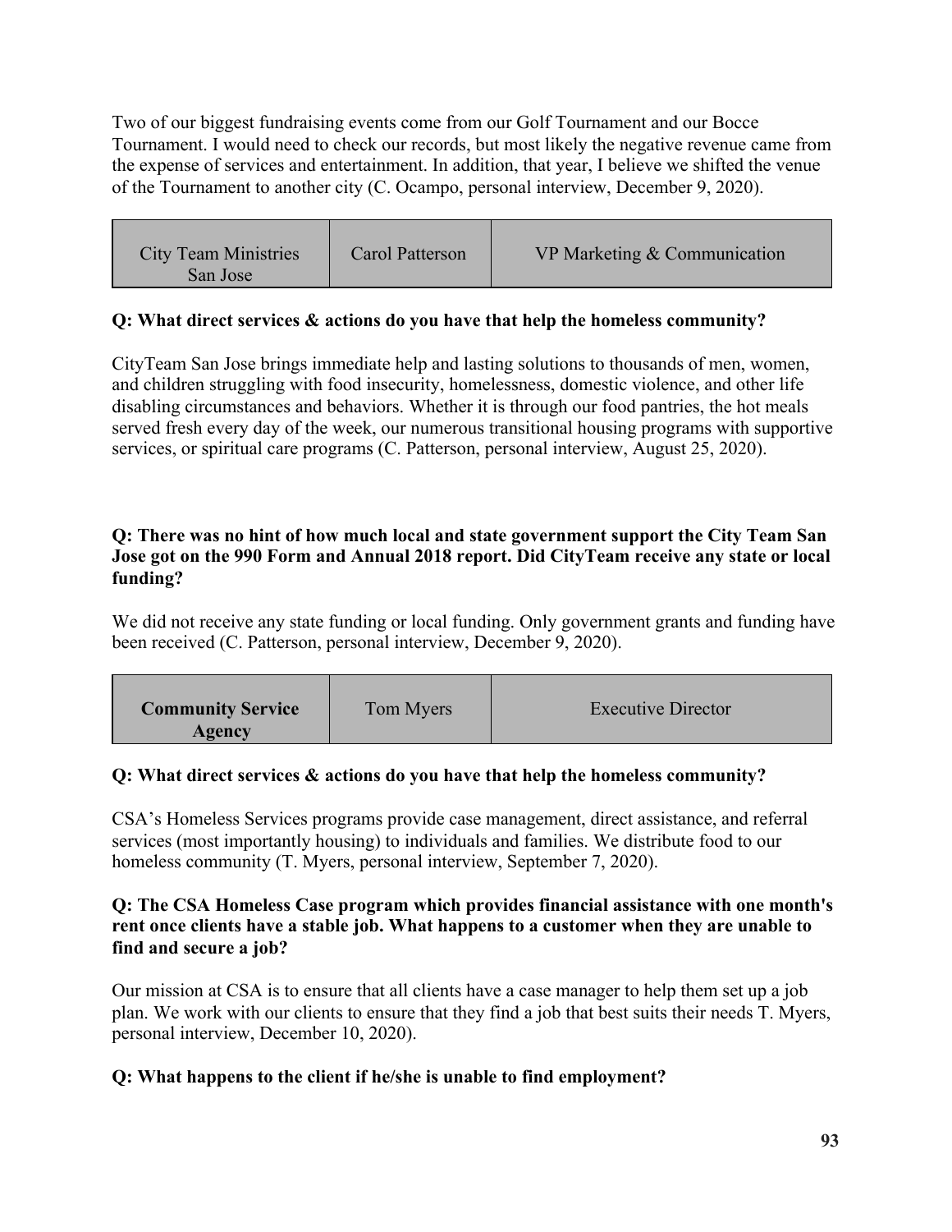Two of our biggest fundraising events come from our Golf Tournament and our Bocce Tournament. I would need to check our records, but most likely the negative revenue came from the expense of services and entertainment. In addition, that year, I believe we shifted the venue of the Tournament to another city (C. Ocampo, personal interview, December 9, 2020).

| City Team Ministries San Jose | Carol Patterson | VP Marketing & Communication |
|---|---|---|

**Q: What direct services & actions do you have that help the homeless community?**

CityTeam San Jose brings immediate help and lasting solutions to thousands of men, women, and children struggling with food insecurity, homelessness, domestic violence, and other life disabling circumstances and behaviors. Whether it is through our food pantries, the hot meals served fresh every day of the week, our numerous transitional housing programs with supportive services, or spiritual care programs (C. Patterson, personal interview, August 25, 2020).

**Q: There was no hint of how much local and state government support the City Team San Jose got on the 990 Form and Annual 2018 report. Did CityTeam receive any state or local funding?**

We did not receive any state funding or local funding. Only government grants and funding have been received (C. Patterson, personal interview, December 9, 2020).

| **Community Service Agency** | Tom Myers | Executive Director |
|---|---|---|

**Q: What direct services & actions do you have that help the homeless community?**

CSA's Homeless Services programs provide case management, direct assistance, and referral services (most importantly housing) to individuals and families. We distribute food to our homeless community (T. Myers, personal interview, September 7, 2020).

**Q: The CSA Homeless Case program which provides financial assistance with one month's rent once clients have a stable job. What happens to a customer when they are unable to find and secure a job?**

Our mission at CSA is to ensure that all clients have a case manager to help them set up a job plan. We work with our clients to ensure that they find a job that best suits their needs T. Myers, personal interview, December 10, 2020).

**Q: What happens to the client if he/she is unable to find employment?**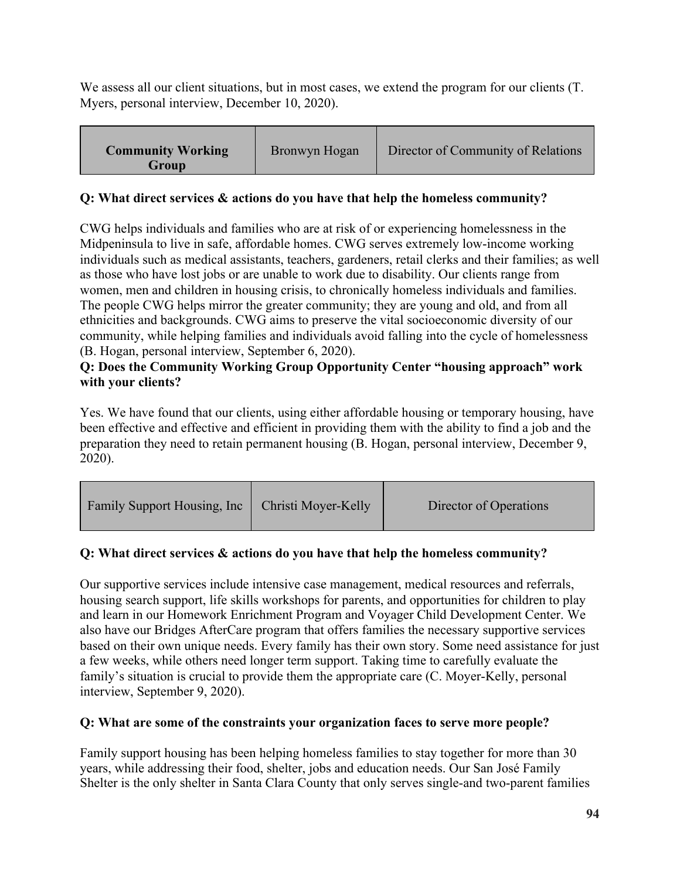We assess all our client situations, but in most cases, we extend the program for our clients (T. Myers, personal interview, December 10, 2020).

| **Community Working Group** | Bronwyn Hogan | Director of Community of Relations |
|---|---|---|

**Q: What direct services & actions do you have that help the homeless community?**

CWG helps individuals and families who are at risk of or experiencing homelessness in the Midpeninsula to live in safe, affordable homes. CWG serves extremely low-income working individuals such as medical assistants, teachers, gardeners, retail clerks and their families; as well as those who have lost jobs or are unable to work due to disability. Our clients range from women, men and children in housing crisis, to chronically homeless individuals and families. The people CWG helps mirror the greater community; they are young and old, and from all ethnicities and backgrounds. CWG aims to preserve the vital socioeconomic diversity of our community, while helping families and individuals avoid falling into the cycle of homelessness (B. Hogan, personal interview, September 6, 2020).

**Q: Does the Community Working Group Opportunity Center "housing approach" work with your clients?**

Yes. We have found that our clients, using either affordable housing or temporary housing, have been effective and effective and efficient in providing them with the ability to find a job and the preparation they need to retain permanent housing (B. Hogan, personal interview, December 9, 2020).

| Family Support Housing, Inc | Christi Moyer-Kelly | Director of Operations |
|---|---|---|

**Q: What direct services & actions do you have that help the homeless community?**

Our supportive services include intensive case management, medical resources and referrals, housing search support, life skills workshops for parents, and opportunities for children to play and learn in our Homework Enrichment Program and Voyager Child Development Center. We also have our Bridges AfterCare program that offers families the necessary supportive services based on their own unique needs. Every family has their own story. Some need assistance for just a few weeks, while others need longer term support. Taking time to carefully evaluate the family's situation is crucial to provide them the appropriate care (C. Moyer-Kelly, personal interview, September 9, 2020).

**Q: What are some of the constraints your organization faces to serve more people?**

Family support housing has been helping homeless families to stay together for more than 30 years, while addressing their food, shelter, jobs and education needs. Our San José Family Shelter is the only shelter in Santa Clara County that only serves single-and two-parent families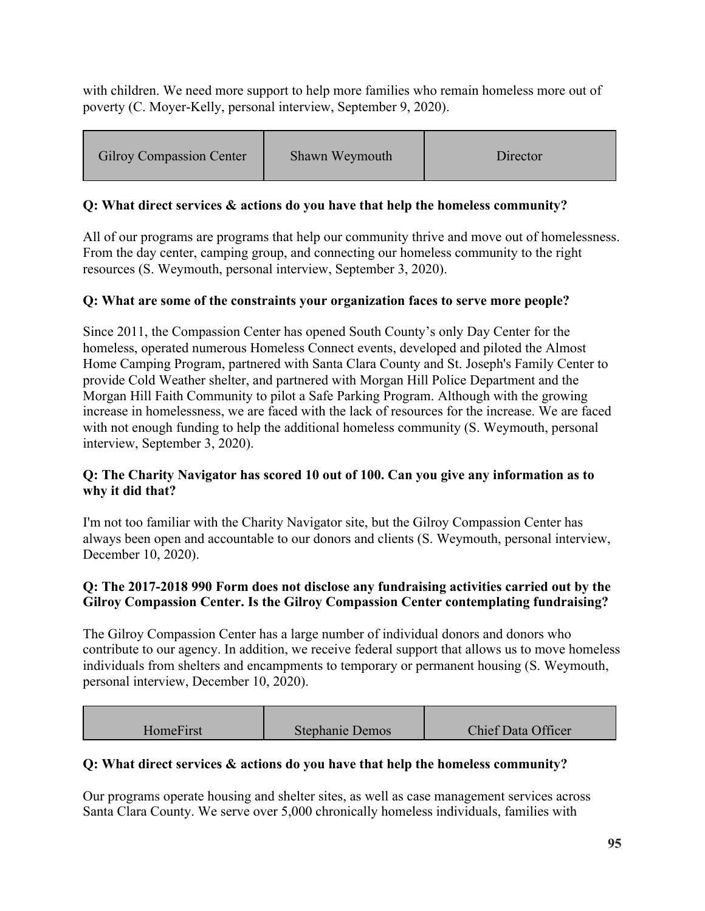with children. We need more support to help more families who remain homeless more out of poverty (C. Moyer-Kelly, personal interview, September 9, 2020).

| Gilroy Compassion Center | Shawn Weymouth | Director |
|---|---|---|

**Q: What direct services & actions do you have that help the homeless community?**

All of our programs are programs that help our community thrive and move out of homelessness. From the day center, camping group, and connecting our homeless community to the right resources (S. Weymouth, personal interview, September 3, 2020).

**Q: What are some of the constraints your organization faces to serve more people?**

Since 2011, the Compassion Center has opened South County's only Day Center for the homeless, operated numerous Homeless Connect events, developed and piloted the Almost Home Camping Program, partnered with Santa Clara County and St. Joseph's Family Center to provide Cold Weather shelter, and partnered with Morgan Hill Police Department and the Morgan Hill Faith Community to pilot a Safe Parking Program. Although with the growing increase in homelessness, we are faced with the lack of resources for the increase. We are faced with not enough funding to help the additional homeless community (S. Weymouth, personal interview, September 3, 2020).

**Q: The Charity Navigator has scored 10 out of 100. Can you give any information as to why it did that?**

I'm not too familiar with the Charity Navigator site, but the Gilroy Compassion Center has always been open and accountable to our donors and clients (S. Weymouth, personal interview, December 10, 2020).

**Q: The 2017-2018 990 Form does not disclose any fundraising activities carried out by the Gilroy Compassion Center. Is the Gilroy Compassion Center contemplating fundraising?**

The Gilroy Compassion Center has a large number of individual donors and donors who contribute to our agency. In addition, we receive federal support that allows us to move homeless individuals from shelters and encampments to temporary or permanent housing (S. Weymouth, personal interview, December 10, 2020).

| HomeFirst | Stephanie Demos | Chief Data Officer |
|---|---|---|

**Q: What direct services & actions do you have that help the homeless community?**

Our programs operate housing and shelter sites, as well as case management services across Santa Clara County. We serve over 5,000 chronically homeless individuals, families with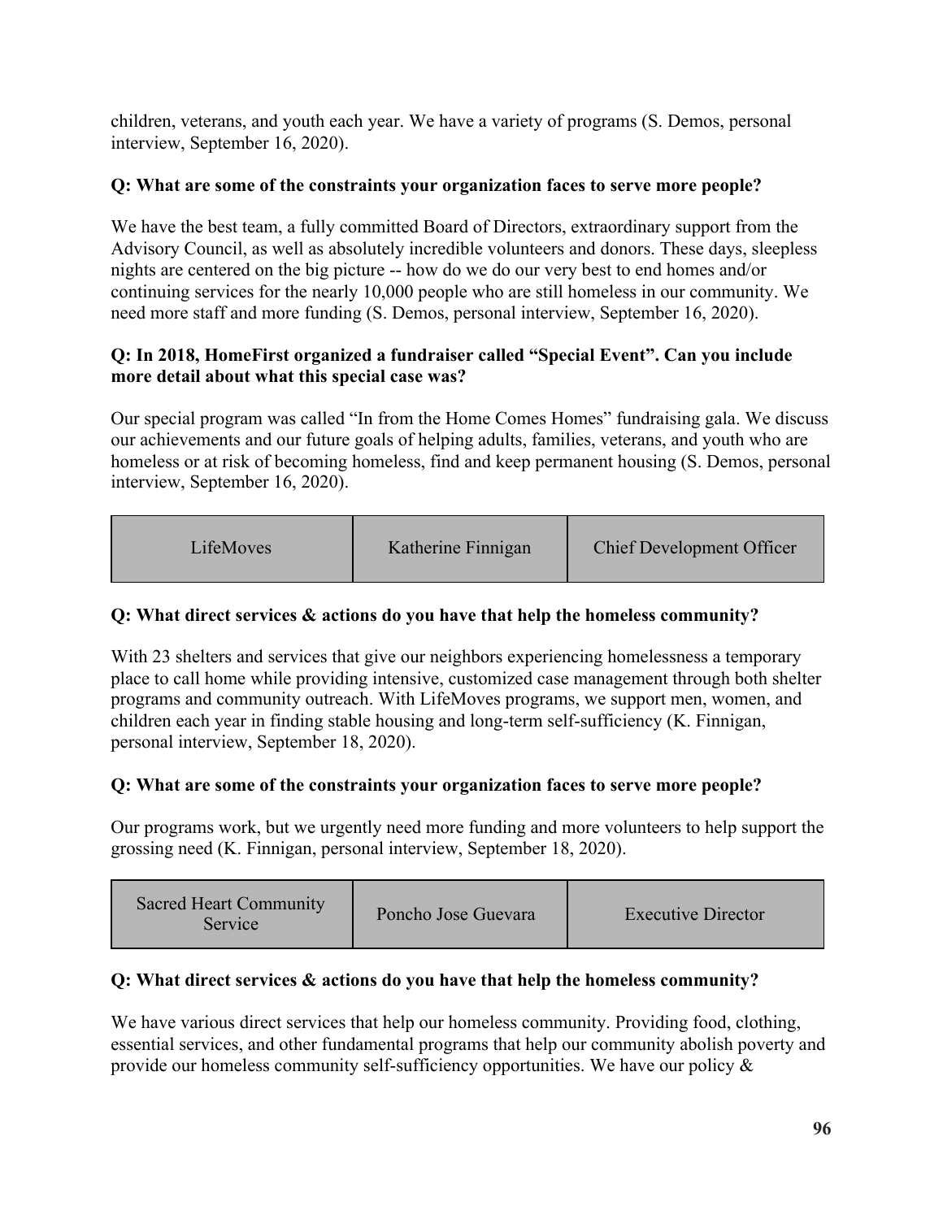children, veterans, and youth each year. We have a variety of programs (S. Demos, personal interview, September 16, 2020).

**Q: What are some of the constraints your organization faces to serve more people?**

We have the best team, a fully committed Board of Directors, extraordinary support from the Advisory Council, as well as absolutely incredible volunteers and donors. These days, sleepless nights are centered on the big picture -- how do we do our very best to end homes and/or continuing services for the nearly 10,000 people who are still homeless in our community. We need more staff and more funding (S. Demos, personal interview, September 16, 2020).

**Q: In 2018, HomeFirst organized a fundraiser called "Special Event". Can you include more detail about what this special case was?**

Our special program was called "In from the Home Comes Homes" fundraising gala. We discuss our achievements and our future goals of helping adults, families, veterans, and youth who are homeless or at risk of becoming homeless, find and keep permanent housing (S. Demos, personal interview, September 16, 2020).

| LifeMoves | Katherine Finnigan | Chief Development Officer |
|---|---|---|

**Q: What direct services & actions do you have that help the homeless community?**

With 23 shelters and services that give our neighbors experiencing homelessness a temporary place to call home while providing intensive, customized case management through both shelter programs and community outreach. With LifeMoves programs, we support men, women, and children each year in finding stable housing and long-term self-sufficiency (K. Finnigan, personal interview, September 18, 2020).

**Q: What are some of the constraints your organization faces to serve more people?**

Our programs work, but we urgently need more funding and more volunteers to help support the grossing need (K. Finnigan, personal interview, September 18, 2020).

| Sacred Heart Community Service | Poncho Jose Guevara | Executive Director |
|---|---|---|

**Q: What direct services & actions do you have that help the homeless community?**

We have various direct services that help our homeless community. Providing food, clothing, essential services, and other fundamental programs that help our community abolish poverty and provide our homeless community self-sufficiency opportunities. We have our policy &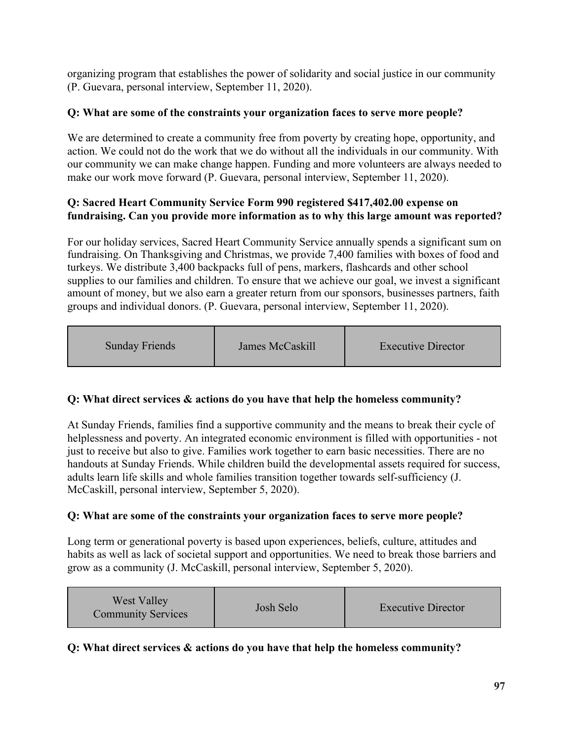organizing program that establishes the power of solidarity and social justice in our community (P. Guevara, personal interview, September 11, 2020).

**Q: What are some of the constraints your organization faces to serve more people?**

We are determined to create a community free from poverty by creating hope, opportunity, and action. We could not do the work that we do without all the individuals in our community. With our community we can make change happen. Funding and more volunteers are always needed to make our work move forward (P. Guevara, personal interview, September 11, 2020).

**Q: Sacred Heart Community Service Form 990 registered $417,402.00 expense on fundraising. Can you provide more information as to why this large amount was reported?**

For our holiday services, Sacred Heart Community Service annually spends a significant sum on fundraising. On Thanksgiving and Christmas, we provide 7,400 families with boxes of food and turkeys. We distribute 3,400 backpacks full of pens, markers, flashcards and other school supplies to our families and children. To ensure that we achieve our goal, we invest a significant amount of money, but we also earn a greater return from our sponsors, businesses partners, faith groups and individual donors. (P. Guevara, personal interview, September 11, 2020).

| Sunday Friends | James McCaskill | Executive Director |
|---|---|---|

**Q: What direct services & actions do you have that help the homeless community?**

At Sunday Friends, families find a supportive community and the means to break their cycle of helplessness and poverty. An integrated economic environment is filled with opportunities - not just to receive but also to give. Families work together to earn basic necessities. There are no handouts at Sunday Friends. While children build the developmental assets required for success, adults learn life skills and whole families transition together towards self-sufficiency (J. McCaskill, personal interview, September 5, 2020).

**Q: What are some of the constraints your organization faces to serve more people?**

Long term or generational poverty is based upon experiences, beliefs, culture, attitudes and habits as well as lack of societal support and opportunities. We need to break those barriers and grow as a community (J. McCaskill, personal interview, September 5, 2020).

| West Valley Community Services | Josh Selo | Executive Director |
|---|---|---|

**Q: What direct services & actions do you have that help the homeless community?**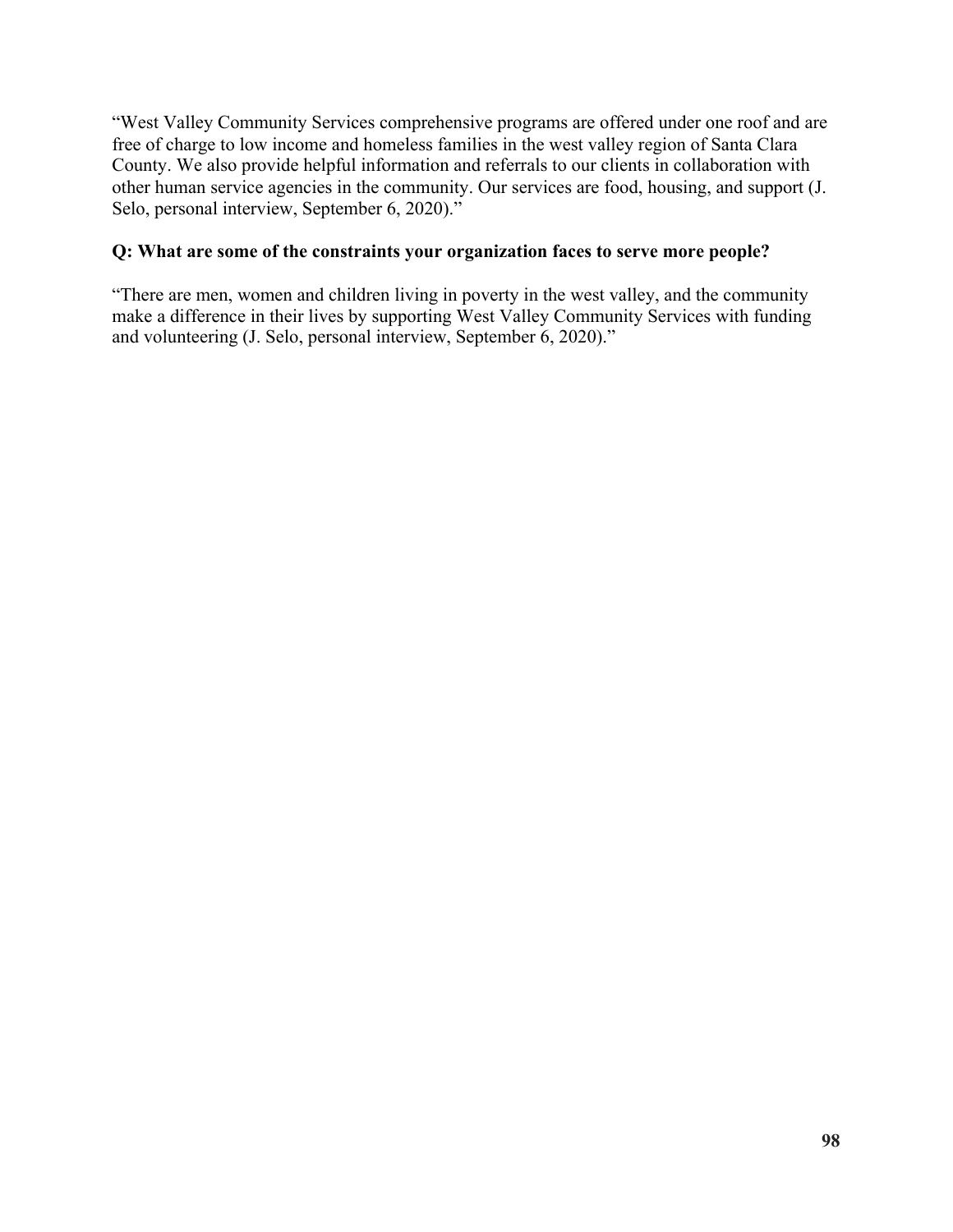"West Valley Community Services comprehensive programs are offered under one roof and are free of charge to low income and homeless families in the west valley region of Santa Clara County. We also provide helpful information and referrals to our clients in collaboration with other human service agencies in the community. Our services are food, housing, and support (J. Selo, personal interview, September 6, 2020)."

**Q: What are some of the constraints your organization faces to serve more people?**

"There are men, women and children living in poverty in the west valley, and the community make a difference in their lives by supporting West Valley Community Services with funding and volunteering (J. Selo, personal interview, September 6, 2020)."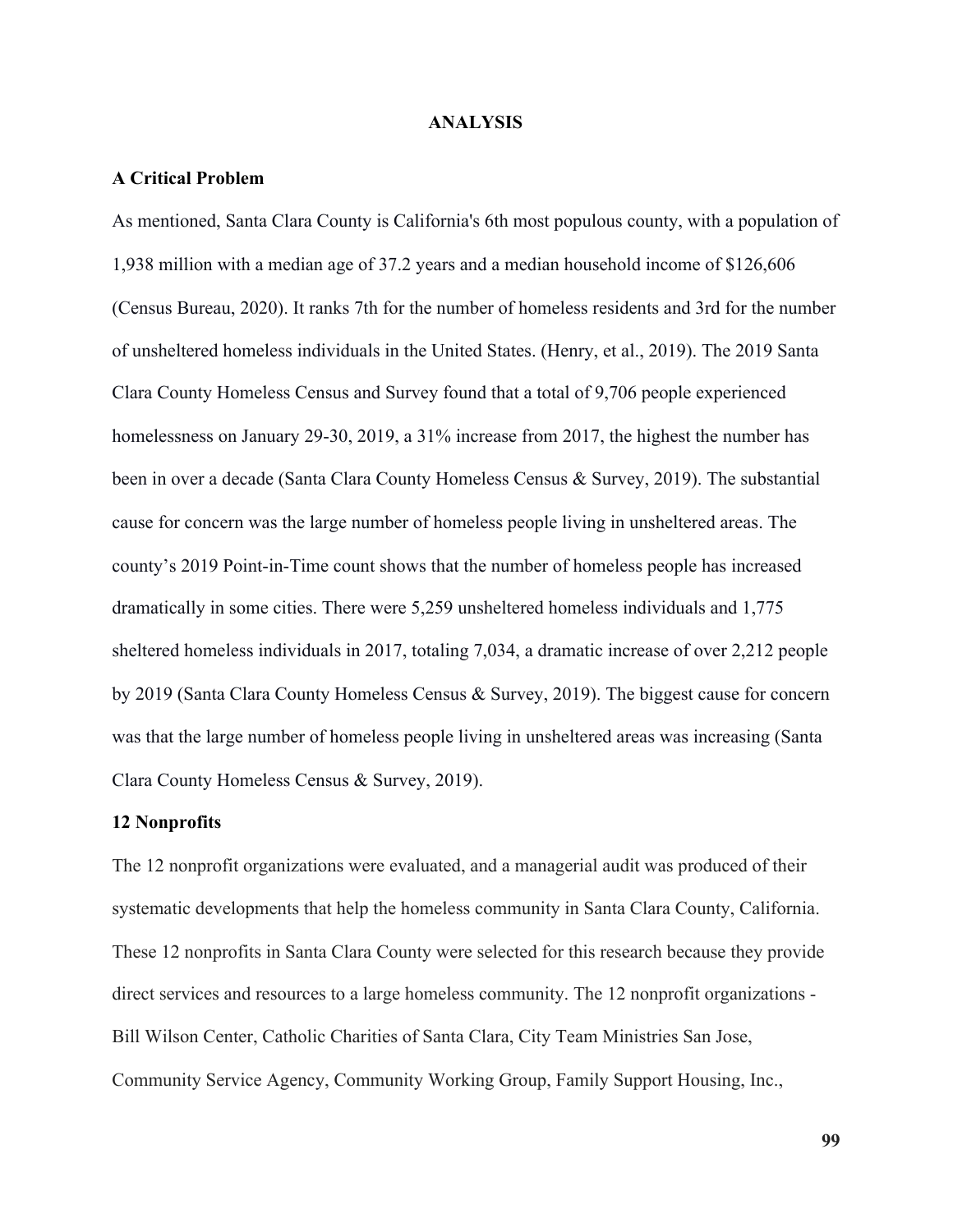# ANALYSIS

### A Critical Problem

As mentioned, Santa Clara County is California's 6th most populous county, with a population of 1,938 million with a median age of 37.2 years and a median household income of $126,606 (Census Bureau, 2020). It ranks 7th for the number of homeless residents and 3rd for the number of unsheltered homeless individuals in the United States. (Henry, et al., 2019). The 2019 Santa Clara County Homeless Census and Survey found that a total of 9,706 people experienced homelessness on January 29-30, 2019, a 31% increase from 2017, the highest the number has been in over a decade (Santa Clara County Homeless Census & Survey, 2019). The substantial cause for concern was the large number of homeless people living in unsheltered areas. The county's 2019 Point-in-Time count shows that the number of homeless people has increased dramatically in some cities. There were 5,259 unsheltered homeless individuals and 1,775 sheltered homeless individuals in 2017, totaling 7,034, a dramatic increase of over 2,212 people by 2019 (Santa Clara County Homeless Census & Survey, 2019). The biggest cause for concern was that the large number of homeless people living in unsheltered areas was increasing (Santa Clara County Homeless Census & Survey, 2019).

### 12 Nonprofits

The 12 nonprofit organizations were evaluated, and a managerial audit was produced of their systematic developments that help the homeless community in Santa Clara County, California. These 12 nonprofits in Santa Clara County were selected for this research because they provide direct services and resources to a large homeless community. The 12 nonprofit organizations - Bill Wilson Center, Catholic Charities of Santa Clara, City Team Ministries San Jose, Community Service Agency, Community Working Group, Family Support Housing, Inc.,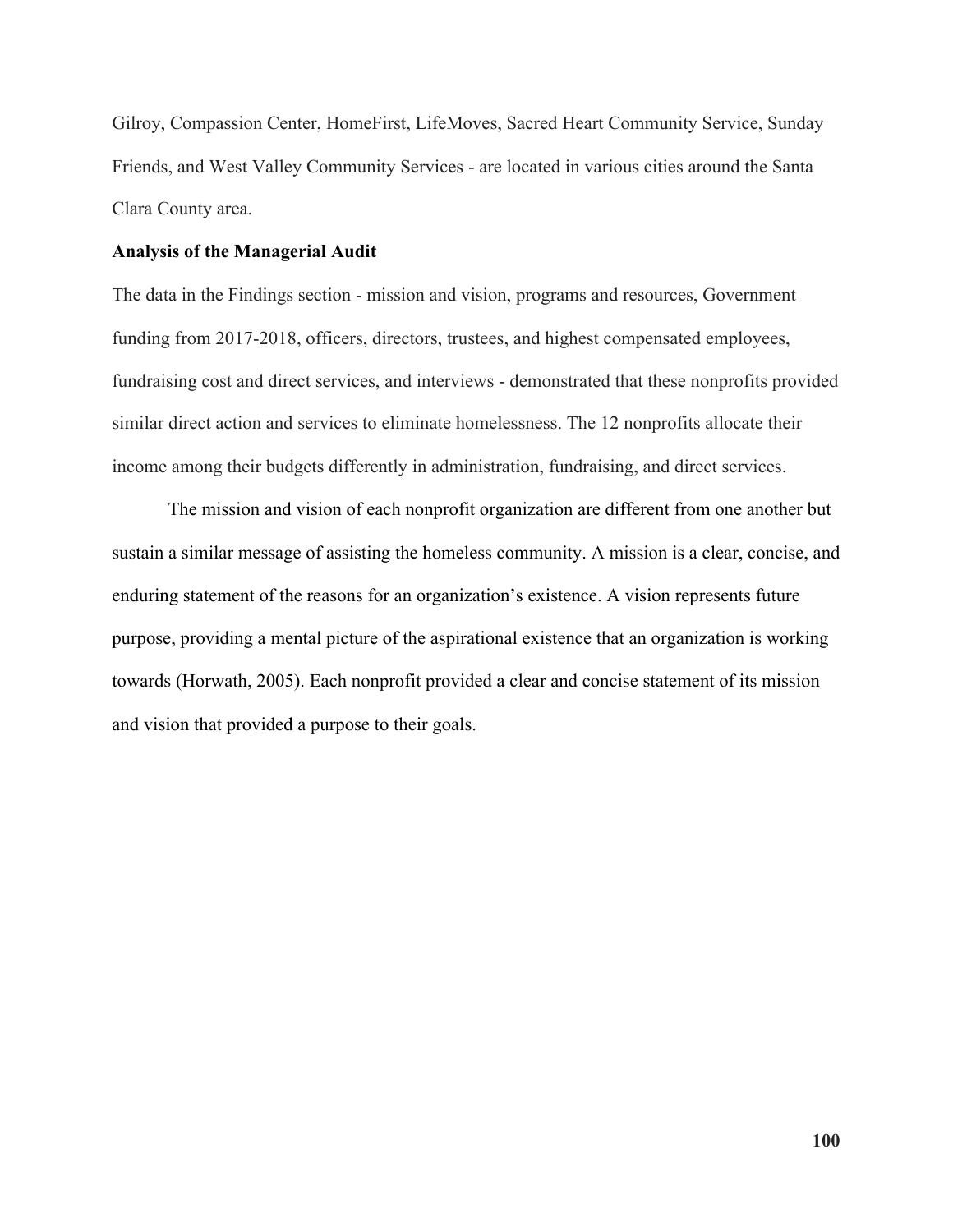Gilroy, Compassion Center, HomeFirst, LifeMoves, Sacred Heart Community Service, Sunday Friends, and West Valley Community Services - are located in various cities around the Santa Clara County area.

**Analysis of the Managerial Audit**

The data in the Findings section - mission and vision, programs and resources, Government funding from 2017-2018, officers, directors, trustees, and highest compensated employees, fundraising cost and direct services, and interviews - demonstrated that these nonprofits provided similar direct action and services to eliminate homelessness. The 12 nonprofits allocate their income among their budgets differently in administration, fundraising, and direct services.

The mission and vision of each nonprofit organization are different from one another but sustain a similar message of assisting the homeless community. A mission is a clear, concise, and enduring statement of the reasons for an organization's existence. A vision represents future purpose, providing a mental picture of the aspirational existence that an organization is working towards (Horwath, 2005). Each nonprofit provided a clear and concise statement of its mission and vision that provided a purpose to their goals.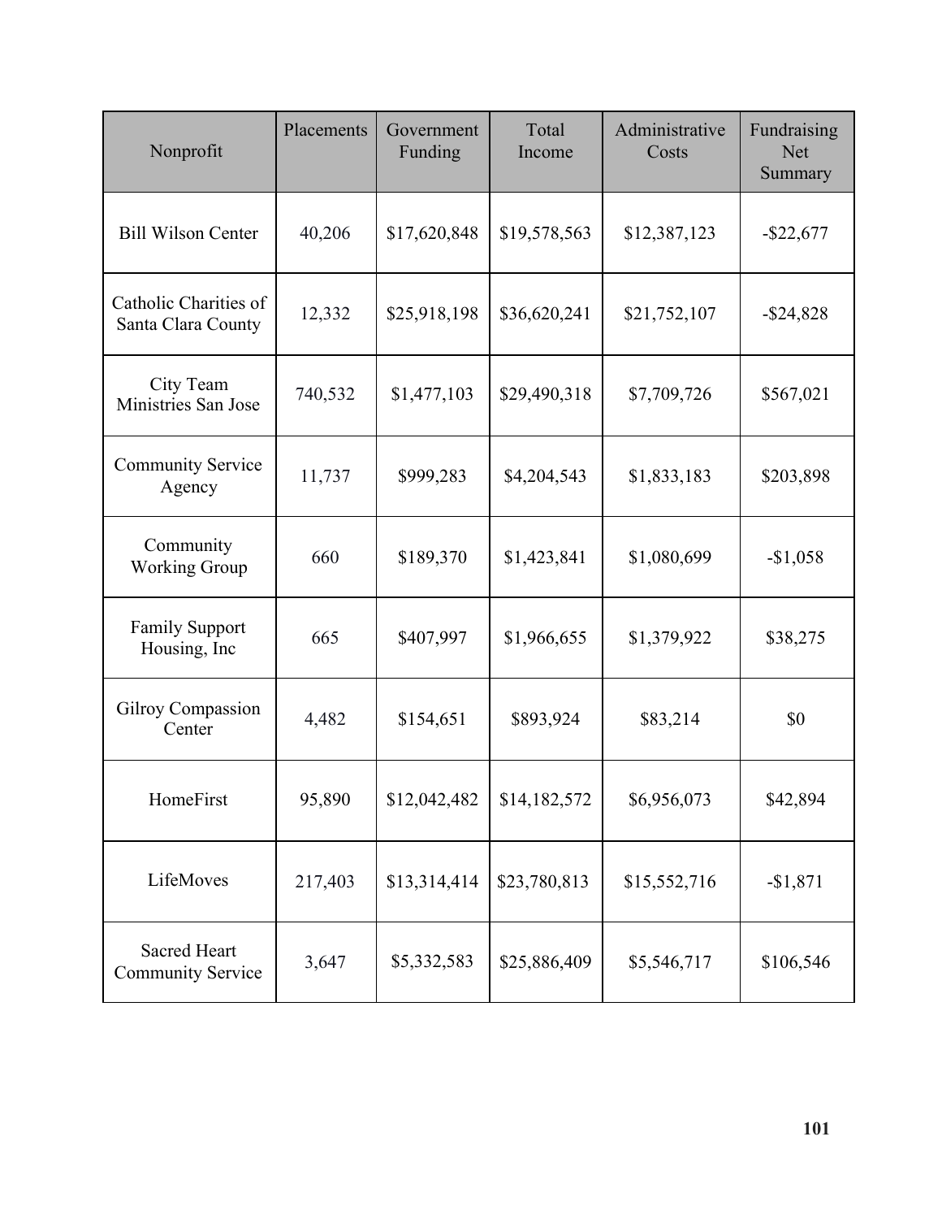| Nonprofit | Placements | Government Funding | Total Income | Administrative Costs | Fundraising Net Summary |
|---|---|---|---|---|---|
| Bill Wilson Center | 40,206 | $17,620,848 | $19,578,563 | $12,387,123 | -$22,677 |
| Catholic Charities of Santa Clara County | 12,332 | $25,918,198 | $36,620,241 | $21,752,107 | -$24,828 |
| City Team Ministries San Jose | 740,532 | $1,477,103 | $29,490,318 | $7,709,726 | $567,021 |
| Community Service Agency | 11,737 | $999,283 | $4,204,543 | $1,833,183 | $203,898 |
| Community Working Group | 660 | $189,370 | $1,423,841 | $1,080,699 | -$1,058 |
| Family Support Housing, Inc | 665 | $407,997 | $1,966,655 | $1,379,922 | $38,275 |
| Gilroy Compassion Center | 4,482 | $154,651 | $893,924 | $83,214 | $0 |
| HomeFirst | 95,890 | $12,042,482 | $14,182,572 | $6,956,073 | $42,894 |
| LifeMoves | 217,403 | $13,314,414 | $23,780,813 | $15,552,716 | -$1,871 |
| Sacred Heart Community Service | 3,647 | $5,332,583 | $25,886,409 | $5,546,717 | $106,546 |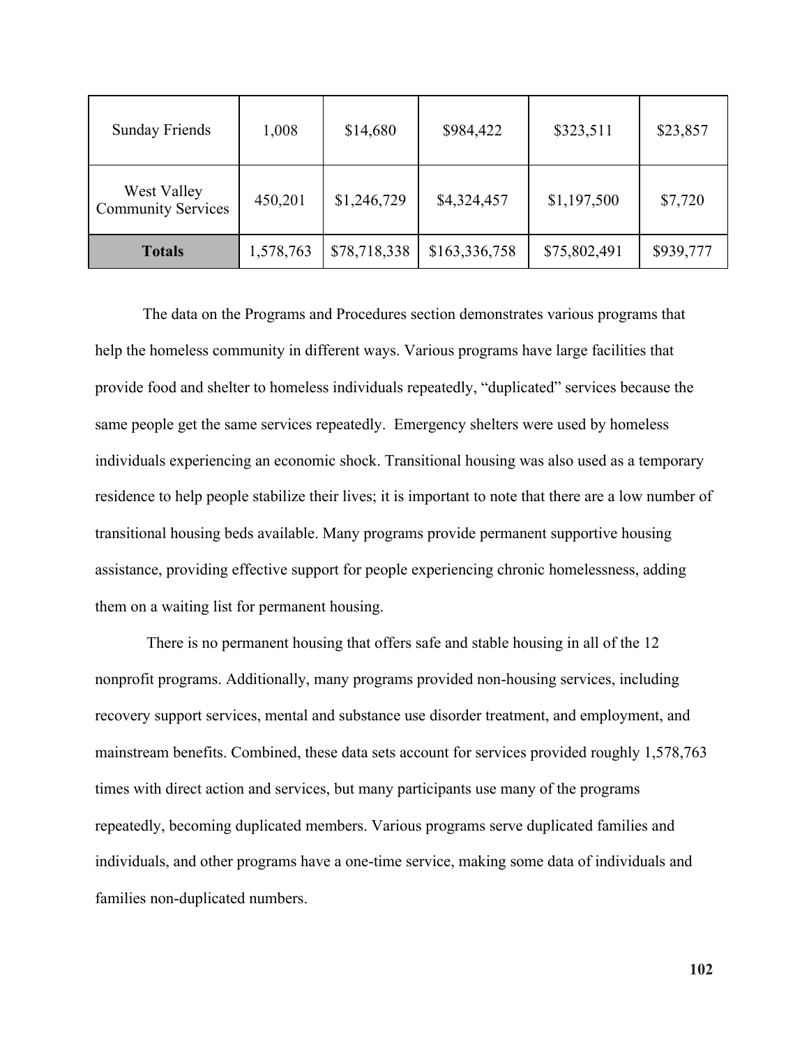| Sunday Friends | 1,008 | $14,680 | $984,422 | $323,511 | $23,857 |
|---|---|---|---|---|---|
| West Valley Community Services | 450,201 | $1,246,729 | $4,324,457 | $1,197,500 | $7,720 |
| **Totals** | 1,578,763 | $78,718,338 | $163,336,758 | $75,802,491 | $939,777 |

The data on the Programs and Procedures section demonstrates various programs that help the homeless community in different ways. Various programs have large facilities that provide food and shelter to homeless individuals repeatedly, "duplicated" services because the same people get the same services repeatedly. Emergency shelters were used by homeless individuals experiencing an economic shock. Transitional housing was also used as a temporary residence to help people stabilize their lives; it is important to note that there are a low number of transitional housing beds available. Many programs provide permanent supportive housing assistance, providing effective support for people experiencing chronic homelessness, adding them on a waiting list for permanent housing.

There is no permanent housing that offers safe and stable housing in all of the 12 nonprofit programs. Additionally, many programs provided non-housing services, including recovery support services, mental and substance use disorder treatment, and employment, and mainstream benefits. Combined, these data sets account for services provided roughly 1,578,763 times with direct action and services, but many participants use many of the programs repeatedly, becoming duplicated members. Various programs serve duplicated families and individuals, and other programs have a one-time service, making some data of individuals and families non-duplicated numbers.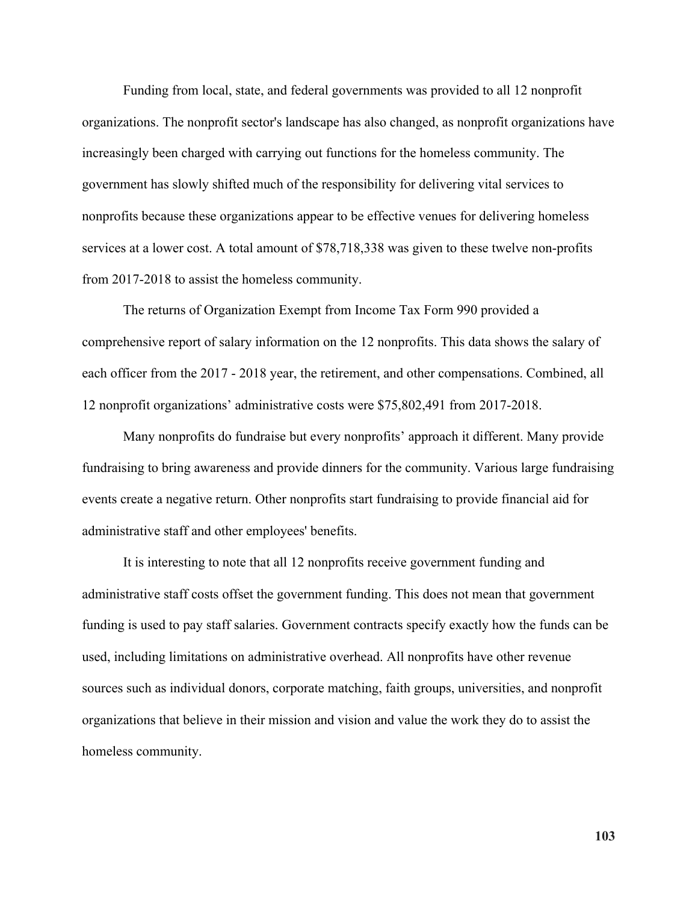Funding from local, state, and federal governments was provided to all 12 nonprofit organizations. The nonprofit sector's landscape has also changed, as nonprofit organizations have increasingly been charged with carrying out functions for the homeless community. The government has slowly shifted much of the responsibility for delivering vital services to nonprofits because these organizations appear to be effective venues for delivering homeless services at a lower cost. A total amount of $78,718,338 was given to these twelve non-profits from 2017-2018 to assist the homeless community.

The returns of Organization Exempt from Income Tax Form 990 provided a comprehensive report of salary information on the 12 nonprofits. This data shows the salary of each officer from the 2017 - 2018 year, the retirement, and other compensations. Combined, all 12 nonprofit organizations' administrative costs were $75,802,491 from 2017-2018.

Many nonprofits do fundraise but every nonprofits' approach it different. Many provide fundraising to bring awareness and provide dinners for the community. Various large fundraising events create a negative return. Other nonprofits start fundraising to provide financial aid for administrative staff and other employees' benefits.

It is interesting to note that all 12 nonprofits receive government funding and administrative staff costs offset the government funding. This does not mean that government funding is used to pay staff salaries. Government contracts specify exactly how the funds can be used, including limitations on administrative overhead. All nonprofits have other revenue sources such as individual donors, corporate matching, faith groups, universities, and nonprofit organizations that believe in their mission and vision and value the work they do to assist the homeless community.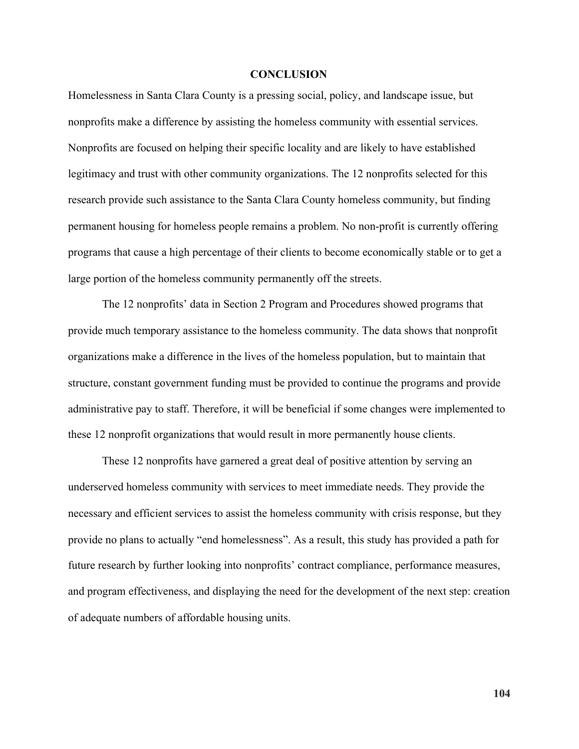# CONCLUSION

Homelessness in Santa Clara County is a pressing social, policy, and landscape issue, but nonprofits make a difference by assisting the homeless community with essential services. Nonprofits are focused on helping their specific locality and are likely to have established legitimacy and trust with other community organizations. The 12 nonprofits selected for this research provide such assistance to the Santa Clara County homeless community, but finding permanent housing for homeless people remains a problem. No non-profit is currently offering programs that cause a high percentage of their clients to become economically stable or to get a large portion of the homeless community permanently off the streets.

The 12 nonprofits' data in Section 2 Program and Procedures showed programs that provide much temporary assistance to the homeless community. The data shows that nonprofit organizations make a difference in the lives of the homeless population, but to maintain that structure, constant government funding must be provided to continue the programs and provide administrative pay to staff. Therefore, it will be beneficial if some changes were implemented to these 12 nonprofit organizations that would result in more permanently house clients.

These 12 nonprofits have garnered a great deal of positive attention by serving an underserved homeless community with services to meet immediate needs. They provide the necessary and efficient services to assist the homeless community with crisis response, but they provide no plans to actually "end homelessness". As a result, this study has provided a path for future research by further looking into nonprofits' contract compliance, performance measures, and program effectiveness, and displaying the need for the development of the next step: creation of adequate numbers of affordable housing units.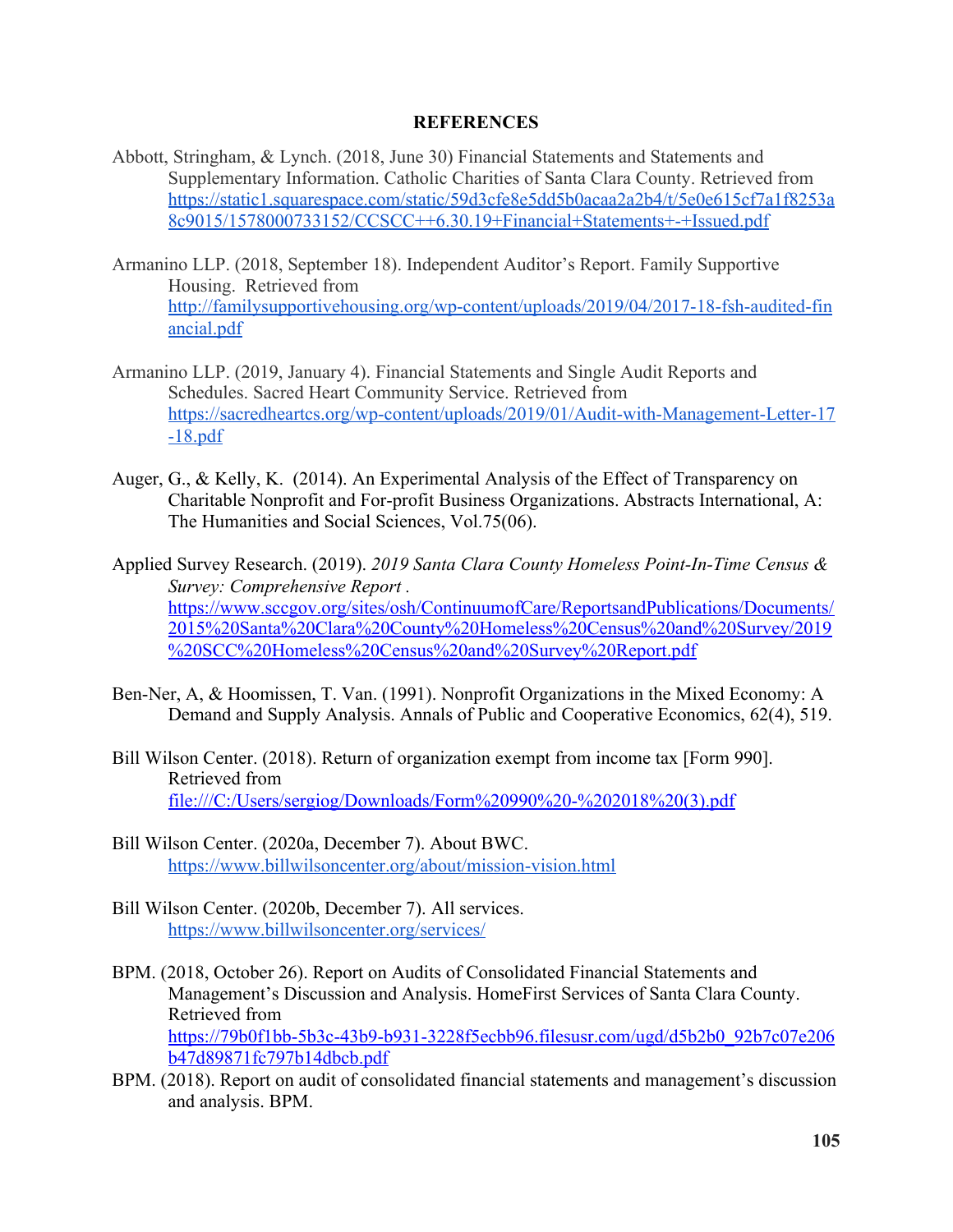**REFERENCES**

Abbott, Stringham, & Lynch. (2018, June 30) Financial Statements and Statements and Supplementary Information. Catholic Charities of Santa Clara County. Retrieved from https://static1.squarespace.com/static/59d3cfe8e5dd5b0acaa2a2b4/t/5e0e615cf7a1f8253a8c9015/1578000733152/CCSCC++6.30.19+Financial+Statements+-+Issued.pdf

Armanino LLP. (2018, September 18). Independent Auditor's Report. Family Supportive Housing. Retrieved from http://familysupportivehousing.org/wp-content/uploads/2019/04/2017-18-fsh-audited-financial.pdf

Armanino LLP. (2019, January 4). Financial Statements and Single Audit Reports and Schedules. Sacred Heart Community Service. Retrieved from https://sacredheartcs.org/wp-content/uploads/2019/01/Audit-with-Management-Letter-17-18.pdf

Auger, G., & Kelly, K. (2014). An Experimental Analysis of the Effect of Transparency on Charitable Nonprofit and For-profit Business Organizations. Abstracts International, A: The Humanities and Social Sciences, Vol.75(06).

Applied Survey Research. (2019). *2019 Santa Clara County Homeless Point-In-Time Census & Survey: Comprehensive Report* . https://www.sccgov.org/sites/osh/ContinuumofCare/ReportsandPublications/Documents/2015%20Santa%20Clara%20County%20Homeless%20Census%20and%20Survey/2019%20SCC%20Homeless%20Census%20and%20Survey%20Report.pdf

Ben-Ner, A, & Hoomissen, T. Van. (1991). Nonprofit Organizations in the Mixed Economy: A Demand and Supply Analysis. Annals of Public and Cooperative Economics, 62(4), 519.

Bill Wilson Center. (2018). Return of organization exempt from income tax [Form 990]. Retrieved from file:///C:/Users/sergiog/Downloads/Form%20990%20-%202018%20(3).pdf

Bill Wilson Center. (2020a, December 7). About BWC. https://www.billwilsoncenter.org/about/mission-vision.html

Bill Wilson Center. (2020b, December 7). All services. https://www.billwilsoncenter.org/services/

BPM. (2018, October 26). Report on Audits of Consolidated Financial Statements and Management's Discussion and Analysis. HomeFirst Services of Santa Clara County. Retrieved from https://79b0f1bb-5b3c-43b9-b931-3228f5ecbb96.filesusr.com/ugd/d5b2b0_92b7c07e206b47d89871fc797b14dbcb.pdf

BPM. (2018). Report on audit of consolidated financial statements and management's discussion and analysis. BPM.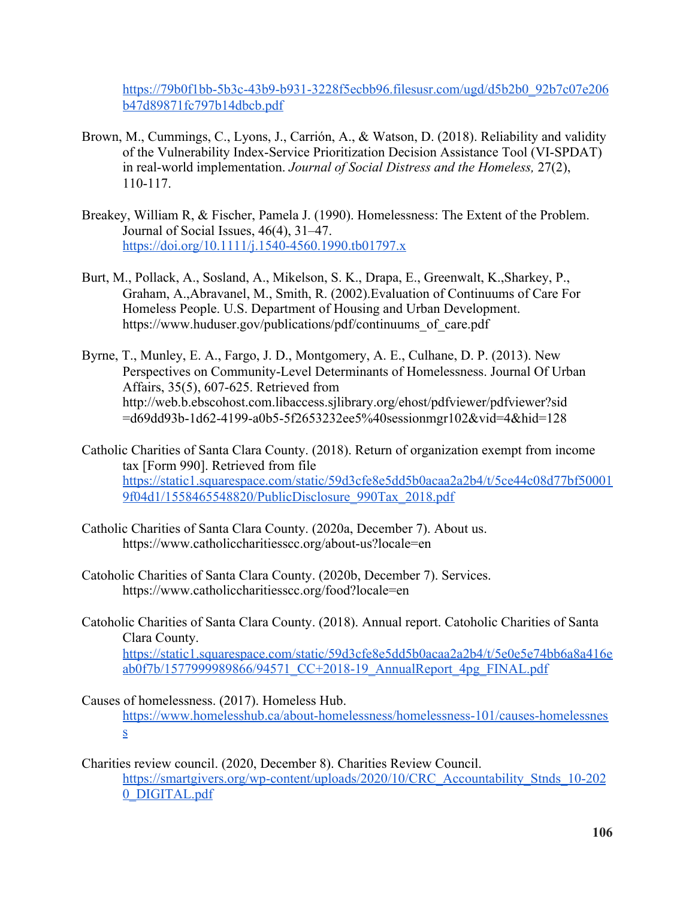https://79b0f1bb-5b3c-43b9-b931-3228f5ecbb96.filesusr.com/ugd/d5b2b0_92b7c07e206b47d89871fc797b14dbcb.pdf

Brown, M., Cummings, C., Lyons, J., Carrión, A., & Watson, D. (2018). Reliability and validity of the Vulnerability Index-Service Prioritization Decision Assistance Tool (VI-SPDAT) in real-world implementation. *Journal of Social Distress and the Homeless,* 27(2), 110-117.

Breakey, William R, & Fischer, Pamela J. (1990). Homelessness: The Extent of the Problem. Journal of Social Issues, 46(4), 31–47. https://doi.org/10.1111/j.1540-4560.1990.tb01797.x

Burt, M., Pollack, A., Sosland, A., Mikelson, S. K., Drapa, E., Greenwalt, K.,Sharkey, P., Graham, A.,Abravanel, M., Smith, R. (2002).Evaluation of Continuums of Care For Homeless People. U.S. Department of Housing and Urban Development. https://www.huduser.gov/publications/pdf/continuums_of_care.pdf

Byrne, T., Munley, E. A., Fargo, J. D., Montgomery, A. E., Culhane, D. P. (2013). New Perspectives on Community-Level Determinants of Homelessness. Journal Of Urban Affairs, 35(5), 607-625. Retrieved from http://web.b.ebscohost.com.libaccess.sjlibrary.org/ehost/pdfviewer/pdfviewer?sid=d69dd93b-1d62-4199-a0b5-5f2653232ee5%40sessionmgr102&vid=4&hid=128

Catholic Charities of Santa Clara County. (2018). Return of organization exempt from income tax [Form 990]. Retrieved from file https://static1.squarespace.com/static/59d3cfe8e5dd5b0acaa2a2b4/t/5ce44c08d77bf500019f04d1/1558465548820/PublicDisclosure_990Tax_2018.pdf

Catholic Charities of Santa Clara County. (2020a, December 7). About us. https://www.catholiccharitiesscc.org/about-us?locale=en

Catoholic Charities of Santa Clara County. (2020b, December 7). Services. https://www.catholiccharitiesscc.org/food?locale=en

Catoholic Charities of Santa Clara County. (2018). Annual report. Catoholic Charities of Santa Clara County. https://static1.squarespace.com/static/59d3cfe8e5dd5b0acaa2a2b4/t/5e0e5e74bb6a8a416eab0f7b/1577999989866/94571_CC+2018-19_AnnualReport_4pg_FINAL.pdf

Causes of homelessness. (2017). Homeless Hub. https://www.homelesshub.ca/about-homelessness/homelessness-101/causes-homelessness

Charities review council. (2020, December 8). Charities Review Council. https://smartgivers.org/wp-content/uploads/2020/10/CRC_Accountability_Stnds_10-2020_DIGITAL.pdf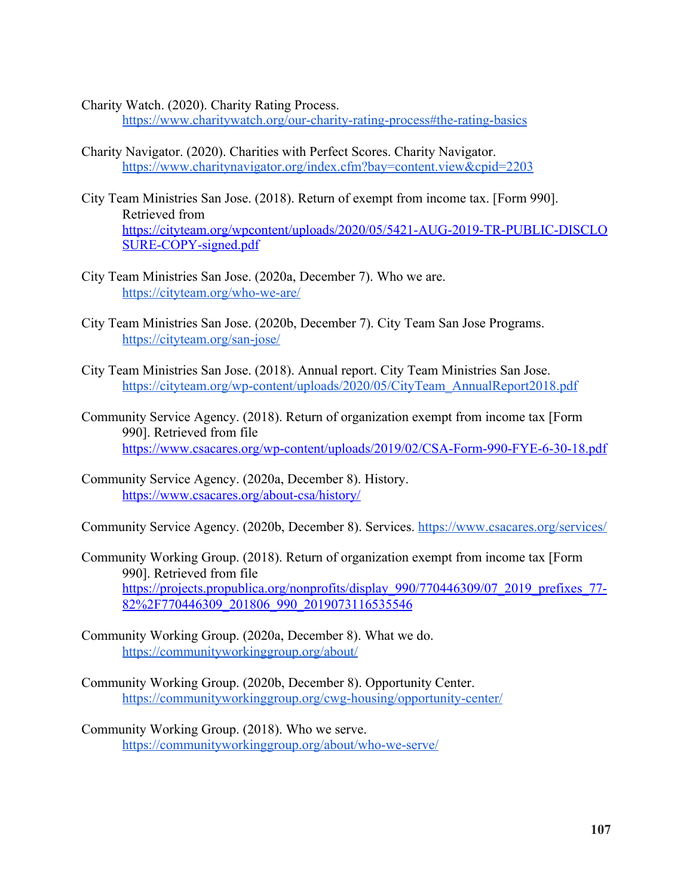Charity Watch. (2020). Charity Rating Process. https://www.charitywatch.org/our-charity-rating-process#the-rating-basics

Charity Navigator. (2020). Charities with Perfect Scores. Charity Navigator. https://www.charitynavigator.org/index.cfm?bay=content.view&cpid=2203

City Team Ministries San Jose. (2018). Return of exempt from income tax. [Form 990]. Retrieved from https://cityteam.org/wpcontent/uploads/2020/05/5421-AUG-2019-TR-PUBLIC-DISCLOSURE-COPY-signed.pdf

City Team Ministries San Jose. (2020a, December 7). Who we are. https://cityteam.org/who-we-are/

City Team Ministries San Jose. (2020b, December 7). City Team San Jose Programs. https://cityteam.org/san-jose/

City Team Ministries San Jose. (2018). Annual report. City Team Ministries San Jose. https://cityteam.org/wp-content/uploads/2020/05/CityTeam_AnnualReport2018.pdf

Community Service Agency. (2018). Return of organization exempt from income tax [Form 990]. Retrieved from file https://www.csacares.org/wp-content/uploads/2019/02/CSA-Form-990-FYE-6-30-18.pdf

Community Service Agency. (2020a, December 8). History. https://www.csacares.org/about-csa/history/

Community Service Agency. (2020b, December 8). Services. https://www.csacares.org/services/

Community Working Group. (2018). Return of organization exempt from income tax [Form 990]. Retrieved from file https://projects.propublica.org/nonprofits/display_990/770446309/07_2019_prefixes_77-82%2F770446309_201806_990_2019073116535546

Community Working Group. (2020a, December 8). What we do. https://communityworkinggroup.org/about/

Community Working Group. (2020b, December 8). Opportunity Center. https://communityworkinggroup.org/cwg-housing/opportunity-center/

Community Working Group. (2018). Who we serve. https://communityworkinggroup.org/about/who-we-serve/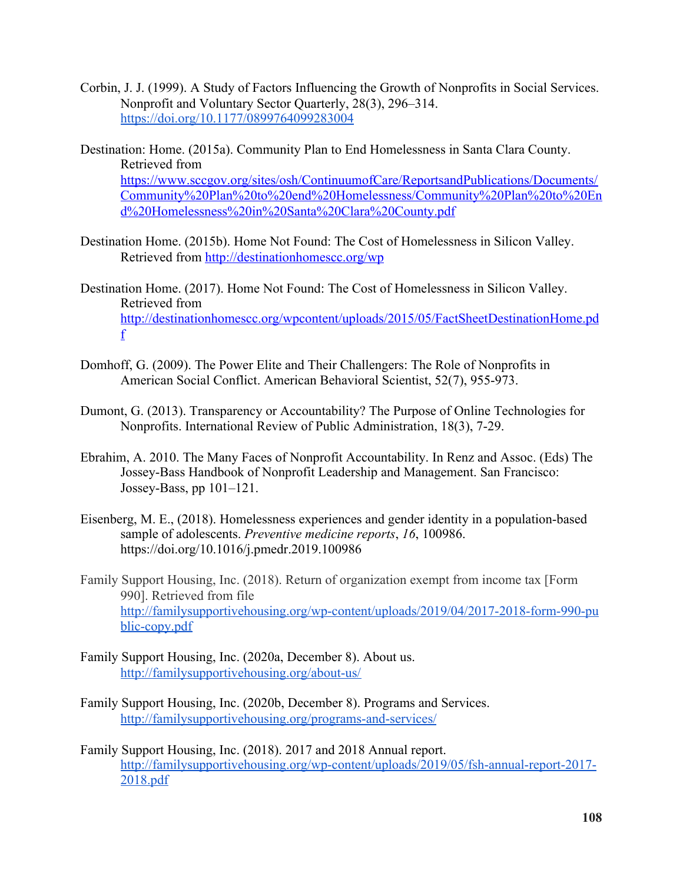Corbin, J. J. (1999). A Study of Factors Influencing the Growth of Nonprofits in Social Services. Nonprofit and Voluntary Sector Quarterly, 28(3), 296–314. https://doi.org/10.1177/0899764099283004

Destination: Home. (2015a). Community Plan to End Homelessness in Santa Clara County. Retrieved from https://www.sccgov.org/sites/osh/ContinuumofCare/ReportsandPublications/Documents/Community%20Plan%20to%20end%20Homelessness/Community%20Plan%20to%20End%20Homelessness%20in%20Santa%20Clara%20County.pdf

Destination Home. (2015b). Home Not Found: The Cost of Homelessness in Silicon Valley. Retrieved from http://destinationhomescc.org/wp

Destination Home. (2017). Home Not Found: The Cost of Homelessness in Silicon Valley. Retrieved from http://destinationhomescc.org/wpcontent/uploads/2015/05/FactSheetDestinationHome.pdf

Domhoff, G. (2009). The Power Elite and Their Challengers: The Role of Nonprofits in American Social Conflict. American Behavioral Scientist, 52(7), 955-973.

Dumont, G. (2013). Transparency or Accountability? The Purpose of Online Technologies for Nonprofits. International Review of Public Administration, 18(3), 7-29.

Ebrahim, A. 2010. The Many Faces of Nonprofit Accountability. In Renz and Assoc. (Eds) The Jossey-Bass Handbook of Nonprofit Leadership and Management. San Francisco: Jossey-Bass, pp 101–121.

Eisenberg, M. E., (2018). Homelessness experiences and gender identity in a population-based sample of adolescents. *Preventive medicine reports*, *16*, 100986. https://doi.org/10.1016/j.pmedr.2019.100986

Family Support Housing, Inc. (2018). Return of organization exempt from income tax [Form 990]. Retrieved from file http://familysupportivehousing.org/wp-content/uploads/2019/04/2017-2018-form-990-public-copy.pdf

Family Support Housing, Inc. (2020a, December 8). About us. http://familysupportivehousing.org/about-us/

Family Support Housing, Inc. (2020b, December 8). Programs and Services. http://familysupportivehousing.org/programs-and-services/

Family Support Housing, Inc. (2018). 2017 and 2018 Annual report. http://familysupportivehousing.org/wp-content/uploads/2019/05/fsh-annual-report-2017-2018.pdf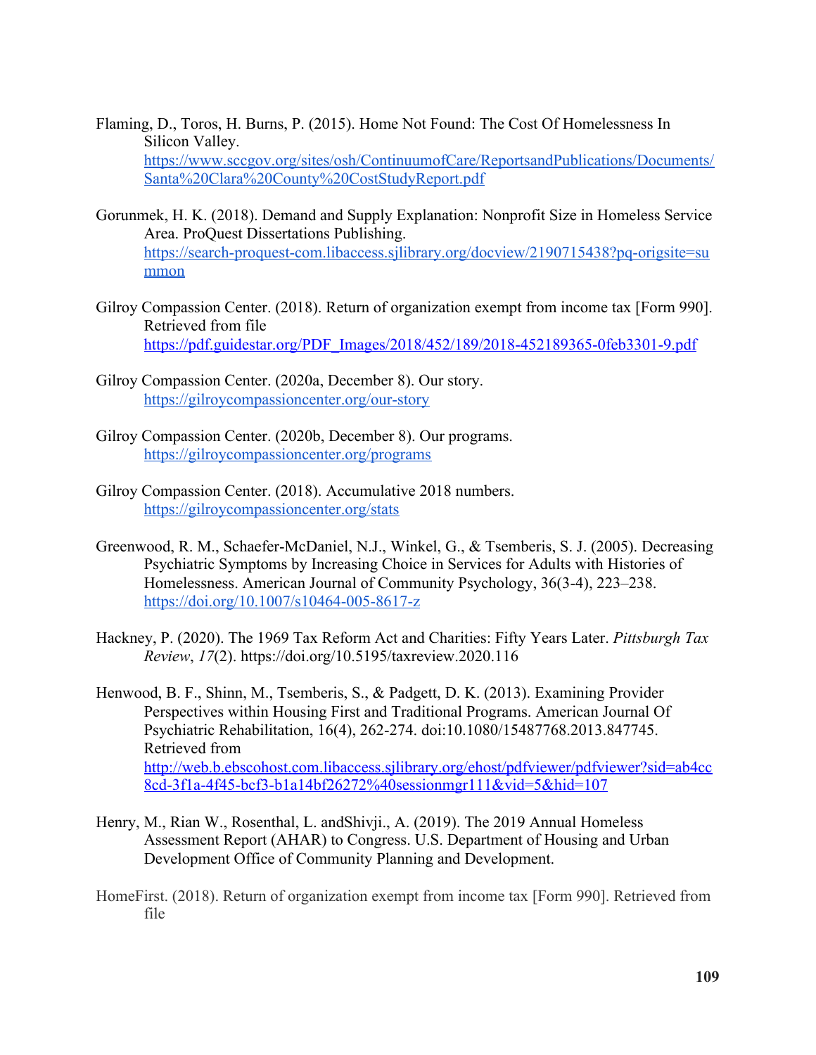Flaming, D., Toros, H. Burns, P. (2015). Home Not Found: The Cost Of Homelessness In Silicon Valley. https://www.sccgov.org/sites/osh/ContinuumofCare/ReportsandPublications/Documents/Santa%20Clara%20County%20CostStudyReport.pdf

Gorunmek, H. K. (2018). Demand and Supply Explanation: Nonprofit Size in Homeless Service Area. ProQuest Dissertations Publishing. https://search-proquest-com.libaccess.sjlibrary.org/docview/2190715438?pq-origsite=summon

Gilroy Compassion Center. (2018). Return of organization exempt from income tax [Form 990]. Retrieved from file https://pdf.guidestar.org/PDF_Images/2018/452/189/2018-452189365-0feb3301-9.pdf

Gilroy Compassion Center. (2020a, December 8). Our story. https://gilroycompassioncenter.org/our-story

Gilroy Compassion Center. (2020b, December 8). Our programs. https://gilroycompassioncenter.org/programs

Gilroy Compassion Center. (2018). Accumulative 2018 numbers. https://gilroycompassioncenter.org/stats

Greenwood, R. M., Schaefer-McDaniel, N.J., Winkel, G., & Tsemberis, S. J. (2005). Decreasing Psychiatric Symptoms by Increasing Choice in Services for Adults with Histories of Homelessness. American Journal of Community Psychology, 36(3-4), 223–238. https://doi.org/10.1007/s10464-005-8617-z

Hackney, P. (2020). The 1969 Tax Reform Act and Charities: Fifty Years Later. *Pittsburgh Tax Review*, *17*(2). https://doi.org/10.5195/taxreview.2020.116

Henwood, B. F., Shinn, M., Tsemberis, S., & Padgett, D. K. (2013). Examining Provider Perspectives within Housing First and Traditional Programs. American Journal Of Psychiatric Rehabilitation, 16(4), 262-274. doi:10.1080/15487768.2013.847745. Retrieved from http://web.b.ebscohost.com.libaccess.sjlibrary.org/ehost/pdfviewer/pdfviewer?sid=ab4cc8cd-3f1a-4f45-bcf3-b1a14bf26272%40sessionmgr111&vid=5&hid=107

Henry, M., Rian W., Rosenthal, L. andShivji., A. (2019). The 2019 Annual Homeless Assessment Report (AHAR) to Congress. U.S. Department of Housing and Urban Development Office of Community Planning and Development.

HomeFirst. (2018). Return of organization exempt from income tax [Form 990]. Retrieved from file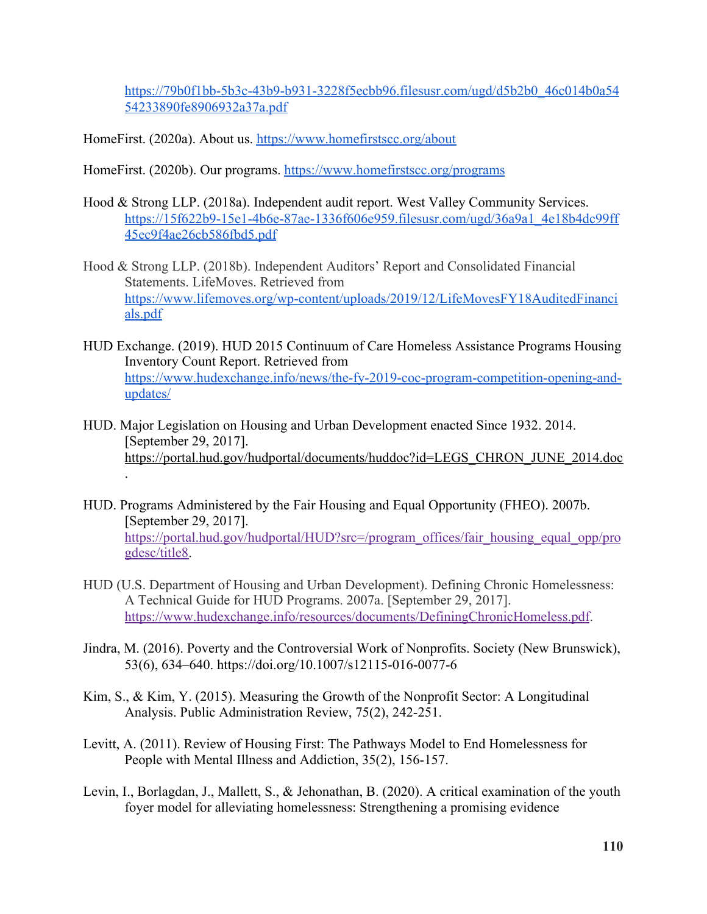https://79b0f1bb-5b3c-43b9-b931-3228f5ecbb96.filesusr.com/ugd/d5b2b0_46c014b0a5454233890fe8906932a37a.pdf

HomeFirst. (2020a). About us. https://www.homefirstscc.org/about

HomeFirst. (2020b). Our programs. https://www.homefirstscc.org/programs

Hood & Strong LLP. (2018a). Independent audit report. West Valley Community Services. https://15f622b9-15e1-4b6e-87ae-1336f606e959.filesusr.com/ugd/36a9a1_4e18b4dc99ff45ec9f4ae26cb586fbd5.pdf

Hood & Strong LLP. (2018b). Independent Auditors' Report and Consolidated Financial Statements. LifeMoves. Retrieved from https://www.lifemoves.org/wp-content/uploads/2019/12/LifeMovesFY18AuditedFinancials.pdf

HUD Exchange. (2019). HUD 2015 Continuum of Care Homeless Assistance Programs Housing Inventory Count Report. Retrieved from https://www.hudexchange.info/news/the-fy-2019-coc-program-competition-opening-and-updates/

HUD. Major Legislation on Housing and Urban Development enacted Since 1932. 2014. [September 29, 2017]. https://portal.hud.gov/hudportal/documents/huddoc?id=LEGS_CHRON_JUNE_2014.doc.

HUD. Programs Administered by the Fair Housing and Equal Opportunity (FHEO). 2007b. [September 29, 2017]. https://portal.hud.gov/hudportal/HUD?src=/program_offices/fair_housing_equal_opp/progdesc/title8.

HUD (U.S. Department of Housing and Urban Development). Defining Chronic Homelessness: A Technical Guide for HUD Programs. 2007a. [September 29, 2017]. https://www.hudexchange.info/resources/documents/DefiningChronicHomeless.pdf.

Jindra, M. (2016). Poverty and the Controversial Work of Nonprofits. Society (New Brunswick), 53(6), 634–640. https://doi.org/10.1007/s12115-016-0077-6

Kim, S., & Kim, Y. (2015). Measuring the Growth of the Nonprofit Sector: A Longitudinal Analysis. Public Administration Review, 75(2), 242-251.

Levitt, A. (2011). Review of Housing First: The Pathways Model to End Homelessness for People with Mental Illness and Addiction, 35(2), 156-157.

Levin, I., Borlagdan, J., Mallett, S., & Jehonathan, B. (2020). A critical examination of the youth foyer model for alleviating homelessness: Strengthening a promising evidence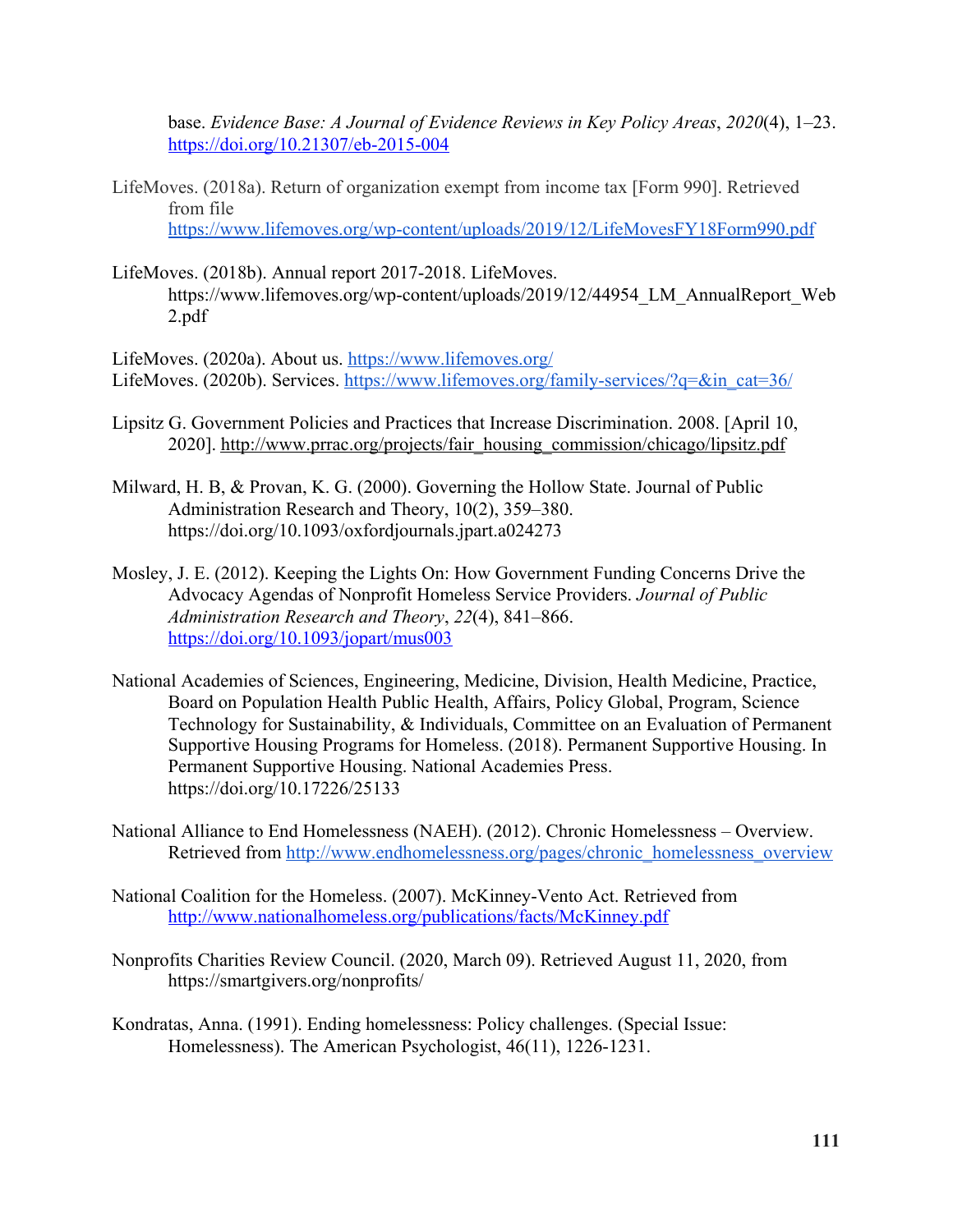base. *Evidence Base: A Journal of Evidence Reviews in Key Policy Areas*, *2020*(4), 1–23. https://doi.org/10.21307/eb-2015-004

LifeMoves. (2018a). Return of organization exempt from income tax [Form 990]. Retrieved from file https://www.lifemoves.org/wp-content/uploads/2019/12/LifeMovesFY18Form990.pdf

LifeMoves. (2018b). Annual report 2017-2018. LifeMoves. https://www.lifemoves.org/wp-content/uploads/2019/12/44954_LM_AnnualReport_Web2.pdf

LifeMoves. (2020a). About us. https://www.lifemoves.org/
LifeMoves. (2020b). Services. https://www.lifemoves.org/family-services/?q=&in_cat=36/

Lipsitz G. Government Policies and Practices that Increase Discrimination. 2008. [April 10, 2020]. http://www.prrac.org/projects/fair_housing_commission/chicago/lipsitz.pdf

Milward, H. B, & Provan, K. G. (2000). Governing the Hollow State. Journal of Public Administration Research and Theory, 10(2), 359–380. https://doi.org/10.1093/oxfordjournals.jpart.a024273

Mosley, J. E. (2012). Keeping the Lights On: How Government Funding Concerns Drive the Advocacy Agendas of Nonprofit Homeless Service Providers. *Journal of Public Administration Research and Theory*, *22*(4), 841–866. https://doi.org/10.1093/jopart/mus003

National Academies of Sciences, Engineering, Medicine, Division, Health Medicine, Practice, Board on Population Health Public Health, Affairs, Policy Global, Program, Science Technology for Sustainability, & Individuals, Committee on an Evaluation of Permanent Supportive Housing Programs for Homeless. (2018). Permanent Supportive Housing. In Permanent Supportive Housing. National Academies Press. https://doi.org/10.17226/25133

National Alliance to End Homelessness (NAEH). (2012). Chronic Homelessness – Overview. Retrieved from http://www.endhomelessness.org/pages/chronic_homelessness_overview

National Coalition for the Homeless. (2007). McKinney-Vento Act. Retrieved from http://www.nationalhomeless.org/publications/facts/McKinney.pdf

Nonprofits Charities Review Council. (2020, March 09). Retrieved August 11, 2020, from https://smartgivers.org/nonprofits/

Kondratas, Anna. (1991). Ending homelessness: Policy challenges. (Special Issue: Homelessness). The American Psychologist, 46(11), 1226-1231.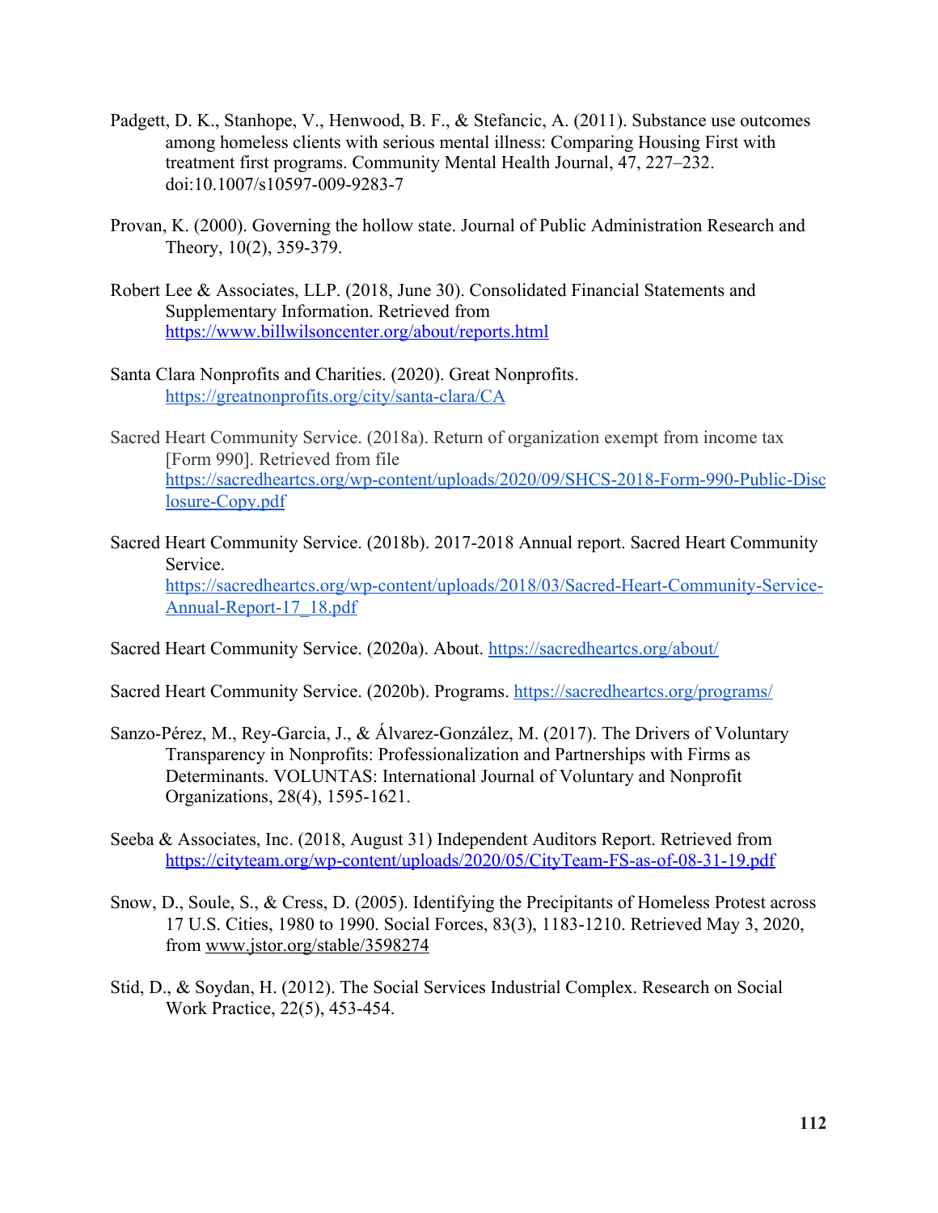Padgett, D. K., Stanhope, V., Henwood, B. F., & Stefancic, A. (2011). Substance use outcomes among homeless clients with serious mental illness: Comparing Housing First with treatment first programs. Community Mental Health Journal, 47, 227–232. doi:10.1007/s10597-009-9283-7

Provan, K. (2000). Governing the hollow state. Journal of Public Administration Research and Theory, 10(2), 359-379.

Robert Lee & Associates, LLP. (2018, June 30). Consolidated Financial Statements and Supplementary Information. Retrieved from https://www.billwilsoncenter.org/about/reports.html

Santa Clara Nonprofits and Charities. (2020). Great Nonprofits. https://greatnonprofits.org/city/santa-clara/CA

Sacred Heart Community Service. (2018a). Return of organization exempt from income tax [Form 990]. Retrieved from file https://sacredheartcs.org/wp-content/uploads/2020/09/SHCS-2018-Form-990-Public-Disclosure-Copy.pdf

Sacred Heart Community Service. (2018b). 2017-2018 Annual report. Sacred Heart Community Service. https://sacredheartcs.org/wp-content/uploads/2018/03/Sacred-Heart-Community-Service-Annual-Report-17_18.pdf

Sacred Heart Community Service. (2020a). About. https://sacredheartcs.org/about/

Sacred Heart Community Service. (2020b). Programs. https://sacredheartcs.org/programs/

Sanzo-Pérez, M., Rey-Garcia, J., & Álvarez-González, M. (2017). The Drivers of Voluntary Transparency in Nonprofits: Professionalization and Partnerships with Firms as Determinants. VOLUNTAS: International Journal of Voluntary and Nonprofit Organizations, 28(4), 1595-1621.

Seeba & Associates, Inc. (2018, August 31) Independent Auditors Report. Retrieved from https://cityteam.org/wp-content/uploads/2020/05/CityTeam-FS-as-of-08-31-19.pdf

Snow, D., Soule, S., & Cress, D. (2005). Identifying the Precipitants of Homeless Protest across 17 U.S. Cities, 1980 to 1990. Social Forces, 83(3), 1183-1210. Retrieved May 3, 2020, from www.jstor.org/stable/3598274

Stid, D., & Soydan, H. (2012). The Social Services Industrial Complex. Research on Social Work Practice, 22(5), 453-454.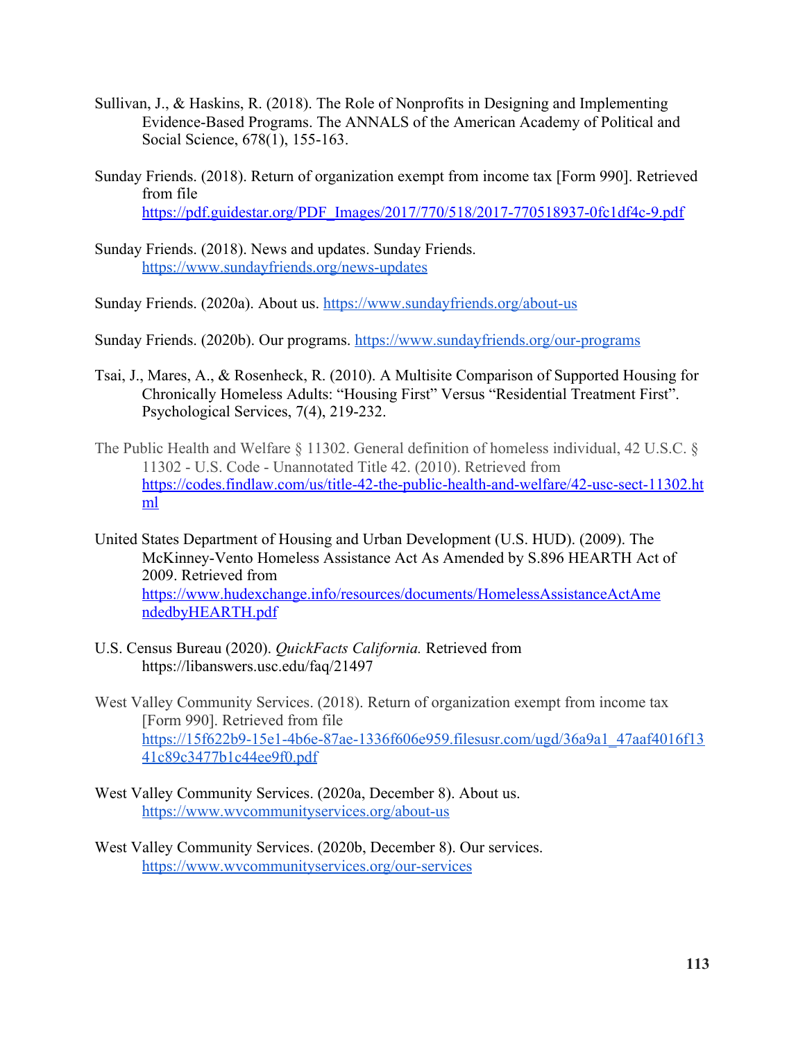Sullivan, J., & Haskins, R. (2018). The Role of Nonprofits in Designing and Implementing Evidence-Based Programs. The ANNALS of the American Academy of Political and Social Science, 678(1), 155-163.

Sunday Friends. (2018). Return of organization exempt from income tax [Form 990]. Retrieved from file https://pdf.guidestar.org/PDF_Images/2017/770/518/2017-770518937-0fc1df4c-9.pdf

Sunday Friends. (2018). News and updates. Sunday Friends. https://www.sundayfriends.org/news-updates

Sunday Friends. (2020a). About us. https://www.sundayfriends.org/about-us

Sunday Friends. (2020b). Our programs. https://www.sundayfriends.org/our-programs

Tsai, J., Mares, A., & Rosenheck, R. (2010). A Multisite Comparison of Supported Housing for Chronically Homeless Adults: "Housing First" Versus "Residential Treatment First". Psychological Services, 7(4), 219-232.

The Public Health and Welfare § 11302. General definition of homeless individual, 42 U.S.C. § 11302 - U.S. Code - Unannotated Title 42. (2010). Retrieved from https://codes.findlaw.com/us/title-42-the-public-health-and-welfare/42-usc-sect-11302.html

United States Department of Housing and Urban Development (U.S. HUD). (2009). The McKinney-Vento Homeless Assistance Act As Amended by S.896 HEARTH Act of 2009. Retrieved from https://www.hudexchange.info/resources/documents/HomelessAssistanceActAmendedbyHEARTH.pdf

U.S. Census Bureau (2020). *QuickFacts California.* Retrieved from https://libanswers.usc.edu/faq/21497

West Valley Community Services. (2018). Return of organization exempt from income tax [Form 990]. Retrieved from file https://15f622b9-15e1-4b6e-87ae-1336f606e959.filesusr.com/ugd/36a9a1_47aaf4016f1341c89c3477b1c44ee9f0.pdf

West Valley Community Services. (2020a, December 8). About us. https://www.wvcommunityservices.org/about-us

West Valley Community Services. (2020b, December 8). Our services. https://www.wvcommunityservices.org/our-services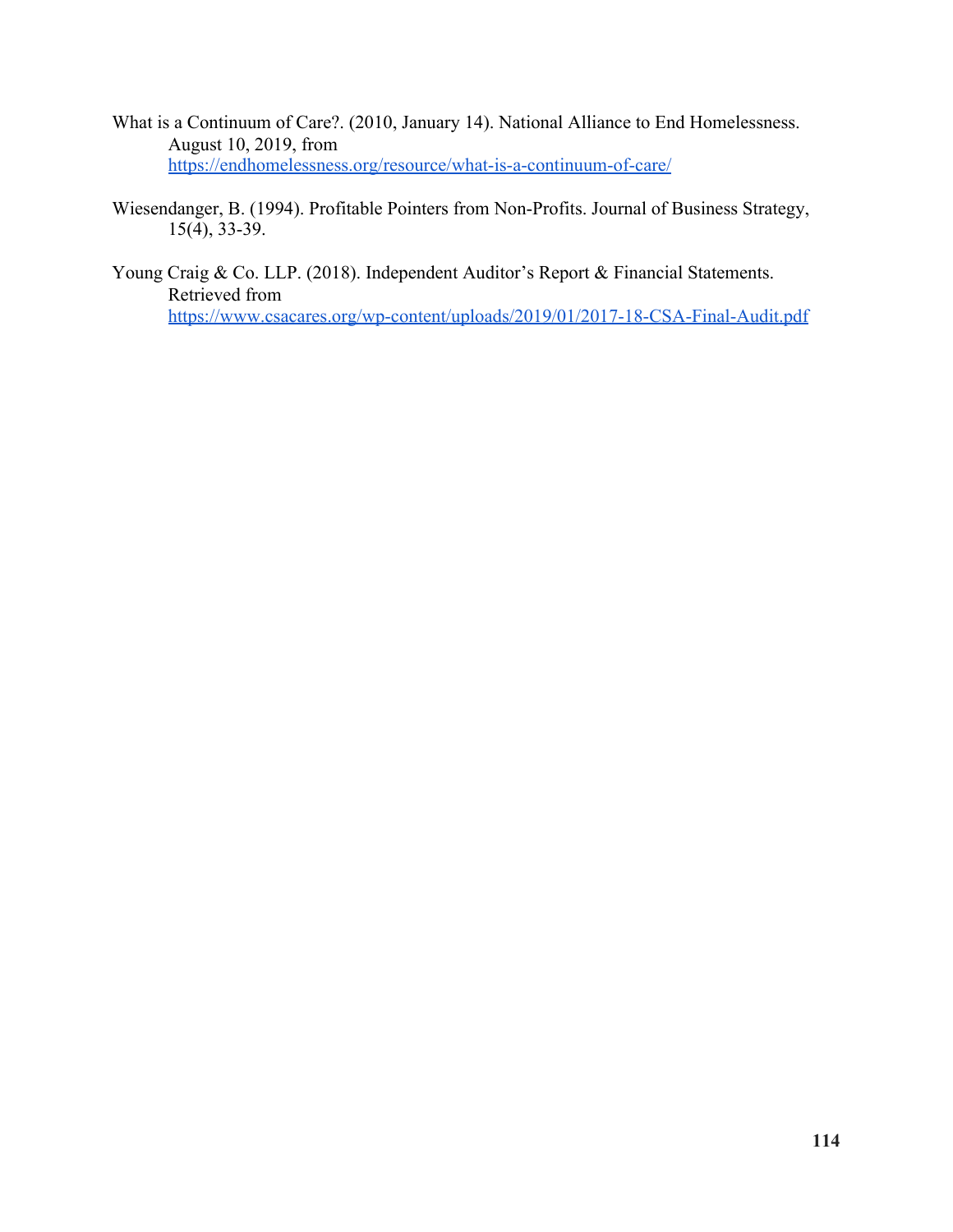What is a Continuum of Care?. (2010, January 14). National Alliance to End Homelessness. August 10, 2019, from https://endhomelessness.org/resource/what-is-a-continuum-of-care/

Wiesendanger, B. (1994). Profitable Pointers from Non-Profits. Journal of Business Strategy, 15(4), 33-39.

Young Craig & Co. LLP. (2018). Independent Auditor's Report & Financial Statements. Retrieved from https://www.csacares.org/wp-content/uploads/2019/01/2017-18-CSA-Final-Audit.pdf